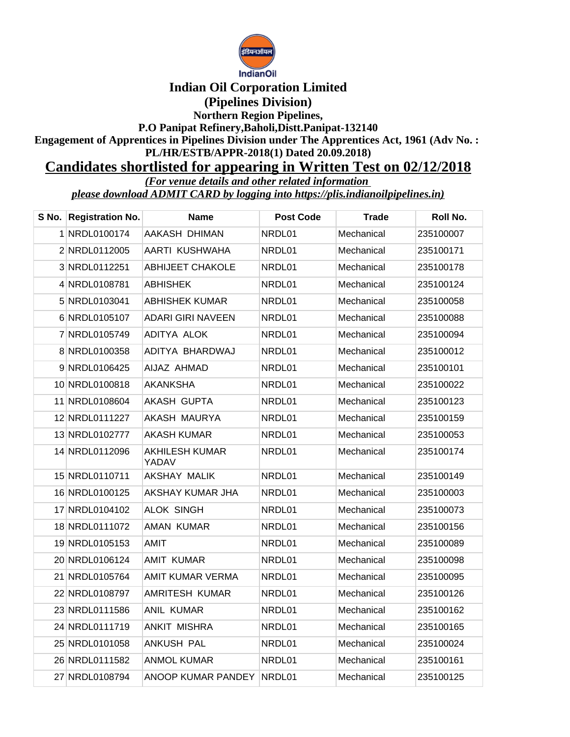IndianOil

# Indian Oil Corporation Limited

## (Pipelines Division)

**Northern Region Pipelines,**

**P.O Panipat Refinery,Baholi,Distt.Panipat-132140**

**Engagement of Apprentices in Pipelines Division under The Apprentices Act, 1961 (Adv No. : PL/HR/ESTB/APPR-2018(1) Dated 20.09.2018)**

## Candidates shortlisted for appearing in Written Test on 02/12/2018

*(For venue details and other related information please download ADMIT CARD by logging into https://plis.indianoilpipelines.in)*

| S No. | Registration No. | Name | Post Code | Trade | Roll No. |
|---|---|---|---|---|---|
| 1 | NRDL0100174 | AAKASH DHIMAN | NRDL01 | Mechanical | 235100007 |
| 2 | NRDL0112005 | AARTI KUSHWAHA | NRDL01 | Mechanical | 235100171 |
| 3 | NRDL0112251 | ABHIJEET CHAKOLE | NRDL01 | Mechanical | 235100178 |
| 4 | NRDL0108781 | ABHISHEK | NRDL01 | Mechanical | 235100124 |
| 5 | NRDL0103041 | ABHISHEK KUMAR | NRDL01 | Mechanical | 235100058 |
| 6 | NRDL0105107 | ADARI GIRI NAVEEN | NRDL01 | Mechanical | 235100088 |
| 7 | NRDL0105749 | ADITYA ALOK | NRDL01 | Mechanical | 235100094 |
| 8 | NRDL0100358 | ADITYA BHARDWAJ | NRDL01 | Mechanical | 235100012 |
| 9 | NRDL0106425 | AIJAZ AHMAD | NRDL01 | Mechanical | 235100101 |
| 10 | NRDL0100818 | AKANKSHA | NRDL01 | Mechanical | 235100022 |
| 11 | NRDL0108604 | AKASH GUPTA | NRDL01 | Mechanical | 235100123 |
| 12 | NRDL0111227 | AKASH MAURYA | NRDL01 | Mechanical | 235100159 |
| 13 | NRDL0102777 | AKASH KUMAR | NRDL01 | Mechanical | 235100053 |
| 14 | NRDL0112096 | AKHILESH KUMAR YADAV | NRDL01 | Mechanical | 235100174 |
| 15 | NRDL0110711 | AKSHAY MALIK | NRDL01 | Mechanical | 235100149 |
| 16 | NRDL0100125 | AKSHAY KUMAR JHA | NRDL01 | Mechanical | 235100003 |
| 17 | NRDL0104102 | ALOK SINGH | NRDL01 | Mechanical | 235100073 |
| 18 | NRDL0111072 | AMAN KUMAR | NRDL01 | Mechanical | 235100156 |
| 19 | NRDL0105153 | AMIT | NRDL01 | Mechanical | 235100089 |
| 20 | NRDL0106124 | AMIT KUMAR | NRDL01 | Mechanical | 235100098 |
| 21 | NRDL0105764 | AMIT KUMAR VERMA | NRDL01 | Mechanical | 235100095 |
| 22 | NRDL0108797 | AMRITESH KUMAR | NRDL01 | Mechanical | 235100126 |
| 23 | NRDL0111586 | ANIL KUMAR | NRDL01 | Mechanical | 235100162 |
| 24 | NRDL0111719 | ANKIT MISHRA | NRDL01 | Mechanical | 235100165 |
| 25 | NRDL0101058 | ANKUSH PAL | NRDL01 | Mechanical | 235100024 |
| 26 | NRDL0111582 | ANMOL KUMAR | NRDL01 | Mechanical | 235100161 |
| 27 | NRDL0108794 | ANOOP KUMAR PANDEY | NRDL01 | Mechanical | 235100125 |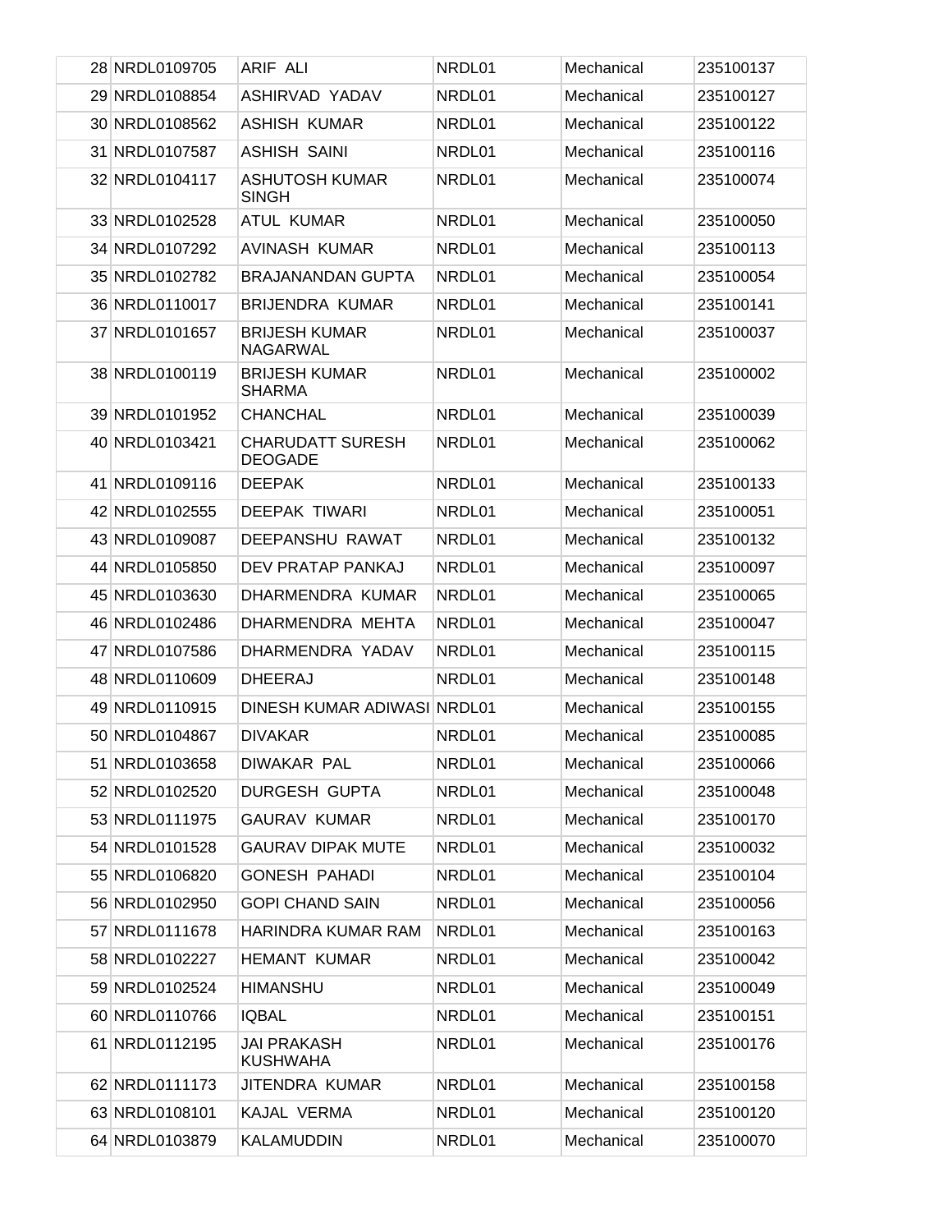| 28 | NRDL0109705 | ARIF ALI | NRDL01 | Mechanical | 235100137 |
|---|---|---|---|---|---|
| 29 | NRDL0108854 | ASHIRVAD YADAV | NRDL01 | Mechanical | 235100127 |
| 30 | NRDL0108562 | ASHISH KUMAR | NRDL01 | Mechanical | 235100122 |
| 31 | NRDL0107587 | ASHISH SAINI | NRDL01 | Mechanical | 235100116 |
| 32 | NRDL0104117 | ASHUTOSH KUMAR SINGH | NRDL01 | Mechanical | 235100074 |
| 33 | NRDL0102528 | ATUL KUMAR | NRDL01 | Mechanical | 235100050 |
| 34 | NRDL0107292 | AVINASH KUMAR | NRDL01 | Mechanical | 235100113 |
| 35 | NRDL0102782 | BRAJANANDAN GUPTA | NRDL01 | Mechanical | 235100054 |
| 36 | NRDL0110017 | BRIJENDRA KUMAR | NRDL01 | Mechanical | 235100141 |
| 37 | NRDL0101657 | BRIJESH KUMAR NAGARWAL | NRDL01 | Mechanical | 235100037 |
| 38 | NRDL0100119 | BRIJESH KUMAR SHARMA | NRDL01 | Mechanical | 235100002 |
| 39 | NRDL0101952 | CHANCHAL | NRDL01 | Mechanical | 235100039 |
| 40 | NRDL0103421 | CHARUDATT SURESH DEOGADE | NRDL01 | Mechanical | 235100062 |
| 41 | NRDL0109116 | DEEPAK | NRDL01 | Mechanical | 235100133 |
| 42 | NRDL0102555 | DEEPAK TIWARI | NRDL01 | Mechanical | 235100051 |
| 43 | NRDL0109087 | DEEPANSHU RAWAT | NRDL01 | Mechanical | 235100132 |
| 44 | NRDL0105850 | DEV PRATAP PANKAJ | NRDL01 | Mechanical | 235100097 |
| 45 | NRDL0103630 | DHARMENDRA KUMAR | NRDL01 | Mechanical | 235100065 |
| 46 | NRDL0102486 | DHARMENDRA MEHTA | NRDL01 | Mechanical | 235100047 |
| 47 | NRDL0107586 | DHARMENDRA YADAV | NRDL01 | Mechanical | 235100115 |
| 48 | NRDL0110609 | DHEERAJ | NRDL01 | Mechanical | 235100148 |
| 49 | NRDL0110915 | DINESH KUMAR ADIWASI | NRDL01 | Mechanical | 235100155 |
| 50 | NRDL0104867 | DIVAKAR | NRDL01 | Mechanical | 235100085 |
| 51 | NRDL0103658 | DIWAKAR PAL | NRDL01 | Mechanical | 235100066 |
| 52 | NRDL0102520 | DURGESH GUPTA | NRDL01 | Mechanical | 235100048 |
| 53 | NRDL0111975 | GAURAV KUMAR | NRDL01 | Mechanical | 235100170 |
| 54 | NRDL0101528 | GAURAV DIPAK MUTE | NRDL01 | Mechanical | 235100032 |
| 55 | NRDL0106820 | GONESH PAHADI | NRDL01 | Mechanical | 235100104 |
| 56 | NRDL0102950 | GOPI CHAND SAIN | NRDL01 | Mechanical | 235100056 |
| 57 | NRDL0111678 | HARINDRA KUMAR RAM | NRDL01 | Mechanical | 235100163 |
| 58 | NRDL0102227 | HEMANT KUMAR | NRDL01 | Mechanical | 235100042 |
| 59 | NRDL0102524 | HIMANSHU | NRDL01 | Mechanical | 235100049 |
| 60 | NRDL0110766 | IQBAL | NRDL01 | Mechanical | 235100151 |
| 61 | NRDL0112195 | JAI PRAKASH KUSHWAHA | NRDL01 | Mechanical | 235100176 |
| 62 | NRDL0111173 | JITENDRA KUMAR | NRDL01 | Mechanical | 235100158 |
| 63 | NRDL0108101 | KAJAL VERMA | NRDL01 | Mechanical | 235100120 |
| 64 | NRDL0103879 | KALAMUDDIN | NRDL01 | Mechanical | 235100070 |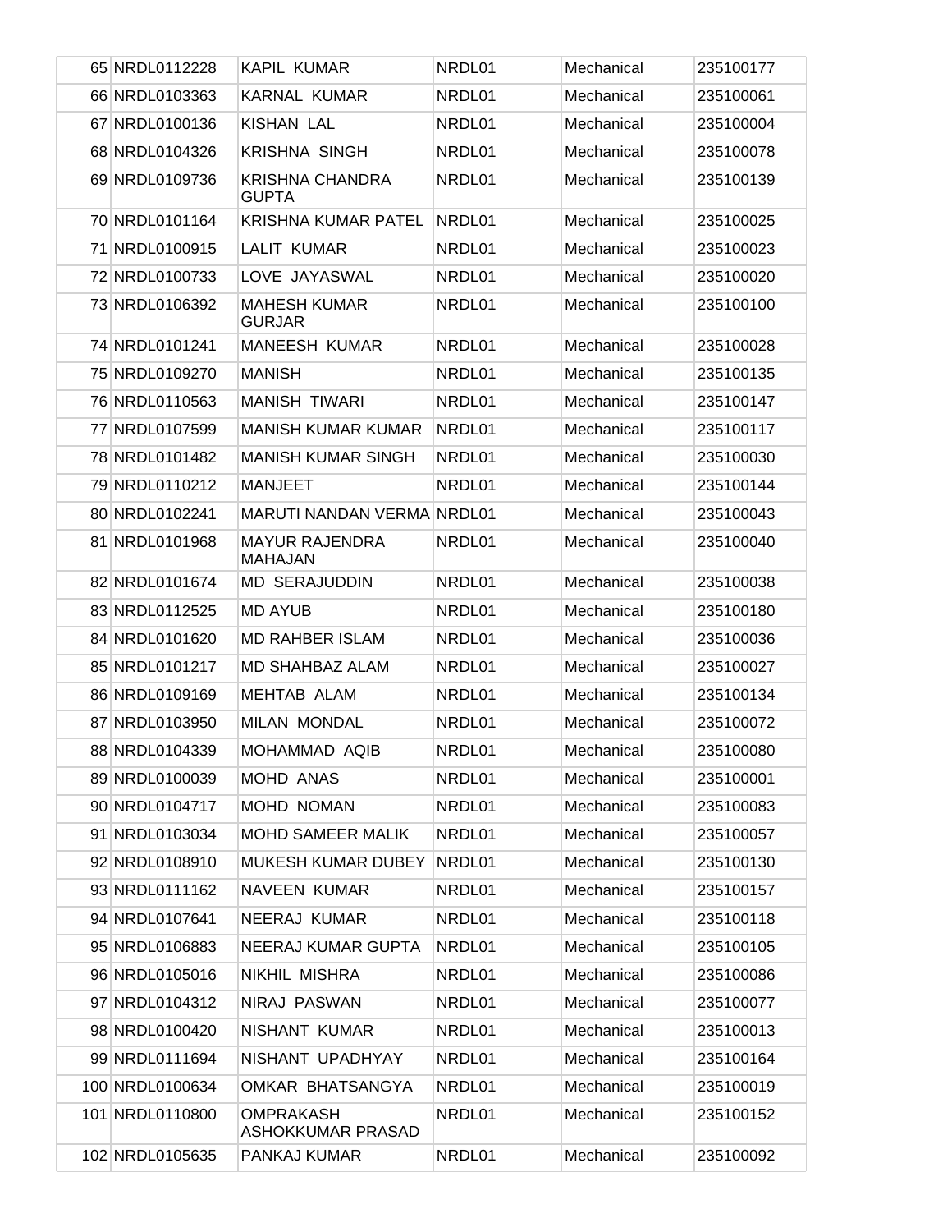| 65 | NRDL0112228 | KAPIL KUMAR | NRDL01 | Mechanical | 235100177 |
|---|---|---|---|---|---|
| 66 | NRDL0103363 | KARNAL KUMAR | NRDL01 | Mechanical | 235100061 |
| 67 | NRDL0100136 | KISHAN LAL | NRDL01 | Mechanical | 235100004 |
| 68 | NRDL0104326 | KRISHNA SINGH | NRDL01 | Mechanical | 235100078 |
| 69 | NRDL0109736 | KRISHNA CHANDRA GUPTA | NRDL01 | Mechanical | 235100139 |
| 70 | NRDL0101164 | KRISHNA KUMAR PATEL | NRDL01 | Mechanical | 235100025 |
| 71 | NRDL0100915 | LALIT KUMAR | NRDL01 | Mechanical | 235100023 |
| 72 | NRDL0100733 | LOVE JAYASWAL | NRDL01 | Mechanical | 235100020 |
| 73 | NRDL0106392 | MAHESH KUMAR GURJAR | NRDL01 | Mechanical | 235100100 |
| 74 | NRDL0101241 | MANEESH KUMAR | NRDL01 | Mechanical | 235100028 |
| 75 | NRDL0109270 | MANISH | NRDL01 | Mechanical | 235100135 |
| 76 | NRDL0110563 | MANISH TIWARI | NRDL01 | Mechanical | 235100147 |
| 77 | NRDL0107599 | MANISH KUMAR KUMAR | NRDL01 | Mechanical | 235100117 |
| 78 | NRDL0101482 | MANISH KUMAR SINGH | NRDL01 | Mechanical | 235100030 |
| 79 | NRDL0110212 | MANJEET | NRDL01 | Mechanical | 235100144 |
| 80 | NRDL0102241 | MARUTI NANDAN VERMA | NRDL01 | Mechanical | 235100043 |
| 81 | NRDL0101968 | MAYUR RAJENDRA MAHAJAN | NRDL01 | Mechanical | 235100040 |
| 82 | NRDL0101674 | MD SERAJUDDIN | NRDL01 | Mechanical | 235100038 |
| 83 | NRDL0112525 | MD AYUB | NRDL01 | Mechanical | 235100180 |
| 84 | NRDL0101620 | MD RAHBER ISLAM | NRDL01 | Mechanical | 235100036 |
| 85 | NRDL0101217 | MD SHAHBAZ ALAM | NRDL01 | Mechanical | 235100027 |
| 86 | NRDL0109169 | MEHTAB ALAM | NRDL01 | Mechanical | 235100134 |
| 87 | NRDL0103950 | MILAN MONDAL | NRDL01 | Mechanical | 235100072 |
| 88 | NRDL0104339 | MOHAMMAD AQIB | NRDL01 | Mechanical | 235100080 |
| 89 | NRDL0100039 | MOHD ANAS | NRDL01 | Mechanical | 235100001 |
| 90 | NRDL0104717 | MOHD NOMAN | NRDL01 | Mechanical | 235100083 |
| 91 | NRDL0103034 | MOHD SAMEER MALIK | NRDL01 | Mechanical | 235100057 |
| 92 | NRDL0108910 | MUKESH KUMAR DUBEY | NRDL01 | Mechanical | 235100130 |
| 93 | NRDL0111162 | NAVEEN KUMAR | NRDL01 | Mechanical | 235100157 |
| 94 | NRDL0107641 | NEERAJ KUMAR | NRDL01 | Mechanical | 235100118 |
| 95 | NRDL0106883 | NEERAJ KUMAR GUPTA | NRDL01 | Mechanical | 235100105 |
| 96 | NRDL0105016 | NIKHIL MISHRA | NRDL01 | Mechanical | 235100086 |
| 97 | NRDL0104312 | NIRAJ PASWAN | NRDL01 | Mechanical | 235100077 |
| 98 | NRDL0100420 | NISHANT KUMAR | NRDL01 | Mechanical | 235100013 |
| 99 | NRDL0111694 | NISHANT UPADHYAY | NRDL01 | Mechanical | 235100164 |
| 100 | NRDL0100634 | OMKAR BHATSANGYA | NRDL01 | Mechanical | 235100019 |
| 101 | NRDL0110800 | OMPRAKASH ASHOKKUMAR PRASAD | NRDL01 | Mechanical | 235100152 |
| 102 | NRDL0105635 | PANKAJ KUMAR | NRDL01 | Mechanical | 235100092 |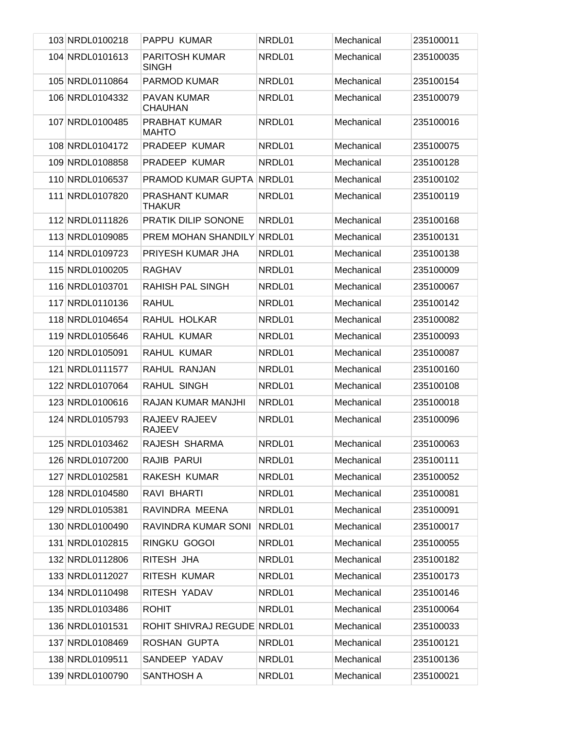| | | | | | |
|---|---|---|---|---|---|
| 103 | NRDL0100218 | PAPPU KUMAR | NRDL01 | Mechanical | 235100011 |
| 104 | NRDL0101613 | PARITOSH KUMAR SINGH | NRDL01 | Mechanical | 235100035 |
| 105 | NRDL0110864 | PARMOD KUMAR | NRDL01 | Mechanical | 235100154 |
| 106 | NRDL0104332 | PAVAN KUMAR CHAUHAN | NRDL01 | Mechanical | 235100079 |
| 107 | NRDL0100485 | PRABHAT KUMAR MAHTO | NRDL01 | Mechanical | 235100016 |
| 108 | NRDL0104172 | PRADEEP KUMAR | NRDL01 | Mechanical | 235100075 |
| 109 | NRDL0108858 | PRADEEP KUMAR | NRDL01 | Mechanical | 235100128 |
| 110 | NRDL0106537 | PRAMOD KUMAR GUPTA | NRDL01 | Mechanical | 235100102 |
| 111 | NRDL0107820 | PRASHANT KUMAR THAKUR | NRDL01 | Mechanical | 235100119 |
| 112 | NRDL0111826 | PRATIK DILIP SONONE | NRDL01 | Mechanical | 235100168 |
| 113 | NRDL0109085 | PREM MOHAN SHANDILY | NRDL01 | Mechanical | 235100131 |
| 114 | NRDL0109723 | PRIYESH KUMAR JHA | NRDL01 | Mechanical | 235100138 |
| 115 | NRDL0100205 | RAGHAV | NRDL01 | Mechanical | 235100009 |
| 116 | NRDL0103701 | RAHISH PAL SINGH | NRDL01 | Mechanical | 235100067 |
| 117 | NRDL0110136 | RAHUL | NRDL01 | Mechanical | 235100142 |
| 118 | NRDL0104654 | RAHUL HOLKAR | NRDL01 | Mechanical | 235100082 |
| 119 | NRDL0105646 | RAHUL KUMAR | NRDL01 | Mechanical | 235100093 |
| 120 | NRDL0105091 | RAHUL KUMAR | NRDL01 | Mechanical | 235100087 |
| 121 | NRDL0111577 | RAHUL RANJAN | NRDL01 | Mechanical | 235100160 |
| 122 | NRDL0107064 | RAHUL SINGH | NRDL01 | Mechanical | 235100108 |
| 123 | NRDL0100616 | RAJAN KUMAR MANJHI | NRDL01 | Mechanical | 235100018 |
| 124 | NRDL0105793 | RAJEEV RAJEEV RAJEEV | NRDL01 | Mechanical | 235100096 |
| 125 | NRDL0103462 | RAJESH SHARMA | NRDL01 | Mechanical | 235100063 |
| 126 | NRDL0107200 | RAJIB PARUI | NRDL01 | Mechanical | 235100111 |
| 127 | NRDL0102581 | RAKESH KUMAR | NRDL01 | Mechanical | 235100052 |
| 128 | NRDL0104580 | RAVI BHARTI | NRDL01 | Mechanical | 235100081 |
| 129 | NRDL0105381 | RAVINDRA MEENA | NRDL01 | Mechanical | 235100091 |
| 130 | NRDL0100490 | RAVINDRA KUMAR SONI | NRDL01 | Mechanical | 235100017 |
| 131 | NRDL0102815 | RINGKU GOGOI | NRDL01 | Mechanical | 235100055 |
| 132 | NRDL0112806 | RITESH JHA | NRDL01 | Mechanical | 235100182 |
| 133 | NRDL0112027 | RITESH KUMAR | NRDL01 | Mechanical | 235100173 |
| 134 | NRDL0110498 | RITESH YADAV | NRDL01 | Mechanical | 235100146 |
| 135 | NRDL0103486 | ROHIT | NRDL01 | Mechanical | 235100064 |
| 136 | NRDL0101531 | ROHIT SHIVRAJ REGUDE | NRDL01 | Mechanical | 235100033 |
| 137 | NRDL0108469 | ROSHAN GUPTA | NRDL01 | Mechanical | 235100121 |
| 138 | NRDL0109511 | SANDEEP YADAV | NRDL01 | Mechanical | 235100136 |
| 139 | NRDL0100790 | SANTHOSH A | NRDL01 | Mechanical | 235100021 |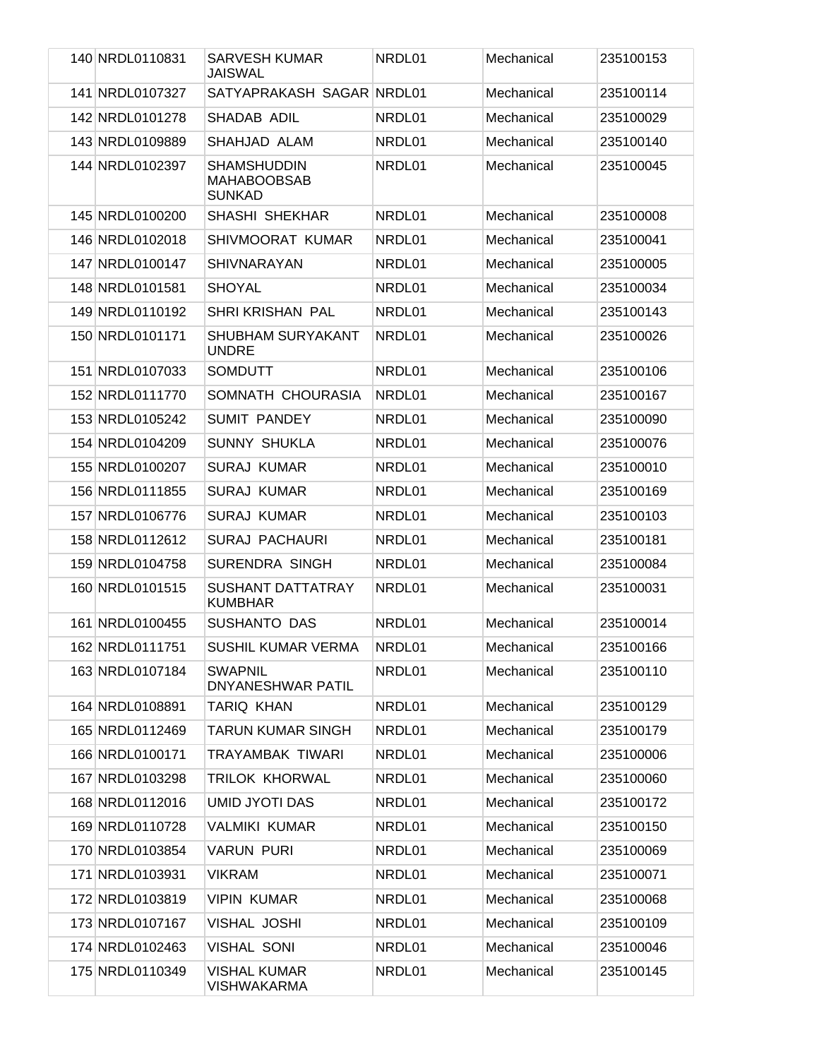| 140 | NRDL0110831 | SARVESH KUMAR JAISWAL | NRDL01 | Mechanical | 235100153 |
|---|---|---|---|---|---|
| 141 | NRDL0107327 | SATYAPRAKASH SAGAR | NRDL01 | Mechanical | 235100114 |
| 142 | NRDL0101278 | SHADAB ADIL | NRDL01 | Mechanical | 235100029 |
| 143 | NRDL0109889 | SHAHJAD ALAM | NRDL01 | Mechanical | 235100140 |
| 144 | NRDL0102397 | SHAMSHUDDIN MAHABOOBSAB SUNKAD | NRDL01 | Mechanical | 235100045 |
| 145 | NRDL0100200 | SHASHI SHEKHAR | NRDL01 | Mechanical | 235100008 |
| 146 | NRDL0102018 | SHIVMOORAT KUMAR | NRDL01 | Mechanical | 235100041 |
| 147 | NRDL0100147 | SHIVNARAYAN | NRDL01 | Mechanical | 235100005 |
| 148 | NRDL0101581 | SHOYAL | NRDL01 | Mechanical | 235100034 |
| 149 | NRDL0110192 | SHRI KRISHAN PAL | NRDL01 | Mechanical | 235100143 |
| 150 | NRDL0101171 | SHUBHAM SURYAKANT UNDRE | NRDL01 | Mechanical | 235100026 |
| 151 | NRDL0107033 | SOMDUTT | NRDL01 | Mechanical | 235100106 |
| 152 | NRDL0111770 | SOMNATH CHOURASIA | NRDL01 | Mechanical | 235100167 |
| 153 | NRDL0105242 | SUMIT PANDEY | NRDL01 | Mechanical | 235100090 |
| 154 | NRDL0104209 | SUNNY SHUKLA | NRDL01 | Mechanical | 235100076 |
| 155 | NRDL0100207 | SURAJ KUMAR | NRDL01 | Mechanical | 235100010 |
| 156 | NRDL0111855 | SURAJ KUMAR | NRDL01 | Mechanical | 235100169 |
| 157 | NRDL0106776 | SURAJ KUMAR | NRDL01 | Mechanical | 235100103 |
| 158 | NRDL0112612 | SURAJ PACHAURI | NRDL01 | Mechanical | 235100181 |
| 159 | NRDL0104758 | SURENDRA SINGH | NRDL01 | Mechanical | 235100084 |
| 160 | NRDL0101515 | SUSHANT DATTATRAY KUMBHAR | NRDL01 | Mechanical | 235100031 |
| 161 | NRDL0100455 | SUSHANTO DAS | NRDL01 | Mechanical | 235100014 |
| 162 | NRDL0111751 | SUSHIL KUMAR VERMA | NRDL01 | Mechanical | 235100166 |
| 163 | NRDL0107184 | SWAPNIL DNYANESHWAR PATIL | NRDL01 | Mechanical | 235100110 |
| 164 | NRDL0108891 | TARIQ KHAN | NRDL01 | Mechanical | 235100129 |
| 165 | NRDL0112469 | TARUN KUMAR SINGH | NRDL01 | Mechanical | 235100179 |
| 166 | NRDL0100171 | TRAYAMBAK TIWARI | NRDL01 | Mechanical | 235100006 |
| 167 | NRDL0103298 | TRILOK KHORWAL | NRDL01 | Mechanical | 235100060 |
| 168 | NRDL0112016 | UMID JYOTI DAS | NRDL01 | Mechanical | 235100172 |
| 169 | NRDL0110728 | VALMIKI KUMAR | NRDL01 | Mechanical | 235100150 |
| 170 | NRDL0103854 | VARUN PURI | NRDL01 | Mechanical | 235100069 |
| 171 | NRDL0103931 | VIKRAM | NRDL01 | Mechanical | 235100071 |
| 172 | NRDL0103819 | VIPIN KUMAR | NRDL01 | Mechanical | 235100068 |
| 173 | NRDL0107167 | VISHAL JOSHI | NRDL01 | Mechanical | 235100109 |
| 174 | NRDL0102463 | VISHAL SONI | NRDL01 | Mechanical | 235100046 |
| 175 | NRDL0110349 | VISHAL KUMAR VISHWAKARMA | NRDL01 | Mechanical | 235100145 |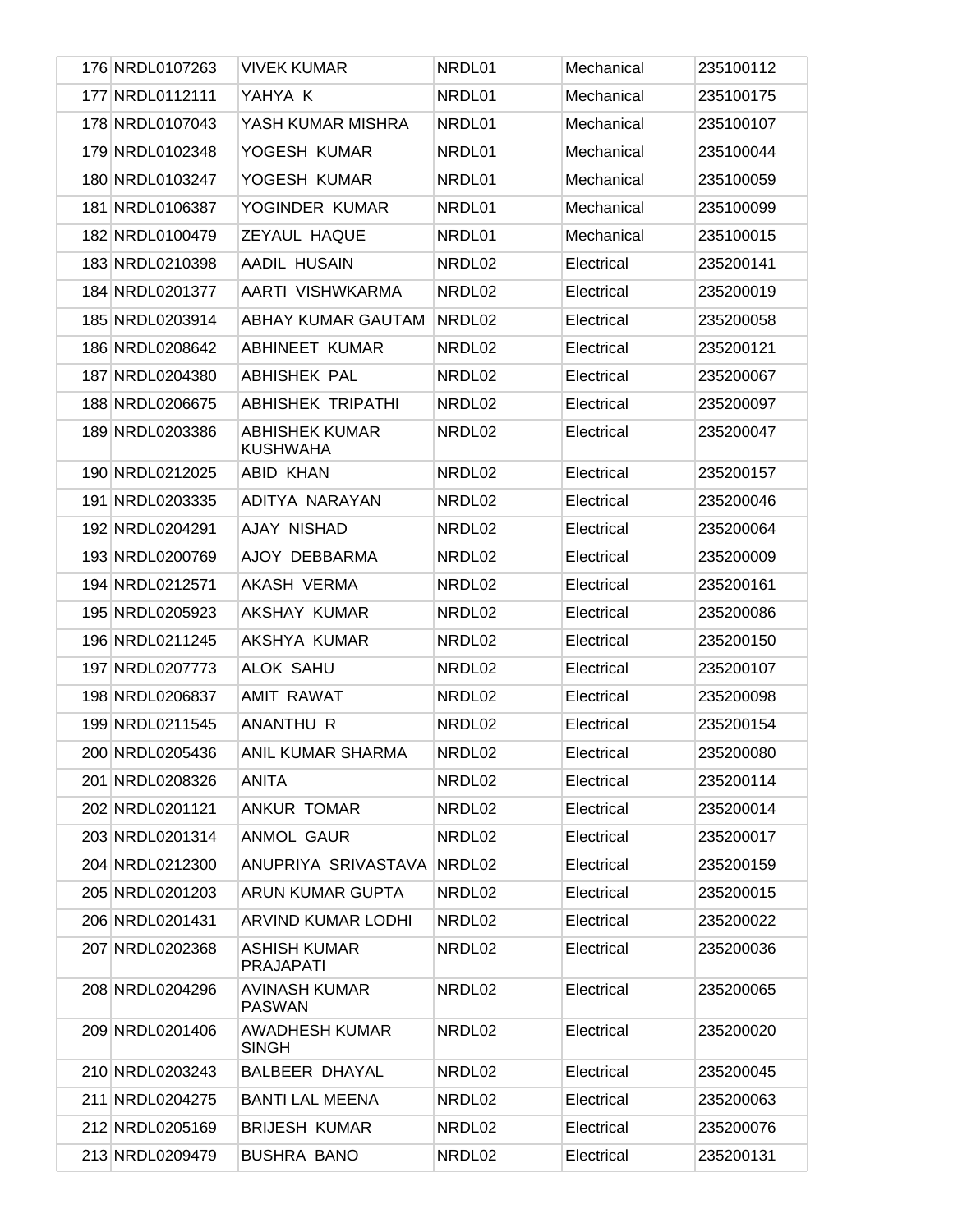| | | | | | |
|---|---|---|---|---|---|
| 176 | NRDL0107263 | VIVEK KUMAR | NRDL01 | Mechanical | 235100112 |
| 177 | NRDL0112111 | YAHYA K | NRDL01 | Mechanical | 235100175 |
| 178 | NRDL0107043 | YASH KUMAR MISHRA | NRDL01 | Mechanical | 235100107 |
| 179 | NRDL0102348 | YOGESH KUMAR | NRDL01 | Mechanical | 235100044 |
| 180 | NRDL0103247 | YOGESH KUMAR | NRDL01 | Mechanical | 235100059 |
| 181 | NRDL0106387 | YOGINDER KUMAR | NRDL01 | Mechanical | 235100099 |
| 182 | NRDL0100479 | ZEYAUL HAQUE | NRDL01 | Mechanical | 235100015 |
| 183 | NRDL0210398 | AADIL HUSAIN | NRDL02 | Electrical | 235200141 |
| 184 | NRDL0201377 | AARTI VISHWKARMA | NRDL02 | Electrical | 235200019 |
| 185 | NRDL0203914 | ABHAY KUMAR GAUTAM | NRDL02 | Electrical | 235200058 |
| 186 | NRDL0208642 | ABHINEET KUMAR | NRDL02 | Electrical | 235200121 |
| 187 | NRDL0204380 | ABHISHEK PAL | NRDL02 | Electrical | 235200067 |
| 188 | NRDL0206675 | ABHISHEK TRIPATHI | NRDL02 | Electrical | 235200097 |
| 189 | NRDL0203386 | ABHISHEK KUMAR KUSHWAHA | NRDL02 | Electrical | 235200047 |
| 190 | NRDL0212025 | ABID KHAN | NRDL02 | Electrical | 235200157 |
| 191 | NRDL0203335 | ADITYA NARAYAN | NRDL02 | Electrical | 235200046 |
| 192 | NRDL0204291 | AJAY NISHAD | NRDL02 | Electrical | 235200064 |
| 193 | NRDL0200769 | AJOY DEBBARMA | NRDL02 | Electrical | 235200009 |
| 194 | NRDL0212571 | AKASH VERMA | NRDL02 | Electrical | 235200161 |
| 195 | NRDL0205923 | AKSHAY KUMAR | NRDL02 | Electrical | 235200086 |
| 196 | NRDL0211245 | AKSHYA KUMAR | NRDL02 | Electrical | 235200150 |
| 197 | NRDL0207773 | ALOK SAHU | NRDL02 | Electrical | 235200107 |
| 198 | NRDL0206837 | AMIT RAWAT | NRDL02 | Electrical | 235200098 |
| 199 | NRDL0211545 | ANANTHU R | NRDL02 | Electrical | 235200154 |
| 200 | NRDL0205436 | ANIL KUMAR SHARMA | NRDL02 | Electrical | 235200080 |
| 201 | NRDL0208326 | ANITA | NRDL02 | Electrical | 235200114 |
| 202 | NRDL0201121 | ANKUR TOMAR | NRDL02 | Electrical | 235200014 |
| 203 | NRDL0201314 | ANMOL GAUR | NRDL02 | Electrical | 235200017 |
| 204 | NRDL0212300 | ANUPRIYA SRIVASTAVA | NRDL02 | Electrical | 235200159 |
| 205 | NRDL0201203 | ARUN KUMAR GUPTA | NRDL02 | Electrical | 235200015 |
| 206 | NRDL0201431 | ARVIND KUMAR LODHI | NRDL02 | Electrical | 235200022 |
| 207 | NRDL0202368 | ASHISH KUMAR PRAJAPATI | NRDL02 | Electrical | 235200036 |
| 208 | NRDL0204296 | AVINASH KUMAR PASWAN | NRDL02 | Electrical | 235200065 |
| 209 | NRDL0201406 | AWADHESH KUMAR SINGH | NRDL02 | Electrical | 235200020 |
| 210 | NRDL0203243 | BALBEER DHAYAL | NRDL02 | Electrical | 235200045 |
| 211 | NRDL0204275 | BANTI LAL MEENA | NRDL02 | Electrical | 235200063 |
| 212 | NRDL0205169 | BRIJESH KUMAR | NRDL02 | Electrical | 235200076 |
| 213 | NRDL0209479 | BUSHRA BANO | NRDL02 | Electrical | 235200131 |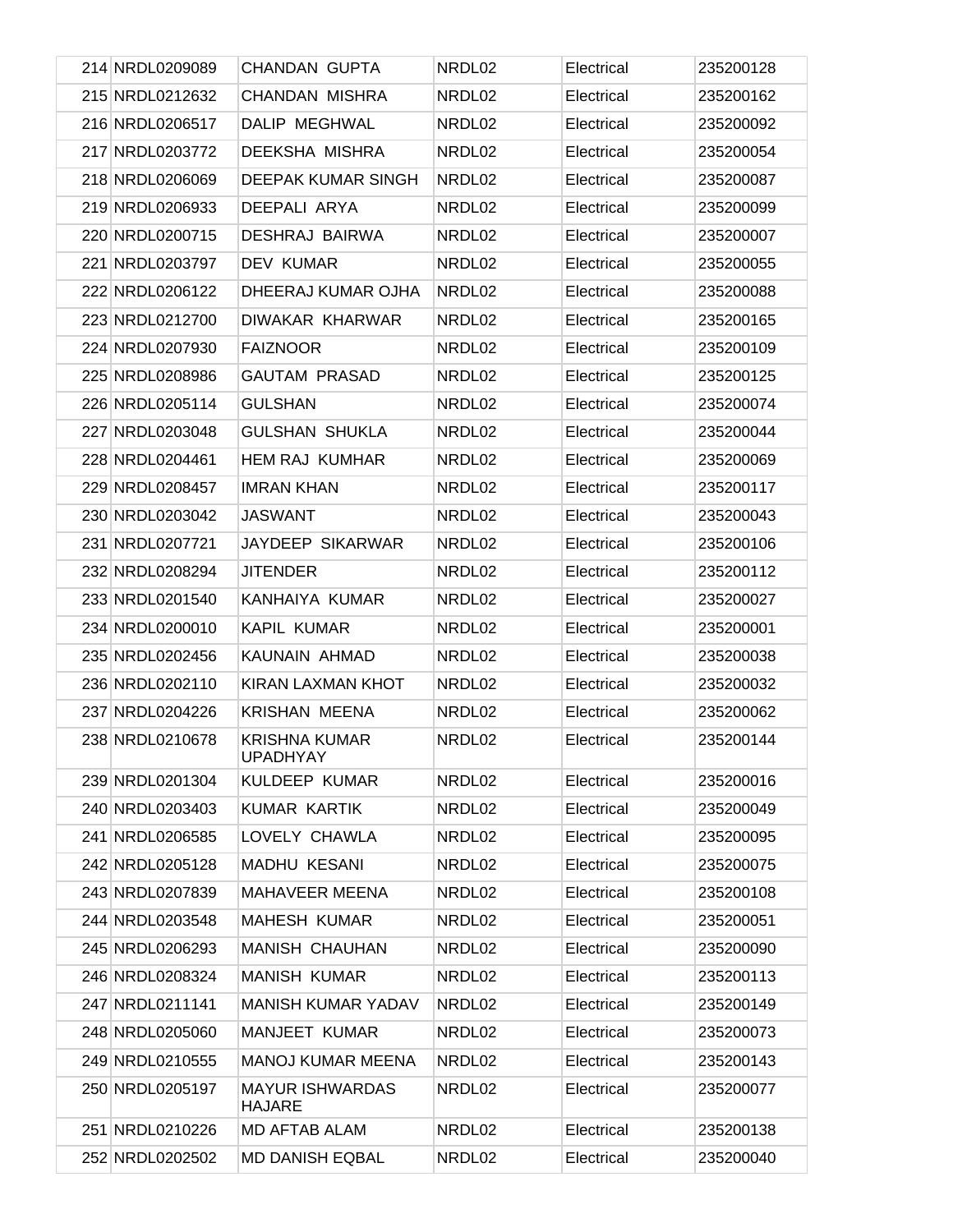| | | | | |
|---|---|---|---|---|
| 214 | NRDL0209089 | CHANDAN GUPTA | NRDL02 | Electrical | 235200128 |
| 215 | NRDL0212632 | CHANDAN MISHRA | NRDL02 | Electrical | 235200162 |
| 216 | NRDL0206517 | DALIP MEGHWAL | NRDL02 | Electrical | 235200092 |
| 217 | NRDL0203772 | DEEKSHA MISHRA | NRDL02 | Electrical | 235200054 |
| 218 | NRDL0206069 | DEEPAK KUMAR SINGH | NRDL02 | Electrical | 235200087 |
| 219 | NRDL0206933 | DEEPALI ARYA | NRDL02 | Electrical | 235200099 |
| 220 | NRDL0200715 | DESHRAJ BAIRWA | NRDL02 | Electrical | 235200007 |
| 221 | NRDL0203797 | DEV KUMAR | NRDL02 | Electrical | 235200055 |
| 222 | NRDL0206122 | DHEERAJ KUMAR OJHA | NRDL02 | Electrical | 235200088 |
| 223 | NRDL0212700 | DIWAKAR KHARWAR | NRDL02 | Electrical | 235200165 |
| 224 | NRDL0207930 | FAIZNOOR | NRDL02 | Electrical | 235200109 |
| 225 | NRDL0208986 | GAUTAM PRASAD | NRDL02 | Electrical | 235200125 |
| 226 | NRDL0205114 | GULSHAN | NRDL02 | Electrical | 235200074 |
| 227 | NRDL0203048 | GULSHAN SHUKLA | NRDL02 | Electrical | 235200044 |
| 228 | NRDL0204461 | HEM RAJ KUMHAR | NRDL02 | Electrical | 235200069 |
| 229 | NRDL0208457 | IMRAN KHAN | NRDL02 | Electrical | 235200117 |
| 230 | NRDL0203042 | JASWANT | NRDL02 | Electrical | 235200043 |
| 231 | NRDL0207721 | JAYDEEP SIKARWAR | NRDL02 | Electrical | 235200106 |
| 232 | NRDL0208294 | JITENDER | NRDL02 | Electrical | 235200112 |
| 233 | NRDL0201540 | KANHAIYA KUMAR | NRDL02 | Electrical | 235200027 |
| 234 | NRDL0200010 | KAPIL KUMAR | NRDL02 | Electrical | 235200001 |
| 235 | NRDL0202456 | KAUNAIN AHMAD | NRDL02 | Electrical | 235200038 |
| 236 | NRDL0202110 | KIRAN LAXMAN KHOT | NRDL02 | Electrical | 235200032 |
| 237 | NRDL0204226 | KRISHAN MEENA | NRDL02 | Electrical | 235200062 |
| 238 | NRDL0210678 | KRISHNA KUMAR UPADHYAY | NRDL02 | Electrical | 235200144 |
| 239 | NRDL0201304 | KULDEEP KUMAR | NRDL02 | Electrical | 235200016 |
| 240 | NRDL0203403 | KUMAR KARTIK | NRDL02 | Electrical | 235200049 |
| 241 | NRDL0206585 | LOVELY CHAWLA | NRDL02 | Electrical | 235200095 |
| 242 | NRDL0205128 | MADHU KESANI | NRDL02 | Electrical | 235200075 |
| 243 | NRDL0207839 | MAHAVEER MEENA | NRDL02 | Electrical | 235200108 |
| 244 | NRDL0203548 | MAHESH KUMAR | NRDL02 | Electrical | 235200051 |
| 245 | NRDL0206293 | MANISH CHAUHAN | NRDL02 | Electrical | 235200090 |
| 246 | NRDL0208324 | MANISH KUMAR | NRDL02 | Electrical | 235200113 |
| 247 | NRDL0211141 | MANISH KUMAR YADAV | NRDL02 | Electrical | 235200149 |
| 248 | NRDL0205060 | MANJEET KUMAR | NRDL02 | Electrical | 235200073 |
| 249 | NRDL0210555 | MANOJ KUMAR MEENA | NRDL02 | Electrical | 235200143 |
| 250 | NRDL0205197 | MAYUR ISHWARDAS HAJARE | NRDL02 | Electrical | 235200077 |
| 251 | NRDL0210226 | MD AFTAB ALAM | NRDL02 | Electrical | 235200138 |
| 252 | NRDL0202502 | MD DANISH EQBAL | NRDL02 | Electrical | 235200040 |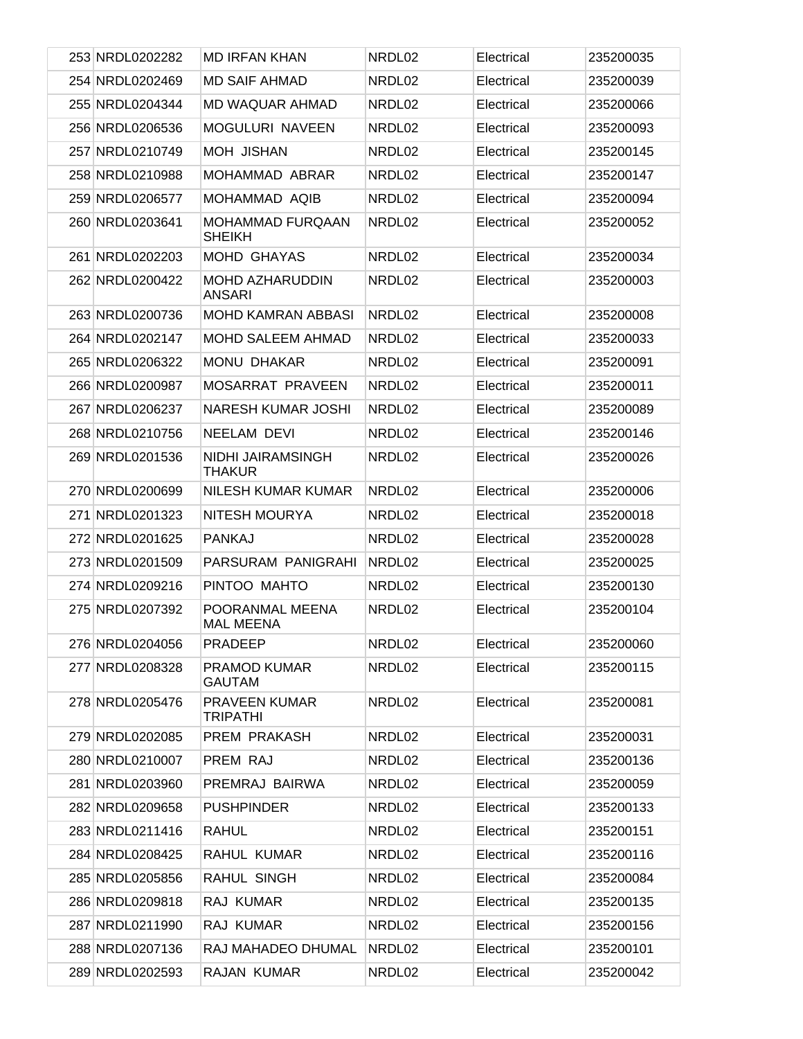| | | | | | |
|---|---|---|---|---|---|
| 253 | NRDL0202282 | MD IRFAN KHAN | NRDL02 | Electrical | 235200035 |
| 254 | NRDL0202469 | MD SAIF AHMAD | NRDL02 | Electrical | 235200039 |
| 255 | NRDL0204344 | MD WAQUAR AHMAD | NRDL02 | Electrical | 235200066 |
| 256 | NRDL0206536 | MOGULURI NAVEEN | NRDL02 | Electrical | 235200093 |
| 257 | NRDL0210749 | MOH JISHAN | NRDL02 | Electrical | 235200145 |
| 258 | NRDL0210988 | MOHAMMAD ABRAR | NRDL02 | Electrical | 235200147 |
| 259 | NRDL0206577 | MOHAMMAD AQIB | NRDL02 | Electrical | 235200094 |
| 260 | NRDL0203641 | MOHAMMAD FURQAAN SHEIKH | NRDL02 | Electrical | 235200052 |
| 261 | NRDL0202203 | MOHD GHAYAS | NRDL02 | Electrical | 235200034 |
| 262 | NRDL0200422 | MOHD AZHARUDDIN ANSARI | NRDL02 | Electrical | 235200003 |
| 263 | NRDL0200736 | MOHD KAMRAN ABBASI | NRDL02 | Electrical | 235200008 |
| 264 | NRDL0202147 | MOHD SALEEM AHMAD | NRDL02 | Electrical | 235200033 |
| 265 | NRDL0206322 | MONU DHAKAR | NRDL02 | Electrical | 235200091 |
| 266 | NRDL0200987 | MOSARRAT PRAVEEN | NRDL02 | Electrical | 235200011 |
| 267 | NRDL0206237 | NARESH KUMAR JOSHI | NRDL02 | Electrical | 235200089 |
| 268 | NRDL0210756 | NEELAM DEVI | NRDL02 | Electrical | 235200146 |
| 269 | NRDL0201536 | NIDHI JAIRAMSINGH THAKUR | NRDL02 | Electrical | 235200026 |
| 270 | NRDL0200699 | NILESH KUMAR KUMAR | NRDL02 | Electrical | 235200006 |
| 271 | NRDL0201323 | NITESH MOURYA | NRDL02 | Electrical | 235200018 |
| 272 | NRDL0201625 | PANKAJ | NRDL02 | Electrical | 235200028 |
| 273 | NRDL0201509 | PARSURAM PANIGRAHI | NRDL02 | Electrical | 235200025 |
| 274 | NRDL0209216 | PINTOO MAHTO | NRDL02 | Electrical | 235200130 |
| 275 | NRDL0207392 | POORANMAL MEENA MAL MEENA | NRDL02 | Electrical | 235200104 |
| 276 | NRDL0204056 | PRADEEP | NRDL02 | Electrical | 235200060 |
| 277 | NRDL0208328 | PRAMOD KUMAR GAUTAM | NRDL02 | Electrical | 235200115 |
| 278 | NRDL0205476 | PRAVEEN KUMAR TRIPATHI | NRDL02 | Electrical | 235200081 |
| 279 | NRDL0202085 | PREM PRAKASH | NRDL02 | Electrical | 235200031 |
| 280 | NRDL0210007 | PREM RAJ | NRDL02 | Electrical | 235200136 |
| 281 | NRDL0203960 | PREMRAJ BAIRWA | NRDL02 | Electrical | 235200059 |
| 282 | NRDL0209658 | PUSHPINDER | NRDL02 | Electrical | 235200133 |
| 283 | NRDL0211416 | RAHUL | NRDL02 | Electrical | 235200151 |
| 284 | NRDL0208425 | RAHUL KUMAR | NRDL02 | Electrical | 235200116 |
| 285 | NRDL0205856 | RAHUL SINGH | NRDL02 | Electrical | 235200084 |
| 286 | NRDL0209818 | RAJ KUMAR | NRDL02 | Electrical | 235200135 |
| 287 | NRDL0211990 | RAJ KUMAR | NRDL02 | Electrical | 235200156 |
| 288 | NRDL0207136 | RAJ MAHADEO DHUMAL | NRDL02 | Electrical | 235200101 |
| 289 | NRDL0202593 | RAJAN KUMAR | NRDL02 | Electrical | 235200042 |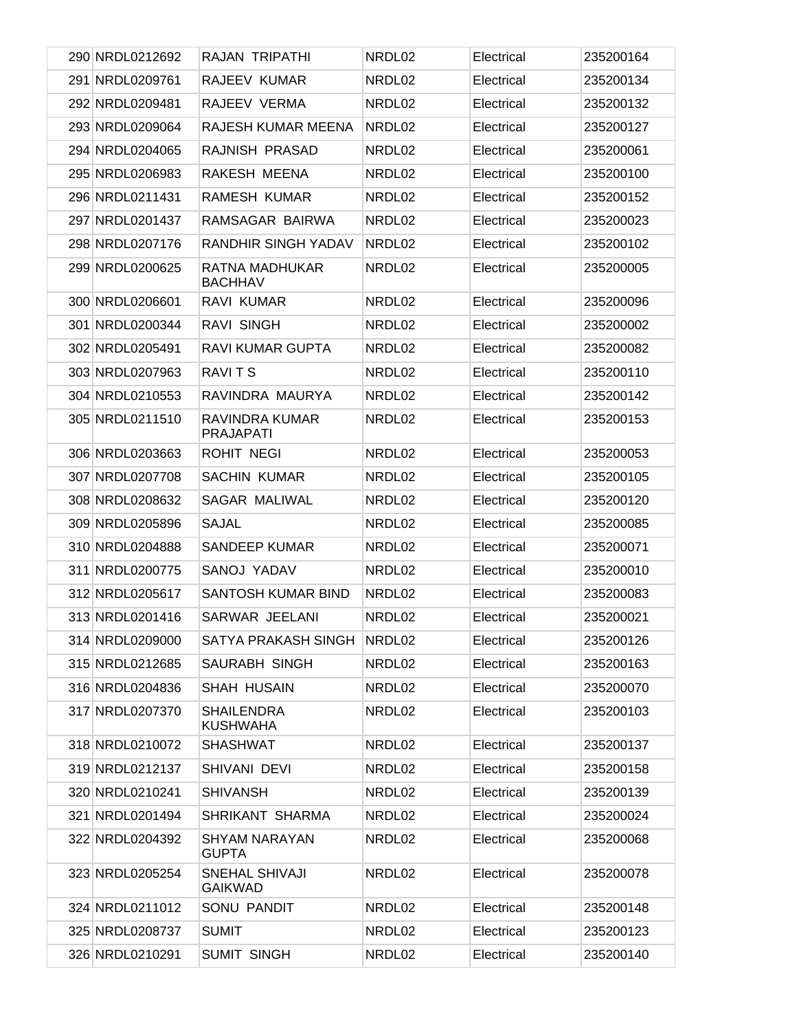| | | | | |
|---|---|---|---|---|
| 290 | NRDL0212692 | RAJAN TRIPATHI | NRDL02 | Electrical | 235200164 |
| 291 | NRDL0209761 | RAJEEV KUMAR | NRDL02 | Electrical | 235200134 |
| 292 | NRDL0209481 | RAJEEV VERMA | NRDL02 | Electrical | 235200132 |
| 293 | NRDL0209064 | RAJESH KUMAR MEENA | NRDL02 | Electrical | 235200127 |
| 294 | NRDL0204065 | RAJNISH PRASAD | NRDL02 | Electrical | 235200061 |
| 295 | NRDL0206983 | RAKESH MEENA | NRDL02 | Electrical | 235200100 |
| 296 | NRDL0211431 | RAMESH KUMAR | NRDL02 | Electrical | 235200152 |
| 297 | NRDL0201437 | RAMSAGAR BAIRWA | NRDL02 | Electrical | 235200023 |
| 298 | NRDL0207176 | RANDHIR SINGH YADAV | NRDL02 | Electrical | 235200102 |
| 299 | NRDL0200625 | RATNA MADHUKAR BACHHAV | NRDL02 | Electrical | 235200005 |
| 300 | NRDL0206601 | RAVI KUMAR | NRDL02 | Electrical | 235200096 |
| 301 | NRDL0200344 | RAVI SINGH | NRDL02 | Electrical | 235200002 |
| 302 | NRDL0205491 | RAVI KUMAR GUPTA | NRDL02 | Electrical | 235200082 |
| 303 | NRDL0207963 | RAVI T S | NRDL02 | Electrical | 235200110 |
| 304 | NRDL0210553 | RAVINDRA MAURYA | NRDL02 | Electrical | 235200142 |
| 305 | NRDL0211510 | RAVINDRA KUMAR PRAJAPATI | NRDL02 | Electrical | 235200153 |
| 306 | NRDL0203663 | ROHIT NEGI | NRDL02 | Electrical | 235200053 |
| 307 | NRDL0207708 | SACHIN KUMAR | NRDL02 | Electrical | 235200105 |
| 308 | NRDL0208632 | SAGAR MALIWAL | NRDL02 | Electrical | 235200120 |
| 309 | NRDL0205896 | SAJAL | NRDL02 | Electrical | 235200085 |
| 310 | NRDL0204888 | SANDEEP KUMAR | NRDL02 | Electrical | 235200071 |
| 311 | NRDL0200775 | SANOJ YADAV | NRDL02 | Electrical | 235200010 |
| 312 | NRDL0205617 | SANTOSH KUMAR BIND | NRDL02 | Electrical | 235200083 |
| 313 | NRDL0201416 | SARWAR JEELANI | NRDL02 | Electrical | 235200021 |
| 314 | NRDL0209000 | SATYA PRAKASH SINGH | NRDL02 | Electrical | 235200126 |
| 315 | NRDL0212685 | SAURABH SINGH | NRDL02 | Electrical | 235200163 |
| 316 | NRDL0204836 | SHAH HUSAIN | NRDL02 | Electrical | 235200070 |
| 317 | NRDL0207370 | SHAILENDRA KUSHWAHA | NRDL02 | Electrical | 235200103 |
| 318 | NRDL0210072 | SHASHWAT | NRDL02 | Electrical | 235200137 |
| 319 | NRDL0212137 | SHIVANI DEVI | NRDL02 | Electrical | 235200158 |
| 320 | NRDL0210241 | SHIVANSH | NRDL02 | Electrical | 235200139 |
| 321 | NRDL0201494 | SHRIKANT SHARMA | NRDL02 | Electrical | 235200024 |
| 322 | NRDL0204392 | SHYAM NARAYAN GUPTA | NRDL02 | Electrical | 235200068 |
| 323 | NRDL0205254 | SNEHAL SHIVAJI GAIKWAD | NRDL02 | Electrical | 235200078 |
| 324 | NRDL0211012 | SONU PANDIT | NRDL02 | Electrical | 235200148 |
| 325 | NRDL0208737 | SUMIT | NRDL02 | Electrical | 235200123 |
| 326 | NRDL0210291 | SUMIT SINGH | NRDL02 | Electrical | 235200140 |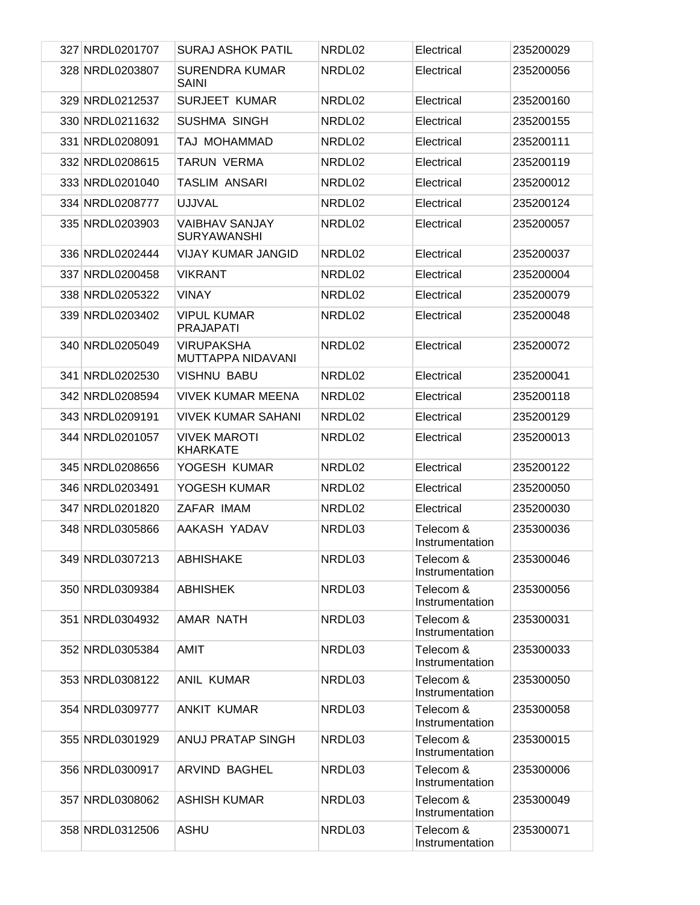| 327 | NRDL0201707 | SURAJ ASHOK PATIL | NRDL02 | Electrical | 235200029 |
|---|---|---|---|---|---|
| 328 | NRDL0203807 | SURENDRA KUMAR SAINI | NRDL02 | Electrical | 235200056 |
| 329 | NRDL0212537 | SURJEET KUMAR | NRDL02 | Electrical | 235200160 |
| 330 | NRDL0211632 | SUSHMA SINGH | NRDL02 | Electrical | 235200155 |
| 331 | NRDL0208091 | TAJ MOHAMMAD | NRDL02 | Electrical | 235200111 |
| 332 | NRDL0208615 | TARUN VERMA | NRDL02 | Electrical | 235200119 |
| 333 | NRDL0201040 | TASLIM ANSARI | NRDL02 | Electrical | 235200012 |
| 334 | NRDL0208777 | UJJVAL | NRDL02 | Electrical | 235200124 |
| 335 | NRDL0203903 | VAIBHAV SANJAY SURYAWANSHI | NRDL02 | Electrical | 235200057 |
| 336 | NRDL0202444 | VIJAY KUMAR JANGID | NRDL02 | Electrical | 235200037 |
| 337 | NRDL0200458 | VIKRANT | NRDL02 | Electrical | 235200004 |
| 338 | NRDL0205322 | VINAY | NRDL02 | Electrical | 235200079 |
| 339 | NRDL0203402 | VIPUL KUMAR PRAJAPATI | NRDL02 | Electrical | 235200048 |
| 340 | NRDL0205049 | VIRUPAKSHA MUTTAPPA NIDAVANI | NRDL02 | Electrical | 235200072 |
| 341 | NRDL0202530 | VISHNU BABU | NRDL02 | Electrical | 235200041 |
| 342 | NRDL0208594 | VIVEK KUMAR MEENA | NRDL02 | Electrical | 235200118 |
| 343 | NRDL0209191 | VIVEK KUMAR SAHANI | NRDL02 | Electrical | 235200129 |
| 344 | NRDL0201057 | VIVEK MAROTI KHARKATE | NRDL02 | Electrical | 235200013 |
| 345 | NRDL0208656 | YOGESH KUMAR | NRDL02 | Electrical | 235200122 |
| 346 | NRDL0203491 | YOGESH KUMAR | NRDL02 | Electrical | 235200050 |
| 347 | NRDL0201820 | ZAFAR IMAM | NRDL02 | Electrical | 235200030 |
| 348 | NRDL0305866 | AAKASH YADAV | NRDL03 | Telecom & Instrumentation | 235300036 |
| 349 | NRDL0307213 | ABHISHAKE | NRDL03 | Telecom & Instrumentation | 235300046 |
| 350 | NRDL0309384 | ABHISHEK | NRDL03 | Telecom & Instrumentation | 235300056 |
| 351 | NRDL0304932 | AMAR NATH | NRDL03 | Telecom & Instrumentation | 235300031 |
| 352 | NRDL0305384 | AMIT | NRDL03 | Telecom & Instrumentation | 235300033 |
| 353 | NRDL0308122 | ANIL KUMAR | NRDL03 | Telecom & Instrumentation | 235300050 |
| 354 | NRDL0309777 | ANKIT KUMAR | NRDL03 | Telecom & Instrumentation | 235300058 |
| 355 | NRDL0301929 | ANUJ PRATAP SINGH | NRDL03 | Telecom & Instrumentation | 235300015 |
| 356 | NRDL0300917 | ARVIND BAGHEL | NRDL03 | Telecom & Instrumentation | 235300006 |
| 357 | NRDL0308062 | ASHISH KUMAR | NRDL03 | Telecom & Instrumentation | 235300049 |
| 358 | NRDL0312506 | ASHU | NRDL03 | Telecom & Instrumentation | 235300071 |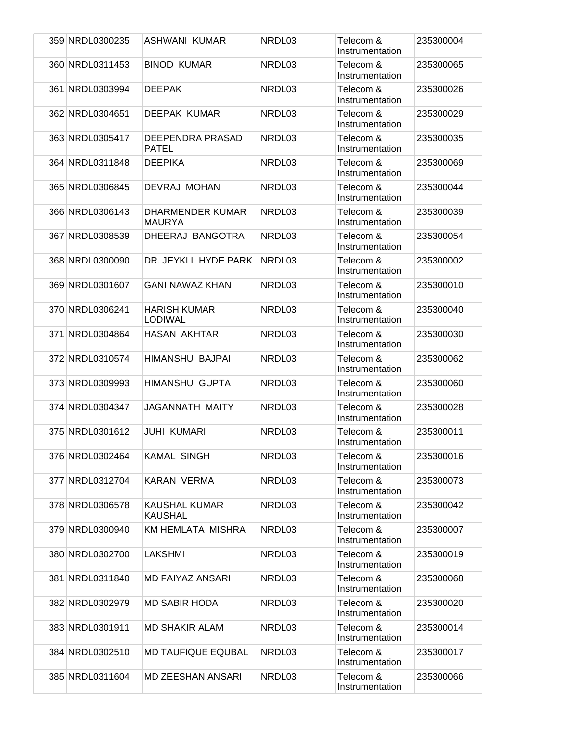| 359 | NRDL0300235 | ASHWANI KUMAR | NRDL03 | Telecom & Instrumentation | 235300004 |
|---|---|---|---|---|---|
| 360 | NRDL0311453 | BINOD KUMAR | NRDL03 | Telecom & Instrumentation | 235300065 |
| 361 | NRDL0303994 | DEEPAK | NRDL03 | Telecom & Instrumentation | 235300026 |
| 362 | NRDL0304651 | DEEPAK KUMAR | NRDL03 | Telecom & Instrumentation | 235300029 |
| 363 | NRDL0305417 | DEEPENDRA PRASAD PATEL | NRDL03 | Telecom & Instrumentation | 235300035 |
| 364 | NRDL0311848 | DEEPIKA | NRDL03 | Telecom & Instrumentation | 235300069 |
| 365 | NRDL0306845 | DEVRAJ MOHAN | NRDL03 | Telecom & Instrumentation | 235300044 |
| 366 | NRDL0306143 | DHARMENDER KUMAR MAURYA | NRDL03 | Telecom & Instrumentation | 235300039 |
| 367 | NRDL0308539 | DHEERAJ BANGOTRA | NRDL03 | Telecom & Instrumentation | 235300054 |
| 368 | NRDL0300090 | DR. JEYKLL HYDE PARK | NRDL03 | Telecom & Instrumentation | 235300002 |
| 369 | NRDL0301607 | GANI NAWAZ KHAN | NRDL03 | Telecom & Instrumentation | 235300010 |
| 370 | NRDL0306241 | HARISH KUMAR LODIWAL | NRDL03 | Telecom & Instrumentation | 235300040 |
| 371 | NRDL0304864 | HASAN AKHTAR | NRDL03 | Telecom & Instrumentation | 235300030 |
| 372 | NRDL0310574 | HIMANSHU BAJPAI | NRDL03 | Telecom & Instrumentation | 235300062 |
| 373 | NRDL0309993 | HIMANSHU GUPTA | NRDL03 | Telecom & Instrumentation | 235300060 |
| 374 | NRDL0304347 | JAGANNATH MAITY | NRDL03 | Telecom & Instrumentation | 235300028 |
| 375 | NRDL0301612 | JUHI KUMARI | NRDL03 | Telecom & Instrumentation | 235300011 |
| 376 | NRDL0302464 | KAMAL SINGH | NRDL03 | Telecom & Instrumentation | 235300016 |
| 377 | NRDL0312704 | KARAN VERMA | NRDL03 | Telecom & Instrumentation | 235300073 |
| 378 | NRDL0306578 | KAUSHAL KUMAR KAUSHAL | NRDL03 | Telecom & Instrumentation | 235300042 |
| 379 | NRDL0300940 | KM HEMLATA MISHRA | NRDL03 | Telecom & Instrumentation | 235300007 |
| 380 | NRDL0302700 | LAKSHMI | NRDL03 | Telecom & Instrumentation | 235300019 |
| 381 | NRDL0311840 | MD FAIYAZ ANSARI | NRDL03 | Telecom & Instrumentation | 235300068 |
| 382 | NRDL0302979 | MD SABIR HODA | NRDL03 | Telecom & Instrumentation | 235300020 |
| 383 | NRDL0301911 | MD SHAKIR ALAM | NRDL03 | Telecom & Instrumentation | 235300014 |
| 384 | NRDL0302510 | MD TAUFIQUE EQUBAL | NRDL03 | Telecom & Instrumentation | 235300017 |
| 385 | NRDL0311604 | MD ZEESHAN ANSARI | NRDL03 | Telecom & Instrumentation | 235300066 |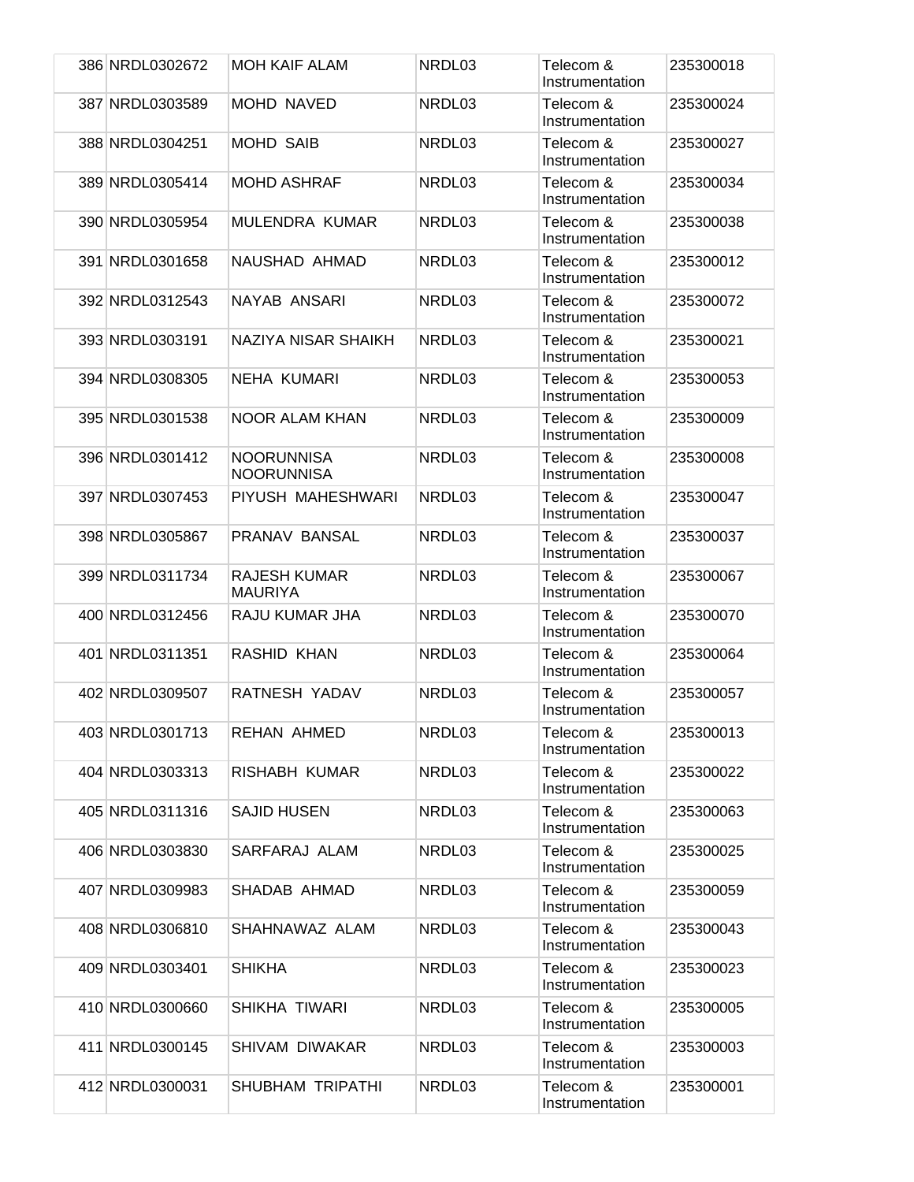| 386 | NRDL0302672 | MOH KAIF ALAM | NRDL03 | Telecom & Instrumentation | 235300018 |
|---|---|---|---|---|---|
| 387 | NRDL0303589 | MOHD NAVED | NRDL03 | Telecom & Instrumentation | 235300024 |
| 388 | NRDL0304251 | MOHD SAIB | NRDL03 | Telecom & Instrumentation | 235300027 |
| 389 | NRDL0305414 | MOHD ASHRAF | NRDL03 | Telecom & Instrumentation | 235300034 |
| 390 | NRDL0305954 | MULENDRA KUMAR | NRDL03 | Telecom & Instrumentation | 235300038 |
| 391 | NRDL0301658 | NAUSHAD AHMAD | NRDL03 | Telecom & Instrumentation | 235300012 |
| 392 | NRDL0312543 | NAYAB ANSARI | NRDL03 | Telecom & Instrumentation | 235300072 |
| 393 | NRDL0303191 | NAZIYA NISAR SHAIKH | NRDL03 | Telecom & Instrumentation | 235300021 |
| 394 | NRDL0308305 | NEHA KUMARI | NRDL03 | Telecom & Instrumentation | 235300053 |
| 395 | NRDL0301538 | NOOR ALAM KHAN | NRDL03 | Telecom & Instrumentation | 235300009 |
| 396 | NRDL0301412 | NOORUNNISA NOORUNNISA | NRDL03 | Telecom & Instrumentation | 235300008 |
| 397 | NRDL0307453 | PIYUSH MAHESHWARI | NRDL03 | Telecom & Instrumentation | 235300047 |
| 398 | NRDL0305867 | PRANAV BANSAL | NRDL03 | Telecom & Instrumentation | 235300037 |
| 399 | NRDL0311734 | RAJESH KUMAR MAURIYA | NRDL03 | Telecom & Instrumentation | 235300067 |
| 400 | NRDL0312456 | RAJU KUMAR JHA | NRDL03 | Telecom & Instrumentation | 235300070 |
| 401 | NRDL0311351 | RASHID KHAN | NRDL03 | Telecom & Instrumentation | 235300064 |
| 402 | NRDL0309507 | RATNESH YADAV | NRDL03 | Telecom & Instrumentation | 235300057 |
| 403 | NRDL0301713 | REHAN AHMED | NRDL03 | Telecom & Instrumentation | 235300013 |
| 404 | NRDL0303313 | RISHABH KUMAR | NRDL03 | Telecom & Instrumentation | 235300022 |
| 405 | NRDL0311316 | SAJID HUSEN | NRDL03 | Telecom & Instrumentation | 235300063 |
| 406 | NRDL0303830 | SARFARAJ ALAM | NRDL03 | Telecom & Instrumentation | 235300025 |
| 407 | NRDL0309983 | SHADAB AHMAD | NRDL03 | Telecom & Instrumentation | 235300059 |
| 408 | NRDL0306810 | SHAHNAWAZ ALAM | NRDL03 | Telecom & Instrumentation | 235300043 |
| 409 | NRDL0303401 | SHIKHA | NRDL03 | Telecom & Instrumentation | 235300023 |
| 410 | NRDL0300660 | SHIKHA TIWARI | NRDL03 | Telecom & Instrumentation | 235300005 |
| 411 | NRDL0300145 | SHIVAM DIWAKAR | NRDL03 | Telecom & Instrumentation | 235300003 |
| 412 | NRDL0300031 | SHUBHAM TRIPATHI | NRDL03 | Telecom & Instrumentation | 235300001 |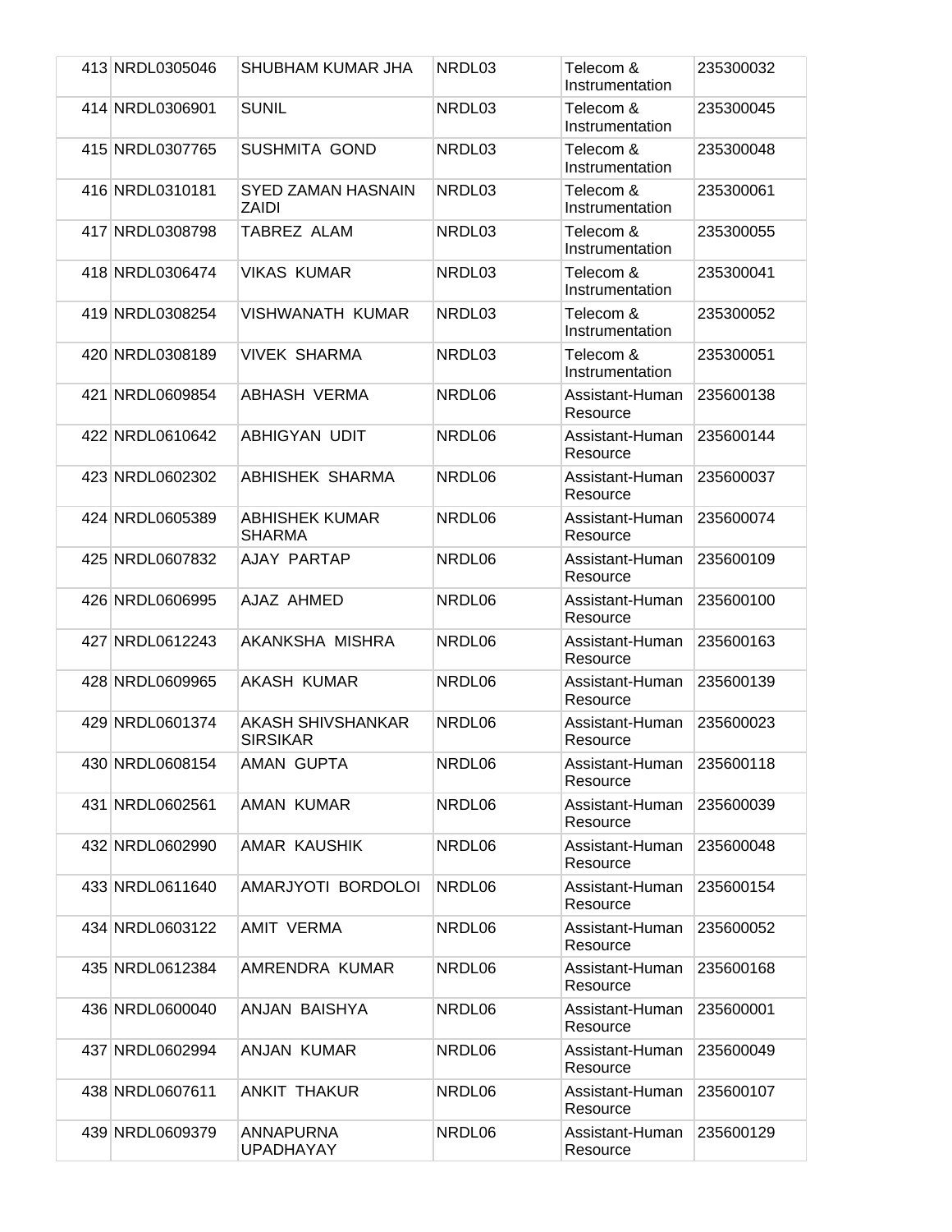| | | | | | |
|---|---|---|---|---|---|
| 413 | NRDL0305046 | SHUBHAM KUMAR JHA | NRDL03 | Telecom & Instrumentation | 235300032 |
| 414 | NRDL0306901 | SUNIL | NRDL03 | Telecom & Instrumentation | 235300045 |
| 415 | NRDL0307765 | SUSHMITA GOND | NRDL03 | Telecom & Instrumentation | 235300048 |
| 416 | NRDL0310181 | SYED ZAMAN HASNAIN ZAIDI | NRDL03 | Telecom & Instrumentation | 235300061 |
| 417 | NRDL0308798 | TABREZ ALAM | NRDL03 | Telecom & Instrumentation | 235300055 |
| 418 | NRDL0306474 | VIKAS KUMAR | NRDL03 | Telecom & Instrumentation | 235300041 |
| 419 | NRDL0308254 | VISHWANATH KUMAR | NRDL03 | Telecom & Instrumentation | 235300052 |
| 420 | NRDL0308189 | VIVEK SHARMA | NRDL03 | Telecom & Instrumentation | 235300051 |
| 421 | NRDL0609854 | ABHASH VERMA | NRDL06 | Assistant-Human Resource | 235600138 |
| 422 | NRDL0610642 | ABHIGYAN UDIT | NRDL06 | Assistant-Human Resource | 235600144 |
| 423 | NRDL0602302 | ABHISHEK SHARMA | NRDL06 | Assistant-Human Resource | 235600037 |
| 424 | NRDL0605389 | ABHISHEK KUMAR SHARMA | NRDL06 | Assistant-Human Resource | 235600074 |
| 425 | NRDL0607832 | AJAY PARTAP | NRDL06 | Assistant-Human Resource | 235600109 |
| 426 | NRDL0606995 | AJAZ AHMED | NRDL06 | Assistant-Human Resource | 235600100 |
| 427 | NRDL0612243 | AKANKSHA MISHRA | NRDL06 | Assistant-Human Resource | 235600163 |
| 428 | NRDL0609965 | AKASH KUMAR | NRDL06 | Assistant-Human Resource | 235600139 |
| 429 | NRDL0601374 | AKASH SHIVSHANKAR SIRSIKAR | NRDL06 | Assistant-Human Resource | 235600023 |
| 430 | NRDL0608154 | AMAN GUPTA | NRDL06 | Assistant-Human Resource | 235600118 |
| 431 | NRDL0602561 | AMAN KUMAR | NRDL06 | Assistant-Human Resource | 235600039 |
| 432 | NRDL0602990 | AMAR KAUSHIK | NRDL06 | Assistant-Human Resource | 235600048 |
| 433 | NRDL0611640 | AMARJYOTI BORDOLOI | NRDL06 | Assistant-Human Resource | 235600154 |
| 434 | NRDL0603122 | AMIT VERMA | NRDL06 | Assistant-Human Resource | 235600052 |
| 435 | NRDL0612384 | AMRENDRA KUMAR | NRDL06 | Assistant-Human Resource | 235600168 |
| 436 | NRDL0600040 | ANJAN BAISHYA | NRDL06 | Assistant-Human Resource | 235600001 |
| 437 | NRDL0602994 | ANJAN KUMAR | NRDL06 | Assistant-Human Resource | 235600049 |
| 438 | NRDL0607611 | ANKIT THAKUR | NRDL06 | Assistant-Human Resource | 235600107 |
| 439 | NRDL0609379 | ANNAPURNA UPADHAYAY | NRDL06 | Assistant-Human Resource | 235600129 |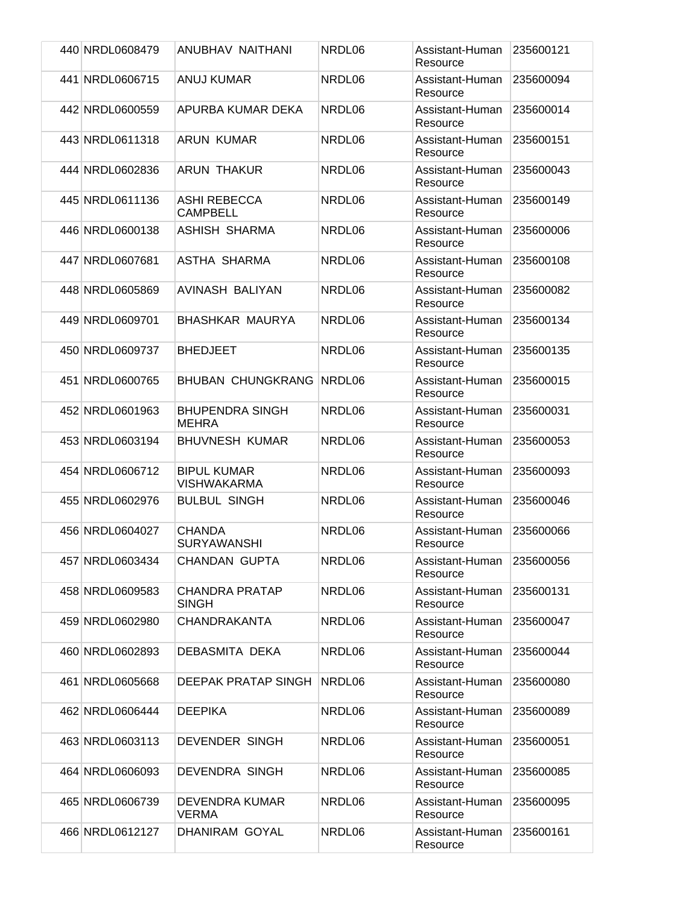| 440 | NRDL0608479 | ANUBHAV NAITHANI | NRDL06 | Assistant-Human Resource | 235600121 |
|---|---|---|---|---|---|
| 441 | NRDL0606715 | ANUJ KUMAR | NRDL06 | Assistant-Human Resource | 235600094 |
| 442 | NRDL0600559 | APURBA KUMAR DEKA | NRDL06 | Assistant-Human Resource | 235600014 |
| 443 | NRDL0611318 | ARUN KUMAR | NRDL06 | Assistant-Human Resource | 235600151 |
| 444 | NRDL0602836 | ARUN THAKUR | NRDL06 | Assistant-Human Resource | 235600043 |
| 445 | NRDL0611136 | ASHI REBECCA CAMPBELL | NRDL06 | Assistant-Human Resource | 235600149 |
| 446 | NRDL0600138 | ASHISH SHARMA | NRDL06 | Assistant-Human Resource | 235600006 |
| 447 | NRDL0607681 | ASTHA SHARMA | NRDL06 | Assistant-Human Resource | 235600108 |
| 448 | NRDL0605869 | AVINASH BALIYAN | NRDL06 | Assistant-Human Resource | 235600082 |
| 449 | NRDL0609701 | BHASHKAR MAURYA | NRDL06 | Assistant-Human Resource | 235600134 |
| 450 | NRDL0609737 | BHEDJEET | NRDL06 | Assistant-Human Resource | 235600135 |
| 451 | NRDL0600765 | BHUBAN CHUNGKRANG | NRDL06 | Assistant-Human Resource | 235600015 |
| 452 | NRDL0601963 | BHUPENDRA SINGH MEHRA | NRDL06 | Assistant-Human Resource | 235600031 |
| 453 | NRDL0603194 | BHUVNESH KUMAR | NRDL06 | Assistant-Human Resource | 235600053 |
| 454 | NRDL0606712 | BIPUL KUMAR VISHWAKARMA | NRDL06 | Assistant-Human Resource | 235600093 |
| 455 | NRDL0602976 | BULBUL SINGH | NRDL06 | Assistant-Human Resource | 235600046 |
| 456 | NRDL0604027 | CHANDA SURYAWANSHI | NRDL06 | Assistant-Human Resource | 235600066 |
| 457 | NRDL0603434 | CHANDAN GUPTA | NRDL06 | Assistant-Human Resource | 235600056 |
| 458 | NRDL0609583 | CHANDRA PRATAP SINGH | NRDL06 | Assistant-Human Resource | 235600131 |
| 459 | NRDL0602980 | CHANDRAKANTA | NRDL06 | Assistant-Human Resource | 235600047 |
| 460 | NRDL0602893 | DEBASMITA DEKA | NRDL06 | Assistant-Human Resource | 235600044 |
| 461 | NRDL0605668 | DEEPAK PRATAP SINGH | NRDL06 | Assistant-Human Resource | 235600080 |
| 462 | NRDL0606444 | DEEPIKA | NRDL06 | Assistant-Human Resource | 235600089 |
| 463 | NRDL0603113 | DEVENDER SINGH | NRDL06 | Assistant-Human Resource | 235600051 |
| 464 | NRDL0606093 | DEVENDRA SINGH | NRDL06 | Assistant-Human Resource | 235600085 |
| 465 | NRDL0606739 | DEVENDRA KUMAR VERMA | NRDL06 | Assistant-Human Resource | 235600095 |
| 466 | NRDL0612127 | DHANIRAM GOYAL | NRDL06 | Assistant-Human Resource | 235600161 |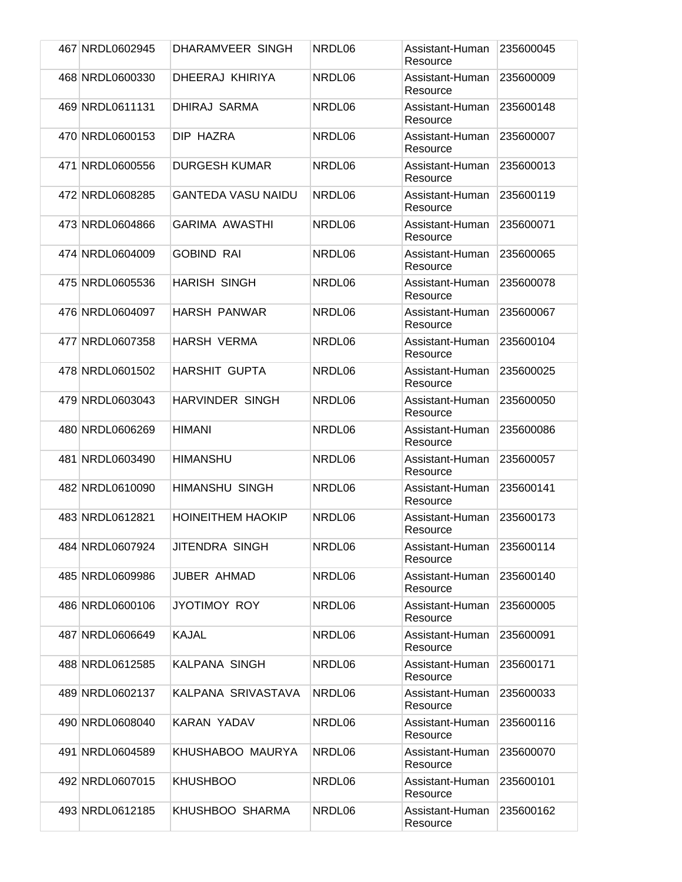| | | | | | |
|---|---|---|---|---|---|
| 467 | NRDL0602945 | DHARAMVEER SINGH | NRDL06 | Assistant-Human Resource | 235600045 |
| 468 | NRDL0600330 | DHEERAJ KHIRIYA | NRDL06 | Assistant-Human Resource | 235600009 |
| 469 | NRDL0611131 | DHIRAJ SARMA | NRDL06 | Assistant-Human Resource | 235600148 |
| 470 | NRDL0600153 | DIP HAZRA | NRDL06 | Assistant-Human Resource | 235600007 |
| 471 | NRDL0600556 | DURGESH KUMAR | NRDL06 | Assistant-Human Resource | 235600013 |
| 472 | NRDL0608285 | GANTEDA VASU NAIDU | NRDL06 | Assistant-Human Resource | 235600119 |
| 473 | NRDL0604866 | GARIMA AWASTHI | NRDL06 | Assistant-Human Resource | 235600071 |
| 474 | NRDL0604009 | GOBIND RAI | NRDL06 | Assistant-Human Resource | 235600065 |
| 475 | NRDL0605536 | HARISH SINGH | NRDL06 | Assistant-Human Resource | 235600078 |
| 476 | NRDL0604097 | HARSH PANWAR | NRDL06 | Assistant-Human Resource | 235600067 |
| 477 | NRDL0607358 | HARSH VERMA | NRDL06 | Assistant-Human Resource | 235600104 |
| 478 | NRDL0601502 | HARSHIT GUPTA | NRDL06 | Assistant-Human Resource | 235600025 |
| 479 | NRDL0603043 | HARVINDER SINGH | NRDL06 | Assistant-Human Resource | 235600050 |
| 480 | NRDL0606269 | HIMANI | NRDL06 | Assistant-Human Resource | 235600086 |
| 481 | NRDL0603490 | HIMANSHU | NRDL06 | Assistant-Human Resource | 235600057 |
| 482 | NRDL0610090 | HIMANSHU SINGH | NRDL06 | Assistant-Human Resource | 235600141 |
| 483 | NRDL0612821 | HOINEITHEM HAOKIP | NRDL06 | Assistant-Human Resource | 235600173 |
| 484 | NRDL0607924 | JITENDRA SINGH | NRDL06 | Assistant-Human Resource | 235600114 |
| 485 | NRDL0609986 | JUBER AHMAD | NRDL06 | Assistant-Human Resource | 235600140 |
| 486 | NRDL0600106 | JYOTIMOY ROY | NRDL06 | Assistant-Human Resource | 235600005 |
| 487 | NRDL0606649 | KAJAL | NRDL06 | Assistant-Human Resource | 235600091 |
| 488 | NRDL0612585 | KALPANA SINGH | NRDL06 | Assistant-Human Resource | 235600171 |
| 489 | NRDL0602137 | KALPANA SRIVASTAVA | NRDL06 | Assistant-Human Resource | 235600033 |
| 490 | NRDL0608040 | KARAN YADAV | NRDL06 | Assistant-Human Resource | 235600116 |
| 491 | NRDL0604589 | KHUSHABOO MAURYA | NRDL06 | Assistant-Human Resource | 235600070 |
| 492 | NRDL0607015 | KHUSHBOO | NRDL06 | Assistant-Human Resource | 235600101 |
| 493 | NRDL0612185 | KHUSHBOO SHARMA | NRDL06 | Assistant-Human Resource | 235600162 |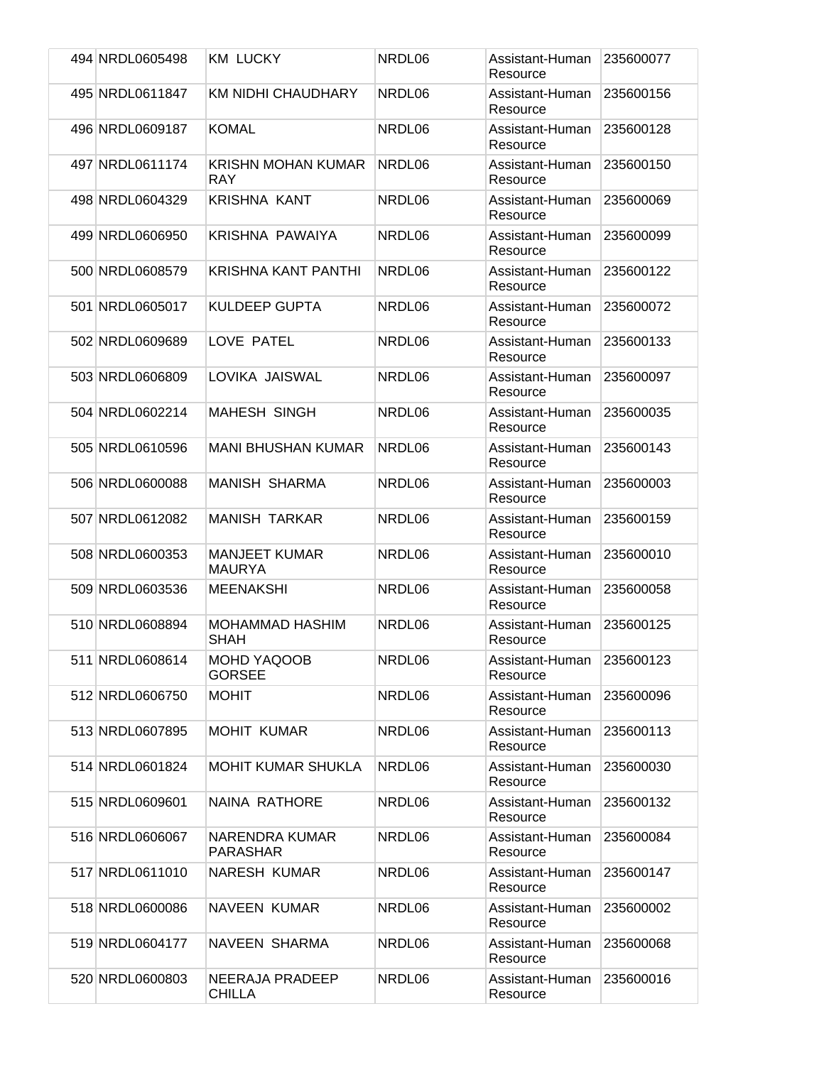| | | | | | |
|---|---|---|---|---|---|
| 494 | NRDL0605498 | KM LUCKY | NRDL06 | Assistant-Human Resource | 235600077 |
| 495 | NRDL0611847 | KM NIDHI CHAUDHARY | NRDL06 | Assistant-Human Resource | 235600156 |
| 496 | NRDL0609187 | KOMAL | NRDL06 | Assistant-Human Resource | 235600128 |
| 497 | NRDL0611174 | KRISHN MOHAN KUMAR RAY | NRDL06 | Assistant-Human Resource | 235600150 |
| 498 | NRDL0604329 | KRISHNA KANT | NRDL06 | Assistant-Human Resource | 235600069 |
| 499 | NRDL0606950 | KRISHNA PAWAIYA | NRDL06 | Assistant-Human Resource | 235600099 |
| 500 | NRDL0608579 | KRISHNA KANT PANTHI | NRDL06 | Assistant-Human Resource | 235600122 |
| 501 | NRDL0605017 | KULDEEP GUPTA | NRDL06 | Assistant-Human Resource | 235600072 |
| 502 | NRDL0609689 | LOVE PATEL | NRDL06 | Assistant-Human Resource | 235600133 |
| 503 | NRDL0606809 | LOVIKA JAISWAL | NRDL06 | Assistant-Human Resource | 235600097 |
| 504 | NRDL0602214 | MAHESH SINGH | NRDL06 | Assistant-Human Resource | 235600035 |
| 505 | NRDL0610596 | MANI BHUSHAN KUMAR | NRDL06 | Assistant-Human Resource | 235600143 |
| 506 | NRDL0600088 | MANISH SHARMA | NRDL06 | Assistant-Human Resource | 235600003 |
| 507 | NRDL0612082 | MANISH TARKAR | NRDL06 | Assistant-Human Resource | 235600159 |
| 508 | NRDL0600353 | MANJEET KUMAR MAURYA | NRDL06 | Assistant-Human Resource | 235600010 |
| 509 | NRDL0603536 | MEENAKSHI | NRDL06 | Assistant-Human Resource | 235600058 |
| 510 | NRDL0608894 | MOHAMMAD HASHIM SHAH | NRDL06 | Assistant-Human Resource | 235600125 |
| 511 | NRDL0608614 | MOHD YAQOOB GORSEE | NRDL06 | Assistant-Human Resource | 235600123 |
| 512 | NRDL0606750 | MOHIT | NRDL06 | Assistant-Human Resource | 235600096 |
| 513 | NRDL0607895 | MOHIT KUMAR | NRDL06 | Assistant-Human Resource | 235600113 |
| 514 | NRDL0601824 | MOHIT KUMAR SHUKLA | NRDL06 | Assistant-Human Resource | 235600030 |
| 515 | NRDL0609601 | NAINA RATHORE | NRDL06 | Assistant-Human Resource | 235600132 |
| 516 | NRDL0606067 | NARENDRA KUMAR PARASHAR | NRDL06 | Assistant-Human Resource | 235600084 |
| 517 | NRDL0611010 | NARESH KUMAR | NRDL06 | Assistant-Human Resource | 235600147 |
| 518 | NRDL0600086 | NAVEEN KUMAR | NRDL06 | Assistant-Human Resource | 235600002 |
| 519 | NRDL0604177 | NAVEEN SHARMA | NRDL06 | Assistant-Human Resource | 235600068 |
| 520 | NRDL0600803 | NEERAJA PRADEEP CHILLA | NRDL06 | Assistant-Human Resource | 235600016 |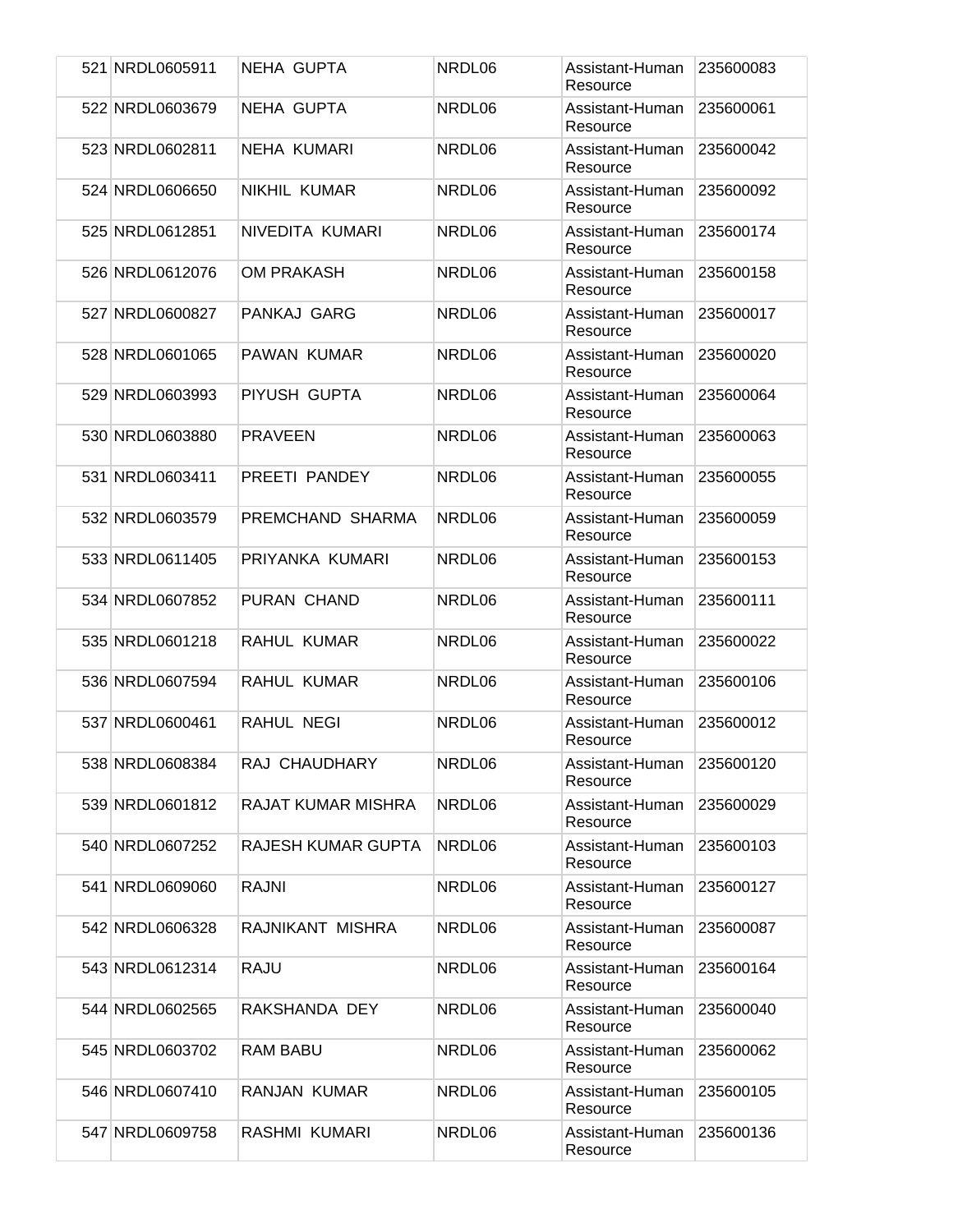| | | | | | |
|---|---|---|---|---|---|
| 521 | NRDL0605911 | NEHA GUPTA | NRDL06 | Assistant-Human Resource | 235600083 |
| 522 | NRDL0603679 | NEHA GUPTA | NRDL06 | Assistant-Human Resource | 235600061 |
| 523 | NRDL0602811 | NEHA KUMARI | NRDL06 | Assistant-Human Resource | 235600042 |
| 524 | NRDL0606650 | NIKHIL KUMAR | NRDL06 | Assistant-Human Resource | 235600092 |
| 525 | NRDL0612851 | NIVEDITA KUMARI | NRDL06 | Assistant-Human Resource | 235600174 |
| 526 | NRDL0612076 | OM PRAKASH | NRDL06 | Assistant-Human Resource | 235600158 |
| 527 | NRDL0600827 | PANKAJ GARG | NRDL06 | Assistant-Human Resource | 235600017 |
| 528 | NRDL0601065 | PAWAN KUMAR | NRDL06 | Assistant-Human Resource | 235600020 |
| 529 | NRDL0603993 | PIYUSH GUPTA | NRDL06 | Assistant-Human Resource | 235600064 |
| 530 | NRDL0603880 | PRAVEEN | NRDL06 | Assistant-Human Resource | 235600063 |
| 531 | NRDL0603411 | PREETI PANDEY | NRDL06 | Assistant-Human Resource | 235600055 |
| 532 | NRDL0603579 | PREMCHAND SHARMA | NRDL06 | Assistant-Human Resource | 235600059 |
| 533 | NRDL0611405 | PRIYANKA KUMARI | NRDL06 | Assistant-Human Resource | 235600153 |
| 534 | NRDL0607852 | PURAN CHAND | NRDL06 | Assistant-Human Resource | 235600111 |
| 535 | NRDL0601218 | RAHUL KUMAR | NRDL06 | Assistant-Human Resource | 235600022 |
| 536 | NRDL0607594 | RAHUL KUMAR | NRDL06 | Assistant-Human Resource | 235600106 |
| 537 | NRDL0600461 | RAHUL NEGI | NRDL06 | Assistant-Human Resource | 235600012 |
| 538 | NRDL0608384 | RAJ CHAUDHARY | NRDL06 | Assistant-Human Resource | 235600120 |
| 539 | NRDL0601812 | RAJAT KUMAR MISHRA | NRDL06 | Assistant-Human Resource | 235600029 |
| 540 | NRDL0607252 | RAJESH KUMAR GUPTA | NRDL06 | Assistant-Human Resource | 235600103 |
| 541 | NRDL0609060 | RAJNI | NRDL06 | Assistant-Human Resource | 235600127 |
| 542 | NRDL0606328 | RAJNIKANT MISHRA | NRDL06 | Assistant-Human Resource | 235600087 |
| 543 | NRDL0612314 | RAJU | NRDL06 | Assistant-Human Resource | 235600164 |
| 544 | NRDL0602565 | RAKSHANDA DEY | NRDL06 | Assistant-Human Resource | 235600040 |
| 545 | NRDL0603702 | RAM BABU | NRDL06 | Assistant-Human Resource | 235600062 |
| 546 | NRDL0607410 | RANJAN KUMAR | NRDL06 | Assistant-Human Resource | 235600105 |
| 547 | NRDL0609758 | RASHMI KUMARI | NRDL06 | Assistant-Human Resource | 235600136 |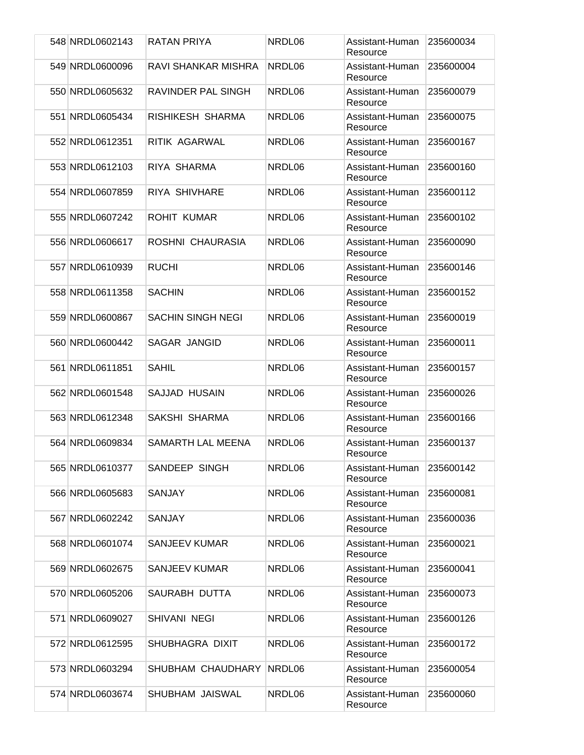| | | | | | |
|---|---|---|---|---|---|
| 548 | NRDL0602143 | RATAN PRIYA | NRDL06 | Assistant-Human Resource | 235600034 |
| 549 | NRDL0600096 | RAVI SHANKAR MISHRA | NRDL06 | Assistant-Human Resource | 235600004 |
| 550 | NRDL0605632 | RAVINDER PAL SINGH | NRDL06 | Assistant-Human Resource | 235600079 |
| 551 | NRDL0605434 | RISHIKESH SHARMA | NRDL06 | Assistant-Human Resource | 235600075 |
| 552 | NRDL0612351 | RITIK AGARWAL | NRDL06 | Assistant-Human Resource | 235600167 |
| 553 | NRDL0612103 | RIYA SHARMA | NRDL06 | Assistant-Human Resource | 235600160 |
| 554 | NRDL0607859 | RIYA SHIVHARE | NRDL06 | Assistant-Human Resource | 235600112 |
| 555 | NRDL0607242 | ROHIT KUMAR | NRDL06 | Assistant-Human Resource | 235600102 |
| 556 | NRDL0606617 | ROSHNI CHAURASIA | NRDL06 | Assistant-Human Resource | 235600090 |
| 557 | NRDL0610939 | RUCHI | NRDL06 | Assistant-Human Resource | 235600146 |
| 558 | NRDL0611358 | SACHIN | NRDL06 | Assistant-Human Resource | 235600152 |
| 559 | NRDL0600867 | SACHIN SINGH NEGI | NRDL06 | Assistant-Human Resource | 235600019 |
| 560 | NRDL0600442 | SAGAR JANGID | NRDL06 | Assistant-Human Resource | 235600011 |
| 561 | NRDL0611851 | SAHIL | NRDL06 | Assistant-Human Resource | 235600157 |
| 562 | NRDL0601548 | SAJJAD HUSAIN | NRDL06 | Assistant-Human Resource | 235600026 |
| 563 | NRDL0612348 | SAKSHI SHARMA | NRDL06 | Assistant-Human Resource | 235600166 |
| 564 | NRDL0609834 | SAMARTH LAL MEENA | NRDL06 | Assistant-Human Resource | 235600137 |
| 565 | NRDL0610377 | SANDEEP SINGH | NRDL06 | Assistant-Human Resource | 235600142 |
| 566 | NRDL0605683 | SANJAY | NRDL06 | Assistant-Human Resource | 235600081 |
| 567 | NRDL0602242 | SANJAY | NRDL06 | Assistant-Human Resource | 235600036 |
| 568 | NRDL0601074 | SANJEEV KUMAR | NRDL06 | Assistant-Human Resource | 235600021 |
| 569 | NRDL0602675 | SANJEEV KUMAR | NRDL06 | Assistant-Human Resource | 235600041 |
| 570 | NRDL0605206 | SAURABH DUTTA | NRDL06 | Assistant-Human Resource | 235600073 |
| 571 | NRDL0609027 | SHIVANI NEGI | NRDL06 | Assistant-Human Resource | 235600126 |
| 572 | NRDL0612595 | SHUBHAGRA DIXIT | NRDL06 | Assistant-Human Resource | 235600172 |
| 573 | NRDL0603294 | SHUBHAM CHAUDHARY | NRDL06 | Assistant-Human Resource | 235600054 |
| 574 | NRDL0603674 | SHUBHAM JAISWAL | NRDL06 | Assistant-Human Resource | 235600060 |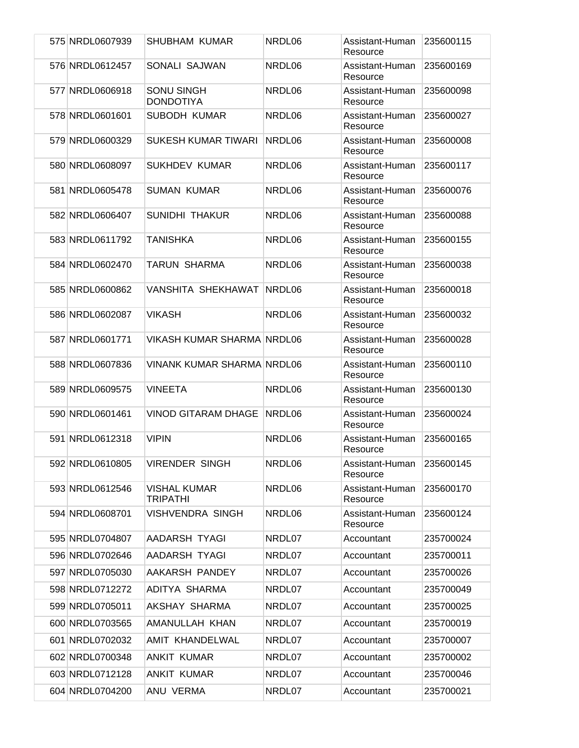| 575 | NRDL0607939 | SHUBHAM KUMAR | NRDL06 | Assistant-Human Resource | 235600115 |
|---|---|---|---|---|---|
| 576 | NRDL0612457 | SONALI SAJWAN | NRDL06 | Assistant-Human Resource | 235600169 |
| 577 | NRDL0606918 | SONU SINGH DONDOTIYA | NRDL06 | Assistant-Human Resource | 235600098 |
| 578 | NRDL0601601 | SUBODH KUMAR | NRDL06 | Assistant-Human Resource | 235600027 |
| 579 | NRDL0600329 | SUKESH KUMAR TIWARI | NRDL06 | Assistant-Human Resource | 235600008 |
| 580 | NRDL0608097 | SUKHDEV KUMAR | NRDL06 | Assistant-Human Resource | 235600117 |
| 581 | NRDL0605478 | SUMAN KUMAR | NRDL06 | Assistant-Human Resource | 235600076 |
| 582 | NRDL0606407 | SUNIDHI THAKUR | NRDL06 | Assistant-Human Resource | 235600088 |
| 583 | NRDL0611792 | TANISHKA | NRDL06 | Assistant-Human Resource | 235600155 |
| 584 | NRDL0602470 | TARUN SHARMA | NRDL06 | Assistant-Human Resource | 235600038 |
| 585 | NRDL0600862 | VANSHITA SHEKHAWAT | NRDL06 | Assistant-Human Resource | 235600018 |
| 586 | NRDL0602087 | VIKASH | NRDL06 | Assistant-Human Resource | 235600032 |
| 587 | NRDL0601771 | VIKASH KUMAR SHARMA | NRDL06 | Assistant-Human Resource | 235600028 |
| 588 | NRDL0607836 | VINANK KUMAR SHARMA | NRDL06 | Assistant-Human Resource | 235600110 |
| 589 | NRDL0609575 | VINEETA | NRDL06 | Assistant-Human Resource | 235600130 |
| 590 | NRDL0601461 | VINOD GITARAM DHAGE | NRDL06 | Assistant-Human Resource | 235600024 |
| 591 | NRDL0612318 | VIPIN | NRDL06 | Assistant-Human Resource | 235600165 |
| 592 | NRDL0610805 | VIRENDER SINGH | NRDL06 | Assistant-Human Resource | 235600145 |
| 593 | NRDL0612546 | VISHAL KUMAR TRIPATHI | NRDL06 | Assistant-Human Resource | 235600170 |
| 594 | NRDL0608701 | VISHVENDRA SINGH | NRDL06 | Assistant-Human Resource | 235600124 |
| 595 | NRDL0704807 | AADARSH TYAGI | NRDL07 | Accountant | 235700024 |
| 596 | NRDL0702646 | AADARSH TYAGI | NRDL07 | Accountant | 235700011 |
| 597 | NRDL0705030 | AAKARSH PANDEY | NRDL07 | Accountant | 235700026 |
| 598 | NRDL0712272 | ADITYA SHARMA | NRDL07 | Accountant | 235700049 |
| 599 | NRDL0705011 | AKSHAY SHARMA | NRDL07 | Accountant | 235700025 |
| 600 | NRDL0703565 | AMANULLAH KHAN | NRDL07 | Accountant | 235700019 |
| 601 | NRDL0702032 | AMIT KHANDELWAL | NRDL07 | Accountant | 235700007 |
| 602 | NRDL0700348 | ANKIT KUMAR | NRDL07 | Accountant | 235700002 |
| 603 | NRDL0712128 | ANKIT KUMAR | NRDL07 | Accountant | 235700046 |
| 604 | NRDL0704200 | ANU VERMA | NRDL07 | Accountant | 235700021 |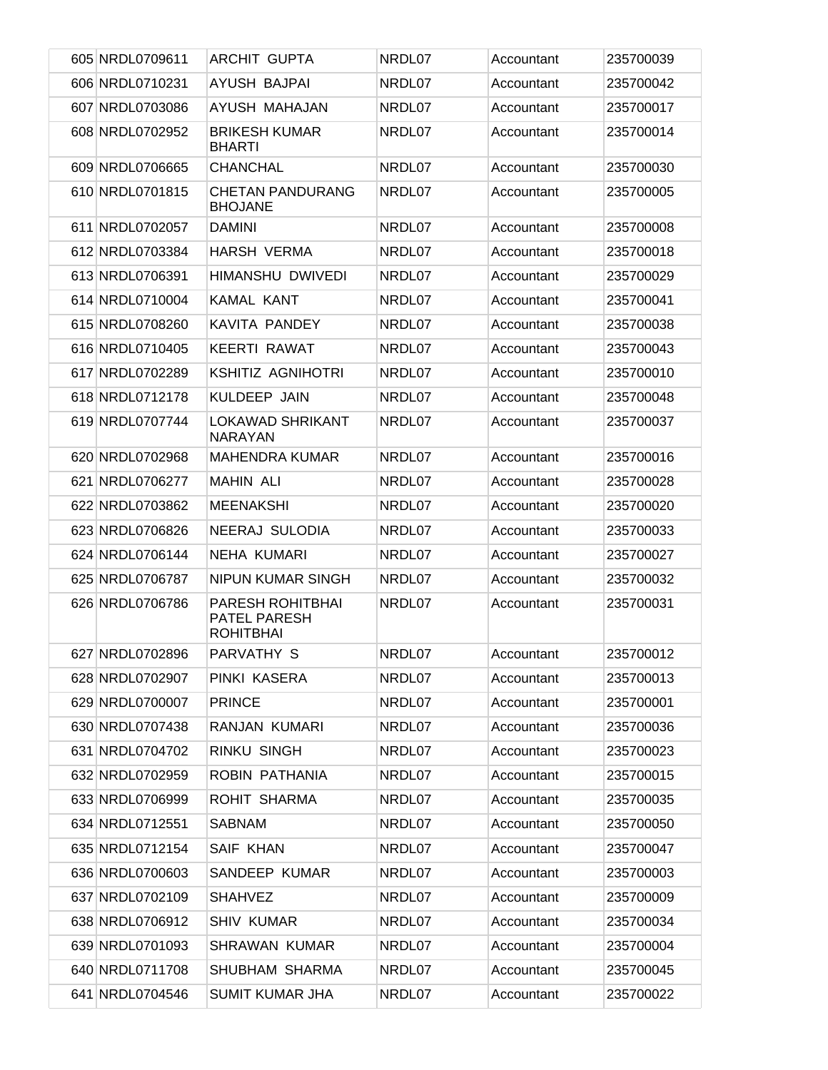| | | | | | |
|---|---|---|---|---|---|
| 605 | NRDL0709611 | ARCHIT GUPTA | NRDL07 | Accountant | 235700039 |
| 606 | NRDL0710231 | AYUSH BAJPAI | NRDL07 | Accountant | 235700042 |
| 607 | NRDL0703086 | AYUSH MAHAJAN | NRDL07 | Accountant | 235700017 |
| 608 | NRDL0702952 | BRIKESH KUMAR BHARTI | NRDL07 | Accountant | 235700014 |
| 609 | NRDL0706665 | CHANCHAL | NRDL07 | Accountant | 235700030 |
| 610 | NRDL0701815 | CHETAN PANDURANG BHOJANE | NRDL07 | Accountant | 235700005 |
| 611 | NRDL0702057 | DAMINI | NRDL07 | Accountant | 235700008 |
| 612 | NRDL0703384 | HARSH VERMA | NRDL07 | Accountant | 235700018 |
| 613 | NRDL0706391 | HIMANSHU DWIVEDI | NRDL07 | Accountant | 235700029 |
| 614 | NRDL0710004 | KAMAL KANT | NRDL07 | Accountant | 235700041 |
| 615 | NRDL0708260 | KAVITA PANDEY | NRDL07 | Accountant | 235700038 |
| 616 | NRDL0710405 | KEERTI RAWAT | NRDL07 | Accountant | 235700043 |
| 617 | NRDL0702289 | KSHITIZ AGNIHOTRI | NRDL07 | Accountant | 235700010 |
| 618 | NRDL0712178 | KULDEEP JAIN | NRDL07 | Accountant | 235700048 |
| 619 | NRDL0707744 | LOKAWAD SHRIKANT NARAYAN | NRDL07 | Accountant | 235700037 |
| 620 | NRDL0702968 | MAHENDRA KUMAR | NRDL07 | Accountant | 235700016 |
| 621 | NRDL0706277 | MAHIN ALI | NRDL07 | Accountant | 235700028 |
| 622 | NRDL0703862 | MEENAKSHI | NRDL07 | Accountant | 235700020 |
| 623 | NRDL0706826 | NEERAJ SULODIA | NRDL07 | Accountant | 235700033 |
| 624 | NRDL0706144 | NEHA KUMARI | NRDL07 | Accountant | 235700027 |
| 625 | NRDL0706787 | NIPUN KUMAR SINGH | NRDL07 | Accountant | 235700032 |
| 626 | NRDL0706786 | PARESH ROHITBHAI PATEL PARESH ROHITBHAI | NRDL07 | Accountant | 235700031 |
| 627 | NRDL0702896 | PARVATHY S | NRDL07 | Accountant | 235700012 |
| 628 | NRDL0702907 | PINKI KASERA | NRDL07 | Accountant | 235700013 |
| 629 | NRDL0700007 | PRINCE | NRDL07 | Accountant | 235700001 |
| 630 | NRDL0707438 | RANJAN KUMARI | NRDL07 | Accountant | 235700036 |
| 631 | NRDL0704702 | RINKU SINGH | NRDL07 | Accountant | 235700023 |
| 632 | NRDL0702959 | ROBIN PATHANIA | NRDL07 | Accountant | 235700015 |
| 633 | NRDL0706999 | ROHIT SHARMA | NRDL07 | Accountant | 235700035 |
| 634 | NRDL0712551 | SABNAM | NRDL07 | Accountant | 235700050 |
| 635 | NRDL0712154 | SAIF KHAN | NRDL07 | Accountant | 235700047 |
| 636 | NRDL0700603 | SANDEEP KUMAR | NRDL07 | Accountant | 235700003 |
| 637 | NRDL0702109 | SHAHVEZ | NRDL07 | Accountant | 235700009 |
| 638 | NRDL0706912 | SHIV KUMAR | NRDL07 | Accountant | 235700034 |
| 639 | NRDL0701093 | SHRAWAN KUMAR | NRDL07 | Accountant | 235700004 |
| 640 | NRDL0711708 | SHUBHAM SHARMA | NRDL07 | Accountant | 235700045 |
| 641 | NRDL0704546 | SUMIT KUMAR JHA | NRDL07 | Accountant | 235700022 |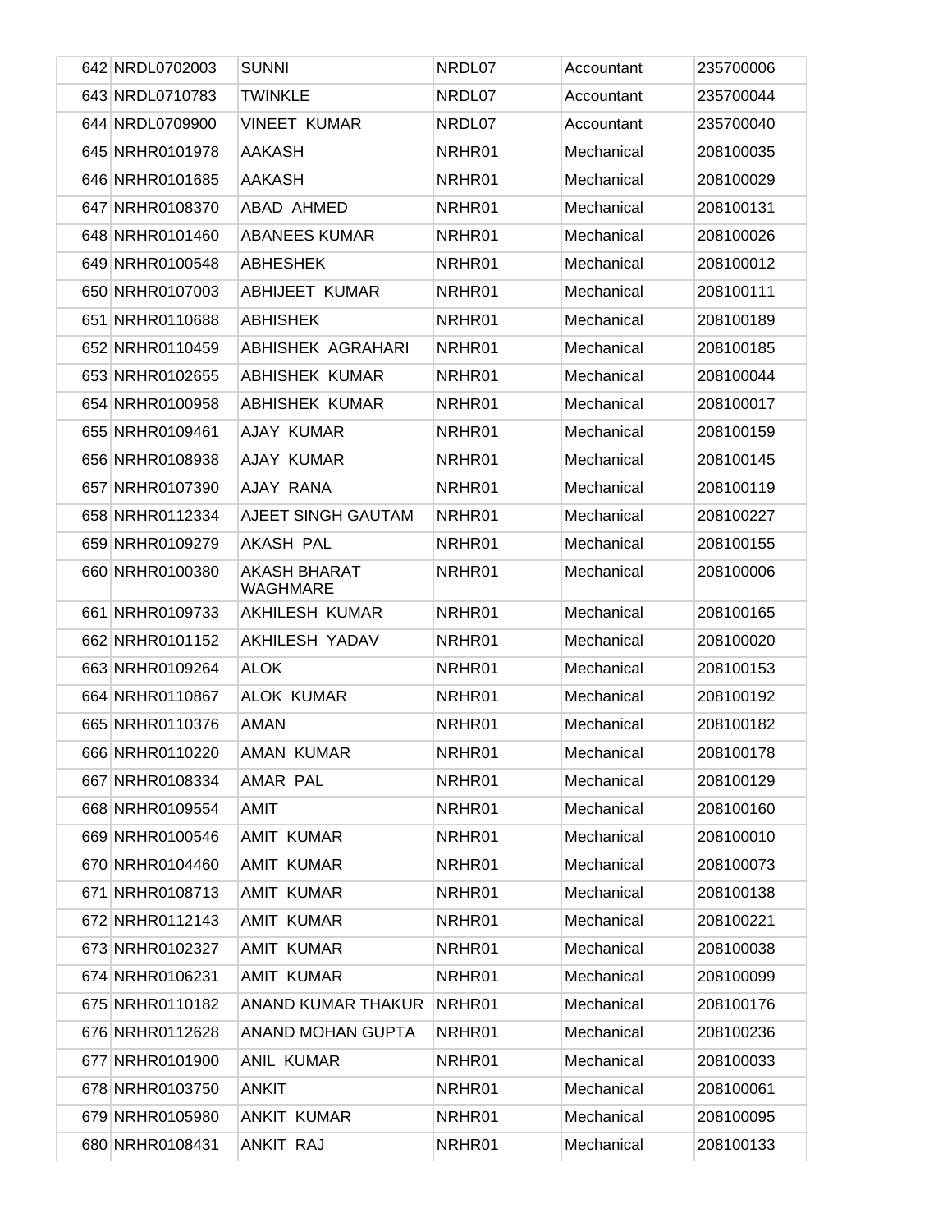| | | | | | |
|---|---|---|---|---|---|
| 642 | NRDL0702003 | SUNNI | NRDL07 | Accountant | 235700006 |
| 643 | NRDL0710783 | TWINKLE | NRDL07 | Accountant | 235700044 |
| 644 | NRDL0709900 | VINEET KUMAR | NRDL07 | Accountant | 235700040 |
| 645 | NRHR0101978 | AAKASH | NRHR01 | Mechanical | 208100035 |
| 646 | NRHR0101685 | AAKASH | NRHR01 | Mechanical | 208100029 |
| 647 | NRHR0108370 | ABAD AHMED | NRHR01 | Mechanical | 208100131 |
| 648 | NRHR0101460 | ABANEES KUMAR | NRHR01 | Mechanical | 208100026 |
| 649 | NRHR0100548 | ABHESHEK | NRHR01 | Mechanical | 208100012 |
| 650 | NRHR0107003 | ABHIJEET KUMAR | NRHR01 | Mechanical | 208100111 |
| 651 | NRHR0110688 | ABHISHEK | NRHR01 | Mechanical | 208100189 |
| 652 | NRHR0110459 | ABHISHEK AGRAHARI | NRHR01 | Mechanical | 208100185 |
| 653 | NRHR0102655 | ABHISHEK KUMAR | NRHR01 | Mechanical | 208100044 |
| 654 | NRHR0100958 | ABHISHEK KUMAR | NRHR01 | Mechanical | 208100017 |
| 655 | NRHR0109461 | AJAY KUMAR | NRHR01 | Mechanical | 208100159 |
| 656 | NRHR0108938 | AJAY KUMAR | NRHR01 | Mechanical | 208100145 |
| 657 | NRHR0107390 | AJAY RANA | NRHR01 | Mechanical | 208100119 |
| 658 | NRHR0112334 | AJEET SINGH GAUTAM | NRHR01 | Mechanical | 208100227 |
| 659 | NRHR0109279 | AKASH PAL | NRHR01 | Mechanical | 208100155 |
| 660 | NRHR0100380 | AKASH BHARAT WAGHMARE | NRHR01 | Mechanical | 208100006 |
| 661 | NRHR0109733 | AKHILESH KUMAR | NRHR01 | Mechanical | 208100165 |
| 662 | NRHR0101152 | AKHILESH YADAV | NRHR01 | Mechanical | 208100020 |
| 663 | NRHR0109264 | ALOK | NRHR01 | Mechanical | 208100153 |
| 664 | NRHR0110867 | ALOK KUMAR | NRHR01 | Mechanical | 208100192 |
| 665 | NRHR0110376 | AMAN | NRHR01 | Mechanical | 208100182 |
| 666 | NRHR0110220 | AMAN KUMAR | NRHR01 | Mechanical | 208100178 |
| 667 | NRHR0108334 | AMAR PAL | NRHR01 | Mechanical | 208100129 |
| 668 | NRHR0109554 | AMIT | NRHR01 | Mechanical | 208100160 |
| 669 | NRHR0100546 | AMIT KUMAR | NRHR01 | Mechanical | 208100010 |
| 670 | NRHR0104460 | AMIT KUMAR | NRHR01 | Mechanical | 208100073 |
| 671 | NRHR0108713 | AMIT KUMAR | NRHR01 | Mechanical | 208100138 |
| 672 | NRHR0112143 | AMIT KUMAR | NRHR01 | Mechanical | 208100221 |
| 673 | NRHR0102327 | AMIT KUMAR | NRHR01 | Mechanical | 208100038 |
| 674 | NRHR0106231 | AMIT KUMAR | NRHR01 | Mechanical | 208100099 |
| 675 | NRHR0110182 | ANAND KUMAR THAKUR | NRHR01 | Mechanical | 208100176 |
| 676 | NRHR0112628 | ANAND MOHAN GUPTA | NRHR01 | Mechanical | 208100236 |
| 677 | NRHR0101900 | ANIL KUMAR | NRHR01 | Mechanical | 208100033 |
| 678 | NRHR0103750 | ANKIT | NRHR01 | Mechanical | 208100061 |
| 679 | NRHR0105980 | ANKIT KUMAR | NRHR01 | Mechanical | 208100095 |
| 680 | NRHR0108431 | ANKIT RAJ | NRHR01 | Mechanical | 208100133 |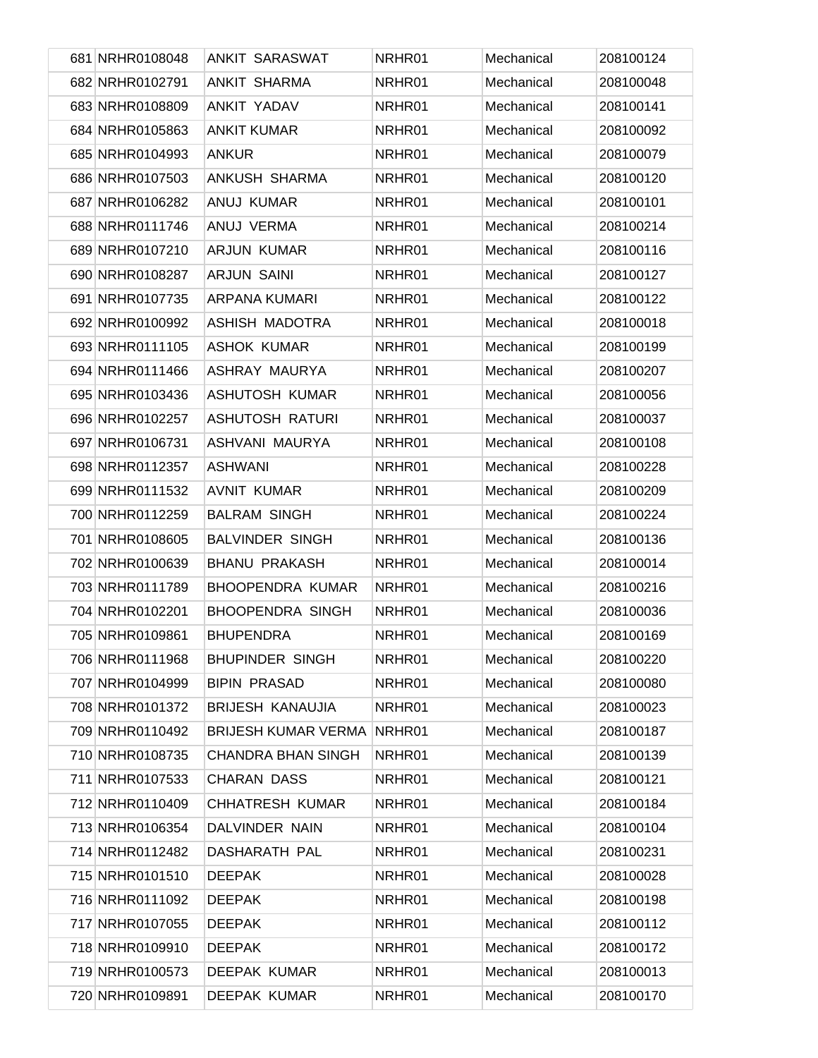| | | | | | |
|---|---|---|---|---|---|
| 681 | NRHR0108048 | ANKIT SARASWAT | NRHR01 | Mechanical | 208100124 |
| 682 | NRHR0102791 | ANKIT SHARMA | NRHR01 | Mechanical | 208100048 |
| 683 | NRHR0108809 | ANKIT YADAV | NRHR01 | Mechanical | 208100141 |
| 684 | NRHR0105863 | ANKIT KUMAR | NRHR01 | Mechanical | 208100092 |
| 685 | NRHR0104993 | ANKUR | NRHR01 | Mechanical | 208100079 |
| 686 | NRHR0107503 | ANKUSH SHARMA | NRHR01 | Mechanical | 208100120 |
| 687 | NRHR0106282 | ANUJ KUMAR | NRHR01 | Mechanical | 208100101 |
| 688 | NRHR0111746 | ANUJ VERMA | NRHR01 | Mechanical | 208100214 |
| 689 | NRHR0107210 | ARJUN KUMAR | NRHR01 | Mechanical | 208100116 |
| 690 | NRHR0108287 | ARJUN SAINI | NRHR01 | Mechanical | 208100127 |
| 691 | NRHR0107735 | ARPANA KUMARI | NRHR01 | Mechanical | 208100122 |
| 692 | NRHR0100992 | ASHISH MADOTRA | NRHR01 | Mechanical | 208100018 |
| 693 | NRHR0111105 | ASHOK KUMAR | NRHR01 | Mechanical | 208100199 |
| 694 | NRHR0111466 | ASHRAY MAURYA | NRHR01 | Mechanical | 208100207 |
| 695 | NRHR0103436 | ASHUTOSH KUMAR | NRHR01 | Mechanical | 208100056 |
| 696 | NRHR0102257 | ASHUTOSH RATURI | NRHR01 | Mechanical | 208100037 |
| 697 | NRHR0106731 | ASHVANI MAURYA | NRHR01 | Mechanical | 208100108 |
| 698 | NRHR0112357 | ASHWANI | NRHR01 | Mechanical | 208100228 |
| 699 | NRHR0111532 | AVNIT KUMAR | NRHR01 | Mechanical | 208100209 |
| 700 | NRHR0112259 | BALRAM SINGH | NRHR01 | Mechanical | 208100224 |
| 701 | NRHR0108605 | BALVINDER SINGH | NRHR01 | Mechanical | 208100136 |
| 702 | NRHR0100639 | BHANU PRAKASH | NRHR01 | Mechanical | 208100014 |
| 703 | NRHR0111789 | BHOOPENDRA KUMAR | NRHR01 | Mechanical | 208100216 |
| 704 | NRHR0102201 | BHOOPENDRA SINGH | NRHR01 | Mechanical | 208100036 |
| 705 | NRHR0109861 | BHUPENDRA | NRHR01 | Mechanical | 208100169 |
| 706 | NRHR0111968 | BHUPINDER SINGH | NRHR01 | Mechanical | 208100220 |
| 707 | NRHR0104999 | BIPIN PRASAD | NRHR01 | Mechanical | 208100080 |
| 708 | NRHR0101372 | BRIJESH KANAUJIA | NRHR01 | Mechanical | 208100023 |
| 709 | NRHR0110492 | BRIJESH KUMAR VERMA | NRHR01 | Mechanical | 208100187 |
| 710 | NRHR0108735 | CHANDRA BHAN SINGH | NRHR01 | Mechanical | 208100139 |
| 711 | NRHR0107533 | CHARAN DASS | NRHR01 | Mechanical | 208100121 |
| 712 | NRHR0110409 | CHHATRESH KUMAR | NRHR01 | Mechanical | 208100184 |
| 713 | NRHR0106354 | DALVINDER NAIN | NRHR01 | Mechanical | 208100104 |
| 714 | NRHR0112482 | DASHARATH PAL | NRHR01 | Mechanical | 208100231 |
| 715 | NRHR0101510 | DEEPAK | NRHR01 | Mechanical | 208100028 |
| 716 | NRHR0111092 | DEEPAK | NRHR01 | Mechanical | 208100198 |
| 717 | NRHR0107055 | DEEPAK | NRHR01 | Mechanical | 208100112 |
| 718 | NRHR0109910 | DEEPAK | NRHR01 | Mechanical | 208100172 |
| 719 | NRHR0100573 | DEEPAK KUMAR | NRHR01 | Mechanical | 208100013 |
| 720 | NRHR0109891 | DEEPAK KUMAR | NRHR01 | Mechanical | 208100170 |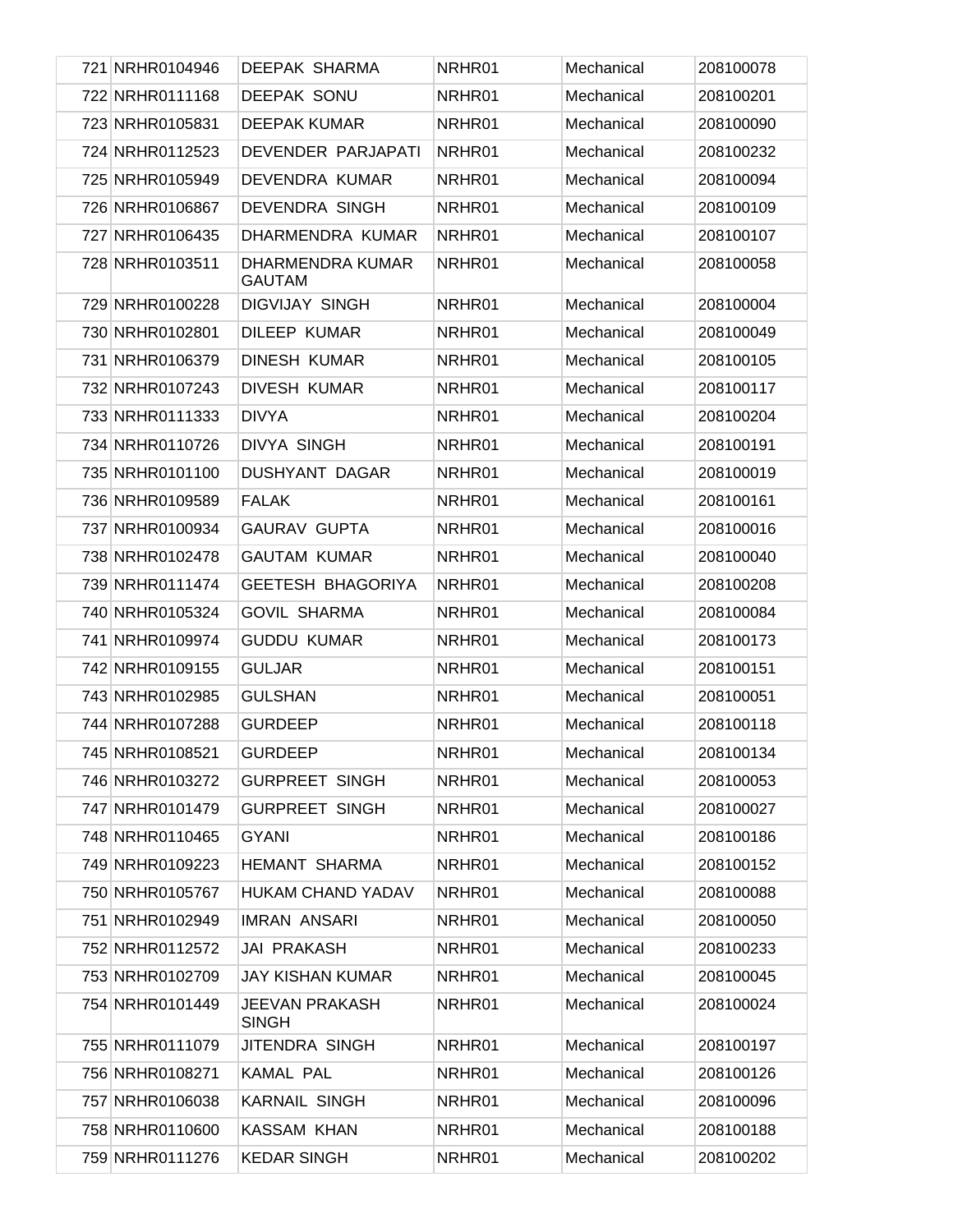| | | | | |
|---|---|---|---|---|
| 721 NRHR0104946 | DEEPAK SHARMA | NRHR01 | Mechanical | 208100078 |
| 722 NRHR0111168 | DEEPAK SONU | NRHR01 | Mechanical | 208100201 |
| 723 NRHR0105831 | DEEPAK KUMAR | NRHR01 | Mechanical | 208100090 |
| 724 NRHR0112523 | DEVENDER PARJAPATI | NRHR01 | Mechanical | 208100232 |
| 725 NRHR0105949 | DEVENDRA KUMAR | NRHR01 | Mechanical | 208100094 |
| 726 NRHR0106867 | DEVENDRA SINGH | NRHR01 | Mechanical | 208100109 |
| 727 NRHR0106435 | DHARMENDRA KUMAR | NRHR01 | Mechanical | 208100107 |
| 728 NRHR0103511 | DHARMENDRA KUMAR GAUTAM | NRHR01 | Mechanical | 208100058 |
| 729 NRHR0100228 | DIGVIJAY SINGH | NRHR01 | Mechanical | 208100004 |
| 730 NRHR0102801 | DILEEP KUMAR | NRHR01 | Mechanical | 208100049 |
| 731 NRHR0106379 | DINESH KUMAR | NRHR01 | Mechanical | 208100105 |
| 732 NRHR0107243 | DIVESH KUMAR | NRHR01 | Mechanical | 208100117 |
| 733 NRHR0111333 | DIVYA | NRHR01 | Mechanical | 208100204 |
| 734 NRHR0110726 | DIVYA SINGH | NRHR01 | Mechanical | 208100191 |
| 735 NRHR0101100 | DUSHYANT DAGAR | NRHR01 | Mechanical | 208100019 |
| 736 NRHR0109589 | FALAK | NRHR01 | Mechanical | 208100161 |
| 737 NRHR0100934 | GAURAV GUPTA | NRHR01 | Mechanical | 208100016 |
| 738 NRHR0102478 | GAUTAM KUMAR | NRHR01 | Mechanical | 208100040 |
| 739 NRHR0111474 | GEETESH BHAGORIYA | NRHR01 | Mechanical | 208100208 |
| 740 NRHR0105324 | GOVIL SHARMA | NRHR01 | Mechanical | 208100084 |
| 741 NRHR0109974 | GUDDU KUMAR | NRHR01 | Mechanical | 208100173 |
| 742 NRHR0109155 | GULJAR | NRHR01 | Mechanical | 208100151 |
| 743 NRHR0102985 | GULSHAN | NRHR01 | Mechanical | 208100051 |
| 744 NRHR0107288 | GURDEEP | NRHR01 | Mechanical | 208100118 |
| 745 NRHR0108521 | GURDEEP | NRHR01 | Mechanical | 208100134 |
| 746 NRHR0103272 | GURPREET SINGH | NRHR01 | Mechanical | 208100053 |
| 747 NRHR0101479 | GURPREET SINGH | NRHR01 | Mechanical | 208100027 |
| 748 NRHR0110465 | GYANI | NRHR01 | Mechanical | 208100186 |
| 749 NRHR0109223 | HEMANT SHARMA | NRHR01 | Mechanical | 208100152 |
| 750 NRHR0105767 | HUKAM CHAND YADAV | NRHR01 | Mechanical | 208100088 |
| 751 NRHR0102949 | IMRAN ANSARI | NRHR01 | Mechanical | 208100050 |
| 752 NRHR0112572 | JAI PRAKASH | NRHR01 | Mechanical | 208100233 |
| 753 NRHR0102709 | JAY KISHAN KUMAR | NRHR01 | Mechanical | 208100045 |
| 754 NRHR0101449 | JEEVAN PRAKASH SINGH | NRHR01 | Mechanical | 208100024 |
| 755 NRHR0111079 | JITENDRA SINGH | NRHR01 | Mechanical | 208100197 |
| 756 NRHR0108271 | KAMAL PAL | NRHR01 | Mechanical | 208100126 |
| 757 NRHR0106038 | KARNAIL SINGH | NRHR01 | Mechanical | 208100096 |
| 758 NRHR0110600 | KASSAM KHAN | NRHR01 | Mechanical | 208100188 |
| 759 NRHR0111276 | KEDAR SINGH | NRHR01 | Mechanical | 208100202 |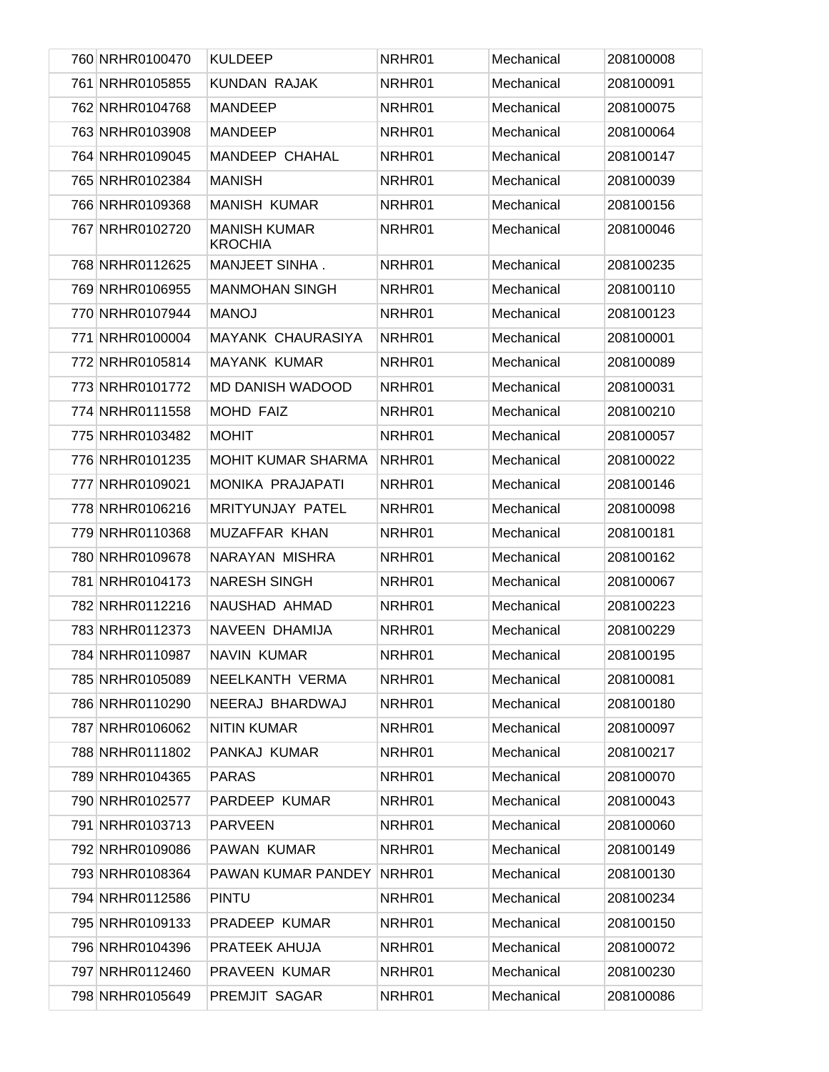| | | | | |
|---|---|---|---|---|
| 760 | NRHR0100470 | KULDEEP | NRHR01 | Mechanical | 208100008 |
| 761 | NRHR0105855 | KUNDAN RAJAK | NRHR01 | Mechanical | 208100091 |
| 762 | NRHR0104768 | MANDEEP | NRHR01 | Mechanical | 208100075 |
| 763 | NRHR0103908 | MANDEEP | NRHR01 | Mechanical | 208100064 |
| 764 | NRHR0109045 | MANDEEP CHAHAL | NRHR01 | Mechanical | 208100147 |
| 765 | NRHR0102384 | MANISH | NRHR01 | Mechanical | 208100039 |
| 766 | NRHR0109368 | MANISH KUMAR | NRHR01 | Mechanical | 208100156 |
| 767 | NRHR0102720 | MANISH KUMAR KROCHIA | NRHR01 | Mechanical | 208100046 |
| 768 | NRHR0112625 | MANJEET SINHA . | NRHR01 | Mechanical | 208100235 |
| 769 | NRHR0106955 | MANMOHAN SINGH | NRHR01 | Mechanical | 208100110 |
| 770 | NRHR0107944 | MANOJ | NRHR01 | Mechanical | 208100123 |
| 771 | NRHR0100004 | MAYANK CHAURASIYA | NRHR01 | Mechanical | 208100001 |
| 772 | NRHR0105814 | MAYANK KUMAR | NRHR01 | Mechanical | 208100089 |
| 773 | NRHR0101772 | MD DANISH WADOOD | NRHR01 | Mechanical | 208100031 |
| 774 | NRHR0111558 | MOHD FAIZ | NRHR01 | Mechanical | 208100210 |
| 775 | NRHR0103482 | MOHIT | NRHR01 | Mechanical | 208100057 |
| 776 | NRHR0101235 | MOHIT KUMAR SHARMA | NRHR01 | Mechanical | 208100022 |
| 777 | NRHR0109021 | MONIKA PRAJAPATI | NRHR01 | Mechanical | 208100146 |
| 778 | NRHR0106216 | MRITYUNJAY PATEL | NRHR01 | Mechanical | 208100098 |
| 779 | NRHR0110368 | MUZAFFAR KHAN | NRHR01 | Mechanical | 208100181 |
| 780 | NRHR0109678 | NARAYAN MISHRA | NRHR01 | Mechanical | 208100162 |
| 781 | NRHR0104173 | NARESH SINGH | NRHR01 | Mechanical | 208100067 |
| 782 | NRHR0112216 | NAUSHAD AHMAD | NRHR01 | Mechanical | 208100223 |
| 783 | NRHR0112373 | NAVEEN DHAMIJA | NRHR01 | Mechanical | 208100229 |
| 784 | NRHR0110987 | NAVIN KUMAR | NRHR01 | Mechanical | 208100195 |
| 785 | NRHR0105089 | NEELKANTH VERMA | NRHR01 | Mechanical | 208100081 |
| 786 | NRHR0110290 | NEERAJ BHARDWAJ | NRHR01 | Mechanical | 208100180 |
| 787 | NRHR0106062 | NITIN KUMAR | NRHR01 | Mechanical | 208100097 |
| 788 | NRHR0111802 | PANKAJ KUMAR | NRHR01 | Mechanical | 208100217 |
| 789 | NRHR0104365 | PARAS | NRHR01 | Mechanical | 208100070 |
| 790 | NRHR0102577 | PARDEEP KUMAR | NRHR01 | Mechanical | 208100043 |
| 791 | NRHR0103713 | PARVEEN | NRHR01 | Mechanical | 208100060 |
| 792 | NRHR0109086 | PAWAN KUMAR | NRHR01 | Mechanical | 208100149 |
| 793 | NRHR0108364 | PAWAN KUMAR PANDEY | NRHR01 | Mechanical | 208100130 |
| 794 | NRHR0112586 | PINTU | NRHR01 | Mechanical | 208100234 |
| 795 | NRHR0109133 | PRADEEP KUMAR | NRHR01 | Mechanical | 208100150 |
| 796 | NRHR0104396 | PRATEEK AHUJA | NRHR01 | Mechanical | 208100072 |
| 797 | NRHR0112460 | PRAVEEN KUMAR | NRHR01 | Mechanical | 208100230 |
| 798 | NRHR0105649 | PREMJIT SAGAR | NRHR01 | Mechanical | 208100086 |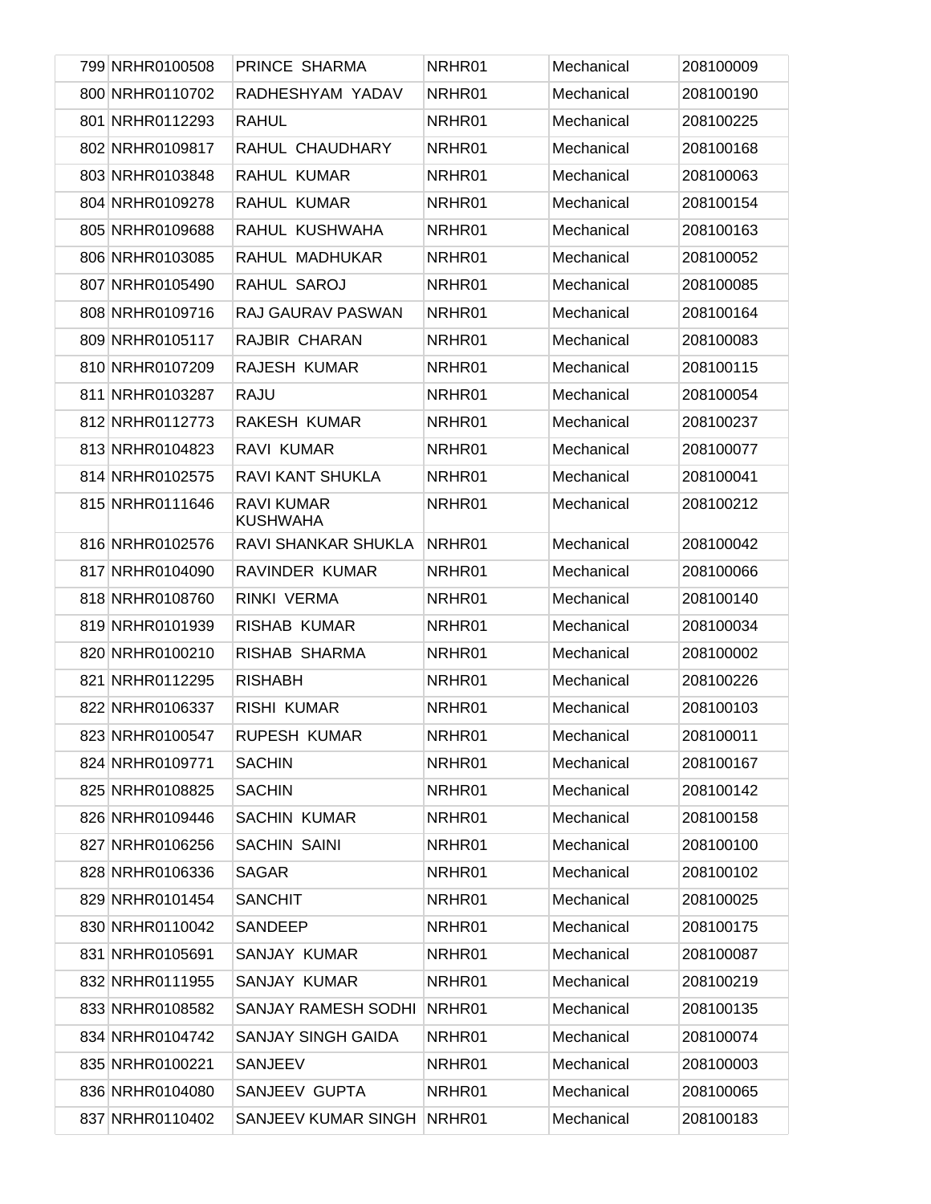| 799 | NRHR0100508 | PRINCE SHARMA | NRHR01 | Mechanical | 208100009 |
|---|---|---|---|---|---|
| 800 | NRHR0110702 | RADHESHYAM YADAV | NRHR01 | Mechanical | 208100190 |
| 801 | NRHR0112293 | RAHUL | NRHR01 | Mechanical | 208100225 |
| 802 | NRHR0109817 | RAHUL CHAUDHARY | NRHR01 | Mechanical | 208100168 |
| 803 | NRHR0103848 | RAHUL KUMAR | NRHR01 | Mechanical | 208100063 |
| 804 | NRHR0109278 | RAHUL KUMAR | NRHR01 | Mechanical | 208100154 |
| 805 | NRHR0109688 | RAHUL KUSHWAHA | NRHR01 | Mechanical | 208100163 |
| 806 | NRHR0103085 | RAHUL MADHUKAR | NRHR01 | Mechanical | 208100052 |
| 807 | NRHR0105490 | RAHUL SAROJ | NRHR01 | Mechanical | 208100085 |
| 808 | NRHR0109716 | RAJ GAURAV PASWAN | NRHR01 | Mechanical | 208100164 |
| 809 | NRHR0105117 | RAJBIR CHARAN | NRHR01 | Mechanical | 208100083 |
| 810 | NRHR0107209 | RAJESH KUMAR | NRHR01 | Mechanical | 208100115 |
| 811 | NRHR0103287 | RAJU | NRHR01 | Mechanical | 208100054 |
| 812 | NRHR0112773 | RAKESH KUMAR | NRHR01 | Mechanical | 208100237 |
| 813 | NRHR0104823 | RAVI KUMAR | NRHR01 | Mechanical | 208100077 |
| 814 | NRHR0102575 | RAVI KANT SHUKLA | NRHR01 | Mechanical | 208100041 |
| 815 | NRHR0111646 | RAVI KUMAR KUSHWAHA | NRHR01 | Mechanical | 208100212 |
| 816 | NRHR0102576 | RAVI SHANKAR SHUKLA | NRHR01 | Mechanical | 208100042 |
| 817 | NRHR0104090 | RAVINDER KUMAR | NRHR01 | Mechanical | 208100066 |
| 818 | NRHR0108760 | RINKI VERMA | NRHR01 | Mechanical | 208100140 |
| 819 | NRHR0101939 | RISHAB KUMAR | NRHR01 | Mechanical | 208100034 |
| 820 | NRHR0100210 | RISHAB SHARMA | NRHR01 | Mechanical | 208100002 |
| 821 | NRHR0112295 | RISHABH | NRHR01 | Mechanical | 208100226 |
| 822 | NRHR0106337 | RISHI KUMAR | NRHR01 | Mechanical | 208100103 |
| 823 | NRHR0100547 | RUPESH KUMAR | NRHR01 | Mechanical | 208100011 |
| 824 | NRHR0109771 | SACHIN | NRHR01 | Mechanical | 208100167 |
| 825 | NRHR0108825 | SACHIN | NRHR01 | Mechanical | 208100142 |
| 826 | NRHR0109446 | SACHIN KUMAR | NRHR01 | Mechanical | 208100158 |
| 827 | NRHR0106256 | SACHIN SAINI | NRHR01 | Mechanical | 208100100 |
| 828 | NRHR0106336 | SAGAR | NRHR01 | Mechanical | 208100102 |
| 829 | NRHR0101454 | SANCHIT | NRHR01 | Mechanical | 208100025 |
| 830 | NRHR0110042 | SANDEEP | NRHR01 | Mechanical | 208100175 |
| 831 | NRHR0105691 | SANJAY KUMAR | NRHR01 | Mechanical | 208100087 |
| 832 | NRHR0111955 | SANJAY KUMAR | NRHR01 | Mechanical | 208100219 |
| 833 | NRHR0108582 | SANJAY RAMESH SODHI | NRHR01 | Mechanical | 208100135 |
| 834 | NRHR0104742 | SANJAY SINGH GAIDA | NRHR01 | Mechanical | 208100074 |
| 835 | NRHR0100221 | SANJEEV | NRHR01 | Mechanical | 208100003 |
| 836 | NRHR0104080 | SANJEEV GUPTA | NRHR01 | Mechanical | 208100065 |
| 837 | NRHR0110402 | SANJEEV KUMAR SINGH | NRHR01 | Mechanical | 208100183 |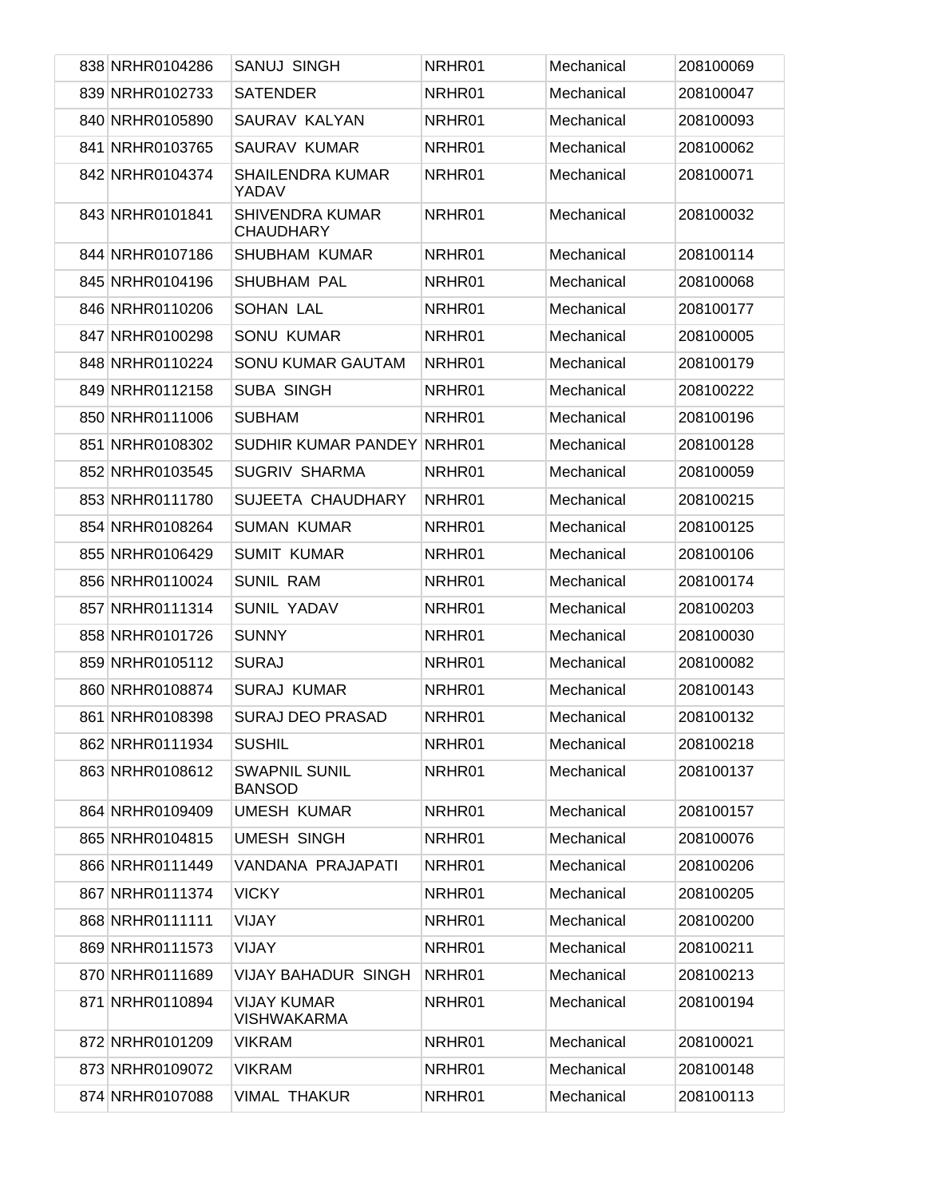| | | | | | |
|---|---|---|---|---|---|
| 838 | NRHR0104286 | SANUJ SINGH | NRHR01 | Mechanical | 208100069 |
| 839 | NRHR0102733 | SATENDER | NRHR01 | Mechanical | 208100047 |
| 840 | NRHR0105890 | SAURAV KALYAN | NRHR01 | Mechanical | 208100093 |
| 841 | NRHR0103765 | SAURAV KUMAR | NRHR01 | Mechanical | 208100062 |
| 842 | NRHR0104374 | SHAILENDRA KUMAR YADAV | NRHR01 | Mechanical | 208100071 |
| 843 | NRHR0101841 | SHIVENDRA KUMAR CHAUDHARY | NRHR01 | Mechanical | 208100032 |
| 844 | NRHR0107186 | SHUBHAM KUMAR | NRHR01 | Mechanical | 208100114 |
| 845 | NRHR0104196 | SHUBHAM PAL | NRHR01 | Mechanical | 208100068 |
| 846 | NRHR0110206 | SOHAN LAL | NRHR01 | Mechanical | 208100177 |
| 847 | NRHR0100298 | SONU KUMAR | NRHR01 | Mechanical | 208100005 |
| 848 | NRHR0110224 | SONU KUMAR GAUTAM | NRHR01 | Mechanical | 208100179 |
| 849 | NRHR0112158 | SUBA SINGH | NRHR01 | Mechanical | 208100222 |
| 850 | NRHR0111006 | SUBHAM | NRHR01 | Mechanical | 208100196 |
| 851 | NRHR0108302 | SUDHIR KUMAR PANDEY | NRHR01 | Mechanical | 208100128 |
| 852 | NRHR0103545 | SUGRIV SHARMA | NRHR01 | Mechanical | 208100059 |
| 853 | NRHR0111780 | SUJEETA CHAUDHARY | NRHR01 | Mechanical | 208100215 |
| 854 | NRHR0108264 | SUMAN KUMAR | NRHR01 | Mechanical | 208100125 |
| 855 | NRHR0106429 | SUMIT KUMAR | NRHR01 | Mechanical | 208100106 |
| 856 | NRHR0110024 | SUNIL RAM | NRHR01 | Mechanical | 208100174 |
| 857 | NRHR0111314 | SUNIL YADAV | NRHR01 | Mechanical | 208100203 |
| 858 | NRHR0101726 | SUNNY | NRHR01 | Mechanical | 208100030 |
| 859 | NRHR0105112 | SURAJ | NRHR01 | Mechanical | 208100082 |
| 860 | NRHR0108874 | SURAJ KUMAR | NRHR01 | Mechanical | 208100143 |
| 861 | NRHR0108398 | SURAJ DEO PRASAD | NRHR01 | Mechanical | 208100132 |
| 862 | NRHR0111934 | SUSHIL | NRHR01 | Mechanical | 208100218 |
| 863 | NRHR0108612 | SWAPNIL SUNIL BANSOD | NRHR01 | Mechanical | 208100137 |
| 864 | NRHR0109409 | UMESH KUMAR | NRHR01 | Mechanical | 208100157 |
| 865 | NRHR0104815 | UMESH SINGH | NRHR01 | Mechanical | 208100076 |
| 866 | NRHR0111449 | VANDANA PRAJAPATI | NRHR01 | Mechanical | 208100206 |
| 867 | NRHR0111374 | VICKY | NRHR01 | Mechanical | 208100205 |
| 868 | NRHR0111111 | VIJAY | NRHR01 | Mechanical | 208100200 |
| 869 | NRHR0111573 | VIJAY | NRHR01 | Mechanical | 208100211 |
| 870 | NRHR0111689 | VIJAY BAHADUR SINGH | NRHR01 | Mechanical | 208100213 |
| 871 | NRHR0110894 | VIJAY KUMAR VISHWAKARMA | NRHR01 | Mechanical | 208100194 |
| 872 | NRHR0101209 | VIKRAM | NRHR01 | Mechanical | 208100021 |
| 873 | NRHR0109072 | VIKRAM | NRHR01 | Mechanical | 208100148 |
| 874 | NRHR0107088 | VIMAL THAKUR | NRHR01 | Mechanical | 208100113 |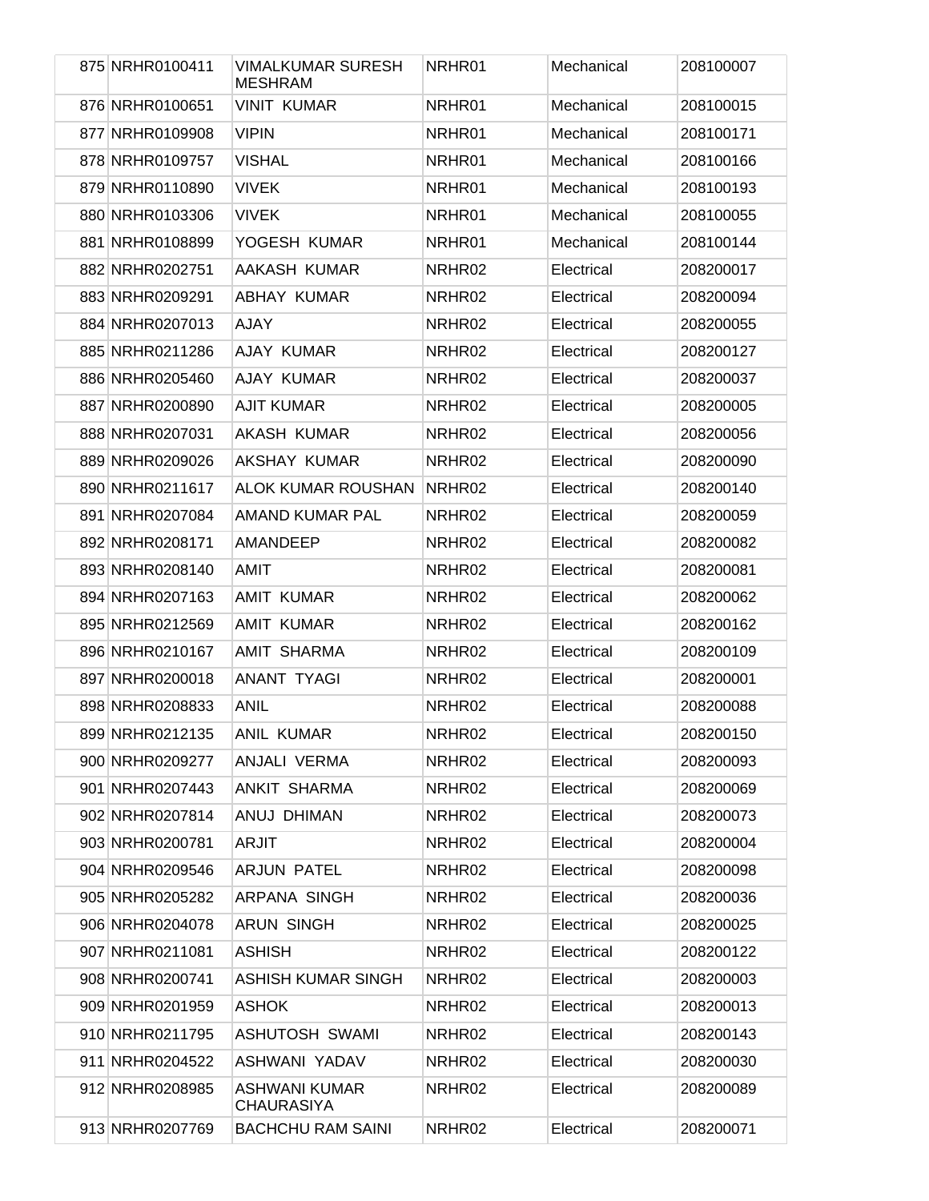| | | | | | |
|---|---|---|---|---|---|
| 875 | NRHR0100411 | VIMALKUMAR SURESH MESHRAM | NRHR01 | Mechanical | 208100007 |
| 876 | NRHR0100651 | VINIT KUMAR | NRHR01 | Mechanical | 208100015 |
| 877 | NRHR0109908 | VIPIN | NRHR01 | Mechanical | 208100171 |
| 878 | NRHR0109757 | VISHAL | NRHR01 | Mechanical | 208100166 |
| 879 | NRHR0110890 | VIVEK | NRHR01 | Mechanical | 208100193 |
| 880 | NRHR0103306 | VIVEK | NRHR01 | Mechanical | 208100055 |
| 881 | NRHR0108899 | YOGESH KUMAR | NRHR01 | Mechanical | 208100144 |
| 882 | NRHR0202751 | AAKASH KUMAR | NRHR02 | Electrical | 208200017 |
| 883 | NRHR0209291 | ABHAY KUMAR | NRHR02 | Electrical | 208200094 |
| 884 | NRHR0207013 | AJAY | NRHR02 | Electrical | 208200055 |
| 885 | NRHR0211286 | AJAY KUMAR | NRHR02 | Electrical | 208200127 |
| 886 | NRHR0205460 | AJAY KUMAR | NRHR02 | Electrical | 208200037 |
| 887 | NRHR0200890 | AJIT KUMAR | NRHR02 | Electrical | 208200005 |
| 888 | NRHR0207031 | AKASH KUMAR | NRHR02 | Electrical | 208200056 |
| 889 | NRHR0209026 | AKSHAY KUMAR | NRHR02 | Electrical | 208200090 |
| 890 | NRHR0211617 | ALOK KUMAR ROUSHAN | NRHR02 | Electrical | 208200140 |
| 891 | NRHR0207084 | AMAND KUMAR PAL | NRHR02 | Electrical | 208200059 |
| 892 | NRHR0208171 | AMANDEEP | NRHR02 | Electrical | 208200082 |
| 893 | NRHR0208140 | AMIT | NRHR02 | Electrical | 208200081 |
| 894 | NRHR0207163 | AMIT KUMAR | NRHR02 | Electrical | 208200062 |
| 895 | NRHR0212569 | AMIT KUMAR | NRHR02 | Electrical | 208200162 |
| 896 | NRHR0210167 | AMIT SHARMA | NRHR02 | Electrical | 208200109 |
| 897 | NRHR0200018 | ANANT TYAGI | NRHR02 | Electrical | 208200001 |
| 898 | NRHR0208833 | ANIL | NRHR02 | Electrical | 208200088 |
| 899 | NRHR0212135 | ANIL KUMAR | NRHR02 | Electrical | 208200150 |
| 900 | NRHR0209277 | ANJALI VERMA | NRHR02 | Electrical | 208200093 |
| 901 | NRHR0207443 | ANKIT SHARMA | NRHR02 | Electrical | 208200069 |
| 902 | NRHR0207814 | ANUJ DHIMAN | NRHR02 | Electrical | 208200073 |
| 903 | NRHR0200781 | ARJIT | NRHR02 | Electrical | 208200004 |
| 904 | NRHR0209546 | ARJUN PATEL | NRHR02 | Electrical | 208200098 |
| 905 | NRHR0205282 | ARPANA SINGH | NRHR02 | Electrical | 208200036 |
| 906 | NRHR0204078 | ARUN SINGH | NRHR02 | Electrical | 208200025 |
| 907 | NRHR0211081 | ASHISH | NRHR02 | Electrical | 208200122 |
| 908 | NRHR0200741 | ASHISH KUMAR SINGH | NRHR02 | Electrical | 208200003 |
| 909 | NRHR0201959 | ASHOK | NRHR02 | Electrical | 208200013 |
| 910 | NRHR0211795 | ASHUTOSH SWAMI | NRHR02 | Electrical | 208200143 |
| 911 | NRHR0204522 | ASHWANI YADAV | NRHR02 | Electrical | 208200030 |
| 912 | NRHR0208985 | ASHWANI KUMAR CHAURASIYA | NRHR02 | Electrical | 208200089 |
| 913 | NRHR0207769 | BACHCHU RAM SAINI | NRHR02 | Electrical | 208200071 |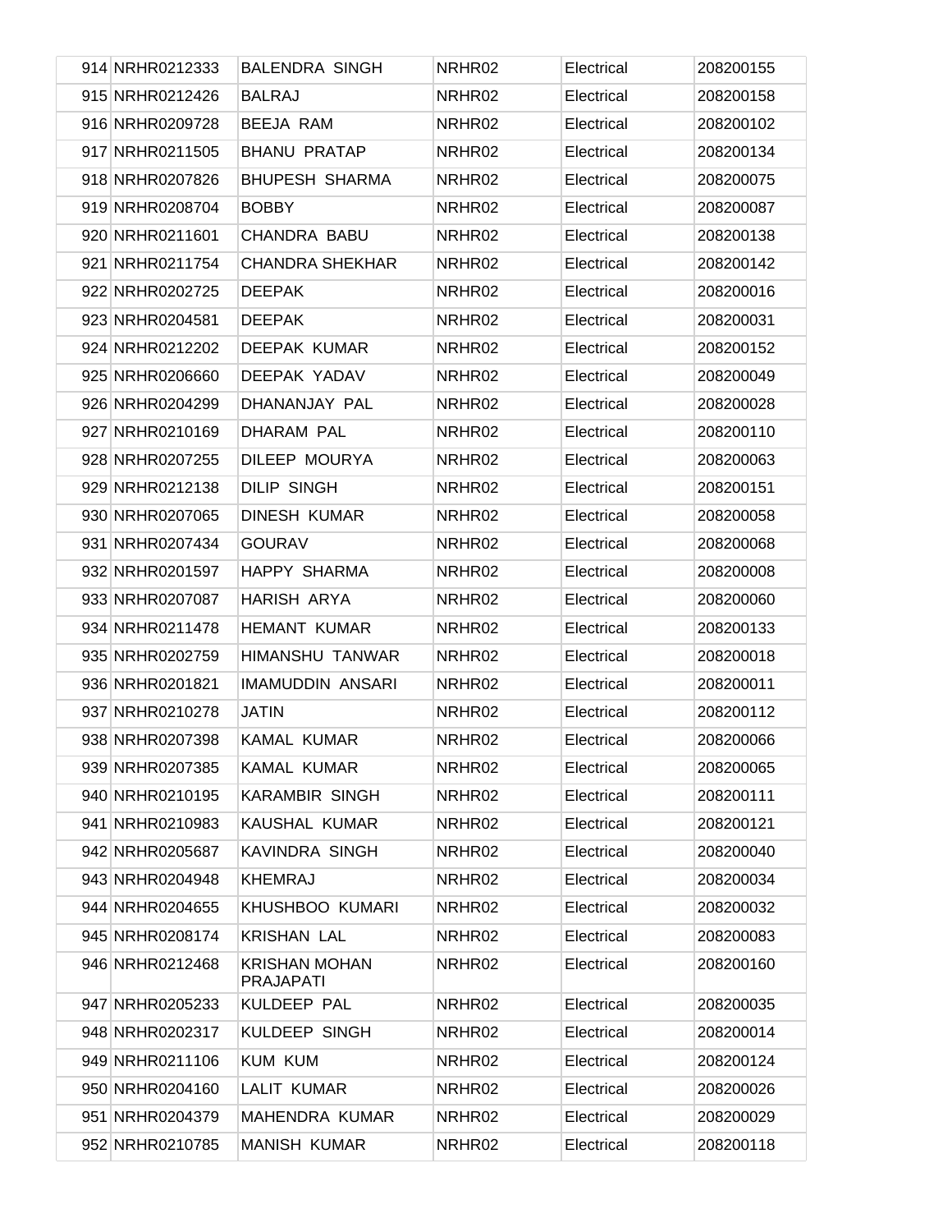| | | | | |
|---|---|---|---|---|
| 914 NRHR0212333 | BALENDRA SINGH | NRHR02 | Electrical | 208200155 |
| 915 NRHR0212426 | BALRAJ | NRHR02 | Electrical | 208200158 |
| 916 NRHR0209728 | BEEJA RAM | NRHR02 | Electrical | 208200102 |
| 917 NRHR0211505 | BHANU PRATAP | NRHR02 | Electrical | 208200134 |
| 918 NRHR0207826 | BHUPESH SHARMA | NRHR02 | Electrical | 208200075 |
| 919 NRHR0208704 | BOBBY | NRHR02 | Electrical | 208200087 |
| 920 NRHR0211601 | CHANDRA BABU | NRHR02 | Electrical | 208200138 |
| 921 NRHR0211754 | CHANDRA SHEKHAR | NRHR02 | Electrical | 208200142 |
| 922 NRHR0202725 | DEEPAK | NRHR02 | Electrical | 208200016 |
| 923 NRHR0204581 | DEEPAK | NRHR02 | Electrical | 208200031 |
| 924 NRHR0212202 | DEEPAK KUMAR | NRHR02 | Electrical | 208200152 |
| 925 NRHR0206660 | DEEPAK YADAV | NRHR02 | Electrical | 208200049 |
| 926 NRHR0204299 | DHANANJAY PAL | NRHR02 | Electrical | 208200028 |
| 927 NRHR0210169 | DHARAM PAL | NRHR02 | Electrical | 208200110 |
| 928 NRHR0207255 | DILEEP MOURYA | NRHR02 | Electrical | 208200063 |
| 929 NRHR0212138 | DILIP SINGH | NRHR02 | Electrical | 208200151 |
| 930 NRHR0207065 | DINESH KUMAR | NRHR02 | Electrical | 208200058 |
| 931 NRHR0207434 | GOURAV | NRHR02 | Electrical | 208200068 |
| 932 NRHR0201597 | HAPPY SHARMA | NRHR02 | Electrical | 208200008 |
| 933 NRHR0207087 | HARISH ARYA | NRHR02 | Electrical | 208200060 |
| 934 NRHR0211478 | HEMANT KUMAR | NRHR02 | Electrical | 208200133 |
| 935 NRHR0202759 | HIMANSHU TANWAR | NRHR02 | Electrical | 208200018 |
| 936 NRHR0201821 | IMAMUDDIN ANSARI | NRHR02 | Electrical | 208200011 |
| 937 NRHR0210278 | JATIN | NRHR02 | Electrical | 208200112 |
| 938 NRHR0207398 | KAMAL KUMAR | NRHR02 | Electrical | 208200066 |
| 939 NRHR0207385 | KAMAL KUMAR | NRHR02 | Electrical | 208200065 |
| 940 NRHR0210195 | KARAMBIR SINGH | NRHR02 | Electrical | 208200111 |
| 941 NRHR0210983 | KAUSHAL KUMAR | NRHR02 | Electrical | 208200121 |
| 942 NRHR0205687 | KAVINDRA SINGH | NRHR02 | Electrical | 208200040 |
| 943 NRHR0204948 | KHEMRAJ | NRHR02 | Electrical | 208200034 |
| 944 NRHR0204655 | KHUSHBOO KUMARI | NRHR02 | Electrical | 208200032 |
| 945 NRHR0208174 | KRISHAN LAL | NRHR02 | Electrical | 208200083 |
| 946 NRHR0212468 | KRISHAN MOHAN PRAJAPATI | NRHR02 | Electrical | 208200160 |
| 947 NRHR0205233 | KULDEEP PAL | NRHR02 | Electrical | 208200035 |
| 948 NRHR0202317 | KULDEEP SINGH | NRHR02 | Electrical | 208200014 |
| 949 NRHR0211106 | KUM KUM | NRHR02 | Electrical | 208200124 |
| 950 NRHR0204160 | LALIT KUMAR | NRHR02 | Electrical | 208200026 |
| 951 NRHR0204379 | MAHENDRA KUMAR | NRHR02 | Electrical | 208200029 |
| 952 NRHR0210785 | MANISH KUMAR | NRHR02 | Electrical | 208200118 |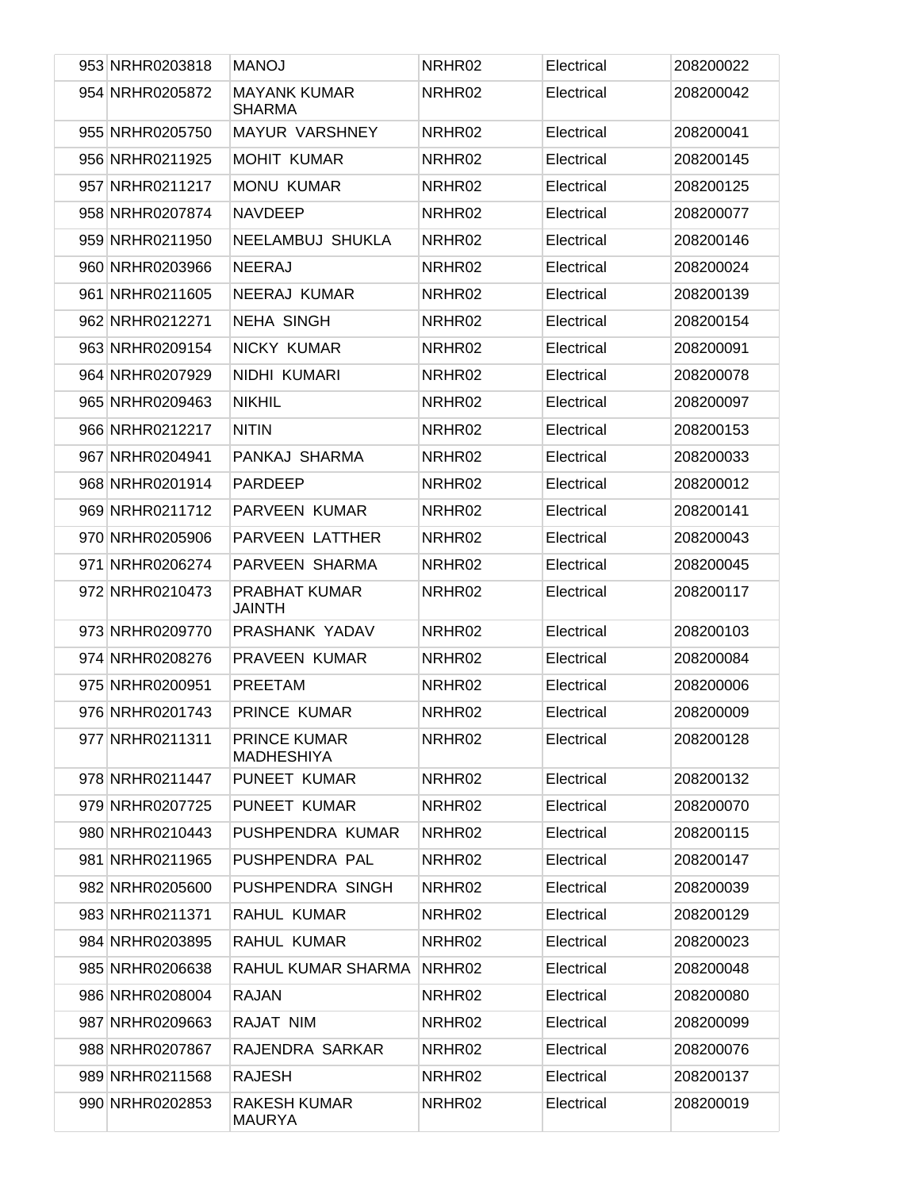| 953 | NRHR0203818 | MANOJ | NRHR02 | Electrical | 208200022 |
|---|---|---|---|---|---|
| 954 | NRHR0205872 | MAYANK KUMAR SHARMA | NRHR02 | Electrical | 208200042 |
| 955 | NRHR0205750 | MAYUR VARSHNEY | NRHR02 | Electrical | 208200041 |
| 956 | NRHR0211925 | MOHIT KUMAR | NRHR02 | Electrical | 208200145 |
| 957 | NRHR0211217 | MONU KUMAR | NRHR02 | Electrical | 208200125 |
| 958 | NRHR0207874 | NAVDEEP | NRHR02 | Electrical | 208200077 |
| 959 | NRHR0211950 | NEELAMBUJ SHUKLA | NRHR02 | Electrical | 208200146 |
| 960 | NRHR0203966 | NEERAJ | NRHR02 | Electrical | 208200024 |
| 961 | NRHR0211605 | NEERAJ KUMAR | NRHR02 | Electrical | 208200139 |
| 962 | NRHR0212271 | NEHA SINGH | NRHR02 | Electrical | 208200154 |
| 963 | NRHR0209154 | NICKY KUMAR | NRHR02 | Electrical | 208200091 |
| 964 | NRHR0207929 | NIDHI KUMARI | NRHR02 | Electrical | 208200078 |
| 965 | NRHR0209463 | NIKHIL | NRHR02 | Electrical | 208200097 |
| 966 | NRHR0212217 | NITIN | NRHR02 | Electrical | 208200153 |
| 967 | NRHR0204941 | PANKAJ SHARMA | NRHR02 | Electrical | 208200033 |
| 968 | NRHR0201914 | PARDEEP | NRHR02 | Electrical | 208200012 |
| 969 | NRHR0211712 | PARVEEN KUMAR | NRHR02 | Electrical | 208200141 |
| 970 | NRHR0205906 | PARVEEN LATTHER | NRHR02 | Electrical | 208200043 |
| 971 | NRHR0206274 | PARVEEN SHARMA | NRHR02 | Electrical | 208200045 |
| 972 | NRHR0210473 | PRABHAT KUMAR JAINTH | NRHR02 | Electrical | 208200117 |
| 973 | NRHR0209770 | PRASHANK YADAV | NRHR02 | Electrical | 208200103 |
| 974 | NRHR0208276 | PRAVEEN KUMAR | NRHR02 | Electrical | 208200084 |
| 975 | NRHR0200951 | PREETAM | NRHR02 | Electrical | 208200006 |
| 976 | NRHR0201743 | PRINCE KUMAR | NRHR02 | Electrical | 208200009 |
| 977 | NRHR0211311 | PRINCE KUMAR MADHESHIYA | NRHR02 | Electrical | 208200128 |
| 978 | NRHR0211447 | PUNEET KUMAR | NRHR02 | Electrical | 208200132 |
| 979 | NRHR0207725 | PUNEET KUMAR | NRHR02 | Electrical | 208200070 |
| 980 | NRHR0210443 | PUSHPENDRA KUMAR | NRHR02 | Electrical | 208200115 |
| 981 | NRHR0211965 | PUSHPENDRA PAL | NRHR02 | Electrical | 208200147 |
| 982 | NRHR0205600 | PUSHPENDRA SINGH | NRHR02 | Electrical | 208200039 |
| 983 | NRHR0211371 | RAHUL KUMAR | NRHR02 | Electrical | 208200129 |
| 984 | NRHR0203895 | RAHUL KUMAR | NRHR02 | Electrical | 208200023 |
| 985 | NRHR0206638 | RAHUL KUMAR SHARMA | NRHR02 | Electrical | 208200048 |
| 986 | NRHR0208004 | RAJAN | NRHR02 | Electrical | 208200080 |
| 987 | NRHR0209663 | RAJAT NIM | NRHR02 | Electrical | 208200099 |
| 988 | NRHR0207867 | RAJENDRA SARKAR | NRHR02 | Electrical | 208200076 |
| 989 | NRHR0211568 | RAJESH | NRHR02 | Electrical | 208200137 |
| 990 | NRHR0202853 | RAKESH KUMAR MAURYA | NRHR02 | Electrical | 208200019 |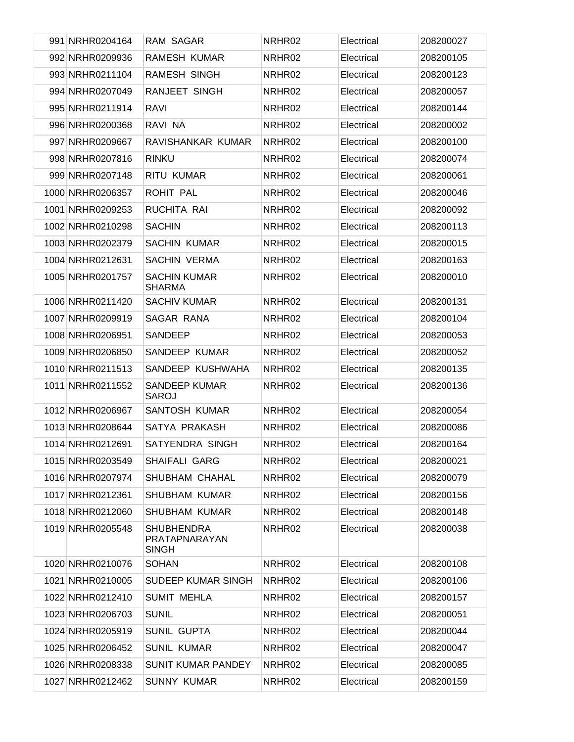| | | | | | |
|---|---|---|---|---|---|
| 991 | NRHR0204164 | RAM SAGAR | NRHR02 | Electrical | 208200027 |
| 992 | NRHR0209936 | RAMESH KUMAR | NRHR02 | Electrical | 208200105 |
| 993 | NRHR0211104 | RAMESH SINGH | NRHR02 | Electrical | 208200123 |
| 994 | NRHR0207049 | RANJEET SINGH | NRHR02 | Electrical | 208200057 |
| 995 | NRHR0211914 | RAVI | NRHR02 | Electrical | 208200144 |
| 996 | NRHR0200368 | RAVI NA | NRHR02 | Electrical | 208200002 |
| 997 | NRHR0209667 | RAVISHANKAR KUMAR | NRHR02 | Electrical | 208200100 |
| 998 | NRHR0207816 | RINKU | NRHR02 | Electrical | 208200074 |
| 999 | NRHR0207148 | RITU KUMAR | NRHR02 | Electrical | 208200061 |
| 1000 | NRHR0206357 | ROHIT PAL | NRHR02 | Electrical | 208200046 |
| 1001 | NRHR0209253 | RUCHITA RAI | NRHR02 | Electrical | 208200092 |
| 1002 | NRHR0210298 | SACHIN | NRHR02 | Electrical | 208200113 |
| 1003 | NRHR0202379 | SACHIN KUMAR | NRHR02 | Electrical | 208200015 |
| 1004 | NRHR0212631 | SACHIN VERMA | NRHR02 | Electrical | 208200163 |
| 1005 | NRHR0201757 | SACHIN KUMAR SHARMA | NRHR02 | Electrical | 208200010 |
| 1006 | NRHR0211420 | SACHIV KUMAR | NRHR02 | Electrical | 208200131 |
| 1007 | NRHR0209919 | SAGAR RANA | NRHR02 | Electrical | 208200104 |
| 1008 | NRHR0206951 | SANDEEP | NRHR02 | Electrical | 208200053 |
| 1009 | NRHR0206850 | SANDEEP KUMAR | NRHR02 | Electrical | 208200052 |
| 1010 | NRHR0211513 | SANDEEP KUSHWAHA | NRHR02 | Electrical | 208200135 |
| 1011 | NRHR0211552 | SANDEEP KUMAR SAROJ | NRHR02 | Electrical | 208200136 |
| 1012 | NRHR0206967 | SANTOSH KUMAR | NRHR02 | Electrical | 208200054 |
| 1013 | NRHR0208644 | SATYA PRAKASH | NRHR02 | Electrical | 208200086 |
| 1014 | NRHR0212691 | SATYENDRA SINGH | NRHR02 | Electrical | 208200164 |
| 1015 | NRHR0203549 | SHAIFALI GARG | NRHR02 | Electrical | 208200021 |
| 1016 | NRHR0207974 | SHUBHAM CHAHAL | NRHR02 | Electrical | 208200079 |
| 1017 | NRHR0212361 | SHUBHAM KUMAR | NRHR02 | Electrical | 208200156 |
| 1018 | NRHR0212060 | SHUBHAM KUMAR | NRHR02 | Electrical | 208200148 |
| 1019 | NRHR0205548 | SHUBHENDRA PRATAPNARAYAN SINGH | NRHR02 | Electrical | 208200038 |
| 1020 | NRHR0210076 | SOHAN | NRHR02 | Electrical | 208200108 |
| 1021 | NRHR0210005 | SUDEEP KUMAR SINGH | NRHR02 | Electrical | 208200106 |
| 1022 | NRHR0212410 | SUMIT MEHLA | NRHR02 | Electrical | 208200157 |
| 1023 | NRHR0206703 | SUNIL | NRHR02 | Electrical | 208200051 |
| 1024 | NRHR0205919 | SUNIL GUPTA | NRHR02 | Electrical | 208200044 |
| 1025 | NRHR0206452 | SUNIL KUMAR | NRHR02 | Electrical | 208200047 |
| 1026 | NRHR0208338 | SUNIT KUMAR PANDEY | NRHR02 | Electrical | 208200085 |
| 1027 | NRHR0212462 | SUNNY KUMAR | NRHR02 | Electrical | 208200159 |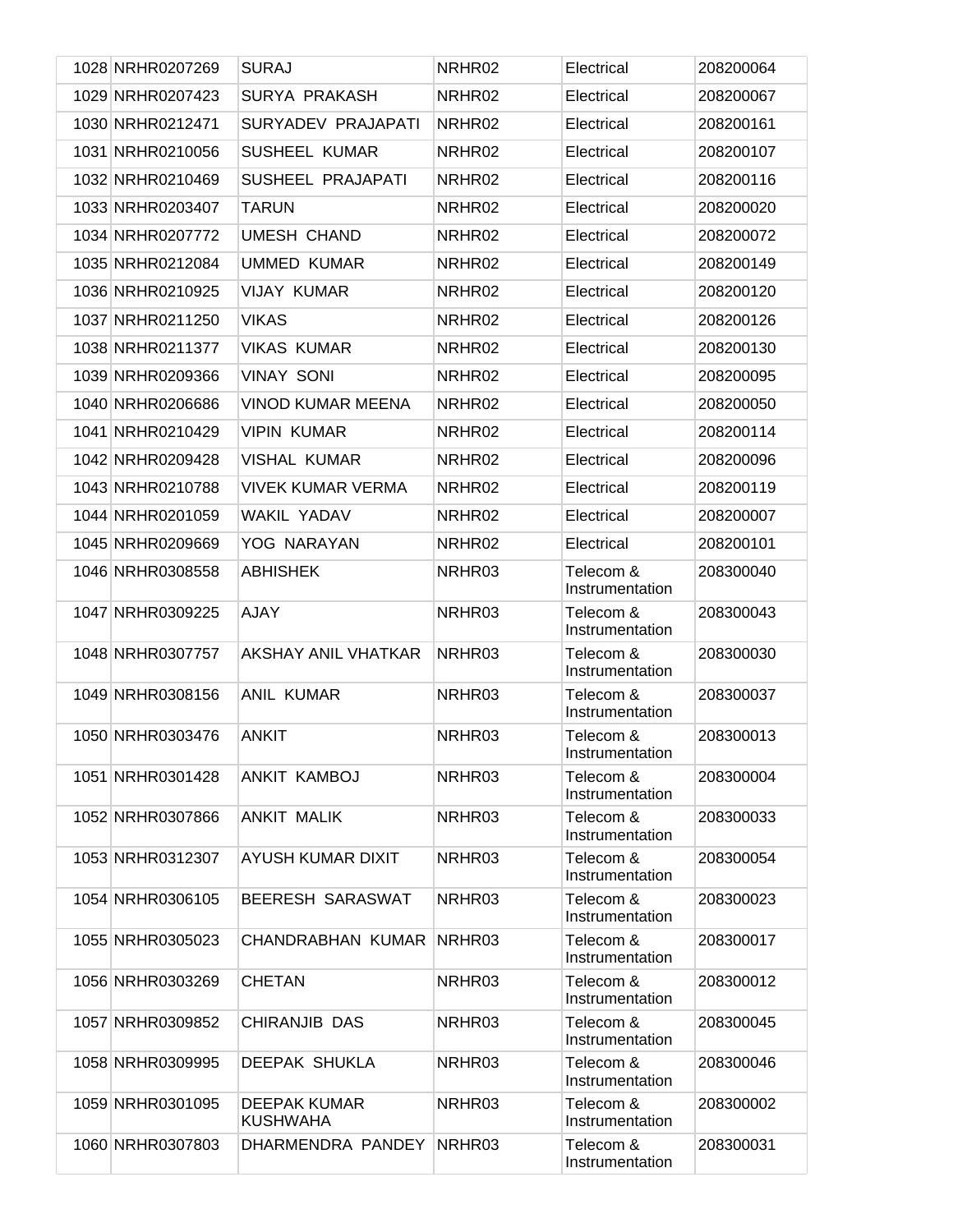| | | | | | |
|---|---|---|---|---|---|
| 1028 | NRHR0207269 | SURAJ | NRHR02 | Electrical | 208200064 |
| 1029 | NRHR0207423 | SURYA PRAKASH | NRHR02 | Electrical | 208200067 |
| 1030 | NRHR0212471 | SURYADEV PRAJAPATI | NRHR02 | Electrical | 208200161 |
| 1031 | NRHR0210056 | SUSHEEL KUMAR | NRHR02 | Electrical | 208200107 |
| 1032 | NRHR0210469 | SUSHEEL PRAJAPATI | NRHR02 | Electrical | 208200116 |
| 1033 | NRHR0203407 | TARUN | NRHR02 | Electrical | 208200020 |
| 1034 | NRHR0207772 | UMESH CHAND | NRHR02 | Electrical | 208200072 |
| 1035 | NRHR0212084 | UMMED KUMAR | NRHR02 | Electrical | 208200149 |
| 1036 | NRHR0210925 | VIJAY KUMAR | NRHR02 | Electrical | 208200120 |
| 1037 | NRHR0211250 | VIKAS | NRHR02 | Electrical | 208200126 |
| 1038 | NRHR0211377 | VIKAS KUMAR | NRHR02 | Electrical | 208200130 |
| 1039 | NRHR0209366 | VINAY SONI | NRHR02 | Electrical | 208200095 |
| 1040 | NRHR0206686 | VINOD KUMAR MEENA | NRHR02 | Electrical | 208200050 |
| 1041 | NRHR0210429 | VIPIN KUMAR | NRHR02 | Electrical | 208200114 |
| 1042 | NRHR0209428 | VISHAL KUMAR | NRHR02 | Electrical | 208200096 |
| 1043 | NRHR0210788 | VIVEK KUMAR VERMA | NRHR02 | Electrical | 208200119 |
| 1044 | NRHR0201059 | WAKIL YADAV | NRHR02 | Electrical | 208200007 |
| 1045 | NRHR0209669 | YOG NARAYAN | NRHR02 | Electrical | 208200101 |
| 1046 | NRHR0308558 | ABHISHEK | NRHR03 | Telecom & Instrumentation | 208300040 |
| 1047 | NRHR0309225 | AJAY | NRHR03 | Telecom & Instrumentation | 208300043 |
| 1048 | NRHR0307757 | AKSHAY ANIL VHATKAR | NRHR03 | Telecom & Instrumentation | 208300030 |
| 1049 | NRHR0308156 | ANIL KUMAR | NRHR03 | Telecom & Instrumentation | 208300037 |
| 1050 | NRHR0303476 | ANKIT | NRHR03 | Telecom & Instrumentation | 208300013 |
| 1051 | NRHR0301428 | ANKIT KAMBOJ | NRHR03 | Telecom & Instrumentation | 208300004 |
| 1052 | NRHR0307866 | ANKIT MALIK | NRHR03 | Telecom & Instrumentation | 208300033 |
| 1053 | NRHR0312307 | AYUSH KUMAR DIXIT | NRHR03 | Telecom & Instrumentation | 208300054 |
| 1054 | NRHR0306105 | BEERESH SARASWAT | NRHR03 | Telecom & Instrumentation | 208300023 |
| 1055 | NRHR0305023 | CHANDRABHAN KUMAR | NRHR03 | Telecom & Instrumentation | 208300017 |
| 1056 | NRHR0303269 | CHETAN | NRHR03 | Telecom & Instrumentation | 208300012 |
| 1057 | NRHR0309852 | CHIRANJIB DAS | NRHR03 | Telecom & Instrumentation | 208300045 |
| 1058 | NRHR0309995 | DEEPAK SHUKLA | NRHR03 | Telecom & Instrumentation | 208300046 |
| 1059 | NRHR0301095 | DEEPAK KUMAR KUSHWAHA | NRHR03 | Telecom & Instrumentation | 208300002 |
| 1060 | NRHR0307803 | DHARMENDRA PANDEY | NRHR03 | Telecom & Instrumentation | 208300031 |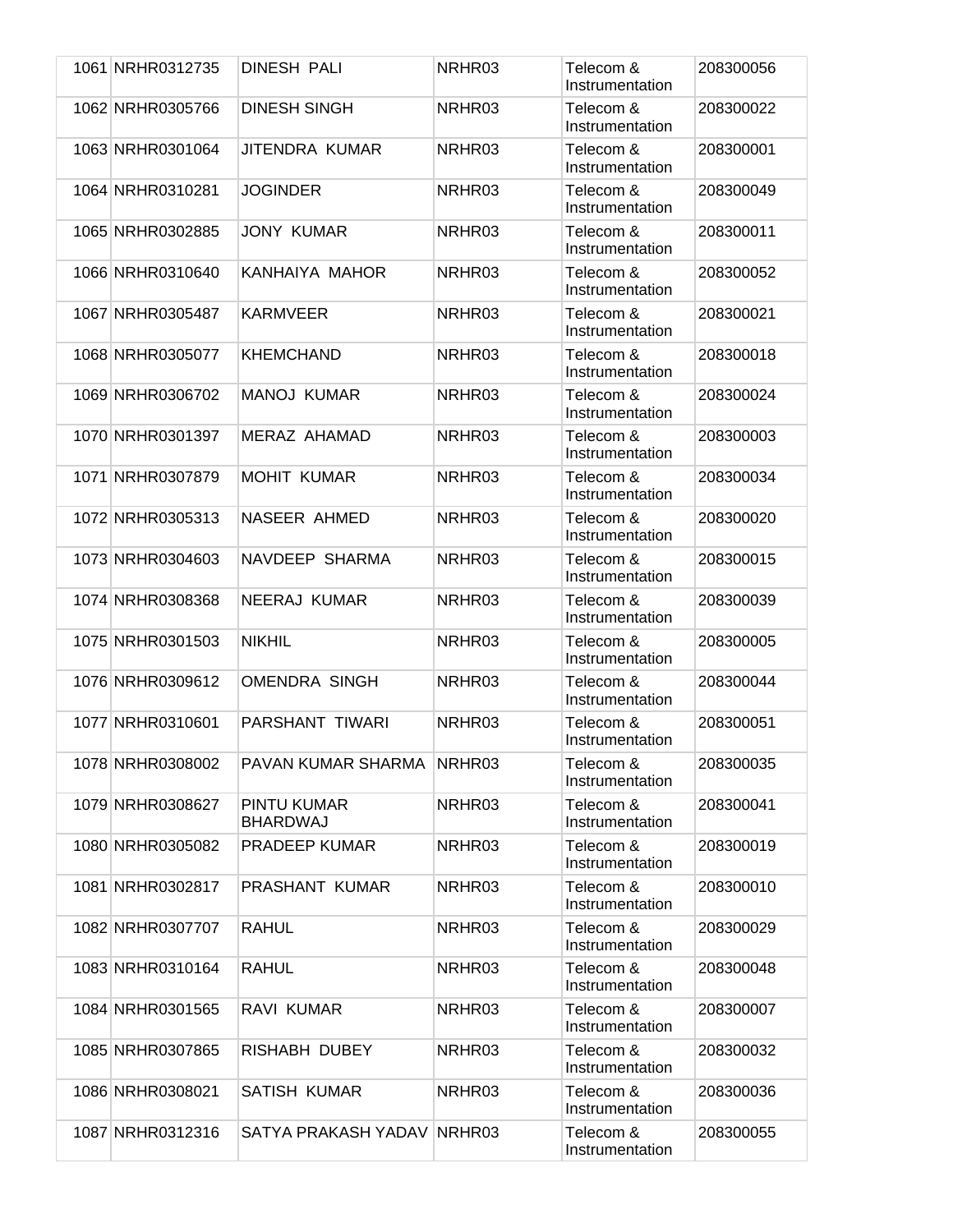| | | | | | |
|---|---|---|---|---|---|
| 1061 | NRHR0312735 | DINESH PALI | NRHR03 | Telecom & Instrumentation | 208300056 |
| 1062 | NRHR0305766 | DINESH SINGH | NRHR03 | Telecom & Instrumentation | 208300022 |
| 1063 | NRHR0301064 | JITENDRA KUMAR | NRHR03 | Telecom & Instrumentation | 208300001 |
| 1064 | NRHR0310281 | JOGINDER | NRHR03 | Telecom & Instrumentation | 208300049 |
| 1065 | NRHR0302885 | JONY KUMAR | NRHR03 | Telecom & Instrumentation | 208300011 |
| 1066 | NRHR0310640 | KANHAIYA MAHOR | NRHR03 | Telecom & Instrumentation | 208300052 |
| 1067 | NRHR0305487 | KARMVEER | NRHR03 | Telecom & Instrumentation | 208300021 |
| 1068 | NRHR0305077 | KHEMCHAND | NRHR03 | Telecom & Instrumentation | 208300018 |
| 1069 | NRHR0306702 | MANOJ KUMAR | NRHR03 | Telecom & Instrumentation | 208300024 |
| 1070 | NRHR0301397 | MERAZ AHAMAD | NRHR03 | Telecom & Instrumentation | 208300003 |
| 1071 | NRHR0307879 | MOHIT KUMAR | NRHR03 | Telecom & Instrumentation | 208300034 |
| 1072 | NRHR0305313 | NASEER AHMED | NRHR03 | Telecom & Instrumentation | 208300020 |
| 1073 | NRHR0304603 | NAVDEEP SHARMA | NRHR03 | Telecom & Instrumentation | 208300015 |
| 1074 | NRHR0308368 | NEERAJ KUMAR | NRHR03 | Telecom & Instrumentation | 208300039 |
| 1075 | NRHR0301503 | NIKHIL | NRHR03 | Telecom & Instrumentation | 208300005 |
| 1076 | NRHR0309612 | OMENDRA SINGH | NRHR03 | Telecom & Instrumentation | 208300044 |
| 1077 | NRHR0310601 | PARSHANT TIWARI | NRHR03 | Telecom & Instrumentation | 208300051 |
| 1078 | NRHR0308002 | PAVAN KUMAR SHARMA | NRHR03 | Telecom & Instrumentation | 208300035 |
| 1079 | NRHR0308627 | PINTU KUMAR BHARDWAJ | NRHR03 | Telecom & Instrumentation | 208300041 |
| 1080 | NRHR0305082 | PRADEEP KUMAR | NRHR03 | Telecom & Instrumentation | 208300019 |
| 1081 | NRHR0302817 | PRASHANT KUMAR | NRHR03 | Telecom & Instrumentation | 208300010 |
| 1082 | NRHR0307707 | RAHUL | NRHR03 | Telecom & Instrumentation | 208300029 |
| 1083 | NRHR0310164 | RAHUL | NRHR03 | Telecom & Instrumentation | 208300048 |
| 1084 | NRHR0301565 | RAVI KUMAR | NRHR03 | Telecom & Instrumentation | 208300007 |
| 1085 | NRHR0307865 | RISHABH DUBEY | NRHR03 | Telecom & Instrumentation | 208300032 |
| 1086 | NRHR0308021 | SATISH KUMAR | NRHR03 | Telecom & Instrumentation | 208300036 |
| 1087 | NRHR0312316 | SATYA PRAKASH YADAV | NRHR03 | Telecom & Instrumentation | 208300055 |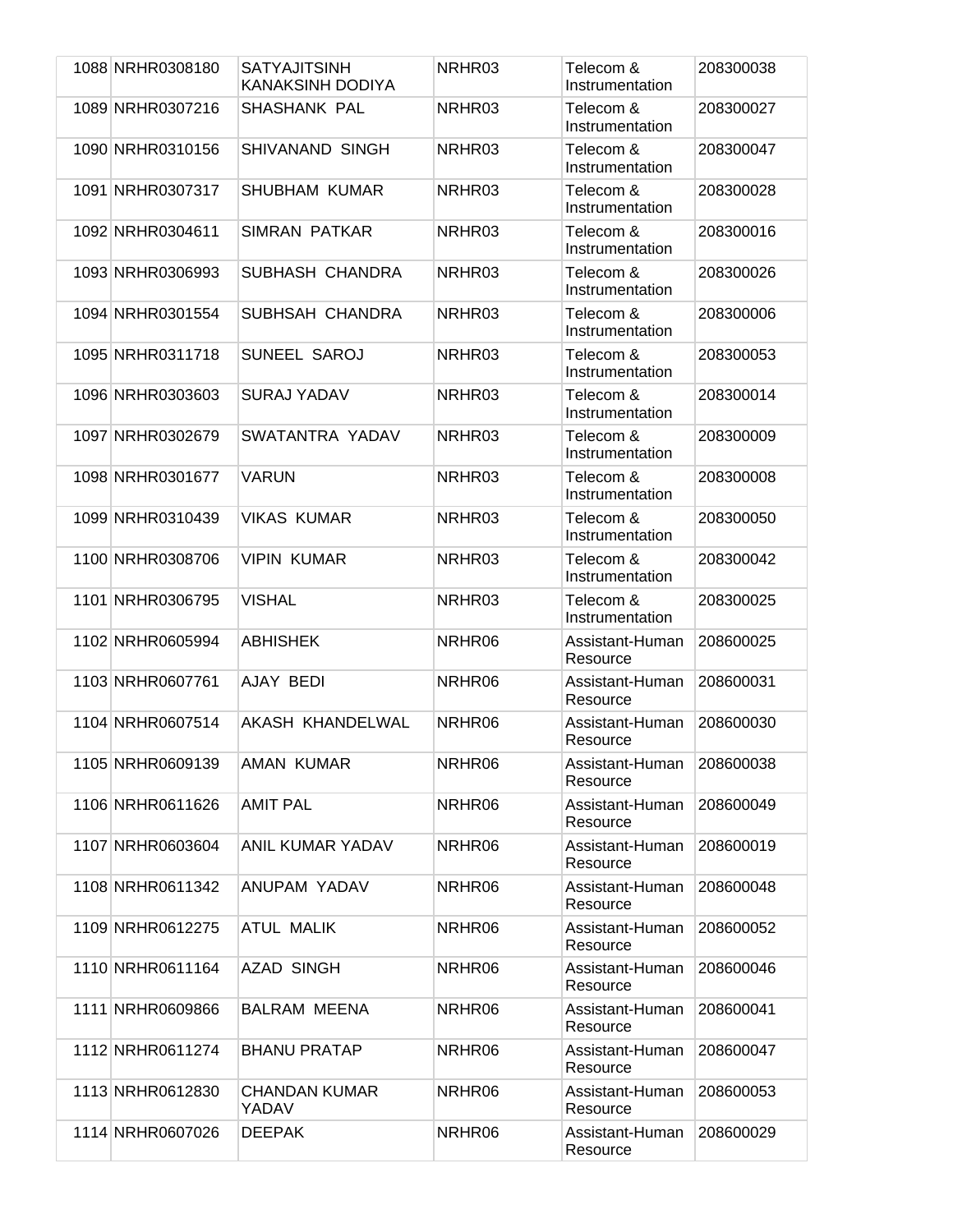| | | | | | |
|---|---|---|---|---|---|
| 1088 | NRHR0308180 | SATYAJITSINH KANAKSINH DODIYA | NRHR03 | Telecom & Instrumentation | 208300038 |
| 1089 | NRHR0307216 | SHASHANK PAL | NRHR03 | Telecom & Instrumentation | 208300027 |
| 1090 | NRHR0310156 | SHIVANAND SINGH | NRHR03 | Telecom & Instrumentation | 208300047 |
| 1091 | NRHR0307317 | SHUBHAM KUMAR | NRHR03 | Telecom & Instrumentation | 208300028 |
| 1092 | NRHR0304611 | SIMRAN PATKAR | NRHR03 | Telecom & Instrumentation | 208300016 |
| 1093 | NRHR0306993 | SUBHASH CHANDRA | NRHR03 | Telecom & Instrumentation | 208300026 |
| 1094 | NRHR0301554 | SUBHSAH CHANDRA | NRHR03 | Telecom & Instrumentation | 208300006 |
| 1095 | NRHR0311718 | SUNEEL SAROJ | NRHR03 | Telecom & Instrumentation | 208300053 |
| 1096 | NRHR0303603 | SURAJ YADAV | NRHR03 | Telecom & Instrumentation | 208300014 |
| 1097 | NRHR0302679 | SWATANTRA YADAV | NRHR03 | Telecom & Instrumentation | 208300009 |
| 1098 | NRHR0301677 | VARUN | NRHR03 | Telecom & Instrumentation | 208300008 |
| 1099 | NRHR0310439 | VIKAS KUMAR | NRHR03 | Telecom & Instrumentation | 208300050 |
| 1100 | NRHR0308706 | VIPIN KUMAR | NRHR03 | Telecom & Instrumentation | 208300042 |
| 1101 | NRHR0306795 | VISHAL | NRHR03 | Telecom & Instrumentation | 208300025 |
| 1102 | NRHR0605994 | ABHISHEK | NRHR06 | Assistant-Human Resource | 208600025 |
| 1103 | NRHR0607761 | AJAY BEDI | NRHR06 | Assistant-Human Resource | 208600031 |
| 1104 | NRHR0607514 | AKASH KHANDELWAL | NRHR06 | Assistant-Human Resource | 208600030 |
| 1105 | NRHR0609139 | AMAN KUMAR | NRHR06 | Assistant-Human Resource | 208600038 |
| 1106 | NRHR0611626 | AMIT PAL | NRHR06 | Assistant-Human Resource | 208600049 |
| 1107 | NRHR0603604 | ANIL KUMAR YADAV | NRHR06 | Assistant-Human Resource | 208600019 |
| 1108 | NRHR0611342 | ANUPAM YADAV | NRHR06 | Assistant-Human Resource | 208600048 |
| 1109 | NRHR0612275 | ATUL MALIK | NRHR06 | Assistant-Human Resource | 208600052 |
| 1110 | NRHR0611164 | AZAD SINGH | NRHR06 | Assistant-Human Resource | 208600046 |
| 1111 | NRHR0609866 | BALRAM MEENA | NRHR06 | Assistant-Human Resource | 208600041 |
| 1112 | NRHR0611274 | BHANU PRATAP | NRHR06 | Assistant-Human Resource | 208600047 |
| 1113 | NRHR0612830 | CHANDAN KUMAR YADAV | NRHR06 | Assistant-Human Resource | 208600053 |
| 1114 | NRHR0607026 | DEEPAK | NRHR06 | Assistant-Human Resource | 208600029 |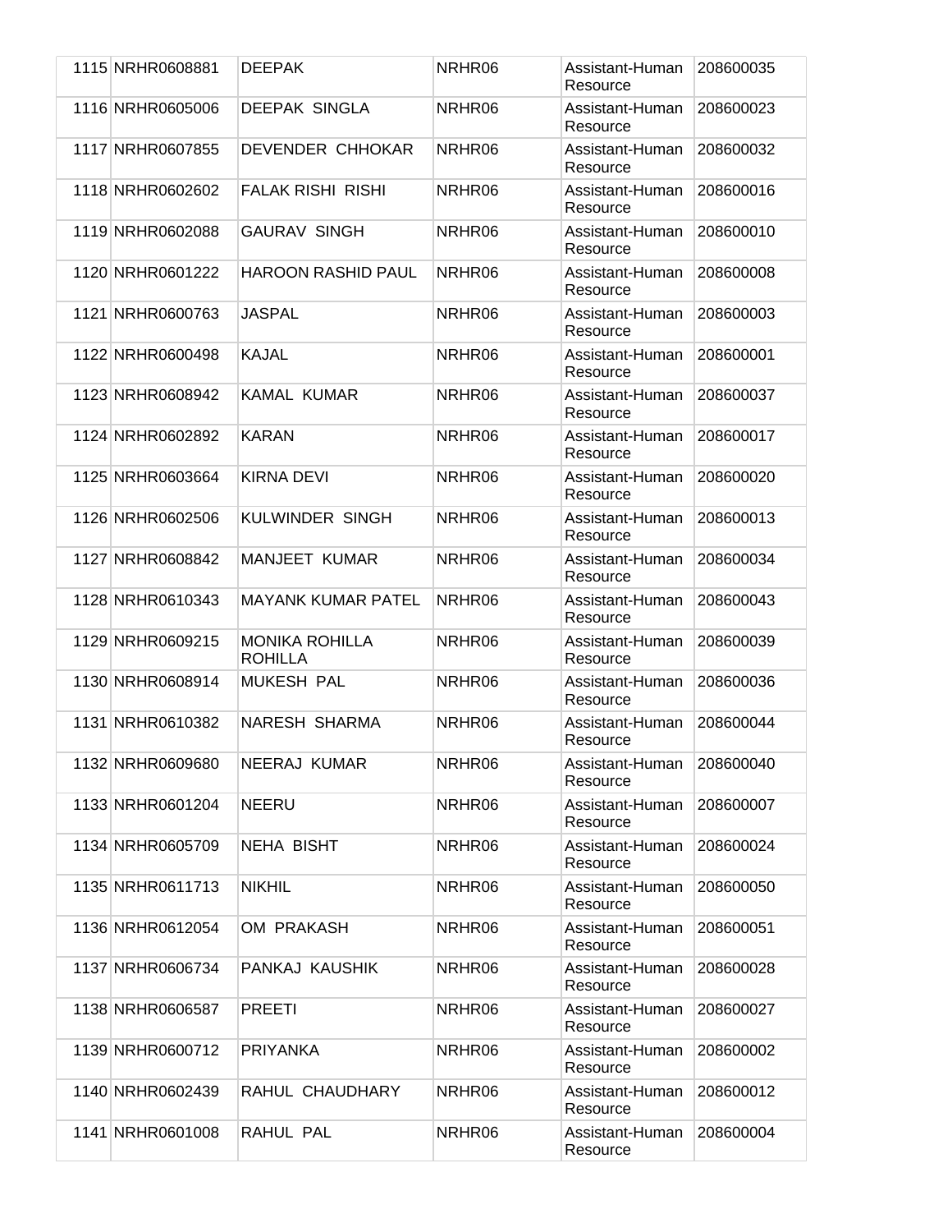| | | | | | |
|---|---|---|---|---|---|
| 1115 | NRHR0608881 | DEEPAK | NRHR06 | Assistant-Human Resource | 208600035 |
| 1116 | NRHR0605006 | DEEPAK SINGLA | NRHR06 | Assistant-Human Resource | 208600023 |
| 1117 | NRHR0607855 | DEVENDER CHHOKAR | NRHR06 | Assistant-Human Resource | 208600032 |
| 1118 | NRHR0602602 | FALAK RISHI RISHI | NRHR06 | Assistant-Human Resource | 208600016 |
| 1119 | NRHR0602088 | GAURAV SINGH | NRHR06 | Assistant-Human Resource | 208600010 |
| 1120 | NRHR0601222 | HAROON RASHID PAUL | NRHR06 | Assistant-Human Resource | 208600008 |
| 1121 | NRHR0600763 | JASPAL | NRHR06 | Assistant-Human Resource | 208600003 |
| 1122 | NRHR0600498 | KAJAL | NRHR06 | Assistant-Human Resource | 208600001 |
| 1123 | NRHR0608942 | KAMAL KUMAR | NRHR06 | Assistant-Human Resource | 208600037 |
| 1124 | NRHR0602892 | KARAN | NRHR06 | Assistant-Human Resource | 208600017 |
| 1125 | NRHR0603664 | KIRNA DEVI | NRHR06 | Assistant-Human Resource | 208600020 |
| 1126 | NRHR0602506 | KULWINDER SINGH | NRHR06 | Assistant-Human Resource | 208600013 |
| 1127 | NRHR0608842 | MANJEET KUMAR | NRHR06 | Assistant-Human Resource | 208600034 |
| 1128 | NRHR0610343 | MAYANK KUMAR PATEL | NRHR06 | Assistant-Human Resource | 208600043 |
| 1129 | NRHR0609215 | MONIKA ROHILLA ROHILLA | NRHR06 | Assistant-Human Resource | 208600039 |
| 1130 | NRHR0608914 | MUKESH PAL | NRHR06 | Assistant-Human Resource | 208600036 |
| 1131 | NRHR0610382 | NARESH SHARMA | NRHR06 | Assistant-Human Resource | 208600044 |
| 1132 | NRHR0609680 | NEERAJ KUMAR | NRHR06 | Assistant-Human Resource | 208600040 |
| 1133 | NRHR0601204 | NEERU | NRHR06 | Assistant-Human Resource | 208600007 |
| 1134 | NRHR0605709 | NEHA BISHT | NRHR06 | Assistant-Human Resource | 208600024 |
| 1135 | NRHR0611713 | NIKHIL | NRHR06 | Assistant-Human Resource | 208600050 |
| 1136 | NRHR0612054 | OM PRAKASH | NRHR06 | Assistant-Human Resource | 208600051 |
| 1137 | NRHR0606734 | PANKAJ KAUSHIK | NRHR06 | Assistant-Human Resource | 208600028 |
| 1138 | NRHR0606587 | PREETI | NRHR06 | Assistant-Human Resource | 208600027 |
| 1139 | NRHR0600712 | PRIYANKA | NRHR06 | Assistant-Human Resource | 208600002 |
| 1140 | NRHR0602439 | RAHUL CHAUDHARY | NRHR06 | Assistant-Human Resource | 208600012 |
| 1141 | NRHR0601008 | RAHUL PAL | NRHR06 | Assistant-Human Resource | 208600004 |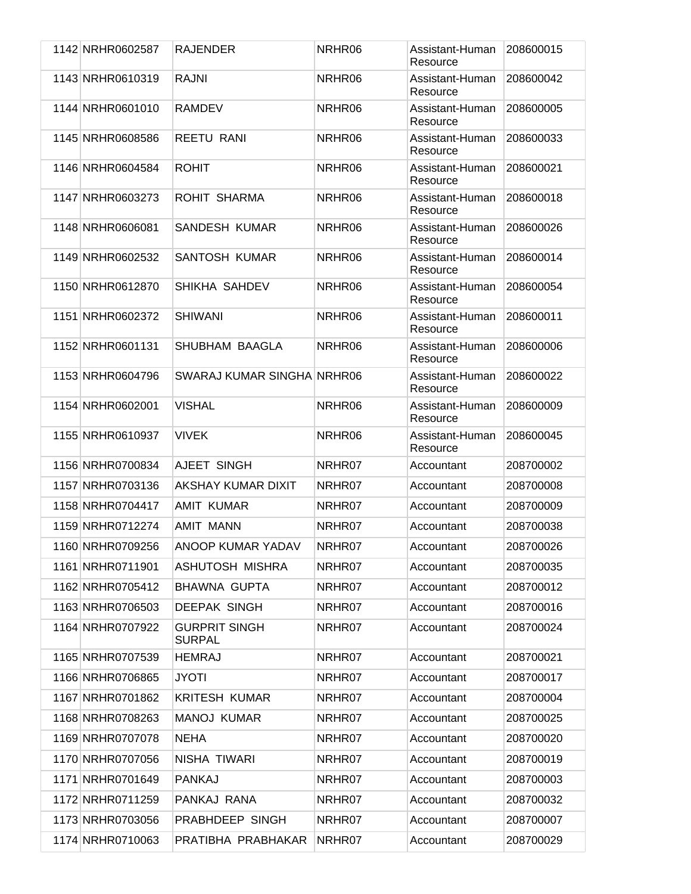| | | | | | |
|---|---|---|---|---|---|
| 1142 | NRHR0602587 | RAJENDER | NRHR06 | Assistant-Human Resource | 208600015 |
| 1143 | NRHR0610319 | RAJNI | NRHR06 | Assistant-Human Resource | 208600042 |
| 1144 | NRHR0601010 | RAMDEV | NRHR06 | Assistant-Human Resource | 208600005 |
| 1145 | NRHR0608586 | REETU RANI | NRHR06 | Assistant-Human Resource | 208600033 |
| 1146 | NRHR0604584 | ROHIT | NRHR06 | Assistant-Human Resource | 208600021 |
| 1147 | NRHR0603273 | ROHIT SHARMA | NRHR06 | Assistant-Human Resource | 208600018 |
| 1148 | NRHR0606081 | SANDESH KUMAR | NRHR06 | Assistant-Human Resource | 208600026 |
| 1149 | NRHR0602532 | SANTOSH KUMAR | NRHR06 | Assistant-Human Resource | 208600014 |
| 1150 | NRHR0612870 | SHIKHA SAHDEV | NRHR06 | Assistant-Human Resource | 208600054 |
| 1151 | NRHR0602372 | SHIWANI | NRHR06 | Assistant-Human Resource | 208600011 |
| 1152 | NRHR0601131 | SHUBHAM BAAGLA | NRHR06 | Assistant-Human Resource | 208600006 |
| 1153 | NRHR0604796 | SWARAJ KUMAR SINGHA | NRHR06 | Assistant-Human Resource | 208600022 |
| 1154 | NRHR0602001 | VISHAL | NRHR06 | Assistant-Human Resource | 208600009 |
| 1155 | NRHR0610937 | VIVEK | NRHR06 | Assistant-Human Resource | 208600045 |
| 1156 | NRHR0700834 | AJEET SINGH | NRHR07 | Accountant | 208700002 |
| 1157 | NRHR0703136 | AKSHAY KUMAR DIXIT | NRHR07 | Accountant | 208700008 |
| 1158 | NRHR0704417 | AMIT KUMAR | NRHR07 | Accountant | 208700009 |
| 1159 | NRHR0712274 | AMIT MANN | NRHR07 | Accountant | 208700038 |
| 1160 | NRHR0709256 | ANOOP KUMAR YADAV | NRHR07 | Accountant | 208700026 |
| 1161 | NRHR0711901 | ASHUTOSH MISHRA | NRHR07 | Accountant | 208700035 |
| 1162 | NRHR0705412 | BHAWNA GUPTA | NRHR07 | Accountant | 208700012 |
| 1163 | NRHR0706503 | DEEPAK SINGH | NRHR07 | Accountant | 208700016 |
| 1164 | NRHR0707922 | GURPRIT SINGH SURPAL | NRHR07 | Accountant | 208700024 |
| 1165 | NRHR0707539 | HEMRAJ | NRHR07 | Accountant | 208700021 |
| 1166 | NRHR0706865 | JYOTI | NRHR07 | Accountant | 208700017 |
| 1167 | NRHR0701862 | KRITESH KUMAR | NRHR07 | Accountant | 208700004 |
| 1168 | NRHR0708263 | MANOJ KUMAR | NRHR07 | Accountant | 208700025 |
| 1169 | NRHR0707078 | NEHA | NRHR07 | Accountant | 208700020 |
| 1170 | NRHR0707056 | NISHA TIWARI | NRHR07 | Accountant | 208700019 |
| 1171 | NRHR0701649 | PANKAJ | NRHR07 | Accountant | 208700003 |
| 1172 | NRHR0711259 | PANKAJ RANA | NRHR07 | Accountant | 208700032 |
| 1173 | NRHR0703056 | PRABHDEEP SINGH | NRHR07 | Accountant | 208700007 |
| 1174 | NRHR0710063 | PRATIBHA PRABHAKAR | NRHR07 | Accountant | 208700029 |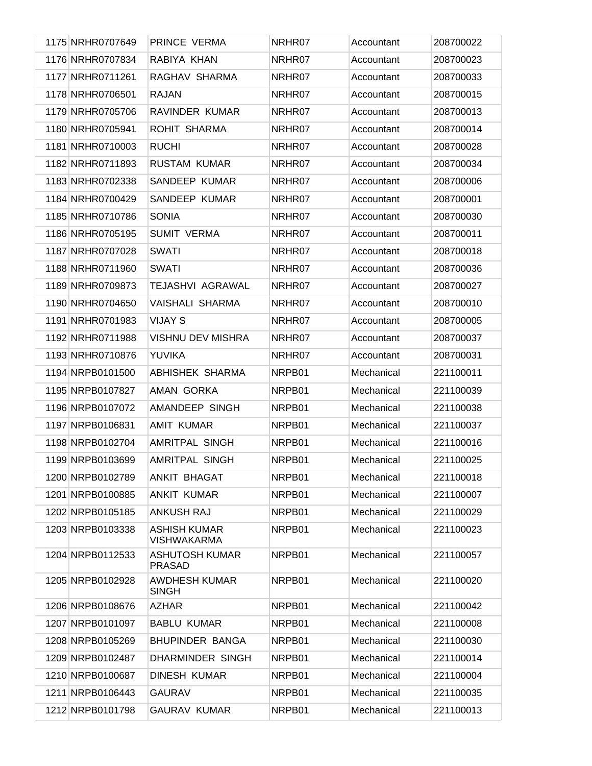| | | | | | |
|---|---|---|---|---|---|
| 1175 | NRHR0707649 | PRINCE VERMA | NRHR07 | Accountant | 208700022 |
| 1176 | NRHR0707834 | RABIYA KHAN | NRHR07 | Accountant | 208700023 |
| 1177 | NRHR0711261 | RAGHAV SHARMA | NRHR07 | Accountant | 208700033 |
| 1178 | NRHR0706501 | RAJAN | NRHR07 | Accountant | 208700015 |
| 1179 | NRHR0705706 | RAVINDER KUMAR | NRHR07 | Accountant | 208700013 |
| 1180 | NRHR0705941 | ROHIT SHARMA | NRHR07 | Accountant | 208700014 |
| 1181 | NRHR0710003 | RUCHI | NRHR07 | Accountant | 208700028 |
| 1182 | NRHR0711893 | RUSTAM KUMAR | NRHR07 | Accountant | 208700034 |
| 1183 | NRHR0702338 | SANDEEP KUMAR | NRHR07 | Accountant | 208700006 |
| 1184 | NRHR0700429 | SANDEEP KUMAR | NRHR07 | Accountant | 208700001 |
| 1185 | NRHR0710786 | SONIA | NRHR07 | Accountant | 208700030 |
| 1186 | NRHR0705195 | SUMIT VERMA | NRHR07 | Accountant | 208700011 |
| 1187 | NRHR0707028 | SWATI | NRHR07 | Accountant | 208700018 |
| 1188 | NRHR0711960 | SWATI | NRHR07 | Accountant | 208700036 |
| 1189 | NRHR0709873 | TEJASHVI AGRAWAL | NRHR07 | Accountant | 208700027 |
| 1190 | NRHR0704650 | VAISHALI SHARMA | NRHR07 | Accountant | 208700010 |
| 1191 | NRHR0701983 | VIJAY S | NRHR07 | Accountant | 208700005 |
| 1192 | NRHR0711988 | VISHNU DEV MISHRA | NRHR07 | Accountant | 208700037 |
| 1193 | NRHR0710876 | YUVIKA | NRHR07 | Accountant | 208700031 |
| 1194 | NRPB0101500 | ABHISHEK SHARMA | NRPB01 | Mechanical | 221100011 |
| 1195 | NRPB0107827 | AMAN GORKA | NRPB01 | Mechanical | 221100039 |
| 1196 | NRPB0107072 | AMANDEEP SINGH | NRPB01 | Mechanical | 221100038 |
| 1197 | NRPB0106831 | AMIT KUMAR | NRPB01 | Mechanical | 221100037 |
| 1198 | NRPB0102704 | AMRITPAL SINGH | NRPB01 | Mechanical | 221100016 |
| 1199 | NRPB0103699 | AMRITPAL SINGH | NRPB01 | Mechanical | 221100025 |
| 1200 | NRPB0102789 | ANKIT BHAGAT | NRPB01 | Mechanical | 221100018 |
| 1201 | NRPB0100885 | ANKIT KUMAR | NRPB01 | Mechanical | 221100007 |
| 1202 | NRPB0105185 | ANKUSH RAJ | NRPB01 | Mechanical | 221100029 |
| 1203 | NRPB0103338 | ASHISH KUMAR VISHWAKARMA | NRPB01 | Mechanical | 221100023 |
| 1204 | NRPB0112533 | ASHUTOSH KUMAR PRASAD | NRPB01 | Mechanical | 221100057 |
| 1205 | NRPB0102928 | AWDHESH KUMAR SINGH | NRPB01 | Mechanical | 221100020 |
| 1206 | NRPB0108676 | AZHAR | NRPB01 | Mechanical | 221100042 |
| 1207 | NRPB0101097 | BABLU KUMAR | NRPB01 | Mechanical | 221100008 |
| 1208 | NRPB0105269 | BHUPINDER BANGA | NRPB01 | Mechanical | 221100030 |
| 1209 | NRPB0102487 | DHARMINDER SINGH | NRPB01 | Mechanical | 221100014 |
| 1210 | NRPB0100687 | DINESH KUMAR | NRPB01 | Mechanical | 221100004 |
| 1211 | NRPB0106443 | GAURAV | NRPB01 | Mechanical | 221100035 |
| 1212 | NRPB0101798 | GAURAV KUMAR | NRPB01 | Mechanical | 221100013 |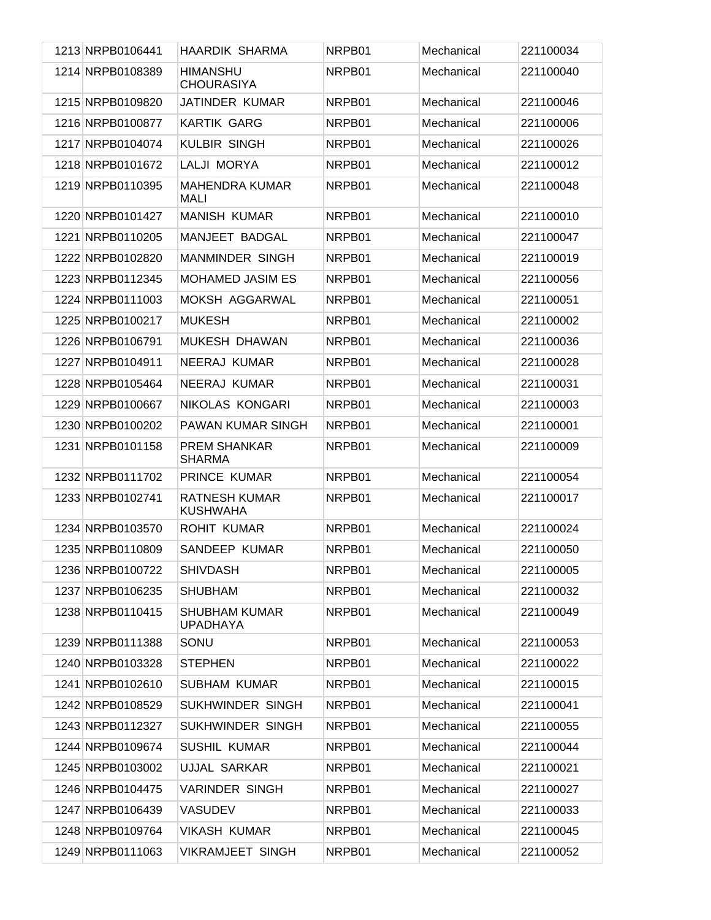| | | | | | |
|---|---|---|---|---|---|
| 1213 | NRPB0106441 | HAARDIK SHARMA | NRPB01 | Mechanical | 221100034 |
| 1214 | NRPB0108389 | HIMANSHU CHOURASIYA | NRPB01 | Mechanical | 221100040 |
| 1215 | NRPB0109820 | JATINDER KUMAR | NRPB01 | Mechanical | 221100046 |
| 1216 | NRPB0100877 | KARTIK GARG | NRPB01 | Mechanical | 221100006 |
| 1217 | NRPB0104074 | KULBIR SINGH | NRPB01 | Mechanical | 221100026 |
| 1218 | NRPB0101672 | LALJI MORYA | NRPB01 | Mechanical | 221100012 |
| 1219 | NRPB0110395 | MAHENDRA KUMAR MALI | NRPB01 | Mechanical | 221100048 |
| 1220 | NRPB0101427 | MANISH KUMAR | NRPB01 | Mechanical | 221100010 |
| 1221 | NRPB0110205 | MANJEET BADGAL | NRPB01 | Mechanical | 221100047 |
| 1222 | NRPB0102820 | MANMINDER SINGH | NRPB01 | Mechanical | 221100019 |
| 1223 | NRPB0112345 | MOHAMED JASIM ES | NRPB01 | Mechanical | 221100056 |
| 1224 | NRPB0111003 | MOKSH AGGARWAL | NRPB01 | Mechanical | 221100051 |
| 1225 | NRPB0100217 | MUKESH | NRPB01 | Mechanical | 221100002 |
| 1226 | NRPB0106791 | MUKESH DHAWAN | NRPB01 | Mechanical | 221100036 |
| 1227 | NRPB0104911 | NEERAJ KUMAR | NRPB01 | Mechanical | 221100028 |
| 1228 | NRPB0105464 | NEERAJ KUMAR | NRPB01 | Mechanical | 221100031 |
| 1229 | NRPB0100667 | NIKOLAS KONGARI | NRPB01 | Mechanical | 221100003 |
| 1230 | NRPB0100202 | PAWAN KUMAR SINGH | NRPB01 | Mechanical | 221100001 |
| 1231 | NRPB0101158 | PREM SHANKAR SHARMA | NRPB01 | Mechanical | 221100009 |
| 1232 | NRPB0111702 | PRINCE KUMAR | NRPB01 | Mechanical | 221100054 |
| 1233 | NRPB0102741 | RATNESH KUMAR KUSHWAHA | NRPB01 | Mechanical | 221100017 |
| 1234 | NRPB0103570 | ROHIT KUMAR | NRPB01 | Mechanical | 221100024 |
| 1235 | NRPB0110809 | SANDEEP KUMAR | NRPB01 | Mechanical | 221100050 |
| 1236 | NRPB0100722 | SHIVDASH | NRPB01 | Mechanical | 221100005 |
| 1237 | NRPB0106235 | SHUBHAM | NRPB01 | Mechanical | 221100032 |
| 1238 | NRPB0110415 | SHUBHAM KUMAR UPADHAYA | NRPB01 | Mechanical | 221100049 |
| 1239 | NRPB0111388 | SONU | NRPB01 | Mechanical | 221100053 |
| 1240 | NRPB0103328 | STEPHEN | NRPB01 | Mechanical | 221100022 |
| 1241 | NRPB0102610 | SUBHAM KUMAR | NRPB01 | Mechanical | 221100015 |
| 1242 | NRPB0108529 | SUKHWINDER SINGH | NRPB01 | Mechanical | 221100041 |
| 1243 | NRPB0112327 | SUKHWINDER SINGH | NRPB01 | Mechanical | 221100055 |
| 1244 | NRPB0109674 | SUSHIL KUMAR | NRPB01 | Mechanical | 221100044 |
| 1245 | NRPB0103002 | UJJAL SARKAR | NRPB01 | Mechanical | 221100021 |
| 1246 | NRPB0104475 | VARINDER SINGH | NRPB01 | Mechanical | 221100027 |
| 1247 | NRPB0106439 | VASUDEV | NRPB01 | Mechanical | 221100033 |
| 1248 | NRPB0109764 | VIKASH KUMAR | NRPB01 | Mechanical | 221100045 |
| 1249 | NRPB0111063 | VIKRAMJEET SINGH | NRPB01 | Mechanical | 221100052 |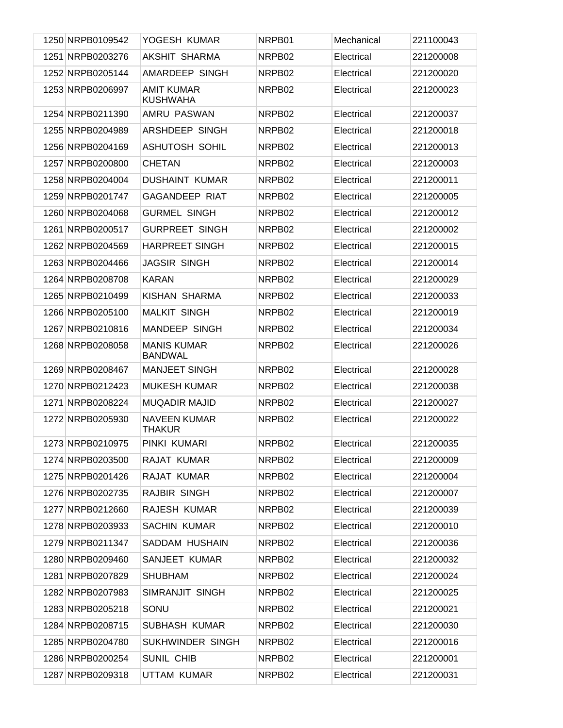| | | | | | |
|---|---|---|---|---|---|
| 1250 | NRPB0109542 | YOGESH KUMAR | NRPB01 | Mechanical | 221100043 |
| 1251 | NRPB0203276 | AKSHIT SHARMA | NRPB02 | Electrical | 221200008 |
| 1252 | NRPB0205144 | AMARDEEP SINGH | NRPB02 | Electrical | 221200020 |
| 1253 | NRPB0206997 | AMIT KUMAR KUSHWAHA | NRPB02 | Electrical | 221200023 |
| 1254 | NRPB0211390 | AMRU PASWAN | NRPB02 | Electrical | 221200037 |
| 1255 | NRPB0204989 | ARSHDEEP SINGH | NRPB02 | Electrical | 221200018 |
| 1256 | NRPB0204169 | ASHUTOSH SOHIL | NRPB02 | Electrical | 221200013 |
| 1257 | NRPB0200800 | CHETAN | NRPB02 | Electrical | 221200003 |
| 1258 | NRPB0204004 | DUSHAINT KUMAR | NRPB02 | Electrical | 221200011 |
| 1259 | NRPB0201747 | GAGANDEEP RIAT | NRPB02 | Electrical | 221200005 |
| 1260 | NRPB0204068 | GURMEL SINGH | NRPB02 | Electrical | 221200012 |
| 1261 | NRPB0200517 | GURPREET SINGH | NRPB02 | Electrical | 221200002 |
| 1262 | NRPB0204569 | HARPREET SINGH | NRPB02 | Electrical | 221200015 |
| 1263 | NRPB0204466 | JAGSIR SINGH | NRPB02 | Electrical | 221200014 |
| 1264 | NRPB0208708 | KARAN | NRPB02 | Electrical | 221200029 |
| 1265 | NRPB0210499 | KISHAN SHARMA | NRPB02 | Electrical | 221200033 |
| 1266 | NRPB0205100 | MALKIT SINGH | NRPB02 | Electrical | 221200019 |
| 1267 | NRPB0210816 | MANDEEP SINGH | NRPB02 | Electrical | 221200034 |
| 1268 | NRPB0208058 | MANIS KUMAR BANDWAL | NRPB02 | Electrical | 221200026 |
| 1269 | NRPB0208467 | MANJEET SINGH | NRPB02 | Electrical | 221200028 |
| 1270 | NRPB0212423 | MUKESH KUMAR | NRPB02 | Electrical | 221200038 |
| 1271 | NRPB0208224 | MUQADIR MAJID | NRPB02 | Electrical | 221200027 |
| 1272 | NRPB0205930 | NAVEEN KUMAR THAKUR | NRPB02 | Electrical | 221200022 |
| 1273 | NRPB0210975 | PINKI KUMARI | NRPB02 | Electrical | 221200035 |
| 1274 | NRPB0203500 | RAJAT KUMAR | NRPB02 | Electrical | 221200009 |
| 1275 | NRPB0201426 | RAJAT KUMAR | NRPB02 | Electrical | 221200004 |
| 1276 | NRPB0202735 | RAJBIR SINGH | NRPB02 | Electrical | 221200007 |
| 1277 | NRPB0212660 | RAJESH KUMAR | NRPB02 | Electrical | 221200039 |
| 1278 | NRPB0203933 | SACHIN KUMAR | NRPB02 | Electrical | 221200010 |
| 1279 | NRPB0211347 | SADDAM HUSHAIN | NRPB02 | Electrical | 221200036 |
| 1280 | NRPB0209460 | SANJEET KUMAR | NRPB02 | Electrical | 221200032 |
| 1281 | NRPB0207829 | SHUBHAM | NRPB02 | Electrical | 221200024 |
| 1282 | NRPB0207983 | SIMRANJIT SINGH | NRPB02 | Electrical | 221200025 |
| 1283 | NRPB0205218 | SONU | NRPB02 | Electrical | 221200021 |
| 1284 | NRPB0208715 | SUBHASH KUMAR | NRPB02 | Electrical | 221200030 |
| 1285 | NRPB0204780 | SUKHWINDER SINGH | NRPB02 | Electrical | 221200016 |
| 1286 | NRPB0200254 | SUNIL CHIB | NRPB02 | Electrical | 221200001 |
| 1287 | NRPB0209318 | UTTAM KUMAR | NRPB02 | Electrical | 221200031 |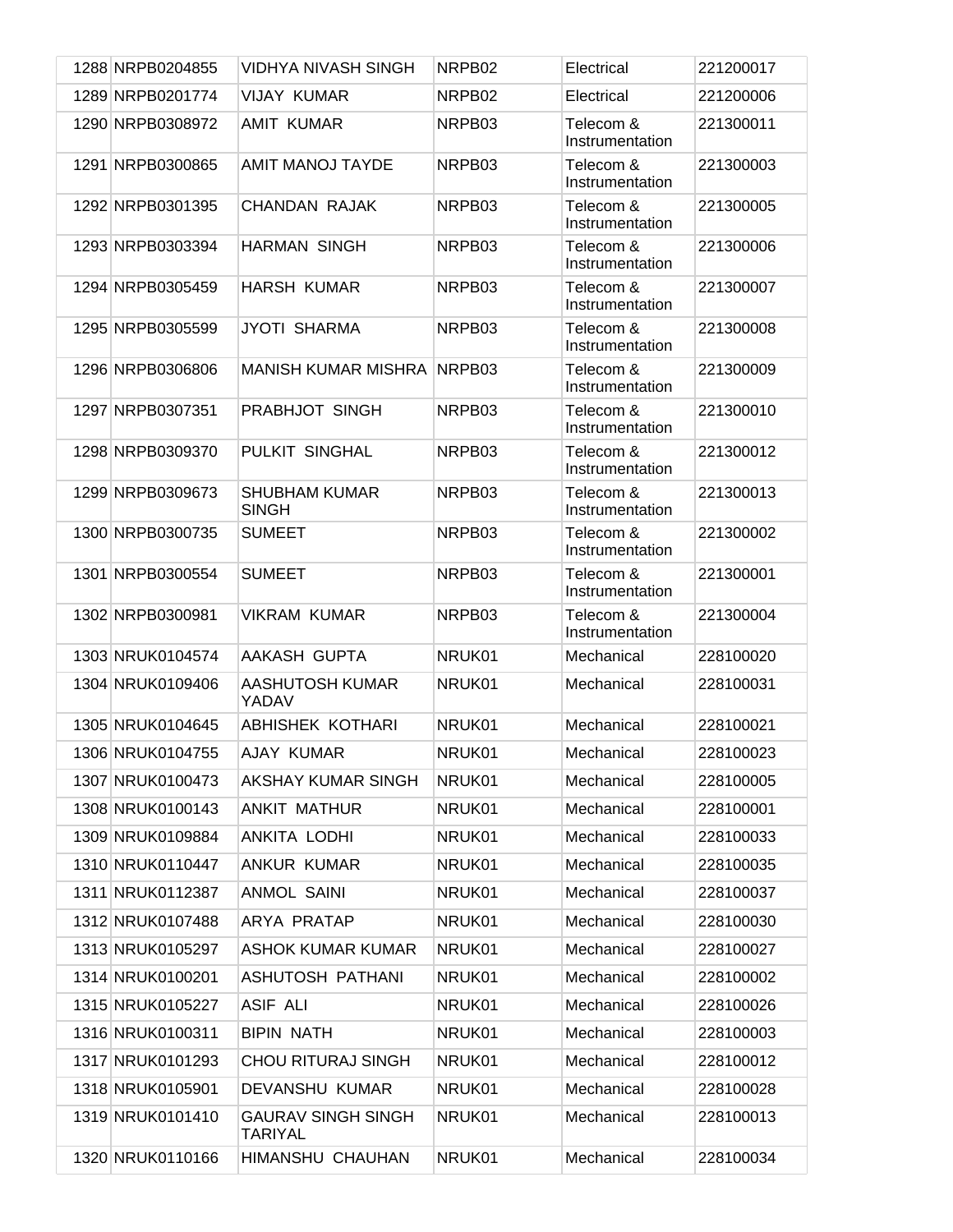| | | | | | |
|---|---|---|---|---|---|
| 1288 | NRPB0204855 | VIDHYA NIVASH SINGH | NRPB02 | Electrical | 221200017 |
| 1289 | NRPB0201774 | VIJAY KUMAR | NRPB02 | Electrical | 221200006 |
| 1290 | NRPB0308972 | AMIT KUMAR | NRPB03 | Telecom & Instrumentation | 221300011 |
| 1291 | NRPB0300865 | AMIT MANOJ TAYDE | NRPB03 | Telecom & Instrumentation | 221300003 |
| 1292 | NRPB0301395 | CHANDAN RAJAK | NRPB03 | Telecom & Instrumentation | 221300005 |
| 1293 | NRPB0303394 | HARMAN SINGH | NRPB03 | Telecom & Instrumentation | 221300006 |
| 1294 | NRPB0305459 | HARSH KUMAR | NRPB03 | Telecom & Instrumentation | 221300007 |
| 1295 | NRPB0305599 | JYOTI SHARMA | NRPB03 | Telecom & Instrumentation | 221300008 |
| 1296 | NRPB0306806 | MANISH KUMAR MISHRA | NRPB03 | Telecom & Instrumentation | 221300009 |
| 1297 | NRPB0307351 | PRABHJOT SINGH | NRPB03 | Telecom & Instrumentation | 221300010 |
| 1298 | NRPB0309370 | PULKIT SINGHAL | NRPB03 | Telecom & Instrumentation | 221300012 |
| 1299 | NRPB0309673 | SHUBHAM KUMAR SINGH | NRPB03 | Telecom & Instrumentation | 221300013 |
| 1300 | NRPB0300735 | SUMEET | NRPB03 | Telecom & Instrumentation | 221300002 |
| 1301 | NRPB0300554 | SUMEET | NRPB03 | Telecom & Instrumentation | 221300001 |
| 1302 | NRPB0300981 | VIKRAM KUMAR | NRPB03 | Telecom & Instrumentation | 221300004 |
| 1303 | NRUK0104574 | AAKASH GUPTA | NRUK01 | Mechanical | 228100020 |
| 1304 | NRUK0109406 | AASHUTOSH KUMAR YADAV | NRUK01 | Mechanical | 228100031 |
| 1305 | NRUK0104645 | ABHISHEK KOTHARI | NRUK01 | Mechanical | 228100021 |
| 1306 | NRUK0104755 | AJAY KUMAR | NRUK01 | Mechanical | 228100023 |
| 1307 | NRUK0100473 | AKSHAY KUMAR SINGH | NRUK01 | Mechanical | 228100005 |
| 1308 | NRUK0100143 | ANKIT MATHUR | NRUK01 | Mechanical | 228100001 |
| 1309 | NRUK0109884 | ANKITA LODHI | NRUK01 | Mechanical | 228100033 |
| 1310 | NRUK0110447 | ANKUR KUMAR | NRUK01 | Mechanical | 228100035 |
| 1311 | NRUK0112387 | ANMOL SAINI | NRUK01 | Mechanical | 228100037 |
| 1312 | NRUK0107488 | ARYA PRATAP | NRUK01 | Mechanical | 228100030 |
| 1313 | NRUK0105297 | ASHOK KUMAR KUMAR | NRUK01 | Mechanical | 228100027 |
| 1314 | NRUK0100201 | ASHUTOSH PATHANI | NRUK01 | Mechanical | 228100002 |
| 1315 | NRUK0105227 | ASIF ALI | NRUK01 | Mechanical | 228100026 |
| 1316 | NRUK0100311 | BIPIN NATH | NRUK01 | Mechanical | 228100003 |
| 1317 | NRUK0101293 | CHOU RITURAJ SINGH | NRUK01 | Mechanical | 228100012 |
| 1318 | NRUK0105901 | DEVANSHU KUMAR | NRUK01 | Mechanical | 228100028 |
| 1319 | NRUK0101410 | GAURAV SINGH SINGH TARIYAL | NRUK01 | Mechanical | 228100013 |
| 1320 | NRUK0110166 | HIMANSHU CHAUHAN | NRUK01 | Mechanical | 228100034 |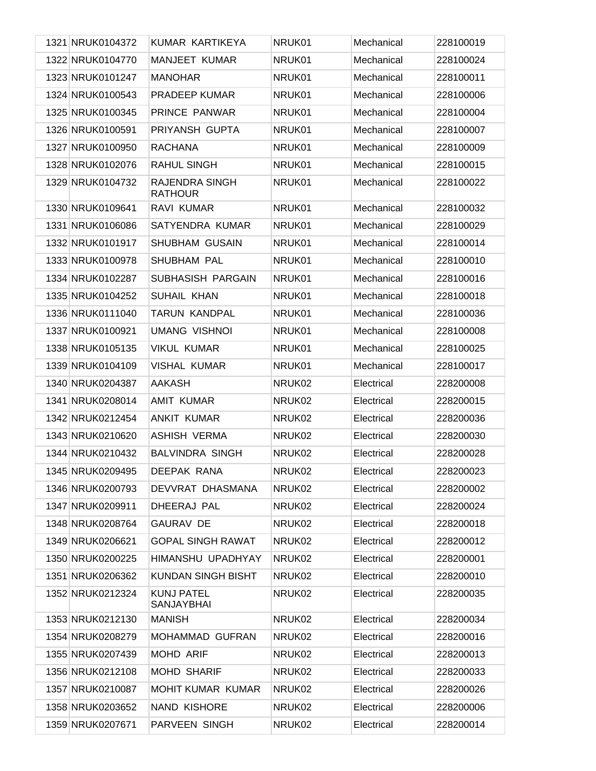| | | | | | |
|---|---|---|---|---|---|
| 1321 | NRUK0104372 | KUMAR KARTIKEYA | NRUK01 | Mechanical | 228100019 |
| 1322 | NRUK0104770 | MANJEET KUMAR | NRUK01 | Mechanical | 228100024 |
| 1323 | NRUK0101247 | MANOHAR | NRUK01 | Mechanical | 228100011 |
| 1324 | NRUK0100543 | PRADEEP KUMAR | NRUK01 | Mechanical | 228100006 |
| 1325 | NRUK0100345 | PRINCE PANWAR | NRUK01 | Mechanical | 228100004 |
| 1326 | NRUK0100591 | PRIYANSH GUPTA | NRUK01 | Mechanical | 228100007 |
| 1327 | NRUK0100950 | RACHANA | NRUK01 | Mechanical | 228100009 |
| 1328 | NRUK0102076 | RAHUL SINGH | NRUK01 | Mechanical | 228100015 |
| 1329 | NRUK0104732 | RAJENDRA SINGH RATHOUR | NRUK01 | Mechanical | 228100022 |
| 1330 | NRUK0109641 | RAVI KUMAR | NRUK01 | Mechanical | 228100032 |
| 1331 | NRUK0106086 | SATYENDRA KUMAR | NRUK01 | Mechanical | 228100029 |
| 1332 | NRUK0101917 | SHUBHAM GUSAIN | NRUK01 | Mechanical | 228100014 |
| 1333 | NRUK0100978 | SHUBHAM PAL | NRUK01 | Mechanical | 228100010 |
| 1334 | NRUK0102287 | SUBHASISH PARGAIN | NRUK01 | Mechanical | 228100016 |
| 1335 | NRUK0104252 | SUHAIL KHAN | NRUK01 | Mechanical | 228100018 |
| 1336 | NRUK0111040 | TARUN KANDPAL | NRUK01 | Mechanical | 228100036 |
| 1337 | NRUK0100921 | UMANG VISHNOI | NRUK01 | Mechanical | 228100008 |
| 1338 | NRUK0105135 | VIKUL KUMAR | NRUK01 | Mechanical | 228100025 |
| 1339 | NRUK0104109 | VISHAL KUMAR | NRUK01 | Mechanical | 228100017 |
| 1340 | NRUK0204387 | AAKASH | NRUK02 | Electrical | 228200008 |
| 1341 | NRUK0208014 | AMIT KUMAR | NRUK02 | Electrical | 228200015 |
| 1342 | NRUK0212454 | ANKIT KUMAR | NRUK02 | Electrical | 228200036 |
| 1343 | NRUK0210620 | ASHISH VERMA | NRUK02 | Electrical | 228200030 |
| 1344 | NRUK0210432 | BALVINDRA SINGH | NRUK02 | Electrical | 228200028 |
| 1345 | NRUK0209495 | DEEPAK RANA | NRUK02 | Electrical | 228200023 |
| 1346 | NRUK0200793 | DEVVRAT DHASMANA | NRUK02 | Electrical | 228200002 |
| 1347 | NRUK0209911 | DHEERAJ PAL | NRUK02 | Electrical | 228200024 |
| 1348 | NRUK0208764 | GAURAV DE | NRUK02 | Electrical | 228200018 |
| 1349 | NRUK0206621 | GOPAL SINGH RAWAT | NRUK02 | Electrical | 228200012 |
| 1350 | NRUK0200225 | HIMANSHU UPADHYAY | NRUK02 | Electrical | 228200001 |
| 1351 | NRUK0206362 | KUNDAN SINGH BISHT | NRUK02 | Electrical | 228200010 |
| 1352 | NRUK0212324 | KUNJ PATEL SANJAYBHAI | NRUK02 | Electrical | 228200035 |
| 1353 | NRUK0212130 | MANISH | NRUK02 | Electrical | 228200034 |
| 1354 | NRUK0208279 | MOHAMMAD GUFRAN | NRUK02 | Electrical | 228200016 |
| 1355 | NRUK0207439 | MOHD ARIF | NRUK02 | Electrical | 228200013 |
| 1356 | NRUK0212108 | MOHD SHARIF | NRUK02 | Electrical | 228200033 |
| 1357 | NRUK0210087 | MOHIT KUMAR KUMAR | NRUK02 | Electrical | 228200026 |
| 1358 | NRUK0203652 | NAND KISHORE | NRUK02 | Electrical | 228200006 |
| 1359 | NRUK0207671 | PARVEEN SINGH | NRUK02 | Electrical | 228200014 |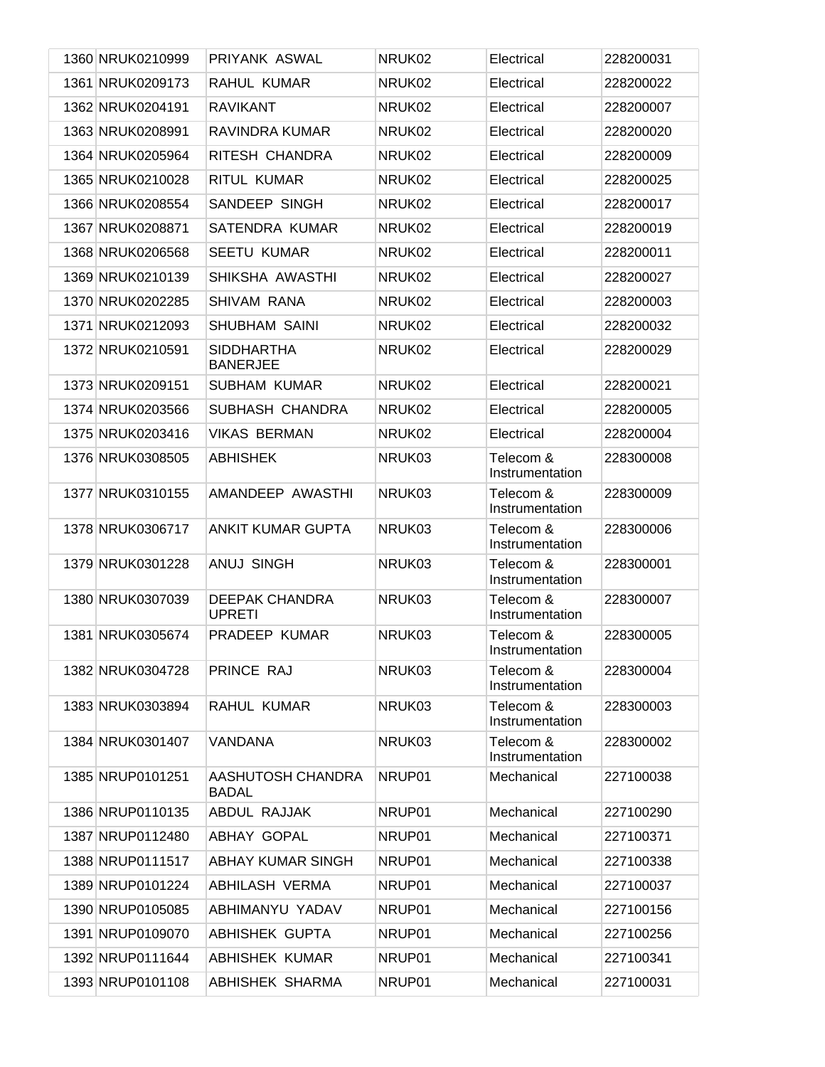| | | | | | |
|---|---|---|---|---|---|
| 1360 | NRUK0210999 | PRIYANK ASWAL | NRUK02 | Electrical | 228200031 |
| 1361 | NRUK0209173 | RAHUL KUMAR | NRUK02 | Electrical | 228200022 |
| 1362 | NRUK0204191 | RAVIKANT | NRUK02 | Electrical | 228200007 |
| 1363 | NRUK0208991 | RAVINDRA KUMAR | NRUK02 | Electrical | 228200020 |
| 1364 | NRUK0205964 | RITESH CHANDRA | NRUK02 | Electrical | 228200009 |
| 1365 | NRUK0210028 | RITUL KUMAR | NRUK02 | Electrical | 228200025 |
| 1366 | NRUK0208554 | SANDEEP SINGH | NRUK02 | Electrical | 228200017 |
| 1367 | NRUK0208871 | SATENDRA KUMAR | NRUK02 | Electrical | 228200019 |
| 1368 | NRUK0206568 | SEETU KUMAR | NRUK02 | Electrical | 228200011 |
| 1369 | NRUK0210139 | SHIKSHA AWASTHI | NRUK02 | Electrical | 228200027 |
| 1370 | NRUK0202285 | SHIVAM RANA | NRUK02 | Electrical | 228200003 |
| 1371 | NRUK0212093 | SHUBHAM SAINI | NRUK02 | Electrical | 228200032 |
| 1372 | NRUK0210591 | SIDDHARTHA BANERJEE | NRUK02 | Electrical | 228200029 |
| 1373 | NRUK0209151 | SUBHAM KUMAR | NRUK02 | Electrical | 228200021 |
| 1374 | NRUK0203566 | SUBHASH CHANDRA | NRUK02 | Electrical | 228200005 |
| 1375 | NRUK0203416 | VIKAS BERMAN | NRUK02 | Electrical | 228200004 |
| 1376 | NRUK0308505 | ABHISHEK | NRUK03 | Telecom & Instrumentation | 228300008 |
| 1377 | NRUK0310155 | AMANDEEP AWASTHI | NRUK03 | Telecom & Instrumentation | 228300009 |
| 1378 | NRUK0306717 | ANKIT KUMAR GUPTA | NRUK03 | Telecom & Instrumentation | 228300006 |
| 1379 | NRUK0301228 | ANUJ SINGH | NRUK03 | Telecom & Instrumentation | 228300001 |
| 1380 | NRUK0307039 | DEEPAK CHANDRA UPRETI | NRUK03 | Telecom & Instrumentation | 228300007 |
| 1381 | NRUK0305674 | PRADEEP KUMAR | NRUK03 | Telecom & Instrumentation | 228300005 |
| 1382 | NRUK0304728 | PRINCE RAJ | NRUK03 | Telecom & Instrumentation | 228300004 |
| 1383 | NRUK0303894 | RAHUL KUMAR | NRUK03 | Telecom & Instrumentation | 228300003 |
| 1384 | NRUK0301407 | VANDANA | NRUK03 | Telecom & Instrumentation | 228300002 |
| 1385 | NRUP0101251 | AASHUTOSH CHANDRA BADAL | NRUP01 | Mechanical | 227100038 |
| 1386 | NRUP0110135 | ABDUL RAJJAK | NRUP01 | Mechanical | 227100290 |
| 1387 | NRUP0112480 | ABHAY GOPAL | NRUP01 | Mechanical | 227100371 |
| 1388 | NRUP0111517 | ABHAY KUMAR SINGH | NRUP01 | Mechanical | 227100338 |
| 1389 | NRUP0101224 | ABHILASH VERMA | NRUP01 | Mechanical | 227100037 |
| 1390 | NRUP0105085 | ABHIMANYU YADAV | NRUP01 | Mechanical | 227100156 |
| 1391 | NRUP0109070 | ABHISHEK GUPTA | NRUP01 | Mechanical | 227100256 |
| 1392 | NRUP0111644 | ABHISHEK KUMAR | NRUP01 | Mechanical | 227100341 |
| 1393 | NRUP0101108 | ABHISHEK SHARMA | NRUP01 | Mechanical | 227100031 |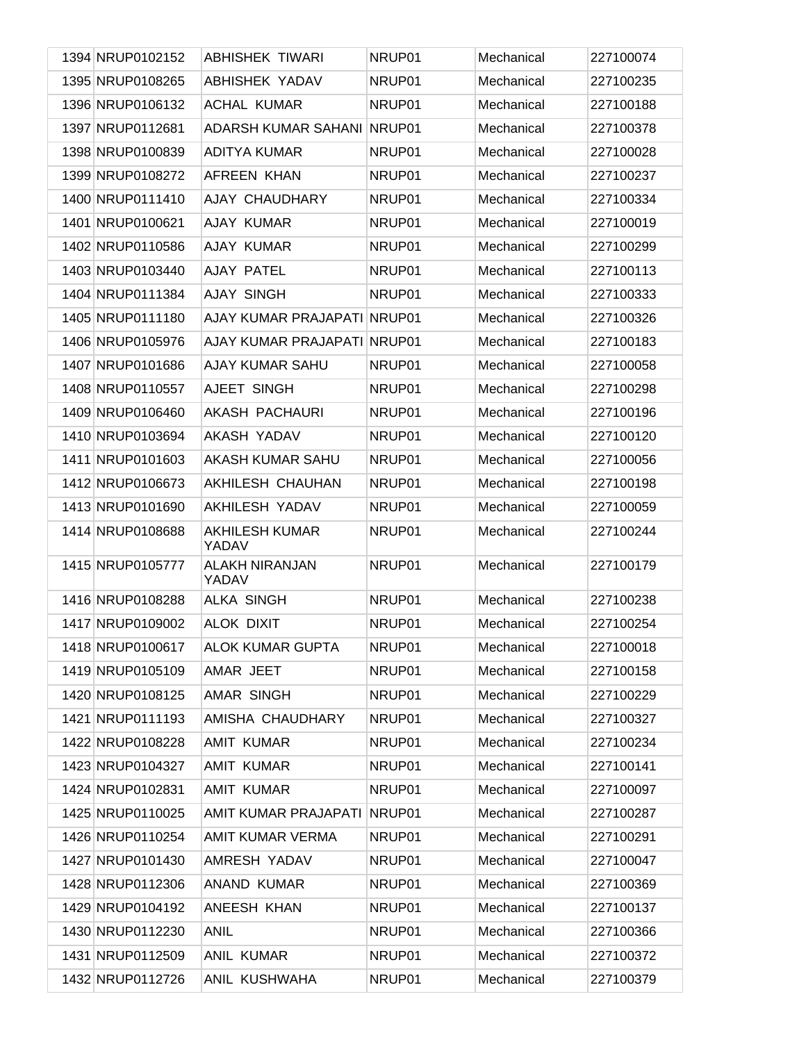| | | | | |
|---|---|---|---|---|
| 1394 | NRUP0102152 | ABHISHEK TIWARI | NRUP01 | Mechanical | 227100074 |
| 1395 | NRUP0108265 | ABHISHEK YADAV | NRUP01 | Mechanical | 227100235 |
| 1396 | NRUP0106132 | ACHAL KUMAR | NRUP01 | Mechanical | 227100188 |
| 1397 | NRUP0112681 | ADARSH KUMAR SAHANI | NRUP01 | Mechanical | 227100378 |
| 1398 | NRUP0100839 | ADITYA KUMAR | NRUP01 | Mechanical | 227100028 |
| 1399 | NRUP0108272 | AFREEN KHAN | NRUP01 | Mechanical | 227100237 |
| 1400 | NRUP0111410 | AJAY CHAUDHARY | NRUP01 | Mechanical | 227100334 |
| 1401 | NRUP0100621 | AJAY KUMAR | NRUP01 | Mechanical | 227100019 |
| 1402 | NRUP0110586 | AJAY KUMAR | NRUP01 | Mechanical | 227100299 |
| 1403 | NRUP0103440 | AJAY PATEL | NRUP01 | Mechanical | 227100113 |
| 1404 | NRUP0111384 | AJAY SINGH | NRUP01 | Mechanical | 227100333 |
| 1405 | NRUP0111180 | AJAY KUMAR PRAJAPATI | NRUP01 | Mechanical | 227100326 |
| 1406 | NRUP0105976 | AJAY KUMAR PRAJAPATI | NRUP01 | Mechanical | 227100183 |
| 1407 | NRUP0101686 | AJAY KUMAR SAHU | NRUP01 | Mechanical | 227100058 |
| 1408 | NRUP0110557 | AJEET SINGH | NRUP01 | Mechanical | 227100298 |
| 1409 | NRUP0106460 | AKASH PACHAURI | NRUP01 | Mechanical | 227100196 |
| 1410 | NRUP0103694 | AKASH YADAV | NRUP01 | Mechanical | 227100120 |
| 1411 | NRUP0101603 | AKASH KUMAR SAHU | NRUP01 | Mechanical | 227100056 |
| 1412 | NRUP0106673 | AKHILESH CHAUHAN | NRUP01 | Mechanical | 227100198 |
| 1413 | NRUP0101690 | AKHILESH YADAV | NRUP01 | Mechanical | 227100059 |
| 1414 | NRUP0108688 | AKHILESH KUMAR YADAV | NRUP01 | Mechanical | 227100244 |
| 1415 | NRUP0105777 | ALAKH NIRANJAN YADAV | NRUP01 | Mechanical | 227100179 |
| 1416 | NRUP0108288 | ALKA SINGH | NRUP01 | Mechanical | 227100238 |
| 1417 | NRUP0109002 | ALOK DIXIT | NRUP01 | Mechanical | 227100254 |
| 1418 | NRUP0100617 | ALOK KUMAR GUPTA | NRUP01 | Mechanical | 227100018 |
| 1419 | NRUP0105109 | AMAR JEET | NRUP01 | Mechanical | 227100158 |
| 1420 | NRUP0108125 | AMAR SINGH | NRUP01 | Mechanical | 227100229 |
| 1421 | NRUP0111193 | AMISHA CHAUDHARY | NRUP01 | Mechanical | 227100327 |
| 1422 | NRUP0108228 | AMIT KUMAR | NRUP01 | Mechanical | 227100234 |
| 1423 | NRUP0104327 | AMIT KUMAR | NRUP01 | Mechanical | 227100141 |
| 1424 | NRUP0102831 | AMIT KUMAR | NRUP01 | Mechanical | 227100097 |
| 1425 | NRUP0110025 | AMIT KUMAR PRAJAPATI | NRUP01 | Mechanical | 227100287 |
| 1426 | NRUP0110254 | AMIT KUMAR VERMA | NRUP01 | Mechanical | 227100291 |
| 1427 | NRUP0101430 | AMRESH YADAV | NRUP01 | Mechanical | 227100047 |
| 1428 | NRUP0112306 | ANAND KUMAR | NRUP01 | Mechanical | 227100369 |
| 1429 | NRUP0104192 | ANEESH KHAN | NRUP01 | Mechanical | 227100137 |
| 1430 | NRUP0112230 | ANIL | NRUP01 | Mechanical | 227100366 |
| 1431 | NRUP0112509 | ANIL KUMAR | NRUP01 | Mechanical | 227100372 |
| 1432 | NRUP0112726 | ANIL KUSHWAHA | NRUP01 | Mechanical | 227100379 |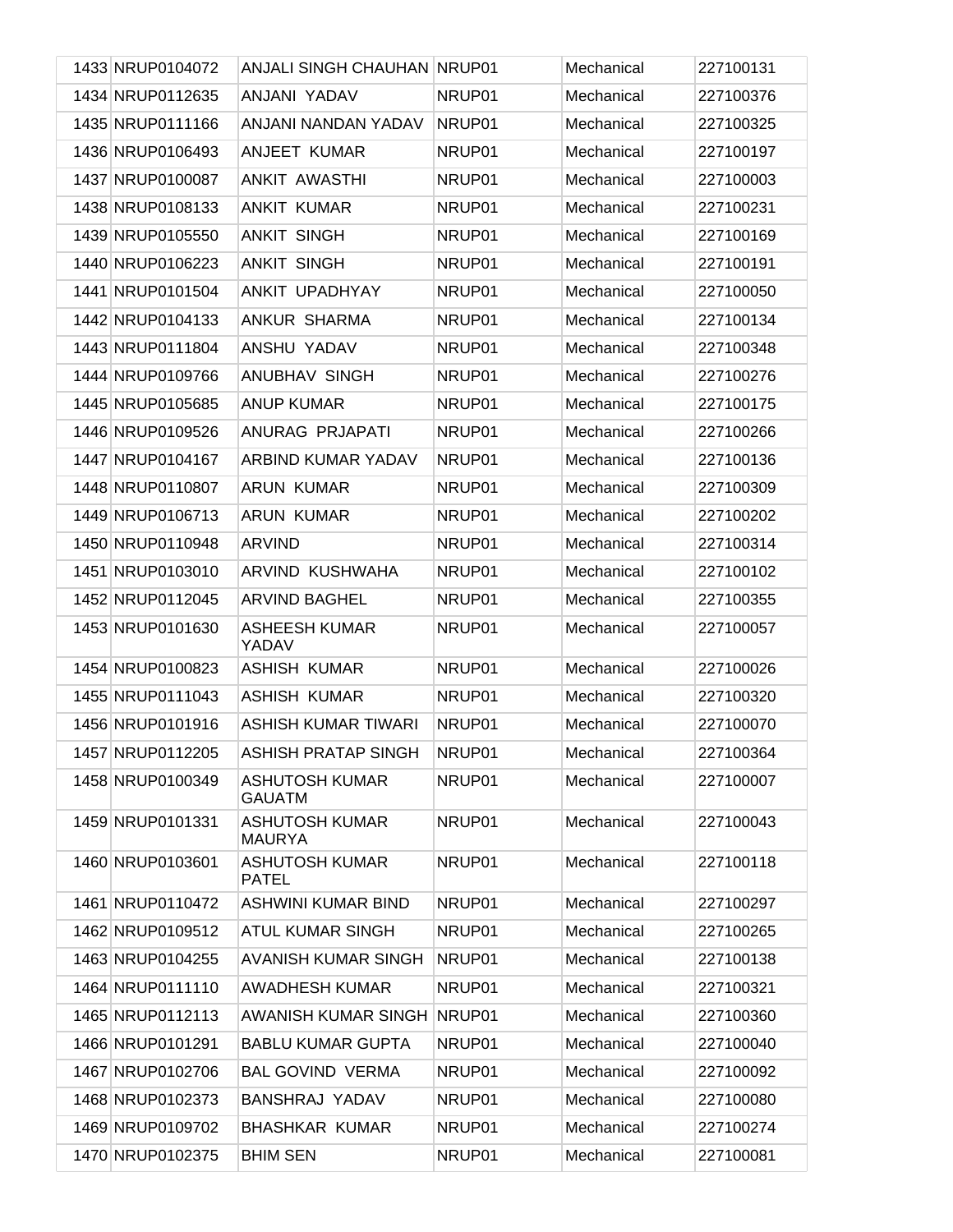| | | | | | |
|---|---|---|---|---|---|
| 1433 | NRUP0104072 | ANJALI SINGH CHAUHAN | NRUP01 | Mechanical | 227100131 |
| 1434 | NRUP0112635 | ANJANI YADAV | NRUP01 | Mechanical | 227100376 |
| 1435 | NRUP0111166 | ANJANI NANDAN YADAV | NRUP01 | Mechanical | 227100325 |
| 1436 | NRUP0106493 | ANJEET KUMAR | NRUP01 | Mechanical | 227100197 |
| 1437 | NRUP0100087 | ANKIT AWASTHI | NRUP01 | Mechanical | 227100003 |
| 1438 | NRUP0108133 | ANKIT KUMAR | NRUP01 | Mechanical | 227100231 |
| 1439 | NRUP0105550 | ANKIT SINGH | NRUP01 | Mechanical | 227100169 |
| 1440 | NRUP0106223 | ANKIT SINGH | NRUP01 | Mechanical | 227100191 |
| 1441 | NRUP0101504 | ANKIT UPADHYAY | NRUP01 | Mechanical | 227100050 |
| 1442 | NRUP0104133 | ANKUR SHARMA | NRUP01 | Mechanical | 227100134 |
| 1443 | NRUP0111804 | ANSHU YADAV | NRUP01 | Mechanical | 227100348 |
| 1444 | NRUP0109766 | ANUBHAV SINGH | NRUP01 | Mechanical | 227100276 |
| 1445 | NRUP0105685 | ANUP KUMAR | NRUP01 | Mechanical | 227100175 |
| 1446 | NRUP0109526 | ANURAG PRJAPATI | NRUP01 | Mechanical | 227100266 |
| 1447 | NRUP0104167 | ARBIND KUMAR YADAV | NRUP01 | Mechanical | 227100136 |
| 1448 | NRUP0110807 | ARUN KUMAR | NRUP01 | Mechanical | 227100309 |
| 1449 | NRUP0106713 | ARUN KUMAR | NRUP01 | Mechanical | 227100202 |
| 1450 | NRUP0110948 | ARVIND | NRUP01 | Mechanical | 227100314 |
| 1451 | NRUP0103010 | ARVIND KUSHWAHA | NRUP01 | Mechanical | 227100102 |
| 1452 | NRUP0112045 | ARVIND BAGHEL | NRUP01 | Mechanical | 227100355 |
| 1453 | NRUP0101630 | ASHEESH KUMAR YADAV | NRUP01 | Mechanical | 227100057 |
| 1454 | NRUP0100823 | ASHISH KUMAR | NRUP01 | Mechanical | 227100026 |
| 1455 | NRUP0111043 | ASHISH KUMAR | NRUP01 | Mechanical | 227100320 |
| 1456 | NRUP0101916 | ASHISH KUMAR TIWARI | NRUP01 | Mechanical | 227100070 |
| 1457 | NRUP0112205 | ASHISH PRATAP SINGH | NRUP01 | Mechanical | 227100364 |
| 1458 | NRUP0100349 | ASHUTOSH KUMAR GAUATM | NRUP01 | Mechanical | 227100007 |
| 1459 | NRUP0101331 | ASHUTOSH KUMAR MAURYA | NRUP01 | Mechanical | 227100043 |
| 1460 | NRUP0103601 | ASHUTOSH KUMAR PATEL | NRUP01 | Mechanical | 227100118 |
| 1461 | NRUP0110472 | ASHWINI KUMAR BIND | NRUP01 | Mechanical | 227100297 |
| 1462 | NRUP0109512 | ATUL KUMAR SINGH | NRUP01 | Mechanical | 227100265 |
| 1463 | NRUP0104255 | AVANISH KUMAR SINGH | NRUP01 | Mechanical | 227100138 |
| 1464 | NRUP0111110 | AWADHESH KUMAR | NRUP01 | Mechanical | 227100321 |
| 1465 | NRUP0112113 | AWANISH KUMAR SINGH | NRUP01 | Mechanical | 227100360 |
| 1466 | NRUP0101291 | BABLU KUMAR GUPTA | NRUP01 | Mechanical | 227100040 |
| 1467 | NRUP0102706 | BAL GOVIND VERMA | NRUP01 | Mechanical | 227100092 |
| 1468 | NRUP0102373 | BANSHRAJ YADAV | NRUP01 | Mechanical | 227100080 |
| 1469 | NRUP0109702 | BHASHKAR KUMAR | NRUP01 | Mechanical | 227100274 |
| 1470 | NRUP0102375 | BHIM SEN | NRUP01 | Mechanical | 227100081 |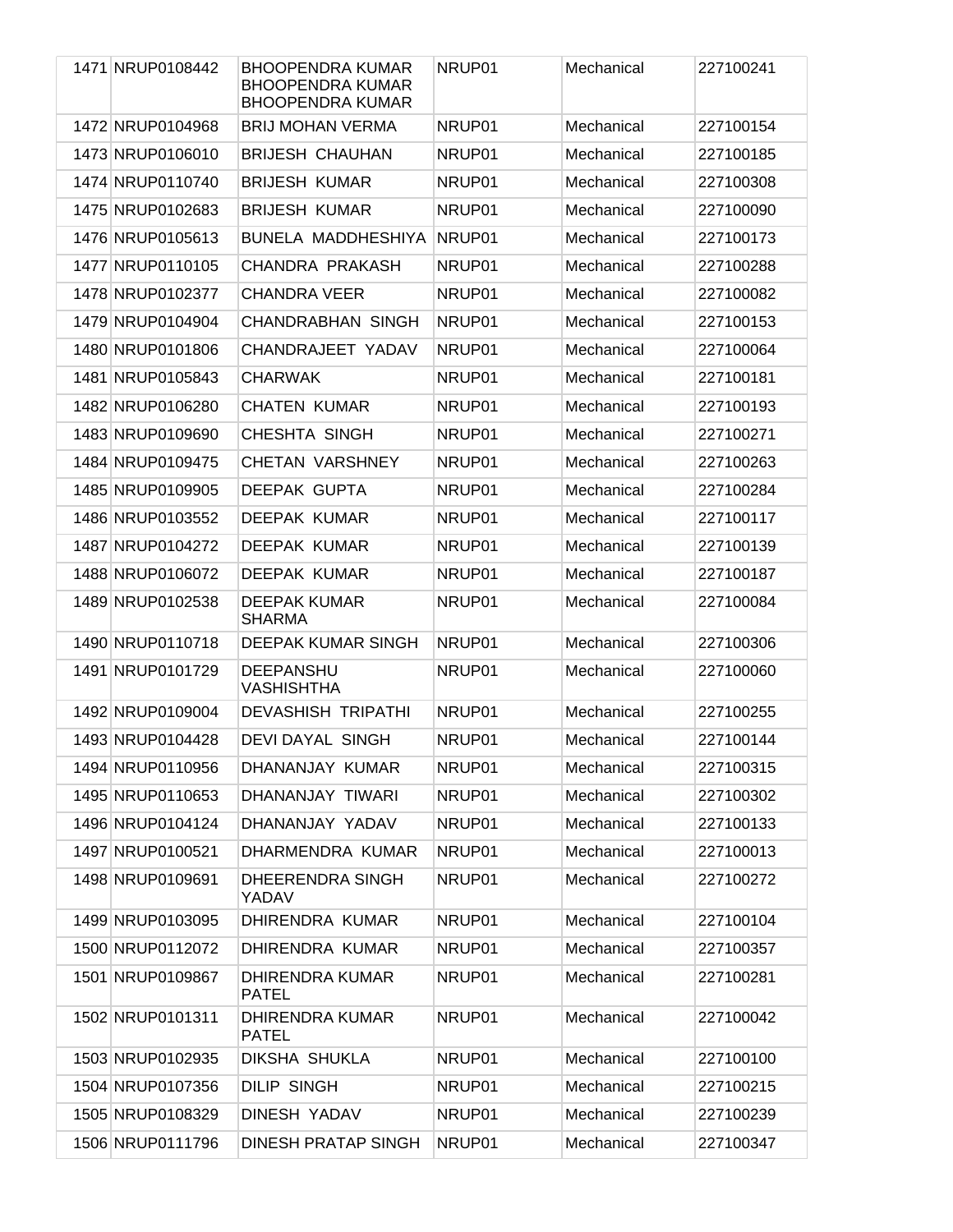| | | | | | |
|---|---|---|---|---|---|
| 1471 | NRUP0108442 | BHOOPENDRA KUMAR BHOOPENDRA KUMAR BHOOPENDRA KUMAR | NRUP01 | Mechanical | 227100241 |
| 1472 | NRUP0104968 | BRIJ MOHAN VERMA | NRUP01 | Mechanical | 227100154 |
| 1473 | NRUP0106010 | BRIJESH CHAUHAN | NRUP01 | Mechanical | 227100185 |
| 1474 | NRUP0110740 | BRIJESH KUMAR | NRUP01 | Mechanical | 227100308 |
| 1475 | NRUP0102683 | BRIJESH KUMAR | NRUP01 | Mechanical | 227100090 |
| 1476 | NRUP0105613 | BUNELA MADDHESHIYA | NRUP01 | Mechanical | 227100173 |
| 1477 | NRUP0110105 | CHANDRA PRAKASH | NRUP01 | Mechanical | 227100288 |
| 1478 | NRUP0102377 | CHANDRA VEER | NRUP01 | Mechanical | 227100082 |
| 1479 | NRUP0104904 | CHANDRABHAN SINGH | NRUP01 | Mechanical | 227100153 |
| 1480 | NRUP0101806 | CHANDRAJEET YADAV | NRUP01 | Mechanical | 227100064 |
| 1481 | NRUP0105843 | CHARWAK | NRUP01 | Mechanical | 227100181 |
| 1482 | NRUP0106280 | CHATEN KUMAR | NRUP01 | Mechanical | 227100193 |
| 1483 | NRUP0109690 | CHESHTA SINGH | NRUP01 | Mechanical | 227100271 |
| 1484 | NRUP0109475 | CHETAN VARSHNEY | NRUP01 | Mechanical | 227100263 |
| 1485 | NRUP0109905 | DEEPAK GUPTA | NRUP01 | Mechanical | 227100284 |
| 1486 | NRUP0103552 | DEEPAK KUMAR | NRUP01 | Mechanical | 227100117 |
| 1487 | NRUP0104272 | DEEPAK KUMAR | NRUP01 | Mechanical | 227100139 |
| 1488 | NRUP0106072 | DEEPAK KUMAR | NRUP01 | Mechanical | 227100187 |
| 1489 | NRUP0102538 | DEEPAK KUMAR SHARMA | NRUP01 | Mechanical | 227100084 |
| 1490 | NRUP0110718 | DEEPAK KUMAR SINGH | NRUP01 | Mechanical | 227100306 |
| 1491 | NRUP0101729 | DEEPANSHU VASHISHTHA | NRUP01 | Mechanical | 227100060 |
| 1492 | NRUP0109004 | DEVASHISH TRIPATHI | NRUP01 | Mechanical | 227100255 |
| 1493 | NRUP0104428 | DEVI DAYAL SINGH | NRUP01 | Mechanical | 227100144 |
| 1494 | NRUP0110956 | DHANANJAY KUMAR | NRUP01 | Mechanical | 227100315 |
| 1495 | NRUP0110653 | DHANANJAY TIWARI | NRUP01 | Mechanical | 227100302 |
| 1496 | NRUP0104124 | DHANANJAY YADAV | NRUP01 | Mechanical | 227100133 |
| 1497 | NRUP0100521 | DHARMENDRA KUMAR | NRUP01 | Mechanical | 227100013 |
| 1498 | NRUP0109691 | DHEERENDRA SINGH YADAV | NRUP01 | Mechanical | 227100272 |
| 1499 | NRUP0103095 | DHIRENDRA KUMAR | NRUP01 | Mechanical | 227100104 |
| 1500 | NRUP0112072 | DHIRENDRA KUMAR | NRUP01 | Mechanical | 227100357 |
| 1501 | NRUP0109867 | DHIRENDRA KUMAR PATEL | NRUP01 | Mechanical | 227100281 |
| 1502 | NRUP0101311 | DHIRENDRA KUMAR PATEL | NRUP01 | Mechanical | 227100042 |
| 1503 | NRUP0102935 | DIKSHA SHUKLA | NRUP01 | Mechanical | 227100100 |
| 1504 | NRUP0107356 | DILIP SINGH | NRUP01 | Mechanical | 227100215 |
| 1505 | NRUP0108329 | DINESH YADAV | NRUP01 | Mechanical | 227100239 |
| 1506 | NRUP0111796 | DINESH PRATAP SINGH | NRUP01 | Mechanical | 227100347 |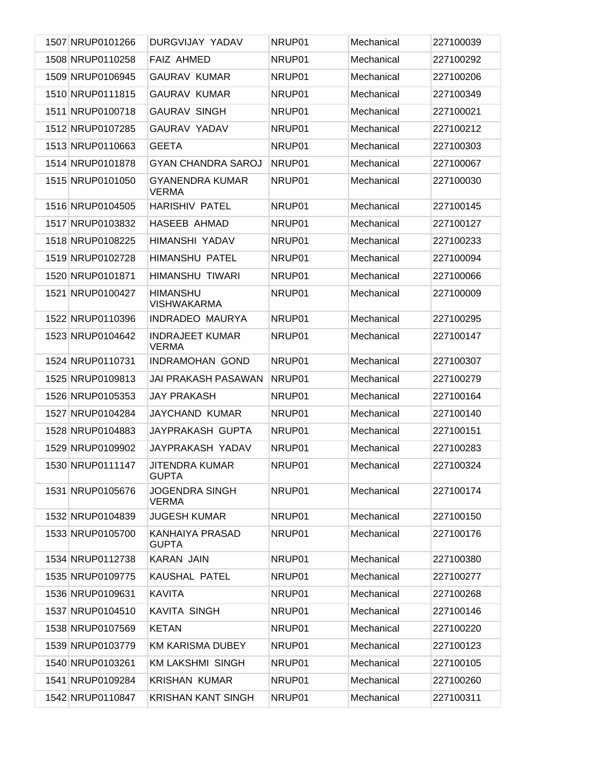| | | | | | |
|---|---|---|---|---|---|
| 1507 | NRUP0101266 | DURGVIJAY YADAV | NRUP01 | Mechanical | 227100039 |
| 1508 | NRUP0110258 | FAIZ AHMED | NRUP01 | Mechanical | 227100292 |
| 1509 | NRUP0106945 | GAURAV KUMAR | NRUP01 | Mechanical | 227100206 |
| 1510 | NRUP0111815 | GAURAV KUMAR | NRUP01 | Mechanical | 227100349 |
| 1511 | NRUP0100718 | GAURAV SINGH | NRUP01 | Mechanical | 227100021 |
| 1512 | NRUP0107285 | GAURAV YADAV | NRUP01 | Mechanical | 227100212 |
| 1513 | NRUP0110663 | GEETA | NRUP01 | Mechanical | 227100303 |
| 1514 | NRUP0101878 | GYAN CHANDRA SAROJ | NRUP01 | Mechanical | 227100067 |
| 1515 | NRUP0101050 | GYANENDRA KUMAR VERMA | NRUP01 | Mechanical | 227100030 |
| 1516 | NRUP0104505 | HARISHIV PATEL | NRUP01 | Mechanical | 227100145 |
| 1517 | NRUP0103832 | HASEEB AHMAD | NRUP01 | Mechanical | 227100127 |
| 1518 | NRUP0108225 | HIMANSHI YADAV | NRUP01 | Mechanical | 227100233 |
| 1519 | NRUP0102728 | HIMANSHU PATEL | NRUP01 | Mechanical | 227100094 |
| 1520 | NRUP0101871 | HIMANSHU TIWARI | NRUP01 | Mechanical | 227100066 |
| 1521 | NRUP0100427 | HIMANSHU VISHWAKARMA | NRUP01 | Mechanical | 227100009 |
| 1522 | NRUP0110396 | INDRADEO MAURYA | NRUP01 | Mechanical | 227100295 |
| 1523 | NRUP0104642 | INDRAJEET KUMAR VERMA | NRUP01 | Mechanical | 227100147 |
| 1524 | NRUP0110731 | INDRAMOHAN GOND | NRUP01 | Mechanical | 227100307 |
| 1525 | NRUP0109813 | JAI PRAKASH PASAWAN | NRUP01 | Mechanical | 227100279 |
| 1526 | NRUP0105353 | JAY PRAKASH | NRUP01 | Mechanical | 227100164 |
| 1527 | NRUP0104284 | JAYCHAND KUMAR | NRUP01 | Mechanical | 227100140 |
| 1528 | NRUP0104883 | JAYPRAKASH GUPTA | NRUP01 | Mechanical | 227100151 |
| 1529 | NRUP0109902 | JAYPRAKASH YADAV | NRUP01 | Mechanical | 227100283 |
| 1530 | NRUP0111147 | JITENDRA KUMAR GUPTA | NRUP01 | Mechanical | 227100324 |
| 1531 | NRUP0105676 | JOGENDRA SINGH VERMA | NRUP01 | Mechanical | 227100174 |
| 1532 | NRUP0104839 | JUGESH KUMAR | NRUP01 | Mechanical | 227100150 |
| 1533 | NRUP0105700 | KANHAIYA PRASAD GUPTA | NRUP01 | Mechanical | 227100176 |
| 1534 | NRUP0112738 | KARAN JAIN | NRUP01 | Mechanical | 227100380 |
| 1535 | NRUP0109775 | KAUSHAL PATEL | NRUP01 | Mechanical | 227100277 |
| 1536 | NRUP0109631 | KAVITA | NRUP01 | Mechanical | 227100268 |
| 1537 | NRUP0104510 | KAVITA SINGH | NRUP01 | Mechanical | 227100146 |
| 1538 | NRUP0107569 | KETAN | NRUP01 | Mechanical | 227100220 |
| 1539 | NRUP0103779 | KM KARISMA DUBEY | NRUP01 | Mechanical | 227100123 |
| 1540 | NRUP0103261 | KM LAKSHMI SINGH | NRUP01 | Mechanical | 227100105 |
| 1541 | NRUP0109284 | KRISHAN KUMAR | NRUP01 | Mechanical | 227100260 |
| 1542 | NRUP0110847 | KRISHAN KANT SINGH | NRUP01 | Mechanical | 227100311 |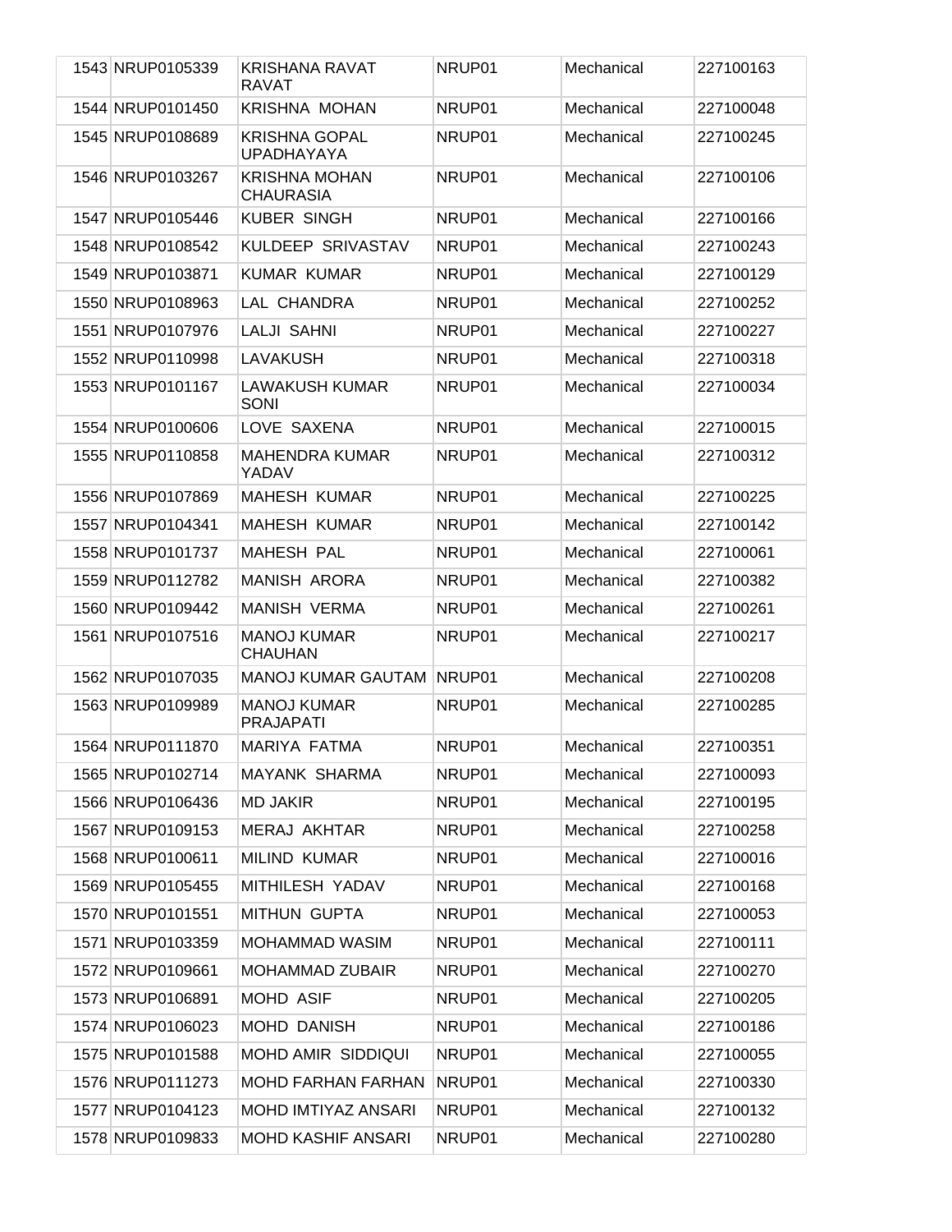| 1543 | NRUP0105339 | KRISHANA RAVAT RAVAT | NRUP01 | Mechanical | 227100163 |
|---|---|---|---|---|---|
| 1544 | NRUP0101450 | KRISHNA MOHAN | NRUP01 | Mechanical | 227100048 |
| 1545 | NRUP0108689 | KRISHNA GOPAL UPADHAYAYA | NRUP01 | Mechanical | 227100245 |
| 1546 | NRUP0103267 | KRISHNA MOHAN CHAURASIA | NRUP01 | Mechanical | 227100106 |
| 1547 | NRUP0105446 | KUBER SINGH | NRUP01 | Mechanical | 227100166 |
| 1548 | NRUP0108542 | KULDEEP SRIVASTAV | NRUP01 | Mechanical | 227100243 |
| 1549 | NRUP0103871 | KUMAR KUMAR | NRUP01 | Mechanical | 227100129 |
| 1550 | NRUP0108963 | LAL CHANDRA | NRUP01 | Mechanical | 227100252 |
| 1551 | NRUP0107976 | LALJI SAHNI | NRUP01 | Mechanical | 227100227 |
| 1552 | NRUP0110998 | LAVAKUSH | NRUP01 | Mechanical | 227100318 |
| 1553 | NRUP0101167 | LAWAKUSH KUMAR SONI | NRUP01 | Mechanical | 227100034 |
| 1554 | NRUP0100606 | LOVE SAXENA | NRUP01 | Mechanical | 227100015 |
| 1555 | NRUP0110858 | MAHENDRA KUMAR YADAV | NRUP01 | Mechanical | 227100312 |
| 1556 | NRUP0107869 | MAHESH KUMAR | NRUP01 | Mechanical | 227100225 |
| 1557 | NRUP0104341 | MAHESH KUMAR | NRUP01 | Mechanical | 227100142 |
| 1558 | NRUP0101737 | MAHESH PAL | NRUP01 | Mechanical | 227100061 |
| 1559 | NRUP0112782 | MANISH ARORA | NRUP01 | Mechanical | 227100382 |
| 1560 | NRUP0109442 | MANISH VERMA | NRUP01 | Mechanical | 227100261 |
| 1561 | NRUP0107516 | MANOJ KUMAR CHAUHAN | NRUP01 | Mechanical | 227100217 |
| 1562 | NRUP0107035 | MANOJ KUMAR GAUTAM | NRUP01 | Mechanical | 227100208 |
| 1563 | NRUP0109989 | MANOJ KUMAR PRAJAPATI | NRUP01 | Mechanical | 227100285 |
| 1564 | NRUP0111870 | MARIYA FATMA | NRUP01 | Mechanical | 227100351 |
| 1565 | NRUP0102714 | MAYANK SHARMA | NRUP01 | Mechanical | 227100093 |
| 1566 | NRUP0106436 | MD JAKIR | NRUP01 | Mechanical | 227100195 |
| 1567 | NRUP0109153 | MERAJ AKHTAR | NRUP01 | Mechanical | 227100258 |
| 1568 | NRUP0100611 | MILIND KUMAR | NRUP01 | Mechanical | 227100016 |
| 1569 | NRUP0105455 | MITHILESH YADAV | NRUP01 | Mechanical | 227100168 |
| 1570 | NRUP0101551 | MITHUN GUPTA | NRUP01 | Mechanical | 227100053 |
| 1571 | NRUP0103359 | MOHAMMAD WASIM | NRUP01 | Mechanical | 227100111 |
| 1572 | NRUP0109661 | MOHAMMAD ZUBAIR | NRUP01 | Mechanical | 227100270 |
| 1573 | NRUP0106891 | MOHD ASIF | NRUP01 | Mechanical | 227100205 |
| 1574 | NRUP0106023 | MOHD DANISH | NRUP01 | Mechanical | 227100186 |
| 1575 | NRUP0101588 | MOHD AMIR SIDDIQUI | NRUP01 | Mechanical | 227100055 |
| 1576 | NRUP0111273 | MOHD FARHAN FARHAN | NRUP01 | Mechanical | 227100330 |
| 1577 | NRUP0104123 | MOHD IMTIYAZ ANSARI | NRUP01 | Mechanical | 227100132 |
| 1578 | NRUP0109833 | MOHD KASHIF ANSARI | NRUP01 | Mechanical | 227100280 |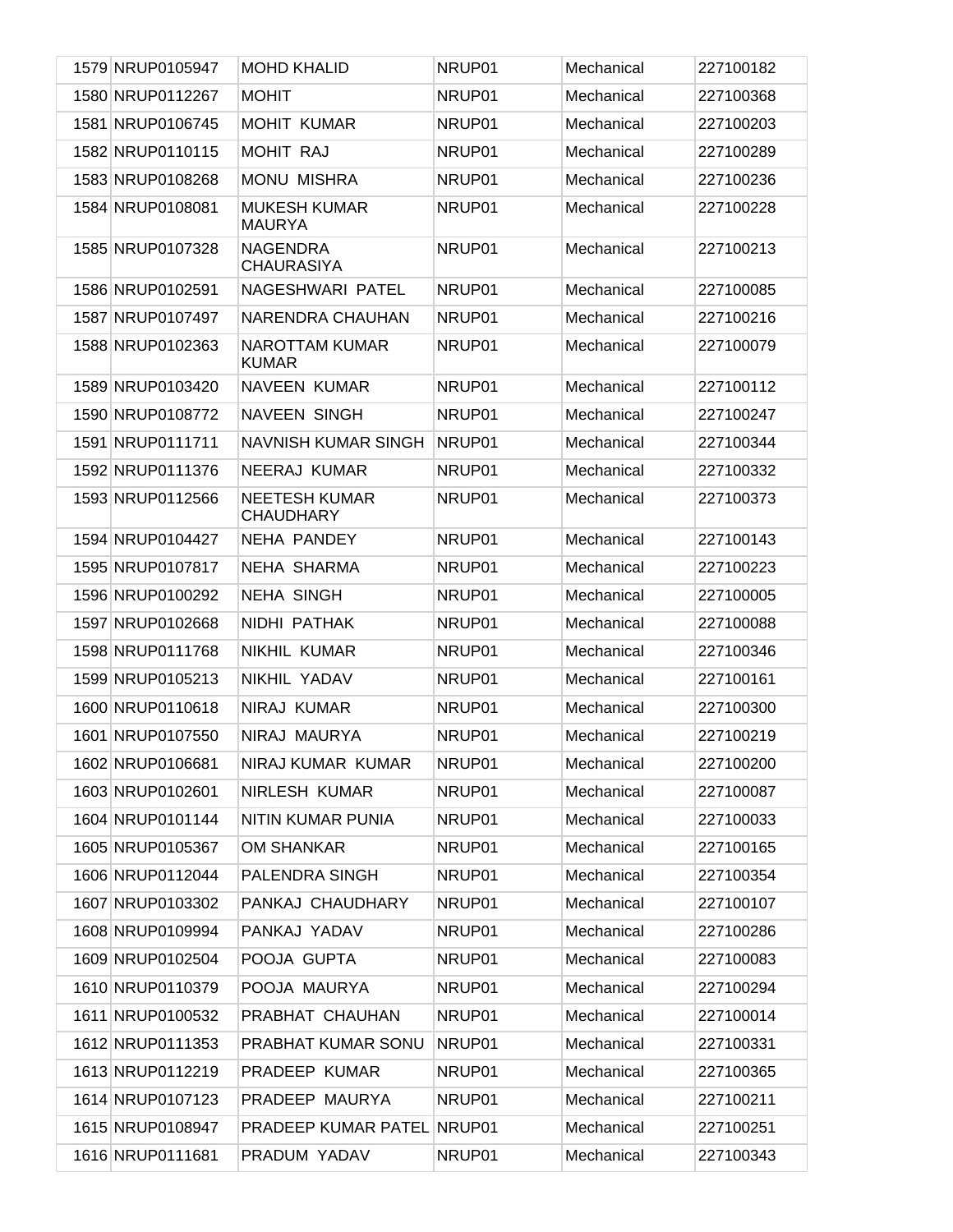| | | | | | |
|---|---|---|---|---|---|
| 1579 | NRUP0105947 | MOHD KHALID | NRUP01 | Mechanical | 227100182 |
| 1580 | NRUP0112267 | MOHIT | NRUP01 | Mechanical | 227100368 |
| 1581 | NRUP0106745 | MOHIT KUMAR | NRUP01 | Mechanical | 227100203 |
| 1582 | NRUP0110115 | MOHIT RAJ | NRUP01 | Mechanical | 227100289 |
| 1583 | NRUP0108268 | MONU MISHRA | NRUP01 | Mechanical | 227100236 |
| 1584 | NRUP0108081 | MUKESH KUMAR MAURYA | NRUP01 | Mechanical | 227100228 |
| 1585 | NRUP0107328 | NAGENDRA CHAURASIYA | NRUP01 | Mechanical | 227100213 |
| 1586 | NRUP0102591 | NAGESHWARI PATEL | NRUP01 | Mechanical | 227100085 |
| 1587 | NRUP0107497 | NARENDRA CHAUHAN | NRUP01 | Mechanical | 227100216 |
| 1588 | NRUP0102363 | NAROTTAM KUMAR KUMAR | NRUP01 | Mechanical | 227100079 |
| 1589 | NRUP0103420 | NAVEEN KUMAR | NRUP01 | Mechanical | 227100112 |
| 1590 | NRUP0108772 | NAVEEN SINGH | NRUP01 | Mechanical | 227100247 |
| 1591 | NRUP0111711 | NAVNISH KUMAR SINGH | NRUP01 | Mechanical | 227100344 |
| 1592 | NRUP0111376 | NEERAJ KUMAR | NRUP01 | Mechanical | 227100332 |
| 1593 | NRUP0112566 | NEETESH KUMAR CHAUDHARY | NRUP01 | Mechanical | 227100373 |
| 1594 | NRUP0104427 | NEHA PANDEY | NRUP01 | Mechanical | 227100143 |
| 1595 | NRUP0107817 | NEHA SHARMA | NRUP01 | Mechanical | 227100223 |
| 1596 | NRUP0100292 | NEHA SINGH | NRUP01 | Mechanical | 227100005 |
| 1597 | NRUP0102668 | NIDHI PATHAK | NRUP01 | Mechanical | 227100088 |
| 1598 | NRUP0111768 | NIKHIL KUMAR | NRUP01 | Mechanical | 227100346 |
| 1599 | NRUP0105213 | NIKHIL YADAV | NRUP01 | Mechanical | 227100161 |
| 1600 | NRUP0110618 | NIRAJ KUMAR | NRUP01 | Mechanical | 227100300 |
| 1601 | NRUP0107550 | NIRAJ MAURYA | NRUP01 | Mechanical | 227100219 |
| 1602 | NRUP0106681 | NIRAJ KUMAR KUMAR | NRUP01 | Mechanical | 227100200 |
| 1603 | NRUP0102601 | NIRLESH KUMAR | NRUP01 | Mechanical | 227100087 |
| 1604 | NRUP0101144 | NITIN KUMAR PUNIA | NRUP01 | Mechanical | 227100033 |
| 1605 | NRUP0105367 | OM SHANKAR | NRUP01 | Mechanical | 227100165 |
| 1606 | NRUP0112044 | PALENDRA SINGH | NRUP01 | Mechanical | 227100354 |
| 1607 | NRUP0103302 | PANKAJ CHAUDHARY | NRUP01 | Mechanical | 227100107 |
| 1608 | NRUP0109994 | PANKAJ YADAV | NRUP01 | Mechanical | 227100286 |
| 1609 | NRUP0102504 | POOJA GUPTA | NRUP01 | Mechanical | 227100083 |
| 1610 | NRUP0110379 | POOJA MAURYA | NRUP01 | Mechanical | 227100294 |
| 1611 | NRUP0100532 | PRABHAT CHAUHAN | NRUP01 | Mechanical | 227100014 |
| 1612 | NRUP0111353 | PRABHAT KUMAR SONU | NRUP01 | Mechanical | 227100331 |
| 1613 | NRUP0112219 | PRADEEP KUMAR | NRUP01 | Mechanical | 227100365 |
| 1614 | NRUP0107123 | PRADEEP MAURYA | NRUP01 | Mechanical | 227100211 |
| 1615 | NRUP0108947 | PRADEEP KUMAR PATEL | NRUP01 | Mechanical | 227100251 |
| 1616 | NRUP0111681 | PRADUM YADAV | NRUP01 | Mechanical | 227100343 |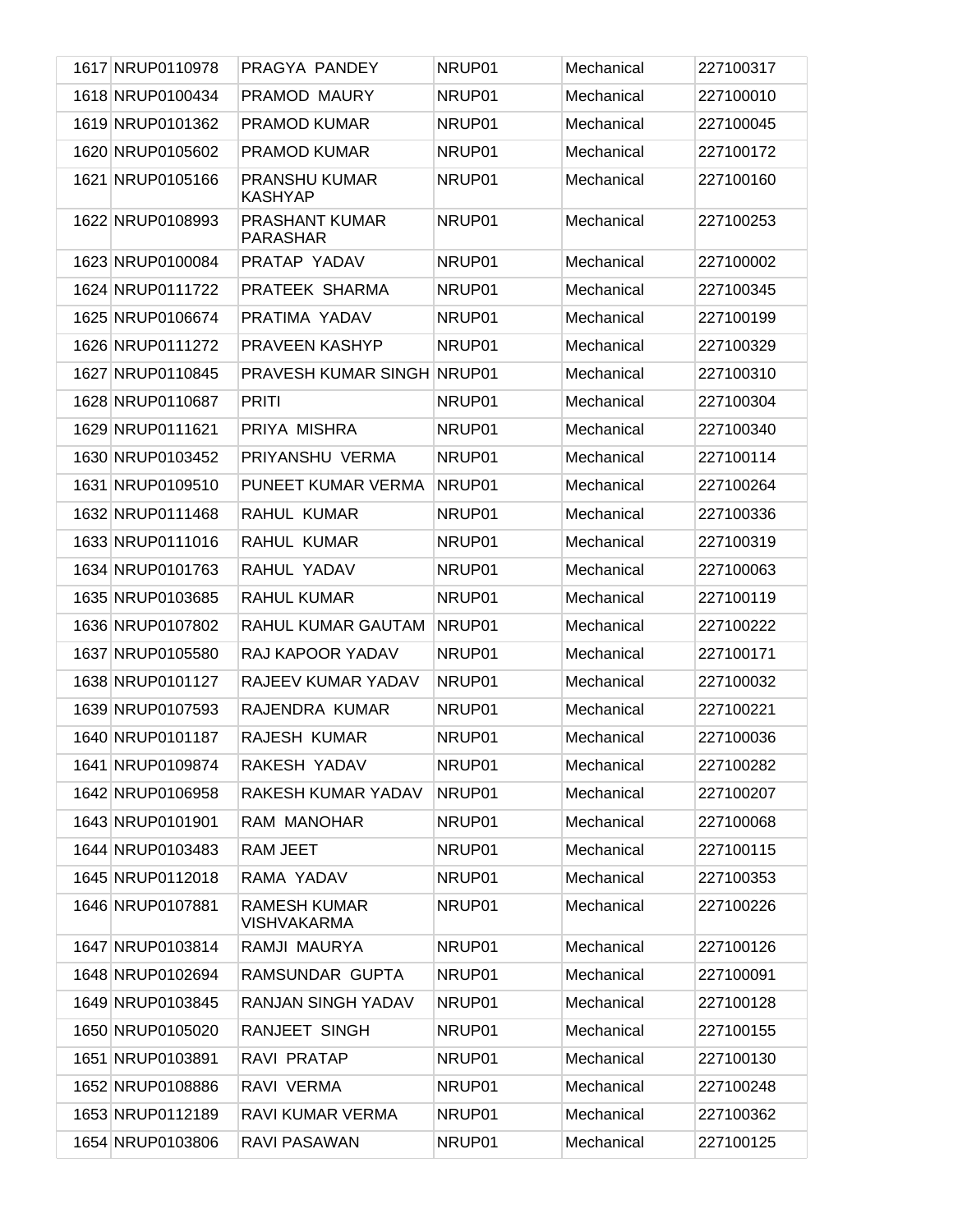| | | | | | |
|---|---|---|---|---|---|
| 1617 | NRUP0110978 | PRAGYA PANDEY | NRUP01 | Mechanical | 227100317 |
| 1618 | NRUP0100434 | PRAMOD MAURY | NRUP01 | Mechanical | 227100010 |
| 1619 | NRUP0101362 | PRAMOD KUMAR | NRUP01 | Mechanical | 227100045 |
| 1620 | NRUP0105602 | PRAMOD KUMAR | NRUP01 | Mechanical | 227100172 |
| 1621 | NRUP0105166 | PRANSHU KUMAR KASHYAP | NRUP01 | Mechanical | 227100160 |
| 1622 | NRUP0108993 | PRASHANT KUMAR PARASHAR | NRUP01 | Mechanical | 227100253 |
| 1623 | NRUP0100084 | PRATAP YADAV | NRUP01 | Mechanical | 227100002 |
| 1624 | NRUP0111722 | PRATEEK SHARMA | NRUP01 | Mechanical | 227100345 |
| 1625 | NRUP0106674 | PRATIMA YADAV | NRUP01 | Mechanical | 227100199 |
| 1626 | NRUP0111272 | PRAVEEN KASHYP | NRUP01 | Mechanical | 227100329 |
| 1627 | NRUP0110845 | PRAVESH KUMAR SINGH | NRUP01 | Mechanical | 227100310 |
| 1628 | NRUP0110687 | PRITI | NRUP01 | Mechanical | 227100304 |
| 1629 | NRUP0111621 | PRIYA MISHRA | NRUP01 | Mechanical | 227100340 |
| 1630 | NRUP0103452 | PRIYANSHU VERMA | NRUP01 | Mechanical | 227100114 |
| 1631 | NRUP0109510 | PUNEET KUMAR VERMA | NRUP01 | Mechanical | 227100264 |
| 1632 | NRUP0111468 | RAHUL KUMAR | NRUP01 | Mechanical | 227100336 |
| 1633 | NRUP0111016 | RAHUL KUMAR | NRUP01 | Mechanical | 227100319 |
| 1634 | NRUP0101763 | RAHUL YADAV | NRUP01 | Mechanical | 227100063 |
| 1635 | NRUP0103685 | RAHUL KUMAR | NRUP01 | Mechanical | 227100119 |
| 1636 | NRUP0107802 | RAHUL KUMAR GAUTAM | NRUP01 | Mechanical | 227100222 |
| 1637 | NRUP0105580 | RAJ KAPOOR YADAV | NRUP01 | Mechanical | 227100171 |
| 1638 | NRUP0101127 | RAJEEV KUMAR YADAV | NRUP01 | Mechanical | 227100032 |
| 1639 | NRUP0107593 | RAJENDRA KUMAR | NRUP01 | Mechanical | 227100221 |
| 1640 | NRUP0101187 | RAJESH KUMAR | NRUP01 | Mechanical | 227100036 |
| 1641 | NRUP0109874 | RAKESH YADAV | NRUP01 | Mechanical | 227100282 |
| 1642 | NRUP0106958 | RAKESH KUMAR YADAV | NRUP01 | Mechanical | 227100207 |
| 1643 | NRUP0101901 | RAM MANOHAR | NRUP01 | Mechanical | 227100068 |
| 1644 | NRUP0103483 | RAM JEET | NRUP01 | Mechanical | 227100115 |
| 1645 | NRUP0112018 | RAMA YADAV | NRUP01 | Mechanical | 227100353 |
| 1646 | NRUP0107881 | RAMESH KUMAR VISHVAKARMA | NRUP01 | Mechanical | 227100226 |
| 1647 | NRUP0103814 | RAMJI MAURYA | NRUP01 | Mechanical | 227100126 |
| 1648 | NRUP0102694 | RAMSUNDAR GUPTA | NRUP01 | Mechanical | 227100091 |
| 1649 | NRUP0103845 | RANJAN SINGH YADAV | NRUP01 | Mechanical | 227100128 |
| 1650 | NRUP0105020 | RANJEET SINGH | NRUP01 | Mechanical | 227100155 |
| 1651 | NRUP0103891 | RAVI PRATAP | NRUP01 | Mechanical | 227100130 |
| 1652 | NRUP0108886 | RAVI VERMA | NRUP01 | Mechanical | 227100248 |
| 1653 | NRUP0112189 | RAVI KUMAR VERMA | NRUP01 | Mechanical | 227100362 |
| 1654 | NRUP0103806 | RAVI PASAWAN | NRUP01 | Mechanical | 227100125 |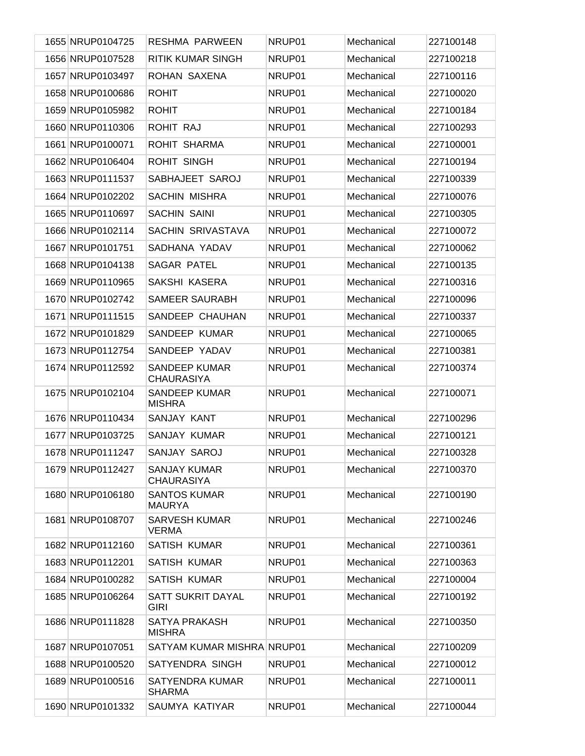| 1655 | NRUP0104725 | RESHMA PARWEEN | NRUP01 | Mechanical | 227100148 |
|---|---|---|---|---|---|
| 1656 | NRUP0107528 | RITIK KUMAR SINGH | NRUP01 | Mechanical | 227100218 |
| 1657 | NRUP0103497 | ROHAN SAXENA | NRUP01 | Mechanical | 227100116 |
| 1658 | NRUP0100686 | ROHIT | NRUP01 | Mechanical | 227100020 |
| 1659 | NRUP0105982 | ROHIT | NRUP01 | Mechanical | 227100184 |
| 1660 | NRUP0110306 | ROHIT RAJ | NRUP01 | Mechanical | 227100293 |
| 1661 | NRUP0100071 | ROHIT SHARMA | NRUP01 | Mechanical | 227100001 |
| 1662 | NRUP0106404 | ROHIT SINGH | NRUP01 | Mechanical | 227100194 |
| 1663 | NRUP0111537 | SABHAJEET SAROJ | NRUP01 | Mechanical | 227100339 |
| 1664 | NRUP0102202 | SACHIN MISHRA | NRUP01 | Mechanical | 227100076 |
| 1665 | NRUP0110697 | SACHIN SAINI | NRUP01 | Mechanical | 227100305 |
| 1666 | NRUP0102114 | SACHIN SRIVASTAVA | NRUP01 | Mechanical | 227100072 |
| 1667 | NRUP0101751 | SADHANA YADAV | NRUP01 | Mechanical | 227100062 |
| 1668 | NRUP0104138 | SAGAR PATEL | NRUP01 | Mechanical | 227100135 |
| 1669 | NRUP0110965 | SAKSHI KASERA | NRUP01 | Mechanical | 227100316 |
| 1670 | NRUP0102742 | SAMEER SAURABH | NRUP01 | Mechanical | 227100096 |
| 1671 | NRUP0111515 | SANDEEP CHAUHAN | NRUP01 | Mechanical | 227100337 |
| 1672 | NRUP0101829 | SANDEEP KUMAR | NRUP01 | Mechanical | 227100065 |
| 1673 | NRUP0112754 | SANDEEP YADAV | NRUP01 | Mechanical | 227100381 |
| 1674 | NRUP0112592 | SANDEEP KUMAR CHAURASIYA | NRUP01 | Mechanical | 227100374 |
| 1675 | NRUP0102104 | SANDEEP KUMAR MISHRA | NRUP01 | Mechanical | 227100071 |
| 1676 | NRUP0110434 | SANJAY KANT | NRUP01 | Mechanical | 227100296 |
| 1677 | NRUP0103725 | SANJAY KUMAR | NRUP01 | Mechanical | 227100121 |
| 1678 | NRUP0111247 | SANJAY SAROJ | NRUP01 | Mechanical | 227100328 |
| 1679 | NRUP0112427 | SANJAY KUMAR CHAURASIYA | NRUP01 | Mechanical | 227100370 |
| 1680 | NRUP0106180 | SANTOS KUMAR MAURYA | NRUP01 | Mechanical | 227100190 |
| 1681 | NRUP0108707 | SARVESH KUMAR VERMA | NRUP01 | Mechanical | 227100246 |
| 1682 | NRUP0112160 | SATISH KUMAR | NRUP01 | Mechanical | 227100361 |
| 1683 | NRUP0112201 | SATISH KUMAR | NRUP01 | Mechanical | 227100363 |
| 1684 | NRUP0100282 | SATISH KUMAR | NRUP01 | Mechanical | 227100004 |
| 1685 | NRUP0106264 | SATT SUKRIT DAYAL GIRI | NRUP01 | Mechanical | 227100192 |
| 1686 | NRUP0111828 | SATYA PRAKASH MISHRA | NRUP01 | Mechanical | 227100350 |
| 1687 | NRUP0107051 | SATYAM KUMAR MISHRA | NRUP01 | Mechanical | 227100209 |
| 1688 | NRUP0100520 | SATYENDRA SINGH | NRUP01 | Mechanical | 227100012 |
| 1689 | NRUP0100516 | SATYENDRA KUMAR SHARMA | NRUP01 | Mechanical | 227100011 |
| 1690 | NRUP0101332 | SAUMYA KATIYAR | NRUP01 | Mechanical | 227100044 |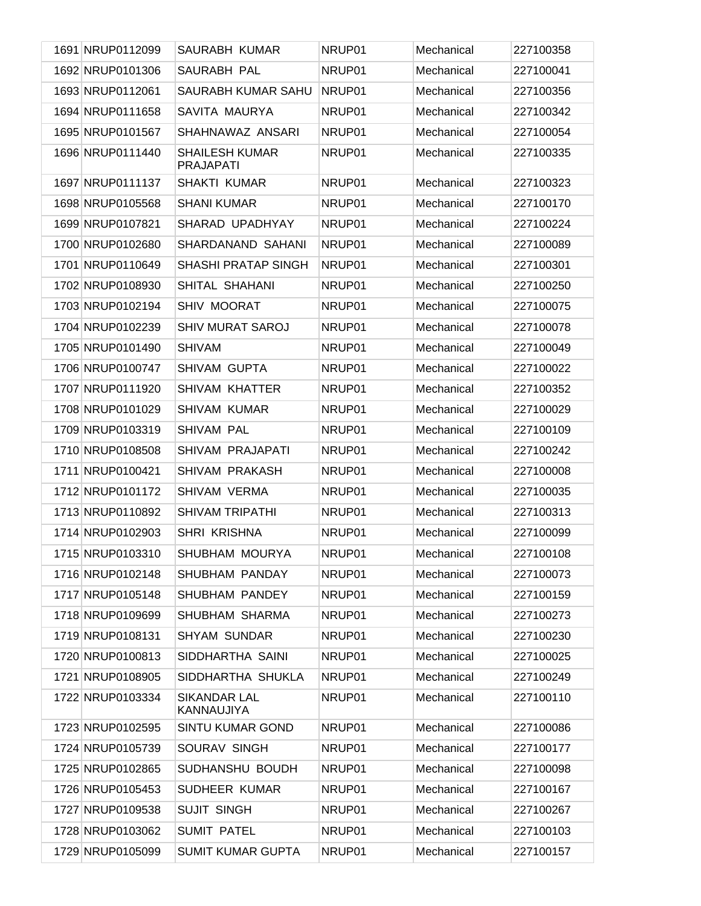| | | | | |
|---|---|---|---|---|
| 1691 NRUP0112099 | SAURABH KUMAR | NRUP01 | Mechanical | 227100358 |
| 1692 NRUP0101306 | SAURABH PAL | NRUP01 | Mechanical | 227100041 |
| 1693 NRUP0112061 | SAURABH KUMAR SAHU | NRUP01 | Mechanical | 227100356 |
| 1694 NRUP0111658 | SAVITA MAURYA | NRUP01 | Mechanical | 227100342 |
| 1695 NRUP0101567 | SHAHNAWAZ ANSARI | NRUP01 | Mechanical | 227100054 |
| 1696 NRUP0111440 | SHAILESH KUMAR PRAJAPATI | NRUP01 | Mechanical | 227100335 |
| 1697 NRUP0111137 | SHAKTI KUMAR | NRUP01 | Mechanical | 227100323 |
| 1698 NRUP0105568 | SHANI KUMAR | NRUP01 | Mechanical | 227100170 |
| 1699 NRUP0107821 | SHARAD UPADHYAY | NRUP01 | Mechanical | 227100224 |
| 1700 NRUP0102680 | SHARDANAND SAHANI | NRUP01 | Mechanical | 227100089 |
| 1701 NRUP0110649 | SHASHI PRATAP SINGH | NRUP01 | Mechanical | 227100301 |
| 1702 NRUP0108930 | SHITAL SHAHANI | NRUP01 | Mechanical | 227100250 |
| 1703 NRUP0102194 | SHIV MOORAT | NRUP01 | Mechanical | 227100075 |
| 1704 NRUP0102239 | SHIV MURAT SAROJ | NRUP01 | Mechanical | 227100078 |
| 1705 NRUP0101490 | SHIVAM | NRUP01 | Mechanical | 227100049 |
| 1706 NRUP0100747 | SHIVAM GUPTA | NRUP01 | Mechanical | 227100022 |
| 1707 NRUP0111920 | SHIVAM KHATTER | NRUP01 | Mechanical | 227100352 |
| 1708 NRUP0101029 | SHIVAM KUMAR | NRUP01 | Mechanical | 227100029 |
| 1709 NRUP0103319 | SHIVAM PAL | NRUP01 | Mechanical | 227100109 |
| 1710 NRUP0108508 | SHIVAM PRAJAPATI | NRUP01 | Mechanical | 227100242 |
| 1711 NRUP0100421 | SHIVAM PRAKASH | NRUP01 | Mechanical | 227100008 |
| 1712 NRUP0101172 | SHIVAM VERMA | NRUP01 | Mechanical | 227100035 |
| 1713 NRUP0110892 | SHIVAM TRIPATHI | NRUP01 | Mechanical | 227100313 |
| 1714 NRUP0102903 | SHRI KRISHNA | NRUP01 | Mechanical | 227100099 |
| 1715 NRUP0103310 | SHUBHAM MOURYA | NRUP01 | Mechanical | 227100108 |
| 1716 NRUP0102148 | SHUBHAM PANDAY | NRUP01 | Mechanical | 227100073 |
| 1717 NRUP0105148 | SHUBHAM PANDEY | NRUP01 | Mechanical | 227100159 |
| 1718 NRUP0109699 | SHUBHAM SHARMA | NRUP01 | Mechanical | 227100273 |
| 1719 NRUP0108131 | SHYAM SUNDAR | NRUP01 | Mechanical | 227100230 |
| 1720 NRUP0100813 | SIDDHARTHA SAINI | NRUP01 | Mechanical | 227100025 |
| 1721 NRUP0108905 | SIDDHARTHA SHUKLA | NRUP01 | Mechanical | 227100249 |
| 1722 NRUP0103334 | SIKANDAR LAL KANNAUJIYA | NRUP01 | Mechanical | 227100110 |
| 1723 NRUP0102595 | SINTU KUMAR GOND | NRUP01 | Mechanical | 227100086 |
| 1724 NRUP0105739 | SOURAV SINGH | NRUP01 | Mechanical | 227100177 |
| 1725 NRUP0102865 | SUDHANSHU BOUDH | NRUP01 | Mechanical | 227100098 |
| 1726 NRUP0105453 | SUDHEER KUMAR | NRUP01 | Mechanical | 227100167 |
| 1727 NRUP0109538 | SUJIT SINGH | NRUP01 | Mechanical | 227100267 |
| 1728 NRUP0103062 | SUMIT PATEL | NRUP01 | Mechanical | 227100103 |
| 1729 NRUP0105099 | SUMIT KUMAR GUPTA | NRUP01 | Mechanical | 227100157 |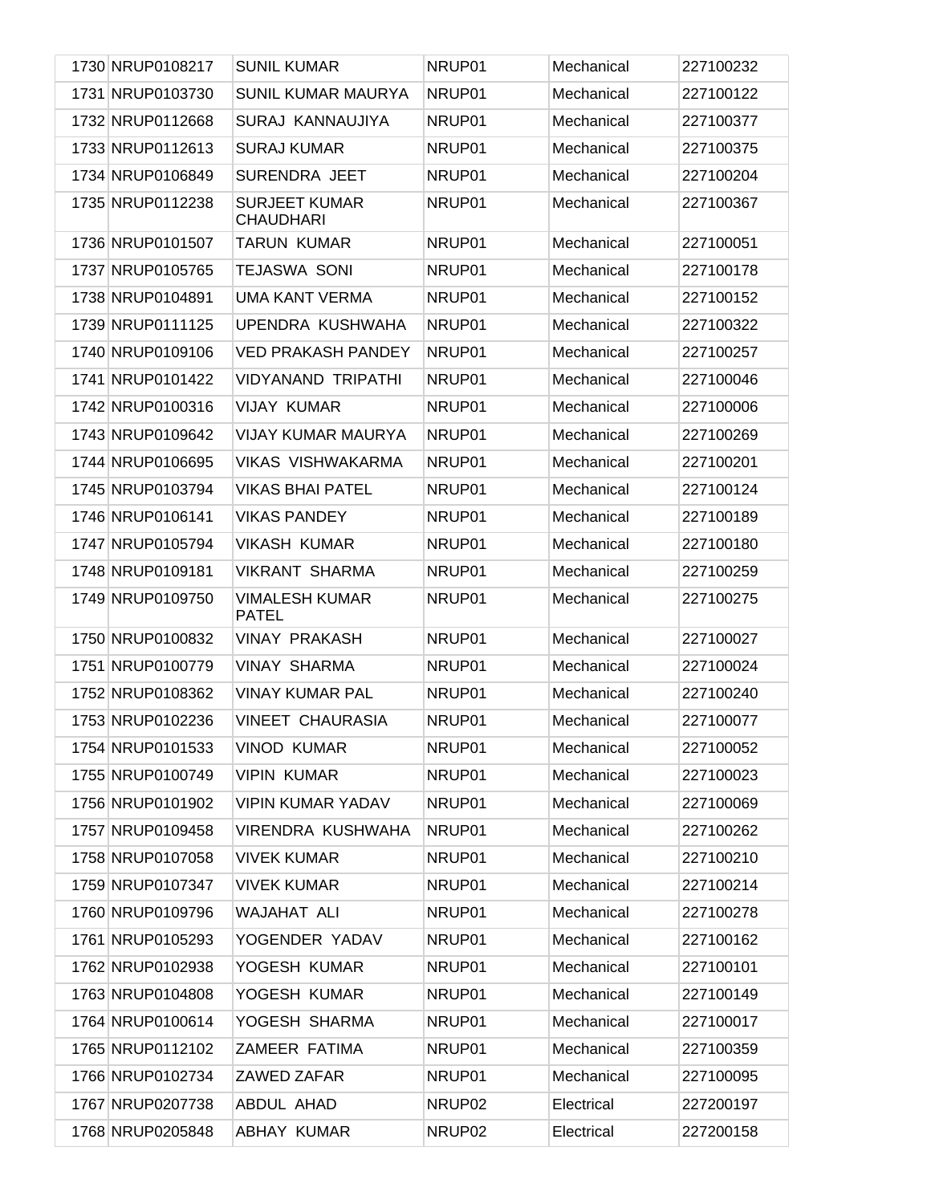| 1730 | NRUP0108217 | SUNIL KUMAR | NRUP01 | Mechanical | 227100232 |
|---|---|---|---|---|---|
| 1731 | NRUP0103730 | SUNIL KUMAR MAURYA | NRUP01 | Mechanical | 227100122 |
| 1732 | NRUP0112668 | SURAJ KANNAUJIYA | NRUP01 | Mechanical | 227100377 |
| 1733 | NRUP0112613 | SURAJ KUMAR | NRUP01 | Mechanical | 227100375 |
| 1734 | NRUP0106849 | SURENDRA JEET | NRUP01 | Mechanical | 227100204 |
| 1735 | NRUP0112238 | SURJEET KUMAR CHAUDHARI | NRUP01 | Mechanical | 227100367 |
| 1736 | NRUP0101507 | TARUN KUMAR | NRUP01 | Mechanical | 227100051 |
| 1737 | NRUP0105765 | TEJASWA SONI | NRUP01 | Mechanical | 227100178 |
| 1738 | NRUP0104891 | UMA KANT VERMA | NRUP01 | Mechanical | 227100152 |
| 1739 | NRUP0111125 | UPENDRA KUSHWAHA | NRUP01 | Mechanical | 227100322 |
| 1740 | NRUP0109106 | VED PRAKASH PANDEY | NRUP01 | Mechanical | 227100257 |
| 1741 | NRUP0101422 | VIDYANAND TRIPATHI | NRUP01 | Mechanical | 227100046 |
| 1742 | NRUP0100316 | VIJAY KUMAR | NRUP01 | Mechanical | 227100006 |
| 1743 | NRUP0109642 | VIJAY KUMAR MAURYA | NRUP01 | Mechanical | 227100269 |
| 1744 | NRUP0106695 | VIKAS VISHWAKARMA | NRUP01 | Mechanical | 227100201 |
| 1745 | NRUP0103794 | VIKAS BHAI PATEL | NRUP01 | Mechanical | 227100124 |
| 1746 | NRUP0106141 | VIKAS PANDEY | NRUP01 | Mechanical | 227100189 |
| 1747 | NRUP0105794 | VIKASH KUMAR | NRUP01 | Mechanical | 227100180 |
| 1748 | NRUP0109181 | VIKRANT SHARMA | NRUP01 | Mechanical | 227100259 |
| 1749 | NRUP0109750 | VIMALESH KUMAR PATEL | NRUP01 | Mechanical | 227100275 |
| 1750 | NRUP0100832 | VINAY PRAKASH | NRUP01 | Mechanical | 227100027 |
| 1751 | NRUP0100779 | VINAY SHARMA | NRUP01 | Mechanical | 227100024 |
| 1752 | NRUP0108362 | VINAY KUMAR PAL | NRUP01 | Mechanical | 227100240 |
| 1753 | NRUP0102236 | VINEET CHAURASIA | NRUP01 | Mechanical | 227100077 |
| 1754 | NRUP0101533 | VINOD KUMAR | NRUP01 | Mechanical | 227100052 |
| 1755 | NRUP0100749 | VIPIN KUMAR | NRUP01 | Mechanical | 227100023 |
| 1756 | NRUP0101902 | VIPIN KUMAR YADAV | NRUP01 | Mechanical | 227100069 |
| 1757 | NRUP0109458 | VIRENDRA KUSHWAHA | NRUP01 | Mechanical | 227100262 |
| 1758 | NRUP0107058 | VIVEK KUMAR | NRUP01 | Mechanical | 227100210 |
| 1759 | NRUP0107347 | VIVEK KUMAR | NRUP01 | Mechanical | 227100214 |
| 1760 | NRUP0109796 | WAJAHAT ALI | NRUP01 | Mechanical | 227100278 |
| 1761 | NRUP0105293 | YOGENDER YADAV | NRUP01 | Mechanical | 227100162 |
| 1762 | NRUP0102938 | YOGESH KUMAR | NRUP01 | Mechanical | 227100101 |
| 1763 | NRUP0104808 | YOGESH KUMAR | NRUP01 | Mechanical | 227100149 |
| 1764 | NRUP0100614 | YOGESH SHARMA | NRUP01 | Mechanical | 227100017 |
| 1765 | NRUP0112102 | ZAMEER FATIMA | NRUP01 | Mechanical | 227100359 |
| 1766 | NRUP0102734 | ZAWED ZAFAR | NRUP01 | Mechanical | 227100095 |
| 1767 | NRUP0207738 | ABDUL AHAD | NRUP02 | Electrical | 227200197 |
| 1768 | NRUP0205848 | ABHAY KUMAR | NRUP02 | Electrical | 227200158 |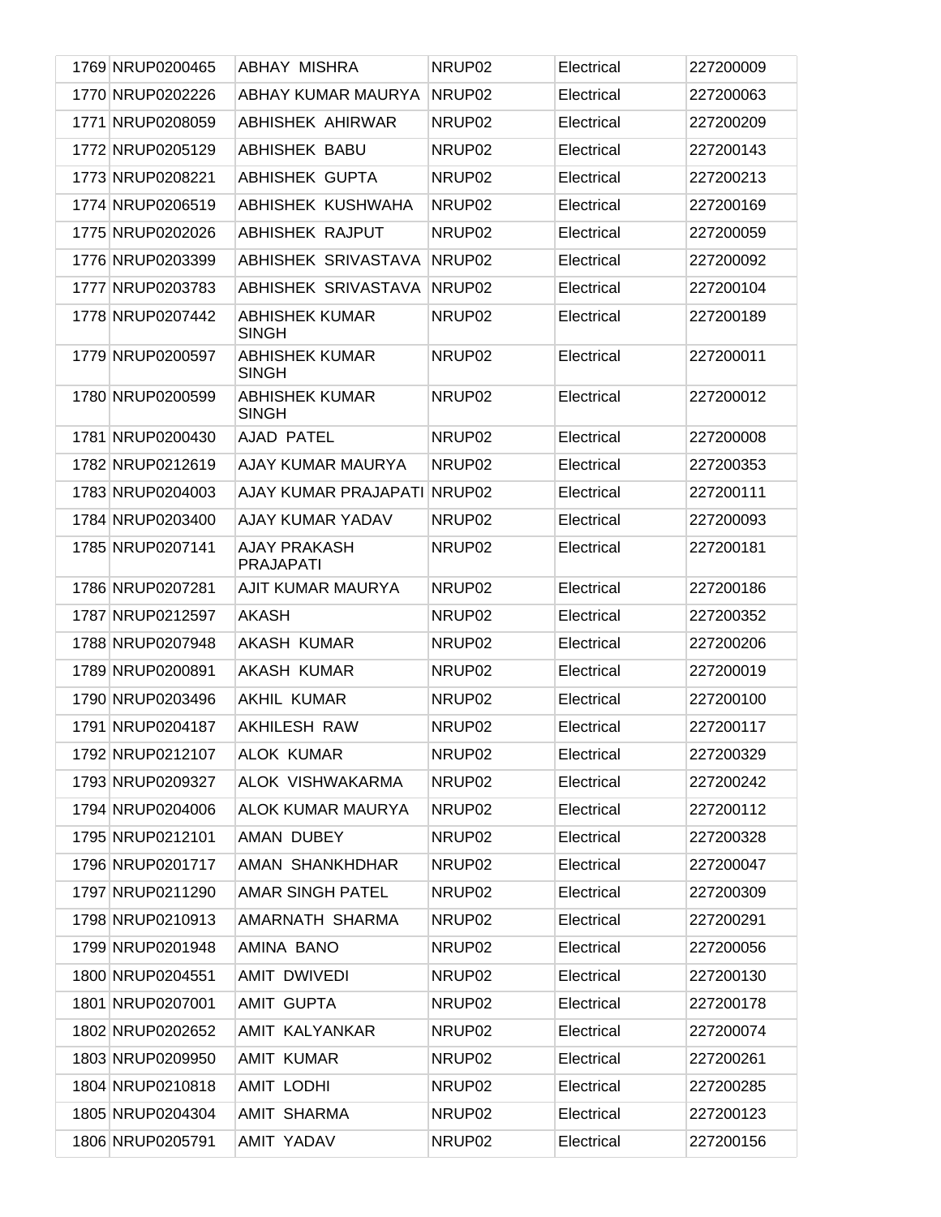| | | | | | |
|---|---|---|---|---|---|
| 1769 | NRUP0200465 | ABHAY MISHRA | NRUP02 | Electrical | 227200009 |
| 1770 | NRUP0202226 | ABHAY KUMAR MAURYA | NRUP02 | Electrical | 227200063 |
| 1771 | NRUP0208059 | ABHISHEK AHIRWAR | NRUP02 | Electrical | 227200209 |
| 1772 | NRUP0205129 | ABHISHEK BABU | NRUP02 | Electrical | 227200143 |
| 1773 | NRUP0208221 | ABHISHEK GUPTA | NRUP02 | Electrical | 227200213 |
| 1774 | NRUP0206519 | ABHISHEK KUSHWAHA | NRUP02 | Electrical | 227200169 |
| 1775 | NRUP0202026 | ABHISHEK RAJPUT | NRUP02 | Electrical | 227200059 |
| 1776 | NRUP0203399 | ABHISHEK SRIVASTAVA | NRUP02 | Electrical | 227200092 |
| 1777 | NRUP0203783 | ABHISHEK SRIVASTAVA | NRUP02 | Electrical | 227200104 |
| 1778 | NRUP0207442 | ABHISHEK KUMAR SINGH | NRUP02 | Electrical | 227200189 |
| 1779 | NRUP0200597 | ABHISHEK KUMAR SINGH | NRUP02 | Electrical | 227200011 |
| 1780 | NRUP0200599 | ABHISHEK KUMAR SINGH | NRUP02 | Electrical | 227200012 |
| 1781 | NRUP0200430 | AJAD PATEL | NRUP02 | Electrical | 227200008 |
| 1782 | NRUP0212619 | AJAY KUMAR MAURYA | NRUP02 | Electrical | 227200353 |
| 1783 | NRUP0204003 | AJAY KUMAR PRAJAPATI | NRUP02 | Electrical | 227200111 |
| 1784 | NRUP0203400 | AJAY KUMAR YADAV | NRUP02 | Electrical | 227200093 |
| 1785 | NRUP0207141 | AJAY PRAKASH PRAJAPATI | NRUP02 | Electrical | 227200181 |
| 1786 | NRUP0207281 | AJIT KUMAR MAURYA | NRUP02 | Electrical | 227200186 |
| 1787 | NRUP0212597 | AKASH | NRUP02 | Electrical | 227200352 |
| 1788 | NRUP0207948 | AKASH KUMAR | NRUP02 | Electrical | 227200206 |
| 1789 | NRUP0200891 | AKASH KUMAR | NRUP02 | Electrical | 227200019 |
| 1790 | NRUP0203496 | AKHIL KUMAR | NRUP02 | Electrical | 227200100 |
| 1791 | NRUP0204187 | AKHILESH RAW | NRUP02 | Electrical | 227200117 |
| 1792 | NRUP0212107 | ALOK KUMAR | NRUP02 | Electrical | 227200329 |
| 1793 | NRUP0209327 | ALOK VISHWAKARMA | NRUP02 | Electrical | 227200242 |
| 1794 | NRUP0204006 | ALOK KUMAR MAURYA | NRUP02 | Electrical | 227200112 |
| 1795 | NRUP0212101 | AMAN DUBEY | NRUP02 | Electrical | 227200328 |
| 1796 | NRUP0201717 | AMAN SHANKHDHAR | NRUP02 | Electrical | 227200047 |
| 1797 | NRUP0211290 | AMAR SINGH PATEL | NRUP02 | Electrical | 227200309 |
| 1798 | NRUP0210913 | AMARNATH SHARMA | NRUP02 | Electrical | 227200291 |
| 1799 | NRUP0201948 | AMINA BANO | NRUP02 | Electrical | 227200056 |
| 1800 | NRUP0204551 | AMIT DWIVEDI | NRUP02 | Electrical | 227200130 |
| 1801 | NRUP0207001 | AMIT GUPTA | NRUP02 | Electrical | 227200178 |
| 1802 | NRUP0202652 | AMIT KALYANKAR | NRUP02 | Electrical | 227200074 |
| 1803 | NRUP0209950 | AMIT KUMAR | NRUP02 | Electrical | 227200261 |
| 1804 | NRUP0210818 | AMIT LODHI | NRUP02 | Electrical | 227200285 |
| 1805 | NRUP0204304 | AMIT SHARMA | NRUP02 | Electrical | 227200123 |
| 1806 | NRUP0205791 | AMIT YADAV | NRUP02 | Electrical | 227200156 |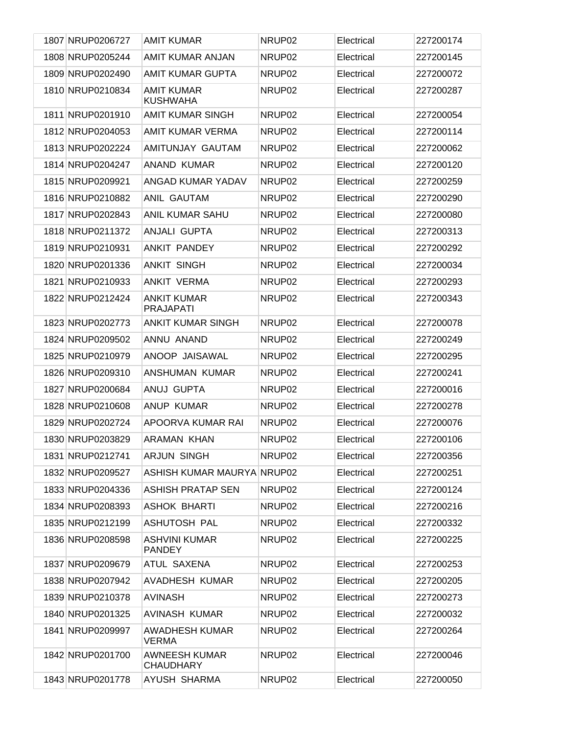| | | | | |
|---|---|---|---|---|
| 1807 NRUP0206727 | AMIT KUMAR | NRUP02 | Electrical | 227200174 |
| 1808 NRUP0205244 | AMIT KUMAR ANJAN | NRUP02 | Electrical | 227200145 |
| 1809 NRUP0202490 | AMIT KUMAR GUPTA | NRUP02 | Electrical | 227200072 |
| 1810 NRUP0210834 | AMIT KUMAR KUSHWAHA | NRUP02 | Electrical | 227200287 |
| 1811 NRUP0201910 | AMIT KUMAR SINGH | NRUP02 | Electrical | 227200054 |
| 1812 NRUP0204053 | AMIT KUMAR VERMA | NRUP02 | Electrical | 227200114 |
| 1813 NRUP0202224 | AMITUNJAY GAUTAM | NRUP02 | Electrical | 227200062 |
| 1814 NRUP0204247 | ANAND KUMAR | NRUP02 | Electrical | 227200120 |
| 1815 NRUP0209921 | ANGAD KUMAR YADAV | NRUP02 | Electrical | 227200259 |
| 1816 NRUP0210882 | ANIL GAUTAM | NRUP02 | Electrical | 227200290 |
| 1817 NRUP0202843 | ANIL KUMAR SAHU | NRUP02 | Electrical | 227200080 |
| 1818 NRUP0211372 | ANJALI GUPTA | NRUP02 | Electrical | 227200313 |
| 1819 NRUP0210931 | ANKIT PANDEY | NRUP02 | Electrical | 227200292 |
| 1820 NRUP0201336 | ANKIT SINGH | NRUP02 | Electrical | 227200034 |
| 1821 NRUP0210933 | ANKIT VERMA | NRUP02 | Electrical | 227200293 |
| 1822 NRUP0212424 | ANKIT KUMAR PRAJAPATI | NRUP02 | Electrical | 227200343 |
| 1823 NRUP0202773 | ANKIT KUMAR SINGH | NRUP02 | Electrical | 227200078 |
| 1824 NRUP0209502 | ANNU ANAND | NRUP02 | Electrical | 227200249 |
| 1825 NRUP0210979 | ANOOP JAISAWAL | NRUP02 | Electrical | 227200295 |
| 1826 NRUP0209310 | ANSHUMAN KUMAR | NRUP02 | Electrical | 227200241 |
| 1827 NRUP0200684 | ANUJ GUPTA | NRUP02 | Electrical | 227200016 |
| 1828 NRUP0210608 | ANUP KUMAR | NRUP02 | Electrical | 227200278 |
| 1829 NRUP0202724 | APOORVA KUMAR RAI | NRUP02 | Electrical | 227200076 |
| 1830 NRUP0203829 | ARAMAN KHAN | NRUP02 | Electrical | 227200106 |
| 1831 NRUP0212741 | ARJUN SINGH | NRUP02 | Electrical | 227200356 |
| 1832 NRUP0209527 | ASHISH KUMAR MAURYA | NRUP02 | Electrical | 227200251 |
| 1833 NRUP0204336 | ASHISH PRATAP SEN | NRUP02 | Electrical | 227200124 |
| 1834 NRUP0208393 | ASHOK BHARTI | NRUP02 | Electrical | 227200216 |
| 1835 NRUP0212199 | ASHUTOSH PAL | NRUP02 | Electrical | 227200332 |
| 1836 NRUP0208598 | ASHVINI KUMAR PANDEY | NRUP02 | Electrical | 227200225 |
| 1837 NRUP0209679 | ATUL SAXENA | NRUP02 | Electrical | 227200253 |
| 1838 NRUP0207942 | AVADHESH KUMAR | NRUP02 | Electrical | 227200205 |
| 1839 NRUP0210378 | AVINASH | NRUP02 | Electrical | 227200273 |
| 1840 NRUP0201325 | AVINASH KUMAR | NRUP02 | Electrical | 227200032 |
| 1841 NRUP0209997 | AWADHESH KUMAR VERMA | NRUP02 | Electrical | 227200264 |
| 1842 NRUP0201700 | AWNEESH KUMAR CHAUDHARY | NRUP02 | Electrical | 227200046 |
| 1843 NRUP0201778 | AYUSH SHARMA | NRUP02 | Electrical | 227200050 |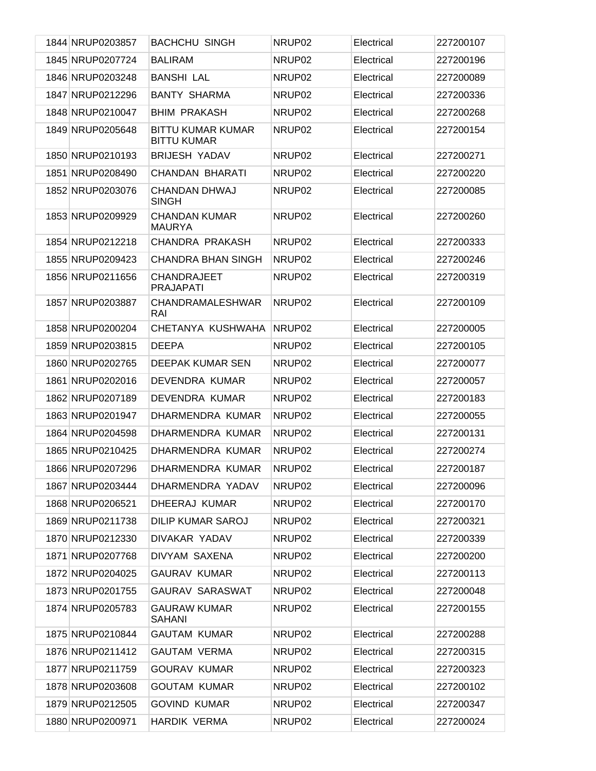| 1844 | NRUP0203857 | BACHCHU SINGH | NRUP02 | Electrical | 227200107 |
|---|---|---|---|---|---|
| 1845 | NRUP0207724 | BALIRAM | NRUP02 | Electrical | 227200196 |
| 1846 | NRUP0203248 | BANSHI LAL | NRUP02 | Electrical | 227200089 |
| 1847 | NRUP0212296 | BANTY SHARMA | NRUP02 | Electrical | 227200336 |
| 1848 | NRUP0210047 | BHIM PRAKASH | NRUP02 | Electrical | 227200268 |
| 1849 | NRUP0205648 | BITTU KUMAR KUMAR BITTU KUMAR | NRUP02 | Electrical | 227200154 |
| 1850 | NRUP0210193 | BRIJESH YADAV | NRUP02 | Electrical | 227200271 |
| 1851 | NRUP0208490 | CHANDAN BHARATI | NRUP02 | Electrical | 227200220 |
| 1852 | NRUP0203076 | CHANDAN DHWAJ SINGH | NRUP02 | Electrical | 227200085 |
| 1853 | NRUP0209929 | CHANDAN KUMAR MAURYA | NRUP02 | Electrical | 227200260 |
| 1854 | NRUP0212218 | CHANDRA PRAKASH | NRUP02 | Electrical | 227200333 |
| 1855 | NRUP0209423 | CHANDRA BHAN SINGH | NRUP02 | Electrical | 227200246 |
| 1856 | NRUP0211656 | CHANDRAJEET PRAJAPATI | NRUP02 | Electrical | 227200319 |
| 1857 | NRUP0203887 | CHANDRAMALESHWAR RAI | NRUP02 | Electrical | 227200109 |
| 1858 | NRUP0200204 | CHETANYA KUSHWAHA | NRUP02 | Electrical | 227200005 |
| 1859 | NRUP0203815 | DEEPA | NRUP02 | Electrical | 227200105 |
| 1860 | NRUP0202765 | DEEPAK KUMAR SEN | NRUP02 | Electrical | 227200077 |
| 1861 | NRUP0202016 | DEVENDRA KUMAR | NRUP02 | Electrical | 227200057 |
| 1862 | NRUP0207189 | DEVENDRA KUMAR | NRUP02 | Electrical | 227200183 |
| 1863 | NRUP0201947 | DHARMENDRA KUMAR | NRUP02 | Electrical | 227200055 |
| 1864 | NRUP0204598 | DHARMENDRA KUMAR | NRUP02 | Electrical | 227200131 |
| 1865 | NRUP0210425 | DHARMENDRA KUMAR | NRUP02 | Electrical | 227200274 |
| 1866 | NRUP0207296 | DHARMENDRA KUMAR | NRUP02 | Electrical | 227200187 |
| 1867 | NRUP0203444 | DHARMENDRA YADAV | NRUP02 | Electrical | 227200096 |
| 1868 | NRUP0206521 | DHEERAJ KUMAR | NRUP02 | Electrical | 227200170 |
| 1869 | NRUP0211738 | DILIP KUMAR SAROJ | NRUP02 | Electrical | 227200321 |
| 1870 | NRUP0212330 | DIVAKAR YADAV | NRUP02 | Electrical | 227200339 |
| 1871 | NRUP0207768 | DIVYAM SAXENA | NRUP02 | Electrical | 227200200 |
| 1872 | NRUP0204025 | GAURAV KUMAR | NRUP02 | Electrical | 227200113 |
| 1873 | NRUP0201755 | GAURAV SARASWAT | NRUP02 | Electrical | 227200048 |
| 1874 | NRUP0205783 | GAURAW KUMAR SAHANI | NRUP02 | Electrical | 227200155 |
| 1875 | NRUP0210844 | GAUTAM KUMAR | NRUP02 | Electrical | 227200288 |
| 1876 | NRUP0211412 | GAUTAM VERMA | NRUP02 | Electrical | 227200315 |
| 1877 | NRUP0211759 | GOURAV KUMAR | NRUP02 | Electrical | 227200323 |
| 1878 | NRUP0203608 | GOUTAM KUMAR | NRUP02 | Electrical | 227200102 |
| 1879 | NRUP0212505 | GOVIND KUMAR | NRUP02 | Electrical | 227200347 |
| 1880 | NRUP0200971 | HARDIK VERMA | NRUP02 | Electrical | 227200024 |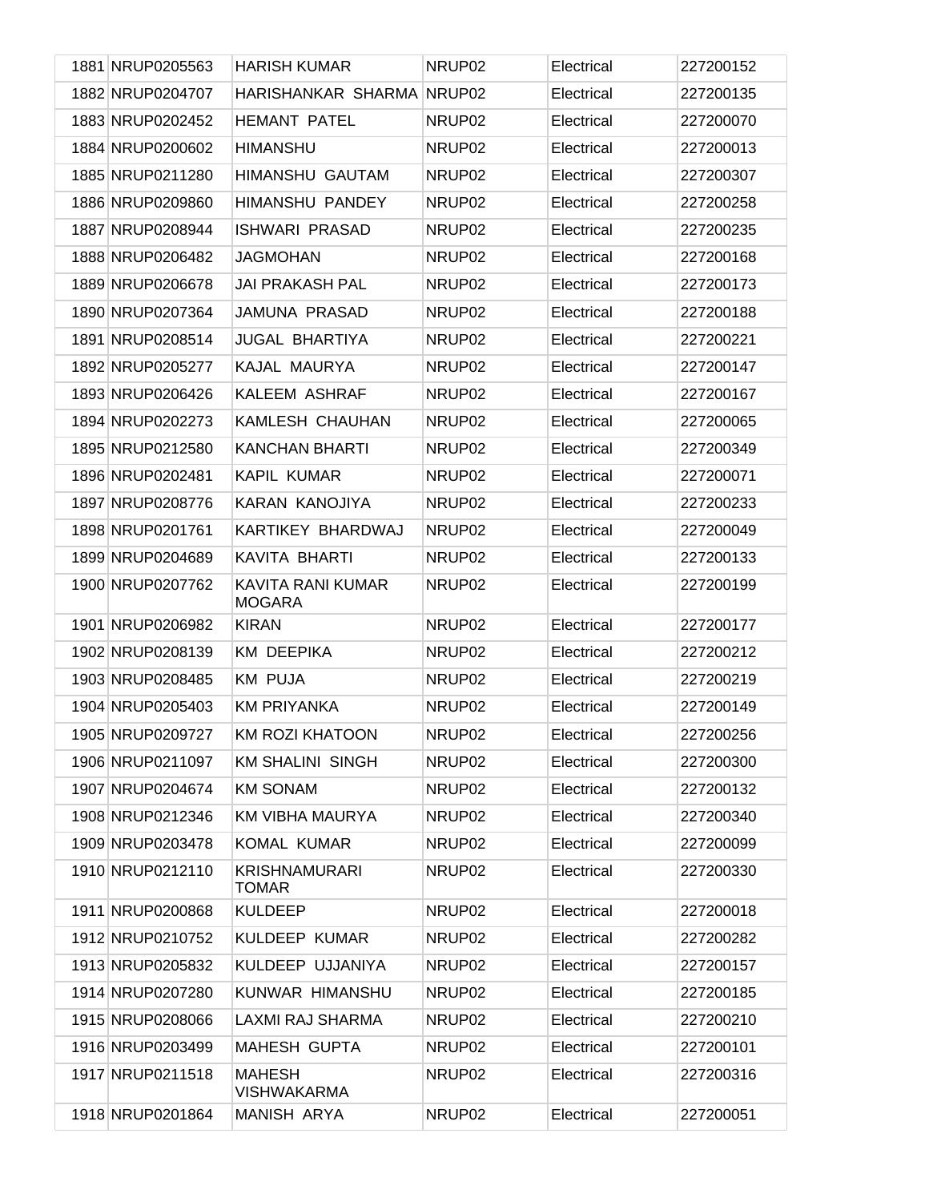| | | | | |
|---|---|---|---|---|
| 1881 NRUP0205563 | HARISH KUMAR | NRUP02 | Electrical | 227200152 |
| 1882 NRUP0204707 | HARISHANKAR SHARMA | NRUP02 | Electrical | 227200135 |
| 1883 NRUP0202452 | HEMANT PATEL | NRUP02 | Electrical | 227200070 |
| 1884 NRUP0200602 | HIMANSHU | NRUP02 | Electrical | 227200013 |
| 1885 NRUP0211280 | HIMANSHU GAUTAM | NRUP02 | Electrical | 227200307 |
| 1886 NRUP0209860 | HIMANSHU PANDEY | NRUP02 | Electrical | 227200258 |
| 1887 NRUP0208944 | ISHWARI PRASAD | NRUP02 | Electrical | 227200235 |
| 1888 NRUP0206482 | JAGMOHAN | NRUP02 | Electrical | 227200168 |
| 1889 NRUP0206678 | JAI PRAKASH PAL | NRUP02 | Electrical | 227200173 |
| 1890 NRUP0207364 | JAMUNA PRASAD | NRUP02 | Electrical | 227200188 |
| 1891 NRUP0208514 | JUGAL BHARTIYA | NRUP02 | Electrical | 227200221 |
| 1892 NRUP0205277 | KAJAL MAURYA | NRUP02 | Electrical | 227200147 |
| 1893 NRUP0206426 | KALEEM ASHRAF | NRUP02 | Electrical | 227200167 |
| 1894 NRUP0202273 | KAMLESH CHAUHAN | NRUP02 | Electrical | 227200065 |
| 1895 NRUP0212580 | KANCHAN BHARTI | NRUP02 | Electrical | 227200349 |
| 1896 NRUP0202481 | KAPIL KUMAR | NRUP02 | Electrical | 227200071 |
| 1897 NRUP0208776 | KARAN KANOJIYA | NRUP02 | Electrical | 227200233 |
| 1898 NRUP0201761 | KARTIKEY BHARDWAJ | NRUP02 | Electrical | 227200049 |
| 1899 NRUP0204689 | KAVITA BHARTI | NRUP02 | Electrical | 227200133 |
| 1900 NRUP0207762 | KAVITA RANI KUMAR MOGARA | NRUP02 | Electrical | 227200199 |
| 1901 NRUP0206982 | KIRAN | NRUP02 | Electrical | 227200177 |
| 1902 NRUP0208139 | KM DEEPIKA | NRUP02 | Electrical | 227200212 |
| 1903 NRUP0208485 | KM PUJA | NRUP02 | Electrical | 227200219 |
| 1904 NRUP0205403 | KM PRIYANKA | NRUP02 | Electrical | 227200149 |
| 1905 NRUP0209727 | KM ROZI KHATOON | NRUP02 | Electrical | 227200256 |
| 1906 NRUP0211097 | KM SHALINI SINGH | NRUP02 | Electrical | 227200300 |
| 1907 NRUP0204674 | KM SONAM | NRUP02 | Electrical | 227200132 |
| 1908 NRUP0212346 | KM VIBHA MAURYA | NRUP02 | Electrical | 227200340 |
| 1909 NRUP0203478 | KOMAL KUMAR | NRUP02 | Electrical | 227200099 |
| 1910 NRUP0212110 | KRISHNAMURARI TOMAR | NRUP02 | Electrical | 227200330 |
| 1911 NRUP0200868 | KULDEEP | NRUP02 | Electrical | 227200018 |
| 1912 NRUP0210752 | KULDEEP KUMAR | NRUP02 | Electrical | 227200282 |
| 1913 NRUP0205832 | KULDEEP UJJANIYA | NRUP02 | Electrical | 227200157 |
| 1914 NRUP0207280 | KUNWAR HIMANSHU | NRUP02 | Electrical | 227200185 |
| 1915 NRUP0208066 | LAXMI RAJ SHARMA | NRUP02 | Electrical | 227200210 |
| 1916 NRUP0203499 | MAHESH GUPTA | NRUP02 | Electrical | 227200101 |
| 1917 NRUP0211518 | MAHESH VISHWAKARMA | NRUP02 | Electrical | 227200316 |
| 1918 NRUP0201864 | MANISH ARYA | NRUP02 | Electrical | 227200051 |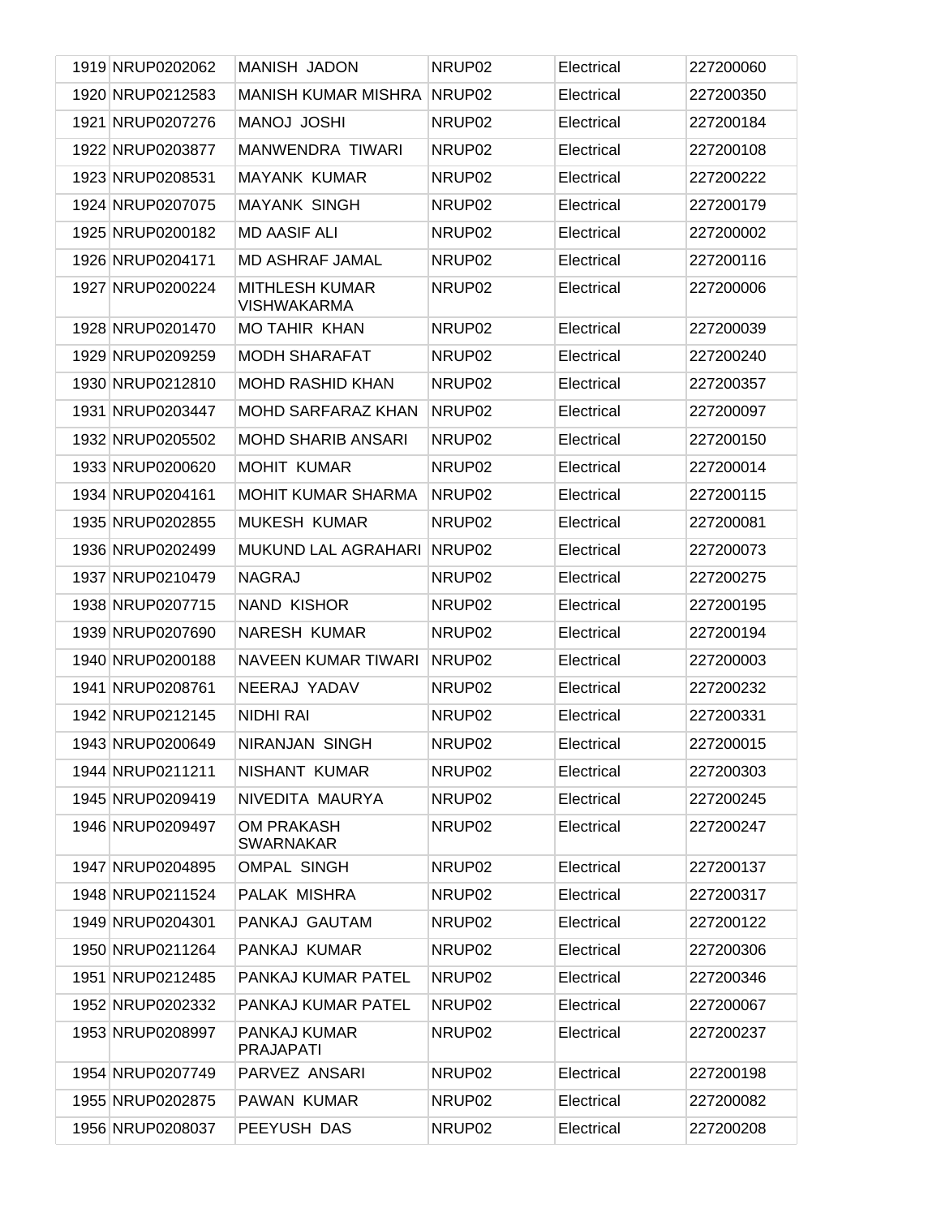| 1919 | NRUP0202062 | MANISH JADON | NRUP02 | Electrical | 227200060 |
|---|---|---|---|---|---|
| 1920 | NRUP0212583 | MANISH KUMAR MISHRA | NRUP02 | Electrical | 227200350 |
| 1921 | NRUP0207276 | MANOJ JOSHI | NRUP02 | Electrical | 227200184 |
| 1922 | NRUP0203877 | MANWENDRA TIWARI | NRUP02 | Electrical | 227200108 |
| 1923 | NRUP0208531 | MAYANK KUMAR | NRUP02 | Electrical | 227200222 |
| 1924 | NRUP0207075 | MAYANK SINGH | NRUP02 | Electrical | 227200179 |
| 1925 | NRUP0200182 | MD AASIF ALI | NRUP02 | Electrical | 227200002 |
| 1926 | NRUP0204171 | MD ASHRAF JAMAL | NRUP02 | Electrical | 227200116 |
| 1927 | NRUP0200224 | MITHLESH KUMAR VISHWAKARMA | NRUP02 | Electrical | 227200006 |
| 1928 | NRUP0201470 | MO TAHIR KHAN | NRUP02 | Electrical | 227200039 |
| 1929 | NRUP0209259 | MODH SHARAFAT | NRUP02 | Electrical | 227200240 |
| 1930 | NRUP0212810 | MOHD RASHID KHAN | NRUP02 | Electrical | 227200357 |
| 1931 | NRUP0203447 | MOHD SARFARAZ KHAN | NRUP02 | Electrical | 227200097 |
| 1932 | NRUP0205502 | MOHD SHARIB ANSARI | NRUP02 | Electrical | 227200150 |
| 1933 | NRUP0200620 | MOHIT KUMAR | NRUP02 | Electrical | 227200014 |
| 1934 | NRUP0204161 | MOHIT KUMAR SHARMA | NRUP02 | Electrical | 227200115 |
| 1935 | NRUP0202855 | MUKESH KUMAR | NRUP02 | Electrical | 227200081 |
| 1936 | NRUP0202499 | MUKUND LAL AGRAHARI | NRUP02 | Electrical | 227200073 |
| 1937 | NRUP0210479 | NAGRAJ | NRUP02 | Electrical | 227200275 |
| 1938 | NRUP0207715 | NAND KISHOR | NRUP02 | Electrical | 227200195 |
| 1939 | NRUP0207690 | NARESH KUMAR | NRUP02 | Electrical | 227200194 |
| 1940 | NRUP0200188 | NAVEEN KUMAR TIWARI | NRUP02 | Electrical | 227200003 |
| 1941 | NRUP0208761 | NEERAJ YADAV | NRUP02 | Electrical | 227200232 |
| 1942 | NRUP0212145 | NIDHI RAI | NRUP02 | Electrical | 227200331 |
| 1943 | NRUP0200649 | NIRANJAN SINGH | NRUP02 | Electrical | 227200015 |
| 1944 | NRUP0211211 | NISHANT KUMAR | NRUP02 | Electrical | 227200303 |
| 1945 | NRUP0209419 | NIVEDITA MAURYA | NRUP02 | Electrical | 227200245 |
| 1946 | NRUP0209497 | OM PRAKASH SWARNAKAR | NRUP02 | Electrical | 227200247 |
| 1947 | NRUP0204895 | OMPAL SINGH | NRUP02 | Electrical | 227200137 |
| 1948 | NRUP0211524 | PALAK MISHRA | NRUP02 | Electrical | 227200317 |
| 1949 | NRUP0204301 | PANKAJ GAUTAM | NRUP02 | Electrical | 227200122 |
| 1950 | NRUP0211264 | PANKAJ KUMAR | NRUP02 | Electrical | 227200306 |
| 1951 | NRUP0212485 | PANKAJ KUMAR PATEL | NRUP02 | Electrical | 227200346 |
| 1952 | NRUP0202332 | PANKAJ KUMAR PATEL | NRUP02 | Electrical | 227200067 |
| 1953 | NRUP0208997 | PANKAJ KUMAR PRAJAPATI | NRUP02 | Electrical | 227200237 |
| 1954 | NRUP0207749 | PARVEZ ANSARI | NRUP02 | Electrical | 227200198 |
| 1955 | NRUP0202875 | PAWAN KUMAR | NRUP02 | Electrical | 227200082 |
| 1956 | NRUP0208037 | PEEYUSH DAS | NRUP02 | Electrical | 227200208 |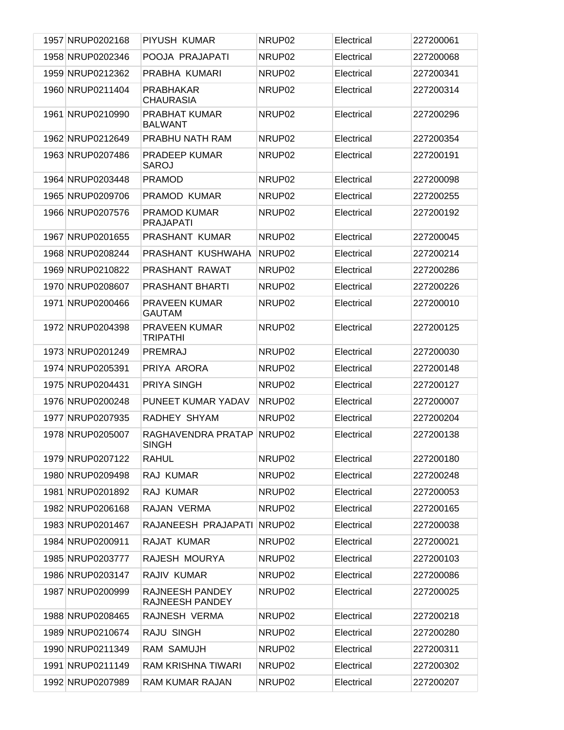| | | | | | |
|---|---|---|---|---|---|
| 1957 | NRUP0202168 | PIYUSH KUMAR | NRUP02 | Electrical | 227200061 |
| 1958 | NRUP0202346 | POOJA PRAJAPATI | NRUP02 | Electrical | 227200068 |
| 1959 | NRUP0212362 | PRABHA KUMARI | NRUP02 | Electrical | 227200341 |
| 1960 | NRUP0211404 | PRABHAKAR CHAURASIA | NRUP02 | Electrical | 227200314 |
| 1961 | NRUP0210990 | PRABHAT KUMAR BALWANT | NRUP02 | Electrical | 227200296 |
| 1962 | NRUP0212649 | PRABHU NATH RAM | NRUP02 | Electrical | 227200354 |
| 1963 | NRUP0207486 | PRADEEP KUMAR SAROJ | NRUP02 | Electrical | 227200191 |
| 1964 | NRUP0203448 | PRAMOD | NRUP02 | Electrical | 227200098 |
| 1965 | NRUP0209706 | PRAMOD KUMAR | NRUP02 | Electrical | 227200255 |
| 1966 | NRUP0207576 | PRAMOD KUMAR PRAJAPATI | NRUP02 | Electrical | 227200192 |
| 1967 | NRUP0201655 | PRASHANT KUMAR | NRUP02 | Electrical | 227200045 |
| 1968 | NRUP0208244 | PRASHANT KUSHWAHA | NRUP02 | Electrical | 227200214 |
| 1969 | NRUP0210822 | PRASHANT RAWAT | NRUP02 | Electrical | 227200286 |
| 1970 | NRUP0208607 | PRASHANT BHARTI | NRUP02 | Electrical | 227200226 |
| 1971 | NRUP0200466 | PRAVEEN KUMAR GAUTAM | NRUP02 | Electrical | 227200010 |
| 1972 | NRUP0204398 | PRAVEEN KUMAR TRIPATHI | NRUP02 | Electrical | 227200125 |
| 1973 | NRUP0201249 | PREMRAJ | NRUP02 | Electrical | 227200030 |
| 1974 | NRUP0205391 | PRIYA ARORA | NRUP02 | Electrical | 227200148 |
| 1975 | NRUP0204431 | PRIYA SINGH | NRUP02 | Electrical | 227200127 |
| 1976 | NRUP0200248 | PUNEET KUMAR YADAV | NRUP02 | Electrical | 227200007 |
| 1977 | NRUP0207935 | RADHEY SHYAM | NRUP02 | Electrical | 227200204 |
| 1978 | NRUP0205007 | RAGHAVENDRA PRATAP SINGH | NRUP02 | Electrical | 227200138 |
| 1979 | NRUP0207122 | RAHUL | NRUP02 | Electrical | 227200180 |
| 1980 | NRUP0209498 | RAJ KUMAR | NRUP02 | Electrical | 227200248 |
| 1981 | NRUP0201892 | RAJ KUMAR | NRUP02 | Electrical | 227200053 |
| 1982 | NRUP0206168 | RAJAN VERMA | NRUP02 | Electrical | 227200165 |
| 1983 | NRUP0201467 | RAJANEESH PRAJAPATI | NRUP02 | Electrical | 227200038 |
| 1984 | NRUP0200911 | RAJAT KUMAR | NRUP02 | Electrical | 227200021 |
| 1985 | NRUP0203777 | RAJESH MOURYA | NRUP02 | Electrical | 227200103 |
| 1986 | NRUP0203147 | RAJIV KUMAR | NRUP02 | Electrical | 227200086 |
| 1987 | NRUP0200999 | RAJNEESH PANDEY RAJNEESH PANDEY | NRUP02 | Electrical | 227200025 |
| 1988 | NRUP0208465 | RAJNESH VERMA | NRUP02 | Electrical | 227200218 |
| 1989 | NRUP0210674 | RAJU SINGH | NRUP02 | Electrical | 227200280 |
| 1990 | NRUP0211349 | RAM SAMUJH | NRUP02 | Electrical | 227200311 |
| 1991 | NRUP0211149 | RAM KRISHNA TIWARI | NRUP02 | Electrical | 227200302 |
| 1992 | NRUP0207989 | RAM KUMAR RAJAN | NRUP02 | Electrical | 227200207 |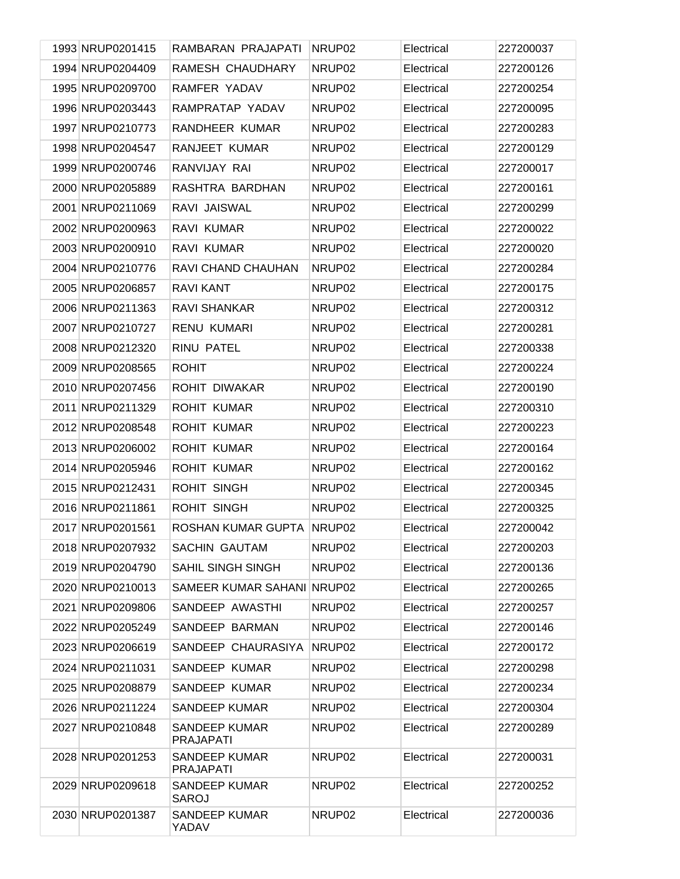| 1993 | NRUP0201415 | RAMBARAN PRAJAPATI | NRUP02 | Electrical | 227200037 |
|---|---|---|---|---|---|
| 1994 | NRUP0204409 | RAMESH CHAUDHARY | NRUP02 | Electrical | 227200126 |
| 1995 | NRUP0209700 | RAMFER YADAV | NRUP02 | Electrical | 227200254 |
| 1996 | NRUP0203443 | RAMPRATAP YADAV | NRUP02 | Electrical | 227200095 |
| 1997 | NRUP0210773 | RANDHEER KUMAR | NRUP02 | Electrical | 227200283 |
| 1998 | NRUP0204547 | RANJEET KUMAR | NRUP02 | Electrical | 227200129 |
| 1999 | NRUP0200746 | RANVIJAY RAI | NRUP02 | Electrical | 227200017 |
| 2000 | NRUP0205889 | RASHTRA BARDHAN | NRUP02 | Electrical | 227200161 |
| 2001 | NRUP0211069 | RAVI JAISWAL | NRUP02 | Electrical | 227200299 |
| 2002 | NRUP0200963 | RAVI KUMAR | NRUP02 | Electrical | 227200022 |
| 2003 | NRUP0200910 | RAVI KUMAR | NRUP02 | Electrical | 227200020 |
| 2004 | NRUP0210776 | RAVI CHAND CHAUHAN | NRUP02 | Electrical | 227200284 |
| 2005 | NRUP0206857 | RAVI KANT | NRUP02 | Electrical | 227200175 |
| 2006 | NRUP0211363 | RAVI SHANKAR | NRUP02 | Electrical | 227200312 |
| 2007 | NRUP0210727 | RENU KUMARI | NRUP02 | Electrical | 227200281 |
| 2008 | NRUP0212320 | RINU PATEL | NRUP02 | Electrical | 227200338 |
| 2009 | NRUP0208565 | ROHIT | NRUP02 | Electrical | 227200224 |
| 2010 | NRUP0207456 | ROHIT DIWAKAR | NRUP02 | Electrical | 227200190 |
| 2011 | NRUP0211329 | ROHIT KUMAR | NRUP02 | Electrical | 227200310 |
| 2012 | NRUP0208548 | ROHIT KUMAR | NRUP02 | Electrical | 227200223 |
| 2013 | NRUP0206002 | ROHIT KUMAR | NRUP02 | Electrical | 227200164 |
| 2014 | NRUP0205946 | ROHIT KUMAR | NRUP02 | Electrical | 227200162 |
| 2015 | NRUP0212431 | ROHIT SINGH | NRUP02 | Electrical | 227200345 |
| 2016 | NRUP0211861 | ROHIT SINGH | NRUP02 | Electrical | 227200325 |
| 2017 | NRUP0201561 | ROSHAN KUMAR GUPTA | NRUP02 | Electrical | 227200042 |
| 2018 | NRUP0207932 | SACHIN GAUTAM | NRUP02 | Electrical | 227200203 |
| 2019 | NRUP0204790 | SAHIL SINGH SINGH | NRUP02 | Electrical | 227200136 |
| 2020 | NRUP0210013 | SAMEER KUMAR SAHANI | NRUP02 | Electrical | 227200265 |
| 2021 | NRUP0209806 | SANDEEP AWASTHI | NRUP02 | Electrical | 227200257 |
| 2022 | NRUP0205249 | SANDEEP BARMAN | NRUP02 | Electrical | 227200146 |
| 2023 | NRUP0206619 | SANDEEP CHAURASIYA | NRUP02 | Electrical | 227200172 |
| 2024 | NRUP0211031 | SANDEEP KUMAR | NRUP02 | Electrical | 227200298 |
| 2025 | NRUP0208879 | SANDEEP KUMAR | NRUP02 | Electrical | 227200234 |
| 2026 | NRUP0211224 | SANDEEP KUMAR | NRUP02 | Electrical | 227200304 |
| 2027 | NRUP0210848 | SANDEEP KUMAR PRAJAPATI | NRUP02 | Electrical | 227200289 |
| 2028 | NRUP0201253 | SANDEEP KUMAR PRAJAPATI | NRUP02 | Electrical | 227200031 |
| 2029 | NRUP0209618 | SANDEEP KUMAR SAROJ | NRUP02 | Electrical | 227200252 |
| 2030 | NRUP0201387 | SANDEEP KUMAR YADAV | NRUP02 | Electrical | 227200036 |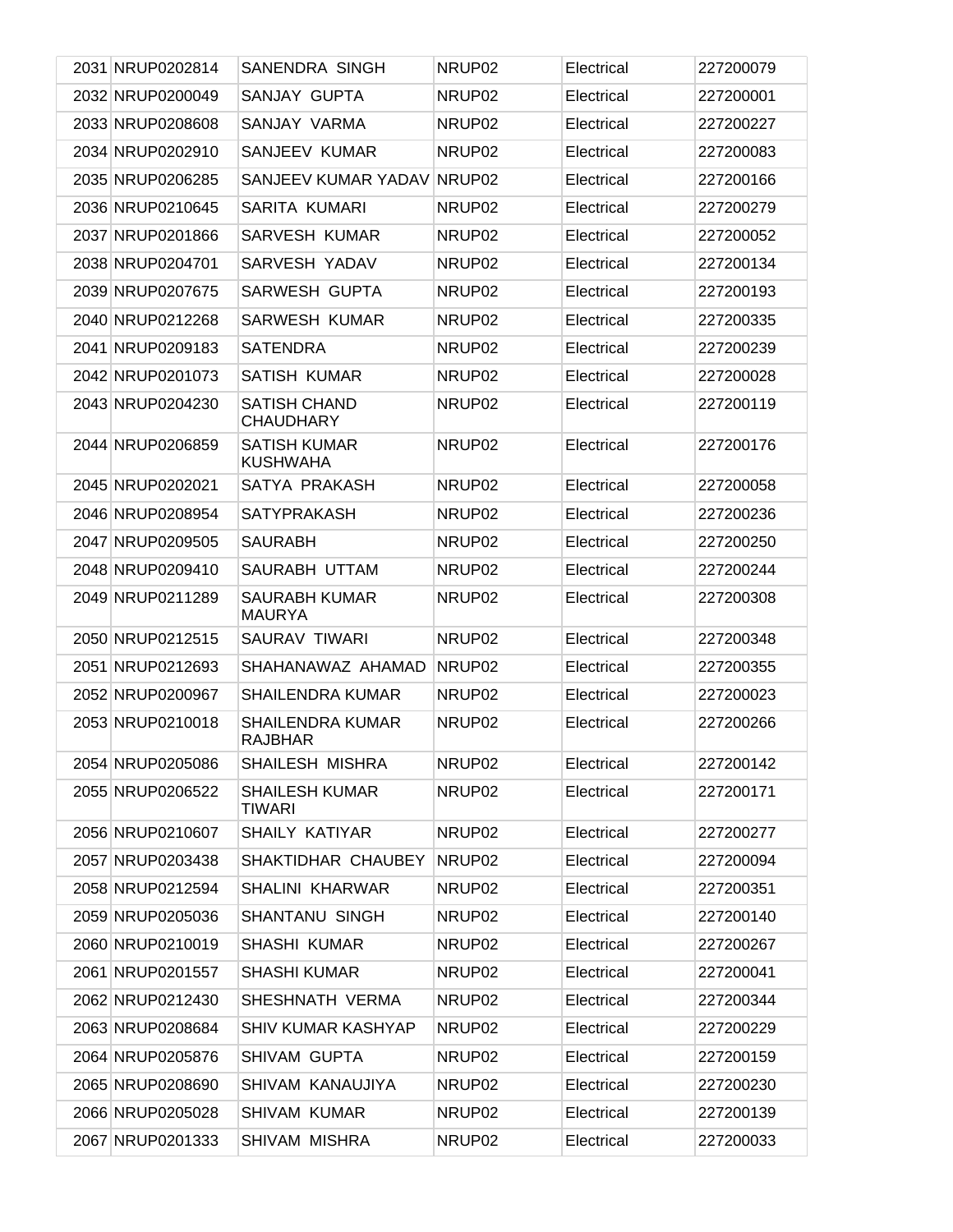| | | | | | |
|---|---|---|---|---|---|
| 2031 | NRUP0202814 | SANENDRA SINGH | NRUP02 | Electrical | 227200079 |
| 2032 | NRUP0200049 | SANJAY GUPTA | NRUP02 | Electrical | 227200001 |
| 2033 | NRUP0208608 | SANJAY VARMA | NRUP02 | Electrical | 227200227 |
| 2034 | NRUP0202910 | SANJEEV KUMAR | NRUP02 | Electrical | 227200083 |
| 2035 | NRUP0206285 | SANJEEV KUMAR YADAV | NRUP02 | Electrical | 227200166 |
| 2036 | NRUP0210645 | SARITA KUMARI | NRUP02 | Electrical | 227200279 |
| 2037 | NRUP0201866 | SARVESH KUMAR | NRUP02 | Electrical | 227200052 |
| 2038 | NRUP0204701 | SARVESH YADAV | NRUP02 | Electrical | 227200134 |
| 2039 | NRUP0207675 | SARWESH GUPTA | NRUP02 | Electrical | 227200193 |
| 2040 | NRUP0212268 | SARWESH KUMAR | NRUP02 | Electrical | 227200335 |
| 2041 | NRUP0209183 | SATENDRA | NRUP02 | Electrical | 227200239 |
| 2042 | NRUP0201073 | SATISH KUMAR | NRUP02 | Electrical | 227200028 |
| 2043 | NRUP0204230 | SATISH CHAND CHAUDHARY | NRUP02 | Electrical | 227200119 |
| 2044 | NRUP0206859 | SATISH KUMAR KUSHWAHA | NRUP02 | Electrical | 227200176 |
| 2045 | NRUP0202021 | SATYA PRAKASH | NRUP02 | Electrical | 227200058 |
| 2046 | NRUP0208954 | SATYPRAKASH | NRUP02 | Electrical | 227200236 |
| 2047 | NRUP0209505 | SAURABH | NRUP02 | Electrical | 227200250 |
| 2048 | NRUP0209410 | SAURABH UTTAM | NRUP02 | Electrical | 227200244 |
| 2049 | NRUP0211289 | SAURABH KUMAR MAURYA | NRUP02 | Electrical | 227200308 |
| 2050 | NRUP0212515 | SAURAV TIWARI | NRUP02 | Electrical | 227200348 |
| 2051 | NRUP0212693 | SHAHANAWAZ AHAMAD | NRUP02 | Electrical | 227200355 |
| 2052 | NRUP0200967 | SHAILENDRA KUMAR | NRUP02 | Electrical | 227200023 |
| 2053 | NRUP0210018 | SHAILENDRA KUMAR RAJBHAR | NRUP02 | Electrical | 227200266 |
| 2054 | NRUP0205086 | SHAILESH MISHRA | NRUP02 | Electrical | 227200142 |
| 2055 | NRUP0206522 | SHAILESH KUMAR TIWARI | NRUP02 | Electrical | 227200171 |
| 2056 | NRUP0210607 | SHAILY KATIYAR | NRUP02 | Electrical | 227200277 |
| 2057 | NRUP0203438 | SHAKTIDHAR CHAUBEY | NRUP02 | Electrical | 227200094 |
| 2058 | NRUP0212594 | SHALINI KHARWAR | NRUP02 | Electrical | 227200351 |
| 2059 | NRUP0205036 | SHANTANU SINGH | NRUP02 | Electrical | 227200140 |
| 2060 | NRUP0210019 | SHASHI KUMAR | NRUP02 | Electrical | 227200267 |
| 2061 | NRUP0201557 | SHASHI KUMAR | NRUP02 | Electrical | 227200041 |
| 2062 | NRUP0212430 | SHESHNATH VERMA | NRUP02 | Electrical | 227200344 |
| 2063 | NRUP0208684 | SHIV KUMAR KASHYAP | NRUP02 | Electrical | 227200229 |
| 2064 | NRUP0205876 | SHIVAM GUPTA | NRUP02 | Electrical | 227200159 |
| 2065 | NRUP0208690 | SHIVAM KANAUJIYA | NRUP02 | Electrical | 227200230 |
| 2066 | NRUP0205028 | SHIVAM KUMAR | NRUP02 | Electrical | 227200139 |
| 2067 | NRUP0201333 | SHIVAM MISHRA | NRUP02 | Electrical | 227200033 |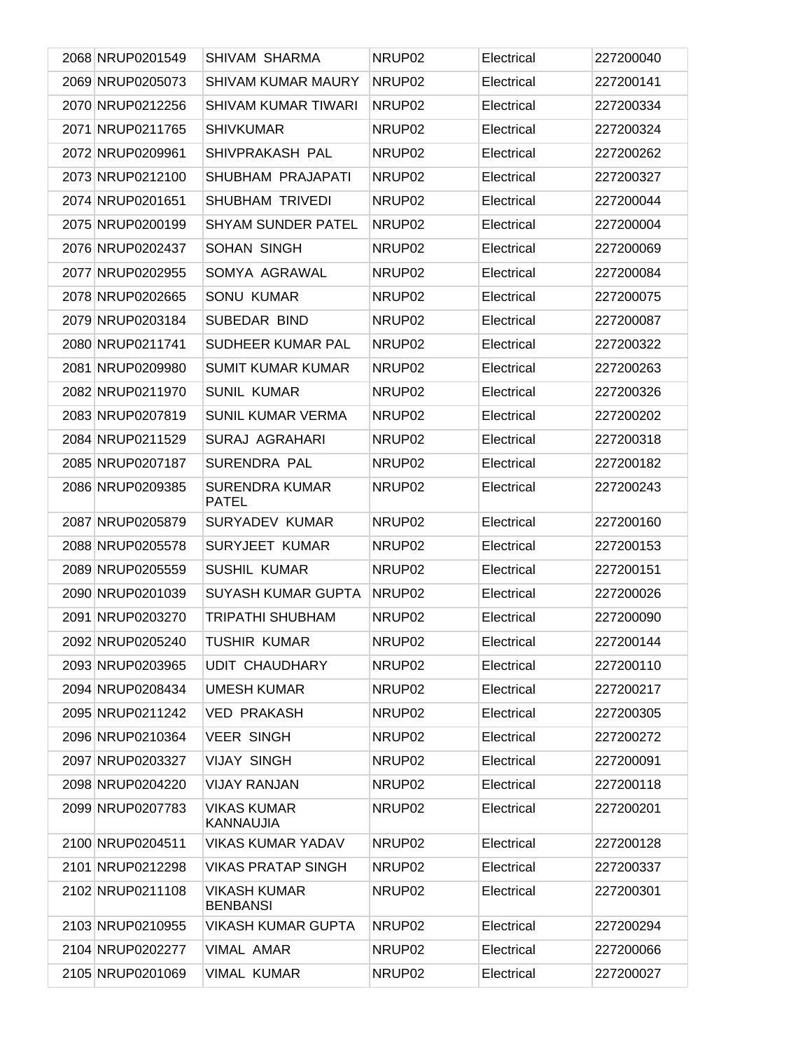| | | | | | |
|---|---|---|---|---|---|
| 2068 | NRUP0201549 | SHIVAM SHARMA | NRUP02 | Electrical | 227200040 |
| 2069 | NRUP0205073 | SHIVAM KUMAR MAURY | NRUP02 | Electrical | 227200141 |
| 2070 | NRUP0212256 | SHIVAM KUMAR TIWARI | NRUP02 | Electrical | 227200334 |
| 2071 | NRUP0211765 | SHIVKUMAR | NRUP02 | Electrical | 227200324 |
| 2072 | NRUP0209961 | SHIVPRAKASH PAL | NRUP02 | Electrical | 227200262 |
| 2073 | NRUP0212100 | SHUBHAM PRAJAPATI | NRUP02 | Electrical | 227200327 |
| 2074 | NRUP0201651 | SHUBHAM TRIVEDI | NRUP02 | Electrical | 227200044 |
| 2075 | NRUP0200199 | SHYAM SUNDER PATEL | NRUP02 | Electrical | 227200004 |
| 2076 | NRUP0202437 | SOHAN SINGH | NRUP02 | Electrical | 227200069 |
| 2077 | NRUP0202955 | SOMYA AGRAWAL | NRUP02 | Electrical | 227200084 |
| 2078 | NRUP0202665 | SONU KUMAR | NRUP02 | Electrical | 227200075 |
| 2079 | NRUP0203184 | SUBEDAR BIND | NRUP02 | Electrical | 227200087 |
| 2080 | NRUP0211741 | SUDHEER KUMAR PAL | NRUP02 | Electrical | 227200322 |
| 2081 | NRUP0209980 | SUMIT KUMAR KUMAR | NRUP02 | Electrical | 227200263 |
| 2082 | NRUP0211970 | SUNIL KUMAR | NRUP02 | Electrical | 227200326 |
| 2083 | NRUP0207819 | SUNIL KUMAR VERMA | NRUP02 | Electrical | 227200202 |
| 2084 | NRUP0211529 | SURAJ AGRAHARI | NRUP02 | Electrical | 227200318 |
| 2085 | NRUP0207187 | SURENDRA PAL | NRUP02 | Electrical | 227200182 |
| 2086 | NRUP0209385 | SURENDRA KUMAR PATEL | NRUP02 | Electrical | 227200243 |
| 2087 | NRUP0205879 | SURYADEV KUMAR | NRUP02 | Electrical | 227200160 |
| 2088 | NRUP0205578 | SURYJEET KUMAR | NRUP02 | Electrical | 227200153 |
| 2089 | NRUP0205559 | SUSHIL KUMAR | NRUP02 | Electrical | 227200151 |
| 2090 | NRUP0201039 | SUYASH KUMAR GUPTA | NRUP02 | Electrical | 227200026 |
| 2091 | NRUP0203270 | TRIPATHI SHUBHAM | NRUP02 | Electrical | 227200090 |
| 2092 | NRUP0205240 | TUSHIR KUMAR | NRUP02 | Electrical | 227200144 |
| 2093 | NRUP0203965 | UDIT CHAUDHARY | NRUP02 | Electrical | 227200110 |
| 2094 | NRUP0208434 | UMESH KUMAR | NRUP02 | Electrical | 227200217 |
| 2095 | NRUP0211242 | VED PRAKASH | NRUP02 | Electrical | 227200305 |
| 2096 | NRUP0210364 | VEER SINGH | NRUP02 | Electrical | 227200272 |
| 2097 | NRUP0203327 | VIJAY SINGH | NRUP02 | Electrical | 227200091 |
| 2098 | NRUP0204220 | VIJAY RANJAN | NRUP02 | Electrical | 227200118 |
| 2099 | NRUP0207783 | VIKAS KUMAR KANNAUJIA | NRUP02 | Electrical | 227200201 |
| 2100 | NRUP0204511 | VIKAS KUMAR YADAV | NRUP02 | Electrical | 227200128 |
| 2101 | NRUP0212298 | VIKAS PRATAP SINGH | NRUP02 | Electrical | 227200337 |
| 2102 | NRUP0211108 | VIKASH KUMAR BENBANSI | NRUP02 | Electrical | 227200301 |
| 2103 | NRUP0210955 | VIKASH KUMAR GUPTA | NRUP02 | Electrical | 227200294 |
| 2104 | NRUP0202277 | VIMAL AMAR | NRUP02 | Electrical | 227200066 |
| 2105 | NRUP0201069 | VIMAL KUMAR | NRUP02 | Electrical | 227200027 |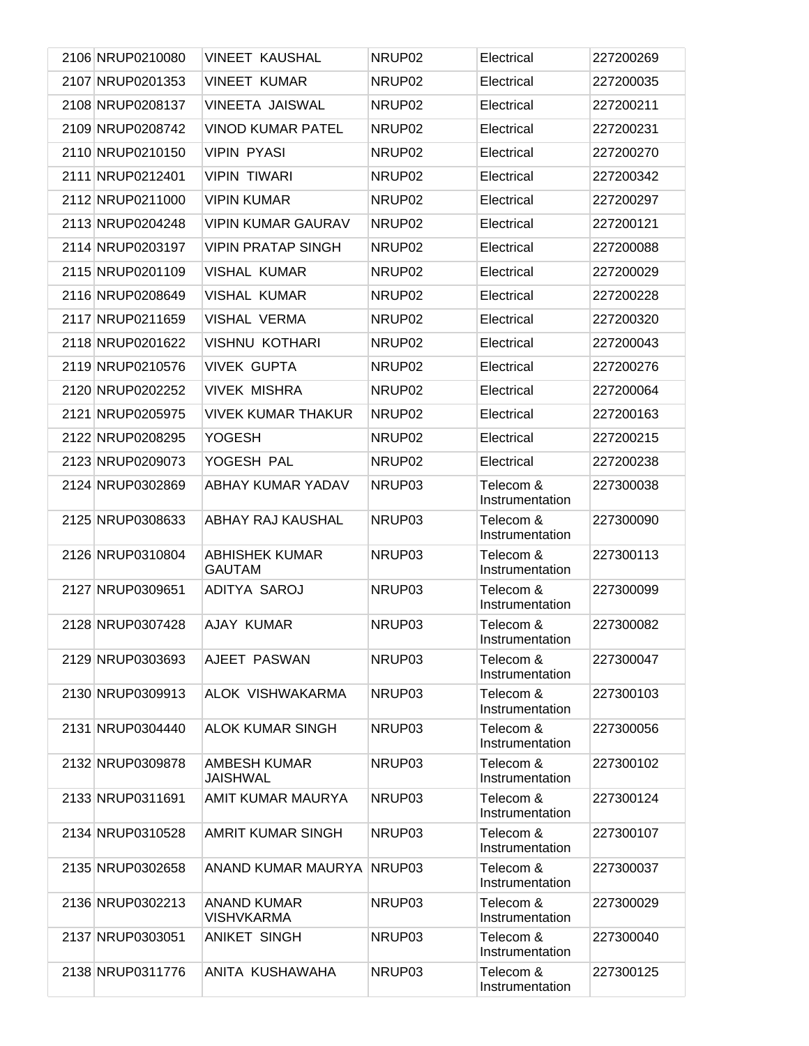| | | | | | |
|---|---|---|---|---|---|
| 2106 | NRUP0210080 | VINEET KAUSHAL | NRUP02 | Electrical | 227200269 |
| 2107 | NRUP0201353 | VINEET KUMAR | NRUP02 | Electrical | 227200035 |
| 2108 | NRUP0208137 | VINEETA JAISWAL | NRUP02 | Electrical | 227200211 |
| 2109 | NRUP0208742 | VINOD KUMAR PATEL | NRUP02 | Electrical | 227200231 |
| 2110 | NRUP0210150 | VIPIN PYASI | NRUP02 | Electrical | 227200270 |
| 2111 | NRUP0212401 | VIPIN TIWARI | NRUP02 | Electrical | 227200342 |
| 2112 | NRUP0211000 | VIPIN KUMAR | NRUP02 | Electrical | 227200297 |
| 2113 | NRUP0204248 | VIPIN KUMAR GAURAV | NRUP02 | Electrical | 227200121 |
| 2114 | NRUP0203197 | VIPIN PRATAP SINGH | NRUP02 | Electrical | 227200088 |
| 2115 | NRUP0201109 | VISHAL KUMAR | NRUP02 | Electrical | 227200029 |
| 2116 | NRUP0208649 | VISHAL KUMAR | NRUP02 | Electrical | 227200228 |
| 2117 | NRUP0211659 | VISHAL VERMA | NRUP02 | Electrical | 227200320 |
| 2118 | NRUP0201622 | VISHNU KOTHARI | NRUP02 | Electrical | 227200043 |
| 2119 | NRUP0210576 | VIVEK GUPTA | NRUP02 | Electrical | 227200276 |
| 2120 | NRUP0202252 | VIVEK MISHRA | NRUP02 | Electrical | 227200064 |
| 2121 | NRUP0205975 | VIVEK KUMAR THAKUR | NRUP02 | Electrical | 227200163 |
| 2122 | NRUP0208295 | YOGESH | NRUP02 | Electrical | 227200215 |
| 2123 | NRUP0209073 | YOGESH PAL | NRUP02 | Electrical | 227200238 |
| 2124 | NRUP0302869 | ABHAY KUMAR YADAV | NRUP03 | Telecom & Instrumentation | 227300038 |
| 2125 | NRUP0308633 | ABHAY RAJ KAUSHAL | NRUP03 | Telecom & Instrumentation | 227300090 |
| 2126 | NRUP0310804 | ABHISHEK KUMAR GAUTAM | NRUP03 | Telecom & Instrumentation | 227300113 |
| 2127 | NRUP0309651 | ADITYA SAROJ | NRUP03 | Telecom & Instrumentation | 227300099 |
| 2128 | NRUP0307428 | AJAY KUMAR | NRUP03 | Telecom & Instrumentation | 227300082 |
| 2129 | NRUP0303693 | AJEET PASWAN | NRUP03 | Telecom & Instrumentation | 227300047 |
| 2130 | NRUP0309913 | ALOK VISHWAKARMA | NRUP03 | Telecom & Instrumentation | 227300103 |
| 2131 | NRUP0304440 | ALOK KUMAR SINGH | NRUP03 | Telecom & Instrumentation | 227300056 |
| 2132 | NRUP0309878 | AMBESH KUMAR JAISHWAL | NRUP03 | Telecom & Instrumentation | 227300102 |
| 2133 | NRUP0311691 | AMIT KUMAR MAURYA | NRUP03 | Telecom & Instrumentation | 227300124 |
| 2134 | NRUP0310528 | AMRIT KUMAR SINGH | NRUP03 | Telecom & Instrumentation | 227300107 |
| 2135 | NRUP0302658 | ANAND KUMAR MAURYA | NRUP03 | Telecom & Instrumentation | 227300037 |
| 2136 | NRUP0302213 | ANAND KUMAR VISHVKARMA | NRUP03 | Telecom & Instrumentation | 227300029 |
| 2137 | NRUP0303051 | ANIKET SINGH | NRUP03 | Telecom & Instrumentation | 227300040 |
| 2138 | NRUP0311776 | ANITA KUSHAWAHA | NRUP03 | Telecom & Instrumentation | 227300125 |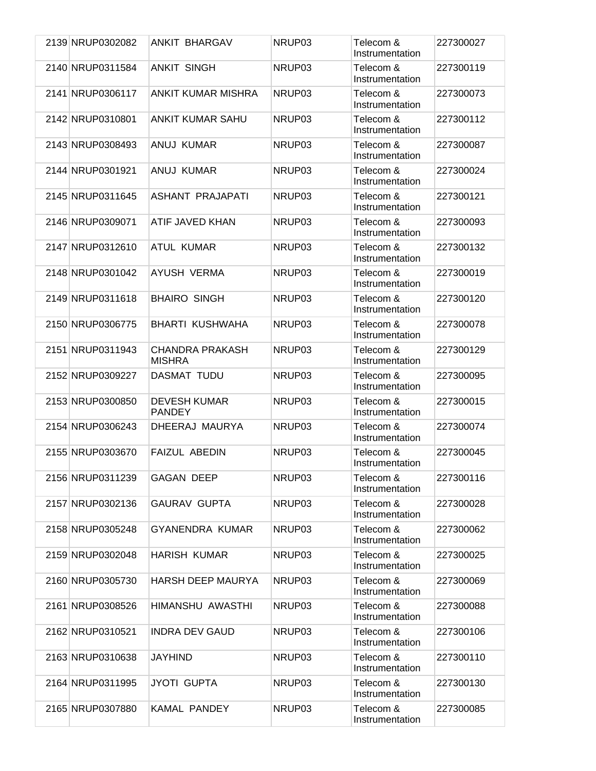| 2139 | NRUP0302082 | ANKIT BHARGAV | NRUP03 | Telecom & Instrumentation | 227300027 |
|---|---|---|---|---|---|
| 2140 | NRUP0311584 | ANKIT SINGH | NRUP03 | Telecom & Instrumentation | 227300119 |
| 2141 | NRUP0306117 | ANKIT KUMAR MISHRA | NRUP03 | Telecom & Instrumentation | 227300073 |
| 2142 | NRUP0310801 | ANKIT KUMAR SAHU | NRUP03 | Telecom & Instrumentation | 227300112 |
| 2143 | NRUP0308493 | ANUJ KUMAR | NRUP03 | Telecom & Instrumentation | 227300087 |
| 2144 | NRUP0301921 | ANUJ KUMAR | NRUP03 | Telecom & Instrumentation | 227300024 |
| 2145 | NRUP0311645 | ASHANT PRAJAPATI | NRUP03 | Telecom & Instrumentation | 227300121 |
| 2146 | NRUP0309071 | ATIF JAVED KHAN | NRUP03 | Telecom & Instrumentation | 227300093 |
| 2147 | NRUP0312610 | ATUL KUMAR | NRUP03 | Telecom & Instrumentation | 227300132 |
| 2148 | NRUP0301042 | AYUSH VERMA | NRUP03 | Telecom & Instrumentation | 227300019 |
| 2149 | NRUP0311618 | BHAIRO SINGH | NRUP03 | Telecom & Instrumentation | 227300120 |
| 2150 | NRUP0306775 | BHARTI KUSHWAHA | NRUP03 | Telecom & Instrumentation | 227300078 |
| 2151 | NRUP0311943 | CHANDRA PRAKASH MISHRA | NRUP03 | Telecom & Instrumentation | 227300129 |
| 2152 | NRUP0309227 | DASMAT TUDU | NRUP03 | Telecom & Instrumentation | 227300095 |
| 2153 | NRUP0300850 | DEVESH KUMAR PANDEY | NRUP03 | Telecom & Instrumentation | 227300015 |
| 2154 | NRUP0306243 | DHEERAJ MAURYA | NRUP03 | Telecom & Instrumentation | 227300074 |
| 2155 | NRUP0303670 | FAIZUL ABEDIN | NRUP03 | Telecom & Instrumentation | 227300045 |
| 2156 | NRUP0311239 | GAGAN DEEP | NRUP03 | Telecom & Instrumentation | 227300116 |
| 2157 | NRUP0302136 | GAURAV GUPTA | NRUP03 | Telecom & Instrumentation | 227300028 |
| 2158 | NRUP0305248 | GYANENDRA KUMAR | NRUP03 | Telecom & Instrumentation | 227300062 |
| 2159 | NRUP0302048 | HARISH KUMAR | NRUP03 | Telecom & Instrumentation | 227300025 |
| 2160 | NRUP0305730 | HARSH DEEP MAURYA | NRUP03 | Telecom & Instrumentation | 227300069 |
| 2161 | NRUP0308526 | HIMANSHU AWASTHI | NRUP03 | Telecom & Instrumentation | 227300088 |
| 2162 | NRUP0310521 | INDRA DEV GAUD | NRUP03 | Telecom & Instrumentation | 227300106 |
| 2163 | NRUP0310638 | JAYHIND | NRUP03 | Telecom & Instrumentation | 227300110 |
| 2164 | NRUP0311995 | JYOTI GUPTA | NRUP03 | Telecom & Instrumentation | 227300130 |
| 2165 | NRUP0307880 | KAMAL PANDEY | NRUP03 | Telecom & Instrumentation | 227300085 |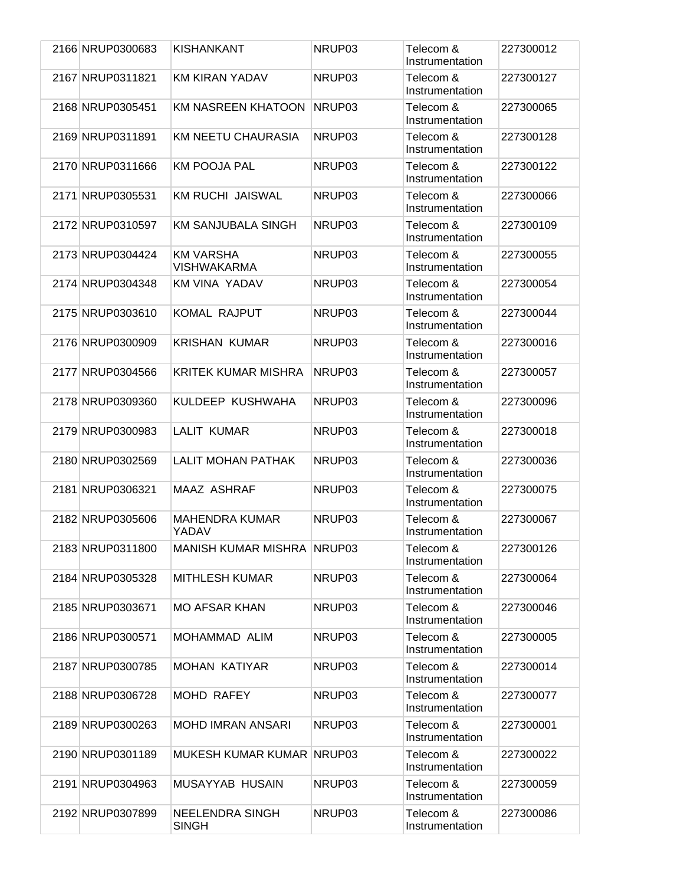| | | | | | |
|---|---|---|---|---|---|
| 2166 | NRUP0300683 | KISHANKANT | NRUP03 | Telecom & Instrumentation | 227300012 |
| 2167 | NRUP0311821 | KM KIRAN YADAV | NRUP03 | Telecom & Instrumentation | 227300127 |
| 2168 | NRUP0305451 | KM NASREEN KHATOON | NRUP03 | Telecom & Instrumentation | 227300065 |
| 2169 | NRUP0311891 | KM NEETU CHAURASIA | NRUP03 | Telecom & Instrumentation | 227300128 |
| 2170 | NRUP0311666 | KM POOJA PAL | NRUP03 | Telecom & Instrumentation | 227300122 |
| 2171 | NRUP0305531 | KM RUCHI JAISWAL | NRUP03 | Telecom & Instrumentation | 227300066 |
| 2172 | NRUP0310597 | KM SANJUBALA SINGH | NRUP03 | Telecom & Instrumentation | 227300109 |
| 2173 | NRUP0304424 | KM VARSHA VISHWAKARMA | NRUP03 | Telecom & Instrumentation | 227300055 |
| 2174 | NRUP0304348 | KM VINA YADAV | NRUP03 | Telecom & Instrumentation | 227300054 |
| 2175 | NRUP0303610 | KOMAL RAJPUT | NRUP03 | Telecom & Instrumentation | 227300044 |
| 2176 | NRUP0300909 | KRISHAN KUMAR | NRUP03 | Telecom & Instrumentation | 227300016 |
| 2177 | NRUP0304566 | KRITEK KUMAR MISHRA | NRUP03 | Telecom & Instrumentation | 227300057 |
| 2178 | NRUP0309360 | KULDEEP KUSHWAHA | NRUP03 | Telecom & Instrumentation | 227300096 |
| 2179 | NRUP0300983 | LALIT KUMAR | NRUP03 | Telecom & Instrumentation | 227300018 |
| 2180 | NRUP0302569 | LALIT MOHAN PATHAK | NRUP03 | Telecom & Instrumentation | 227300036 |
| 2181 | NRUP0306321 | MAAZ ASHRAF | NRUP03 | Telecom & Instrumentation | 227300075 |
| 2182 | NRUP0305606 | MAHENDRA KUMAR YADAV | NRUP03 | Telecom & Instrumentation | 227300067 |
| 2183 | NRUP0311800 | MANISH KUMAR MISHRA | NRUP03 | Telecom & Instrumentation | 227300126 |
| 2184 | NRUP0305328 | MITHLESH KUMAR | NRUP03 | Telecom & Instrumentation | 227300064 |
| 2185 | NRUP0303671 | MO AFSAR KHAN | NRUP03 | Telecom & Instrumentation | 227300046 |
| 2186 | NRUP0300571 | MOHAMMAD ALIM | NRUP03 | Telecom & Instrumentation | 227300005 |
| 2187 | NRUP0300785 | MOHAN KATIYAR | NRUP03 | Telecom & Instrumentation | 227300014 |
| 2188 | NRUP0306728 | MOHD RAFEY | NRUP03 | Telecom & Instrumentation | 227300077 |
| 2189 | NRUP0300263 | MOHD IMRAN ANSARI | NRUP03 | Telecom & Instrumentation | 227300001 |
| 2190 | NRUP0301189 | MUKESH KUMAR KUMAR | NRUP03 | Telecom & Instrumentation | 227300022 |
| 2191 | NRUP0304963 | MUSAYYAB HUSAIN | NRUP03 | Telecom & Instrumentation | 227300059 |
| 2192 | NRUP0307899 | NEELENDRA SINGH SINGH | NRUP03 | Telecom & Instrumentation | 227300086 |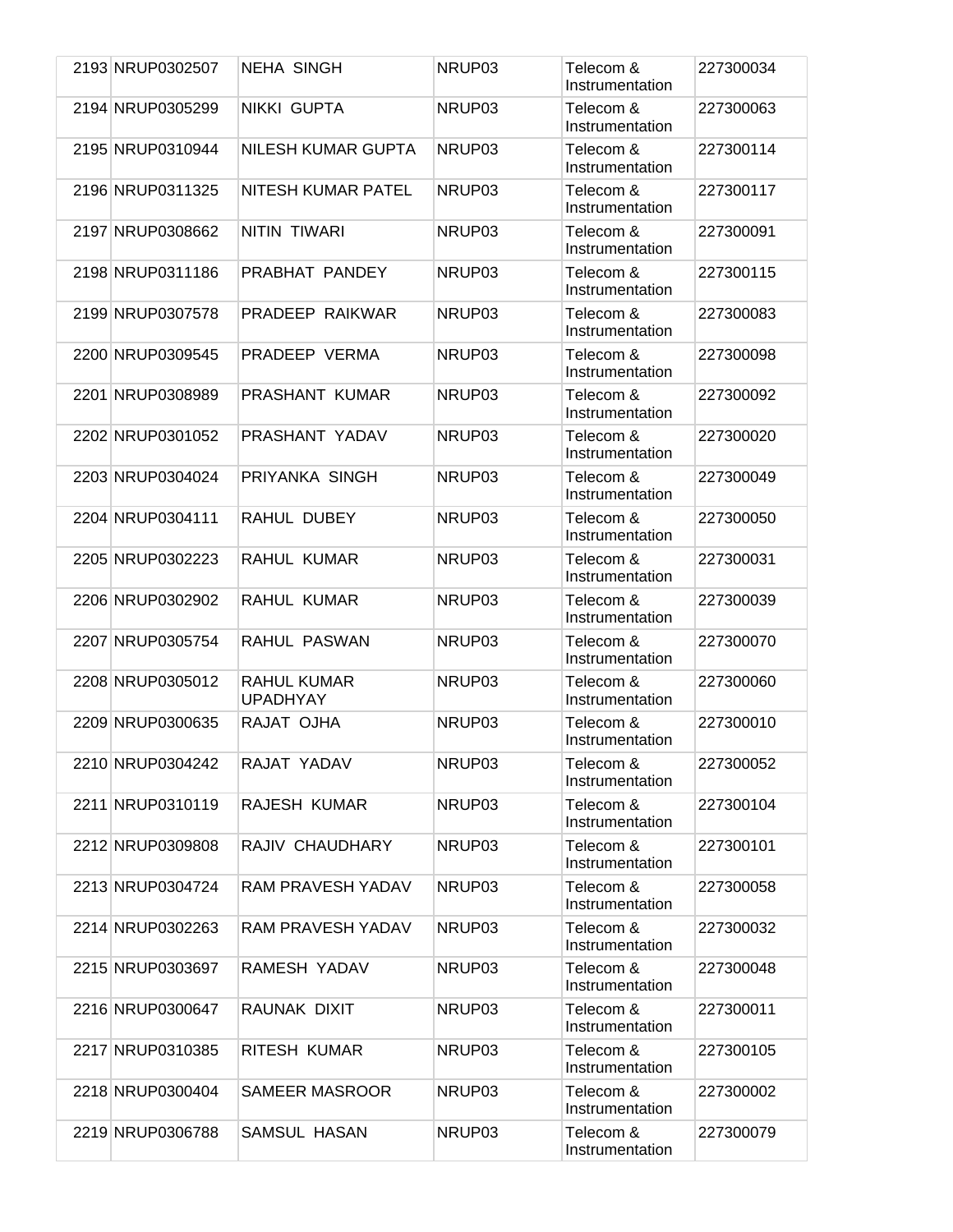| | | | | | |
|---|---|---|---|---|---|
| 2193 | NRUP0302507 | NEHA SINGH | NRUP03 | Telecom & Instrumentation | 227300034 |
| 2194 | NRUP0305299 | NIKKI GUPTA | NRUP03 | Telecom & Instrumentation | 227300063 |
| 2195 | NRUP0310944 | NILESH KUMAR GUPTA | NRUP03 | Telecom & Instrumentation | 227300114 |
| 2196 | NRUP0311325 | NITESH KUMAR PATEL | NRUP03 | Telecom & Instrumentation | 227300117 |
| 2197 | NRUP0308662 | NITIN TIWARI | NRUP03 | Telecom & Instrumentation | 227300091 |
| 2198 | NRUP0311186 | PRABHAT PANDEY | NRUP03 | Telecom & Instrumentation | 227300115 |
| 2199 | NRUP0307578 | PRADEEP RAIKWAR | NRUP03 | Telecom & Instrumentation | 227300083 |
| 2200 | NRUP0309545 | PRADEEP VERMA | NRUP03 | Telecom & Instrumentation | 227300098 |
| 2201 | NRUP0308989 | PRASHANT KUMAR | NRUP03 | Telecom & Instrumentation | 227300092 |
| 2202 | NRUP0301052 | PRASHANT YADAV | NRUP03 | Telecom & Instrumentation | 227300020 |
| 2203 | NRUP0304024 | PRIYANKA SINGH | NRUP03 | Telecom & Instrumentation | 227300049 |
| 2204 | NRUP0304111 | RAHUL DUBEY | NRUP03 | Telecom & Instrumentation | 227300050 |
| 2205 | NRUP0302223 | RAHUL KUMAR | NRUP03 | Telecom & Instrumentation | 227300031 |
| 2206 | NRUP0302902 | RAHUL KUMAR | NRUP03 | Telecom & Instrumentation | 227300039 |
| 2207 | NRUP0305754 | RAHUL PASWAN | NRUP03 | Telecom & Instrumentation | 227300070 |
| 2208 | NRUP0305012 | RAHUL KUMAR UPADHYAY | NRUP03 | Telecom & Instrumentation | 227300060 |
| 2209 | NRUP0300635 | RAJAT OJHA | NRUP03 | Telecom & Instrumentation | 227300010 |
| 2210 | NRUP0304242 | RAJAT YADAV | NRUP03 | Telecom & Instrumentation | 227300052 |
| 2211 | NRUP0310119 | RAJESH KUMAR | NRUP03 | Telecom & Instrumentation | 227300104 |
| 2212 | NRUP0309808 | RAJIV CHAUDHARY | NRUP03 | Telecom & Instrumentation | 227300101 |
| 2213 | NRUP0304724 | RAM PRAVESH YADAV | NRUP03 | Telecom & Instrumentation | 227300058 |
| 2214 | NRUP0302263 | RAM PRAVESH YADAV | NRUP03 | Telecom & Instrumentation | 227300032 |
| 2215 | NRUP0303697 | RAMESH YADAV | NRUP03 | Telecom & Instrumentation | 227300048 |
| 2216 | NRUP0300647 | RAUNAK DIXIT | NRUP03 | Telecom & Instrumentation | 227300011 |
| 2217 | NRUP0310385 | RITESH KUMAR | NRUP03 | Telecom & Instrumentation | 227300105 |
| 2218 | NRUP0300404 | SAMEER MASROOR | NRUP03 | Telecom & Instrumentation | 227300002 |
| 2219 | NRUP0306788 | SAMSUL HASAN | NRUP03 | Telecom & Instrumentation | 227300079 |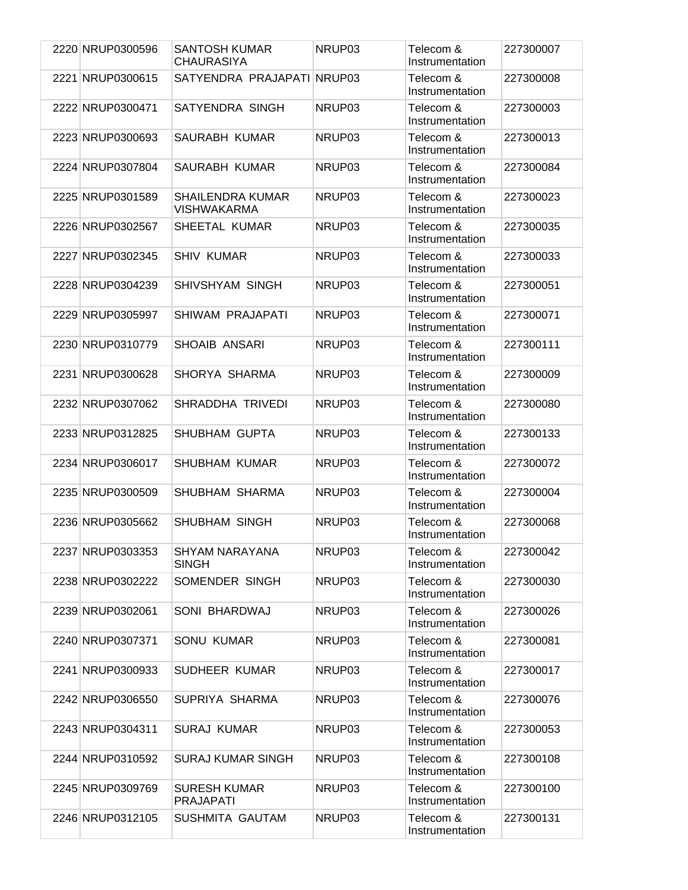| | | | | | |
|---|---|---|---|---|---|
| 2220 | NRUP0300596 | SANTOSH KUMAR CHAURASIYA | NRUP03 | Telecom & Instrumentation | 227300007 |
| 2221 | NRUP0300615 | SATYENDRA PRAJAPATI | NRUP03 | Telecom & Instrumentation | 227300008 |
| 2222 | NRUP0300471 | SATYENDRA SINGH | NRUP03 | Telecom & Instrumentation | 227300003 |
| 2223 | NRUP0300693 | SAURABH KUMAR | NRUP03 | Telecom & Instrumentation | 227300013 |
| 2224 | NRUP0307804 | SAURABH KUMAR | NRUP03 | Telecom & Instrumentation | 227300084 |
| 2225 | NRUP0301589 | SHAILENDRA KUMAR VISHWAKARMA | NRUP03 | Telecom & Instrumentation | 227300023 |
| 2226 | NRUP0302567 | SHEETAL KUMAR | NRUP03 | Telecom & Instrumentation | 227300035 |
| 2227 | NRUP0302345 | SHIV KUMAR | NRUP03 | Telecom & Instrumentation | 227300033 |
| 2228 | NRUP0304239 | SHIVSHYAM SINGH | NRUP03 | Telecom & Instrumentation | 227300051 |
| 2229 | NRUP0305997 | SHIWAM PRAJAPATI | NRUP03 | Telecom & Instrumentation | 227300071 |
| 2230 | NRUP0310779 | SHOAIB ANSARI | NRUP03 | Telecom & Instrumentation | 227300111 |
| 2231 | NRUP0300628 | SHORYA SHARMA | NRUP03 | Telecom & Instrumentation | 227300009 |
| 2232 | NRUP0307062 | SHRADDHA TRIVEDI | NRUP03 | Telecom & Instrumentation | 227300080 |
| 2233 | NRUP0312825 | SHUBHAM GUPTA | NRUP03 | Telecom & Instrumentation | 227300133 |
| 2234 | NRUP0306017 | SHUBHAM KUMAR | NRUP03 | Telecom & Instrumentation | 227300072 |
| 2235 | NRUP0300509 | SHUBHAM SHARMA | NRUP03 | Telecom & Instrumentation | 227300004 |
| 2236 | NRUP0305662 | SHUBHAM SINGH | NRUP03 | Telecom & Instrumentation | 227300068 |
| 2237 | NRUP0303353 | SHYAM NARAYANA SINGH | NRUP03 | Telecom & Instrumentation | 227300042 |
| 2238 | NRUP0302222 | SOMENDER SINGH | NRUP03 | Telecom & Instrumentation | 227300030 |
| 2239 | NRUP0302061 | SONI BHARDWAJ | NRUP03 | Telecom & Instrumentation | 227300026 |
| 2240 | NRUP0307371 | SONU KUMAR | NRUP03 | Telecom & Instrumentation | 227300081 |
| 2241 | NRUP0300933 | SUDHEER KUMAR | NRUP03 | Telecom & Instrumentation | 227300017 |
| 2242 | NRUP0306550 | SUPRIYA SHARMA | NRUP03 | Telecom & Instrumentation | 227300076 |
| 2243 | NRUP0304311 | SURAJ KUMAR | NRUP03 | Telecom & Instrumentation | 227300053 |
| 2244 | NRUP0310592 | SURAJ KUMAR SINGH | NRUP03 | Telecom & Instrumentation | 227300108 |
| 2245 | NRUP0309769 | SURESH KUMAR PRAJAPATI | NRUP03 | Telecom & Instrumentation | 227300100 |
| 2246 | NRUP0312105 | SUSHMITA GAUTAM | NRUP03 | Telecom & Instrumentation | 227300131 |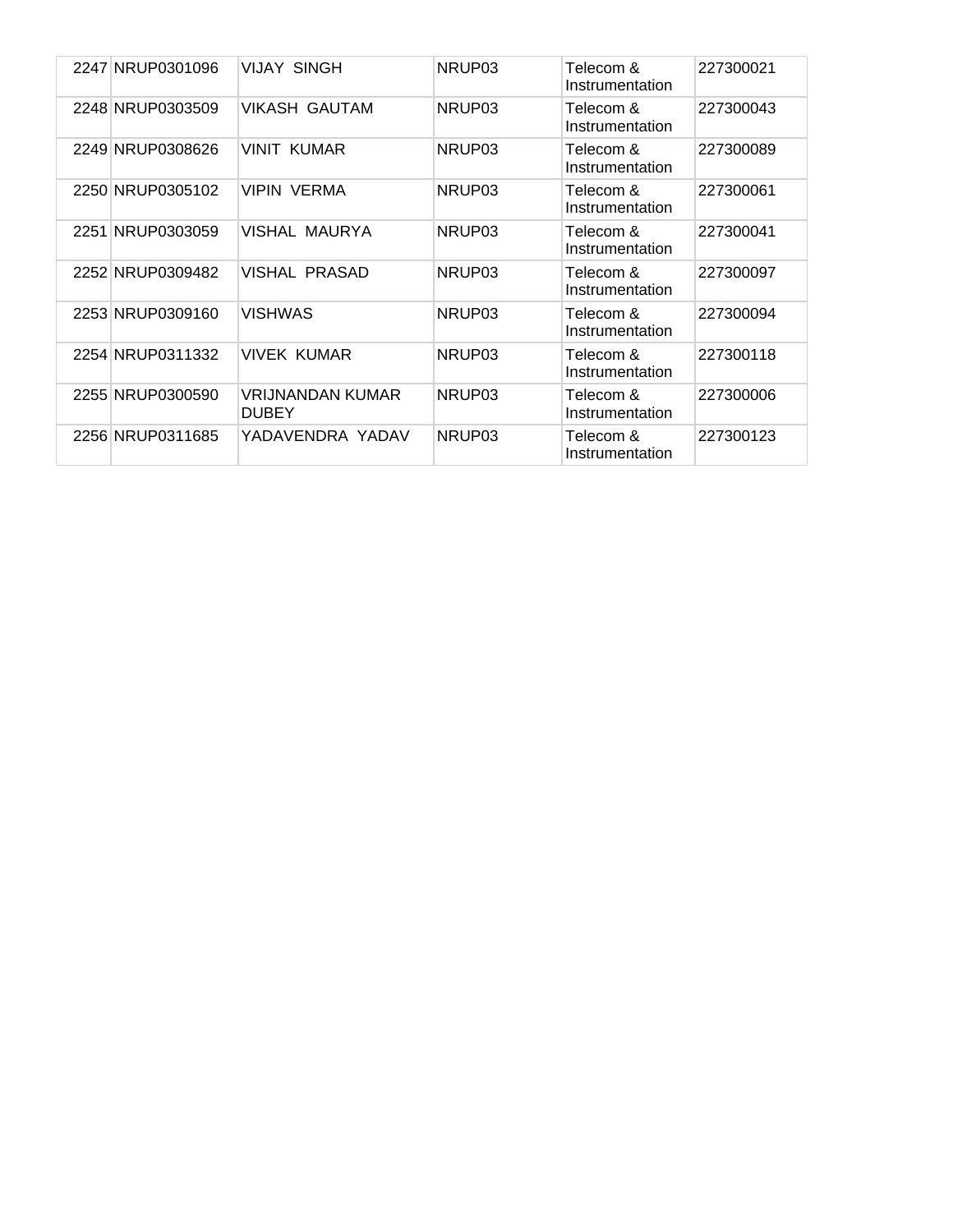| | | | | | |
|---|---|---|---|---|---|
| 2247 | NRUP0301096 | VIJAY SINGH | NRUP03 | Telecom & Instrumentation | 227300021 |
| 2248 | NRUP0303509 | VIKASH GAUTAM | NRUP03 | Telecom & Instrumentation | 227300043 |
| 2249 | NRUP0308626 | VINIT KUMAR | NRUP03 | Telecom & Instrumentation | 227300089 |
| 2250 | NRUP0305102 | VIPIN VERMA | NRUP03 | Telecom & Instrumentation | 227300061 |
| 2251 | NRUP0303059 | VISHAL MAURYA | NRUP03 | Telecom & Instrumentation | 227300041 |
| 2252 | NRUP0309482 | VISHAL PRASAD | NRUP03 | Telecom & Instrumentation | 227300097 |
| 2253 | NRUP0309160 | VISHWAS | NRUP03 | Telecom & Instrumentation | 227300094 |
| 2254 | NRUP0311332 | VIVEK KUMAR | NRUP03 | Telecom & Instrumentation | 227300118 |
| 2255 | NRUP0300590 | VRIJNANDAN KUMAR DUBEY | NRUP03 | Telecom & Instrumentation | 227300006 |
| 2256 | NRUP0311685 | YADAVENDRA YADAV | NRUP03 | Telecom & Instrumentation | 227300123 |